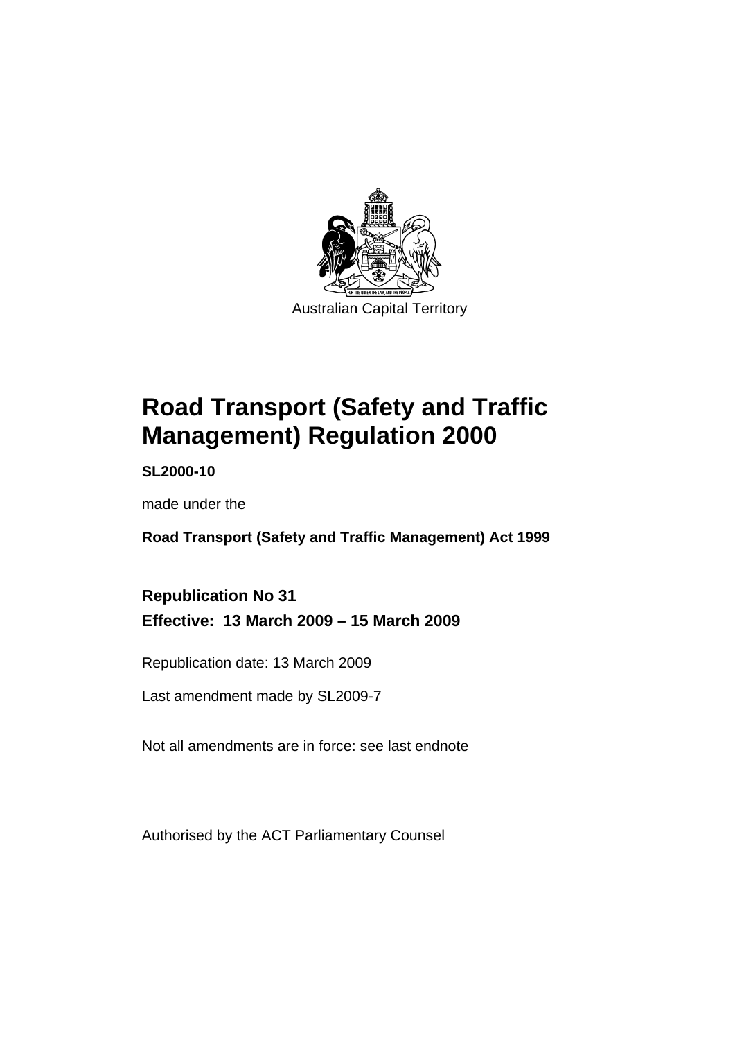Australian Capital Territory

# Road Transport (Safety and Traffic Management) Regulation 2000

**SL2000-10**

made under the

**Road Transport (Safety and Traffic Management) Act 1999**

**Republication No 31**

**Effective: 13 March 2009 – 15 March 2009**

Republication date: 13 March 2009

Last amendment made by SL2009-7

Not all amendments are in force: see last endnote

Authorised by the ACT Parliamentary Counsel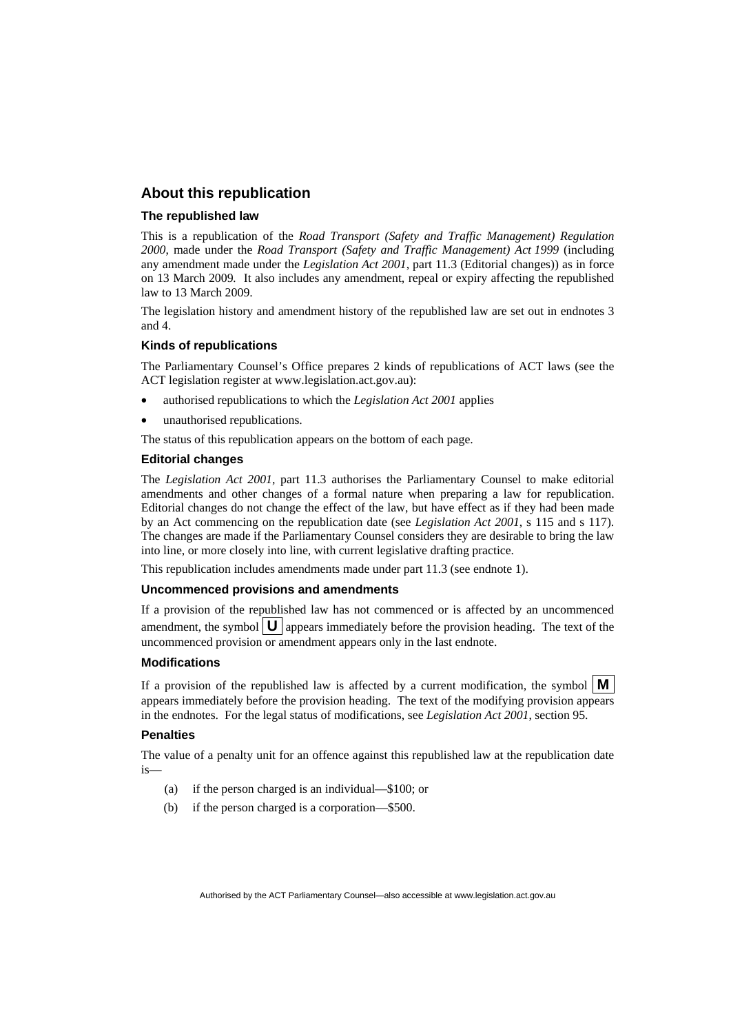## About this republication

### The republished law

This is a republication of the *Road Transport (Safety and Traffic Management) Regulation 2000*, made under the *Road Transport (Safety and Traffic Management) Act 1999* (including any amendment made under the *Legislation Act 2001*, part 11.3 (Editorial changes)) as in force on 13 March 2009*.* It also includes any amendment, repeal or expiry affecting the republished law to 13 March 2009.

The legislation history and amendment history of the republished law are set out in endnotes 3 and 4.

### Kinds of republications

The Parliamentary Counsel's Office prepares 2 kinds of republications of ACT laws (see the ACT legislation register at www.legislation.act.gov.au):

- authorised republications to which the *Legislation Act 2001* applies
- unauthorised republications.

The status of this republication appears on the bottom of each page.

### Editorial changes

The *Legislation Act 2001*, part 11.3 authorises the Parliamentary Counsel to make editorial amendments and other changes of a formal nature when preparing a law for republication. Editorial changes do not change the effect of the law, but have effect as if they had been made by an Act commencing on the republication date (see *Legislation Act 2001*, s 115 and s 117). The changes are made if the Parliamentary Counsel considers they are desirable to bring the law into line, or more closely into line, with current legislative drafting practice.

This republication includes amendments made under part 11.3 (see endnote 1).

### Uncommenced provisions and amendments

If a provision of the republished law has not commenced or is affected by an uncommenced amendment, the symbol **U** appears immediately before the provision heading. The text of the uncommenced provision or amendment appears only in the last endnote.

### Modifications

If a provision of the republished law is affected by a current modification, the symbol **M** appears immediately before the provision heading. The text of the modifying provision appears in the endnotes. For the legal status of modifications, see *Legislation Act 2001*, section 95.

### Penalties

The value of a penalty unit for an offence against this republished law at the republication date is—

(a) if the person charged is an individual—$100; or

(b) if the person charged is a corporation—$500.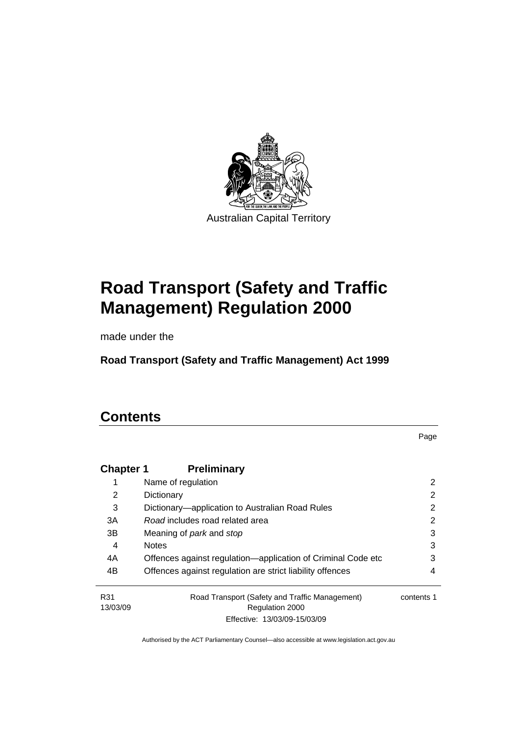Australian Capital Territory

# Road Transport (Safety and Traffic Management) Regulation 2000

made under the

**Road Transport (Safety and Traffic Management) Act 1999**

# Contents

Page

| | | |
|---|---|---|
| **Chapter 1** | **Preliminary** | |
| 1 | Name of regulation | 2 |
| 2 | Dictionary | 2 |
| 3 | Dictionary—application to Australian Road Rules | 2 |
| 3A | *Road* includes road related area | 2 |
| 3B | Meaning of *park* and *stop* | 3 |
| 4 | Notes | 3 |
| 4A | Offences against regulation—application of Criminal Code etc | 3 |
| 4B | Offences against regulation are strict liability offences | 4 |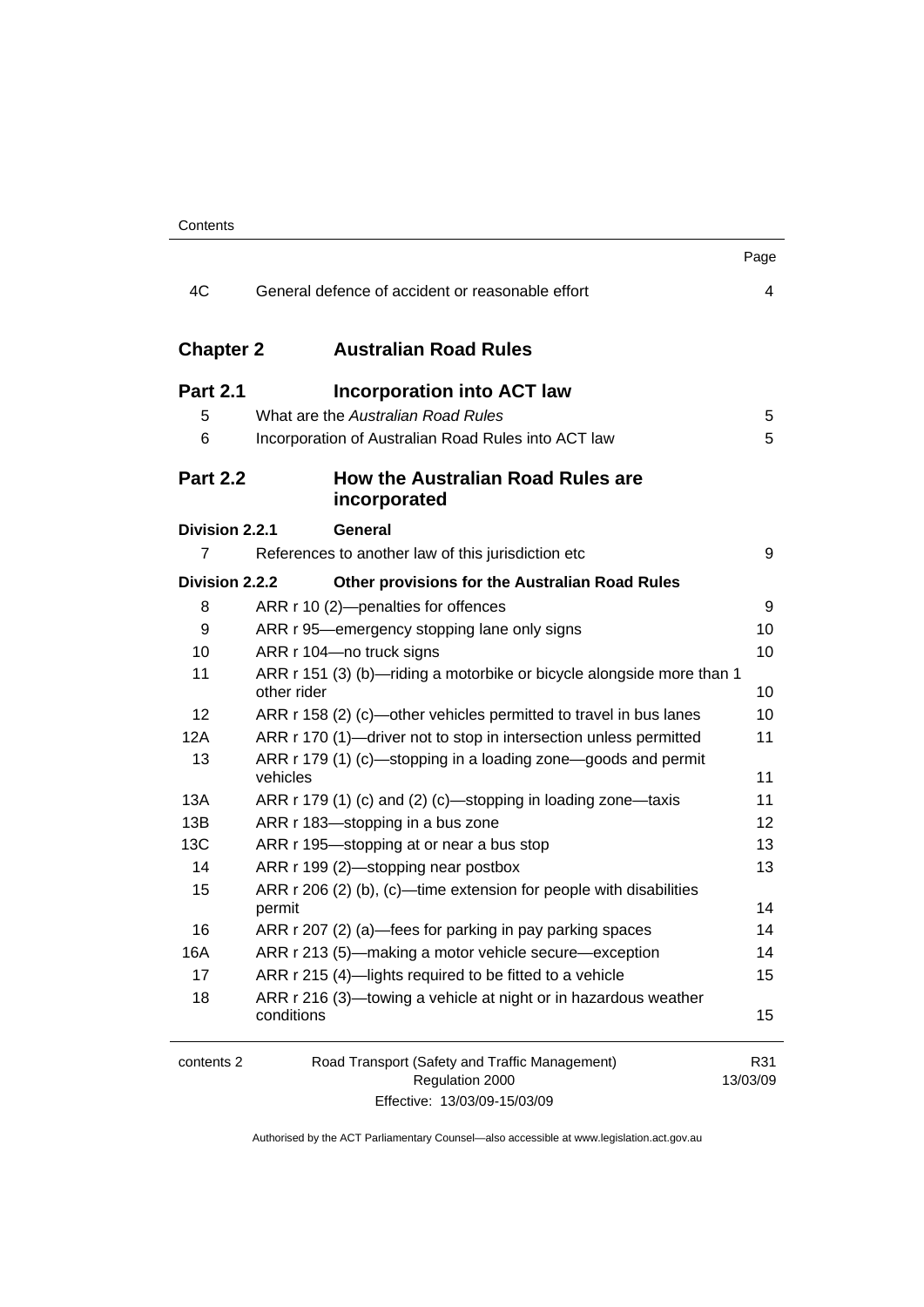| | | Page |
|---|---|---|
| 4C | General defence of accident or reasonable effort | 4 |

## Chapter 2 Australian Road Rules

### Part 2.1 Incorporation into ACT law

| | | |
|---|---|---|
| 5 | What are the *Australian Road Rules* | 5 |
| 6 | Incorporation of Australian Road Rules into ACT law | 5 |

### Part 2.2 How the Australian Road Rules are incorporated

**Division 2.2.1 General**

| | | |
|---|---|---|
| 7 | References to another law of this jurisdiction etc | 9 |

**Division 2.2.2 Other provisions for the Australian Road Rules**

| | | |
|---|---|---|
| 8 | ARR r 10 (2)—penalties for offences | 9 |
| 9 | ARR r 95—emergency stopping lane only signs | 10 |
| 10 | ARR r 104—no truck signs | 10 |
| 11 | ARR r 151 (3) (b)—riding a motorbike or bicycle alongside more than 1 other rider | 10 |
| 12 | ARR r 158 (2) (c)—other vehicles permitted to travel in bus lanes | 10 |
| 12A | ARR r 170 (1)—driver not to stop in intersection unless permitted | 11 |
| 13 | ARR r 179 (1) (c)—stopping in a loading zone—goods and permit vehicles | 11 |
| 13A | ARR r 179 (1) (c) and (2) (c)—stopping in loading zone—taxis | 11 |
| 13B | ARR r 183—stopping in a bus zone | 12 |
| 13C | ARR r 195—stopping at or near a bus stop | 13 |
| 14 | ARR r 199 (2)—stopping near postbox | 13 |
| 15 | ARR r 206 (2) (b), (c)—time extension for people with disabilities permit | 14 |
| 16 | ARR r 207 (2) (a)—fees for parking in pay parking spaces | 14 |
| 16A | ARR r 213 (5)—making a motor vehicle secure—exception | 14 |
| 17 | ARR r 215 (4)—lights required to be fitted to a vehicle | 15 |
| 18 | ARR r 216 (3)—towing a vehicle at night or in hazardous weather conditions | 15 |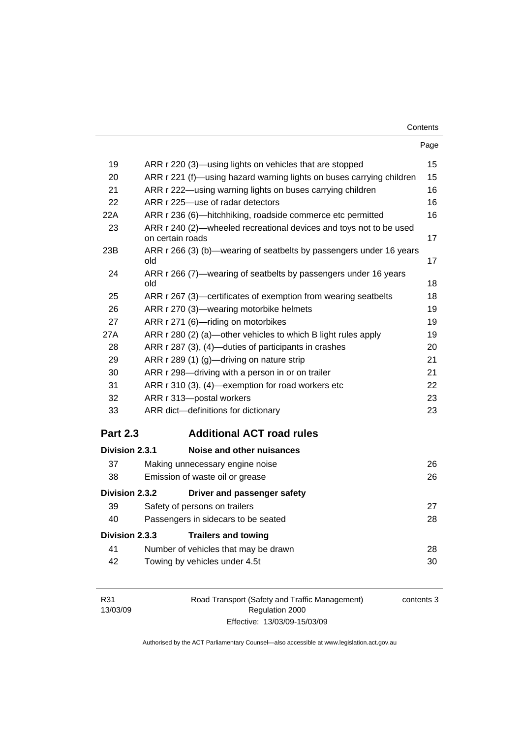| | | Page |
|---|---|---|
| 19 | ARR r 220 (3)—using lights on vehicles that are stopped | 15 |
| 20 | ARR r 221 (f)—using hazard warning lights on buses carrying children | 15 |
| 21 | ARR r 222—using warning lights on buses carrying children | 16 |
| 22 | ARR r 225—use of radar detectors | 16 |
| 22A | ARR r 236 (6)—hitchhiking, roadside commerce etc permitted | 16 |
| 23 | ARR r 240 (2)—wheeled recreational devices and toys not to be used on certain roads | 17 |
| 23B | ARR r 266 (3) (b)—wearing of seatbelts by passengers under 16 years old | 17 |
| 24 | ARR r 266 (7)—wearing of seatbelts by passengers under 16 years old | 18 |
| 25 | ARR r 267 (3)—certificates of exemption from wearing seatbelts | 18 |
| 26 | ARR r 270 (3)—wearing motorbike helmets | 19 |
| 27 | ARR r 271 (6)—riding on motorbikes | 19 |
| 27A | ARR r 280 (2) (a)—other vehicles to which B light rules apply | 19 |
| 28 | ARR r 287 (3), (4)—duties of participants in crashes | 20 |
| 29 | ARR r 289 (1) (g)—driving on nature strip | 21 |
| 30 | ARR r 298—driving with a person in or on trailer | 21 |
| 31 | ARR r 310 (3), (4)—exemption for road workers etc | 22 |
| 32 | ARR r 313—postal workers | 23 |
| 33 | ARR dict—definitions for dictionary | 23 |

## Part 2.3 Additional ACT road rules

### Division 2.3.1 Noise and other nuisances

| | | |
|---|---|---|
| 37 | Making unnecessary engine noise | 26 |
| 38 | Emission of waste oil or grease | 26 |

### Division 2.3.2 Driver and passenger safety

| | | |
|---|---|---|
| 39 | Safety of persons on trailers | 27 |
| 40 | Passengers in sidecars to be seated | 28 |

### Division 2.3.3 Trailers and towing

| | | |
|---|---|---|
| 41 | Number of vehicles that may be drawn | 28 |
| 42 | Towing by vehicles under 4.5t | 30 |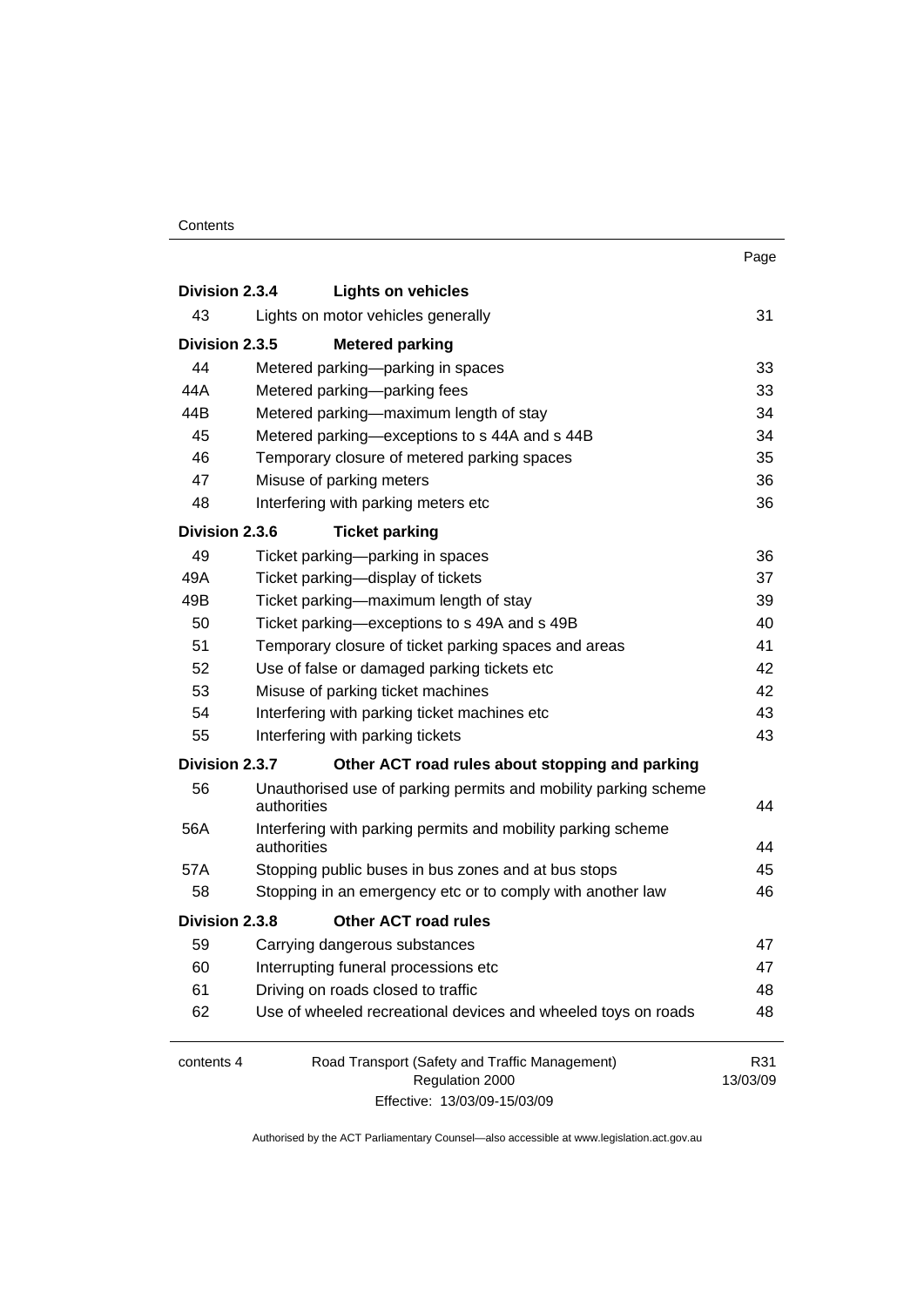| | | Page |
|---|---|---|
| **Division 2.3.4** | **Lights on vehicles** | |
| 43 | Lights on motor vehicles generally | 31 |
| **Division 2.3.5** | **Metered parking** | |
| 44 | Metered parking—parking in spaces | 33 |
| 44A | Metered parking—parking fees | 33 |
| 44B | Metered parking—maximum length of stay | 34 |
| 45 | Metered parking—exceptions to s 44A and s 44B | 34 |
| 46 | Temporary closure of metered parking spaces | 35 |
| 47 | Misuse of parking meters | 36 |
| 48 | Interfering with parking meters etc | 36 |
| **Division 2.3.6** | **Ticket parking** | |
| 49 | Ticket parking—parking in spaces | 36 |
| 49A | Ticket parking—display of tickets | 37 |
| 49B | Ticket parking—maximum length of stay | 39 |
| 50 | Ticket parking—exceptions to s 49A and s 49B | 40 |
| 51 | Temporary closure of ticket parking spaces and areas | 41 |
| 52 | Use of false or damaged parking tickets etc | 42 |
| 53 | Misuse of parking ticket machines | 42 |
| 54 | Interfering with parking ticket machines etc | 43 |
| 55 | Interfering with parking tickets | 43 |
| **Division 2.3.7** | **Other ACT road rules about stopping and parking** | |
| 56 | Unauthorised use of parking permits and mobility parking scheme authorities | 44 |
| 56A | Interfering with parking permits and mobility parking scheme authorities | 44 |
| 57A | Stopping public buses in bus zones and at bus stops | 45 |
| 58 | Stopping in an emergency etc or to comply with another law | 46 |
| **Division 2.3.8** | **Other ACT road rules** | |
| 59 | Carrying dangerous substances | 47 |
| 60 | Interrupting funeral processions etc | 47 |
| 61 | Driving on roads closed to traffic | 48 |
| 62 | Use of wheeled recreational devices and wheeled toys on roads | 48 |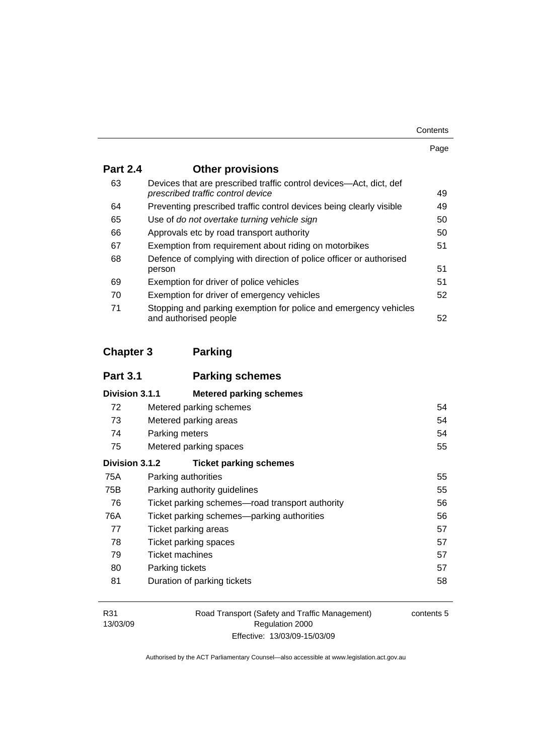| | | Page |
|---|---|---|
| **Part 2.4** | **Other provisions** | |
| 63 | Devices that are prescribed traffic control devices—Act, dict, def *prescribed traffic control device* | 49 |
| 64 | Preventing prescribed traffic control devices being clearly visible | 49 |
| 65 | Use of *do not overtake turning vehicle sign* | 50 |
| 66 | Approvals etc by road transport authority | 50 |
| 67 | Exemption from requirement about riding on motorbikes | 51 |
| 68 | Defence of complying with direction of police officer or authorised person | 51 |
| 69 | Exemption for driver of police vehicles | 51 |
| 70 | Exemption for driver of emergency vehicles | 52 |
| 71 | Stopping and parking exemption for police and emergency vehicles and authorised people | 52 |
| **Chapter 3** | **Parking** | |
| **Part 3.1** | **Parking schemes** | |
| **Division 3.1.1** | **Metered parking schemes** | |
| 72 | Metered parking schemes | 54 |
| 73 | Metered parking areas | 54 |
| 74 | Parking meters | 54 |
| 75 | Metered parking spaces | 55 |
| **Division 3.1.2** | **Ticket parking schemes** | |
| 75A | Parking authorities | 55 |
| 75B | Parking authority guidelines | 55 |
| 76 | Ticket parking schemes—road transport authority | 56 |
| 76A | Ticket parking schemes—parking authorities | 56 |
| 77 | Ticket parking areas | 57 |
| 78 | Ticket parking spaces | 57 |
| 79 | Ticket machines | 57 |
| 80 | Parking tickets | 57 |
| 81 | Duration of parking tickets | 58 |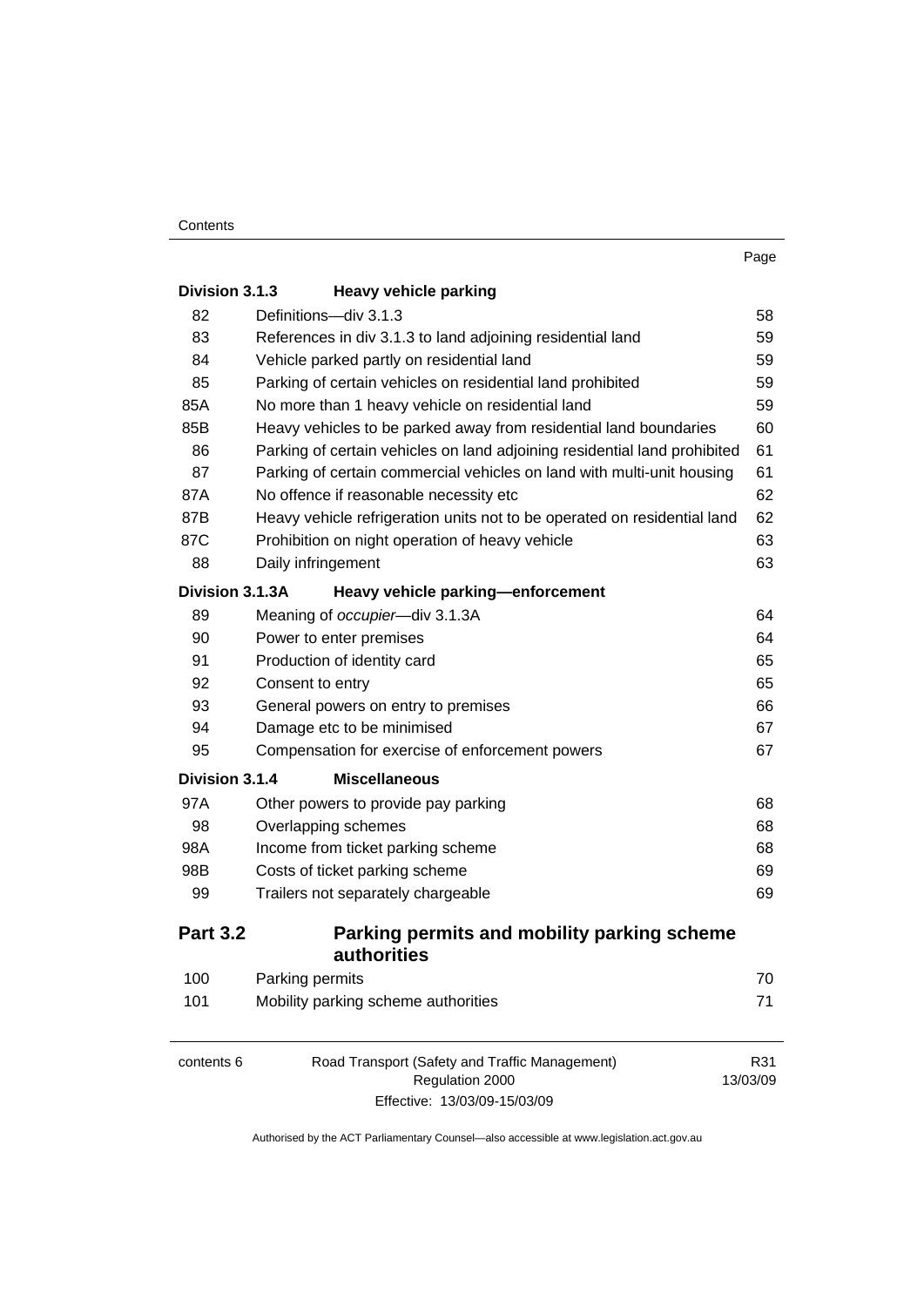| | | Page |
|---|---|---|
| **Division 3.1.3** | **Heavy vehicle parking** | |
| 82 | Definitions—div 3.1.3 | 58 |
| 83 | References in div 3.1.3 to land adjoining residential land | 59 |
| 84 | Vehicle parked partly on residential land | 59 |
| 85 | Parking of certain vehicles on residential land prohibited | 59 |
| 85A | No more than 1 heavy vehicle on residential land | 59 |
| 85B | Heavy vehicles to be parked away from residential land boundaries | 60 |
| 86 | Parking of certain vehicles on land adjoining residential land prohibited | 61 |
| 87 | Parking of certain commercial vehicles on land with multi-unit housing | 61 |
| 87A | No offence if reasonable necessity etc | 62 |
| 87B | Heavy vehicle refrigeration units not to be operated on residential land | 62 |
| 87C | Prohibition on night operation of heavy vehicle | 63 |
| 88 | Daily infringement | 63 |
| **Division 3.1.3A** | **Heavy vehicle parking—enforcement** | |
| 89 | Meaning of *occupier*—div 3.1.3A | 64 |
| 90 | Power to enter premises | 64 |
| 91 | Production of identity card | 65 |
| 92 | Consent to entry | 65 |
| 93 | General powers on entry to premises | 66 |
| 94 | Damage etc to be minimised | 67 |
| 95 | Compensation for exercise of enforcement powers | 67 |
| **Division 3.1.4** | **Miscellaneous** | |
| 97A | Other powers to provide pay parking | 68 |
| 98 | Overlapping schemes | 68 |
| 98A | Income from ticket parking scheme | 68 |
| 98B | Costs of ticket parking scheme | 69 |
| 99 | Trailers not separately chargeable | 69 |
| **Part 3.2** | **Parking permits and mobility parking scheme authorities** | |
| 100 | Parking permits | 70 |
| 101 | Mobility parking scheme authorities | 71 |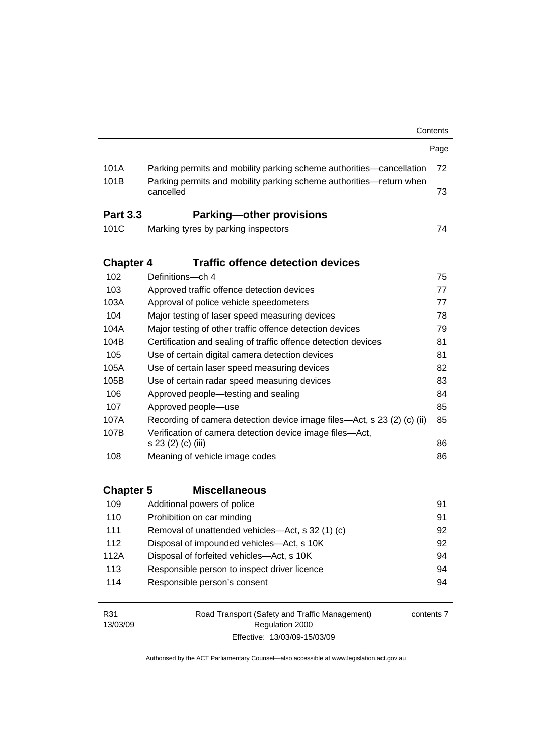| | | Page |
|---|---|---|
| 101A | Parking permits and mobility parking scheme authorities—cancellation | 72 |
| 101B | Parking permits and mobility parking scheme authorities—return when cancelled | 73 |

**Part 3.3 Parking—other provisions**

| | | |
|---|---|---|
| 101C | Marking tyres by parking inspectors | 74 |

**Chapter 4 Traffic offence detection devices**

| | | |
|---|---|---|
| 102 | Definitions—ch 4 | 75 |
| 103 | Approved traffic offence detection devices | 77 |
| 103A | Approval of police vehicle speedometers | 77 |
| 104 | Major testing of laser speed measuring devices | 78 |
| 104A | Major testing of other traffic offence detection devices | 79 |
| 104B | Certification and sealing of traffic offence detection devices | 81 |
| 105 | Use of certain digital camera detection devices | 81 |
| 105A | Use of certain laser speed measuring devices | 82 |
| 105B | Use of certain radar speed measuring devices | 83 |
| 106 | Approved people—testing and sealing | 84 |
| 107 | Approved people—use | 85 |
| 107A | Recording of camera detection device image files—Act, s 23 (2) (c) (ii) | 85 |
| 107B | Verification of camera detection device image files—Act, s 23 (2) (c) (iii) | 86 |
| 108 | Meaning of vehicle image codes | 86 |

**Chapter 5 Miscellaneous**

| | | |
|---|---|---|
| 109 | Additional powers of police | 91 |
| 110 | Prohibition on car minding | 91 |
| 111 | Removal of unattended vehicles—Act, s 32 (1) (c) | 92 |
| 112 | Disposal of impounded vehicles—Act, s 10K | 92 |
| 112A | Disposal of forfeited vehicles—Act, s 10K | 94 |
| 113 | Responsible person to inspect driver licence | 94 |
| 114 | Responsible person's consent | 94 |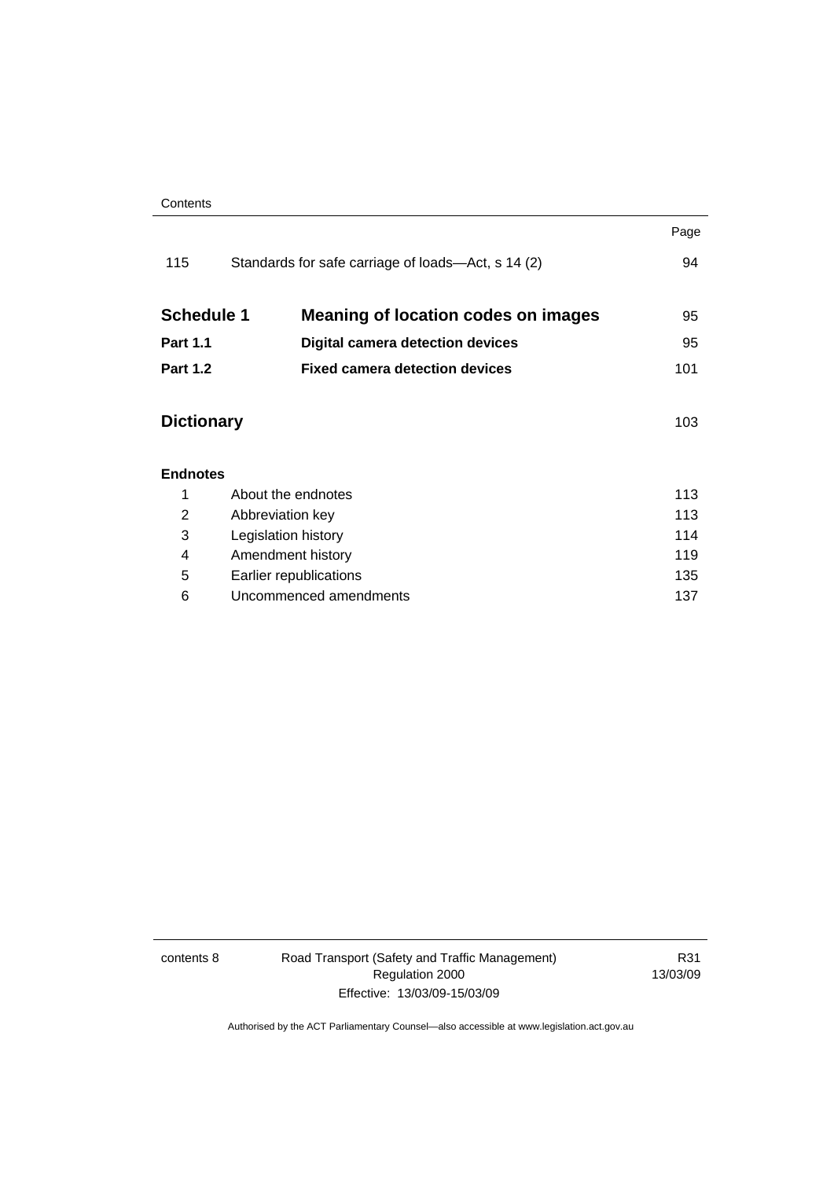| | | Page |
|---|---|---|
| 115 | Standards for safe carriage of loads—Act, s 14 (2) | 94 |
| **Schedule 1** | **Meaning of location codes on images** | 95 |
| **Part 1.1** | **Digital camera detection devices** | 95 |
| **Part 1.2** | **Fixed camera detection devices** | 101 |
| **Dictionary** | | 103 |

**Endnotes**

| | | |
|---|---|---|
| 1 | About the endnotes | 113 |
| 2 | Abbreviation key | 113 |
| 3 | Legislation history | 114 |
| 4 | Amendment history | 119 |
| 5 | Earlier republications | 135 |
| 6 | Uncommenced amendments | 137 |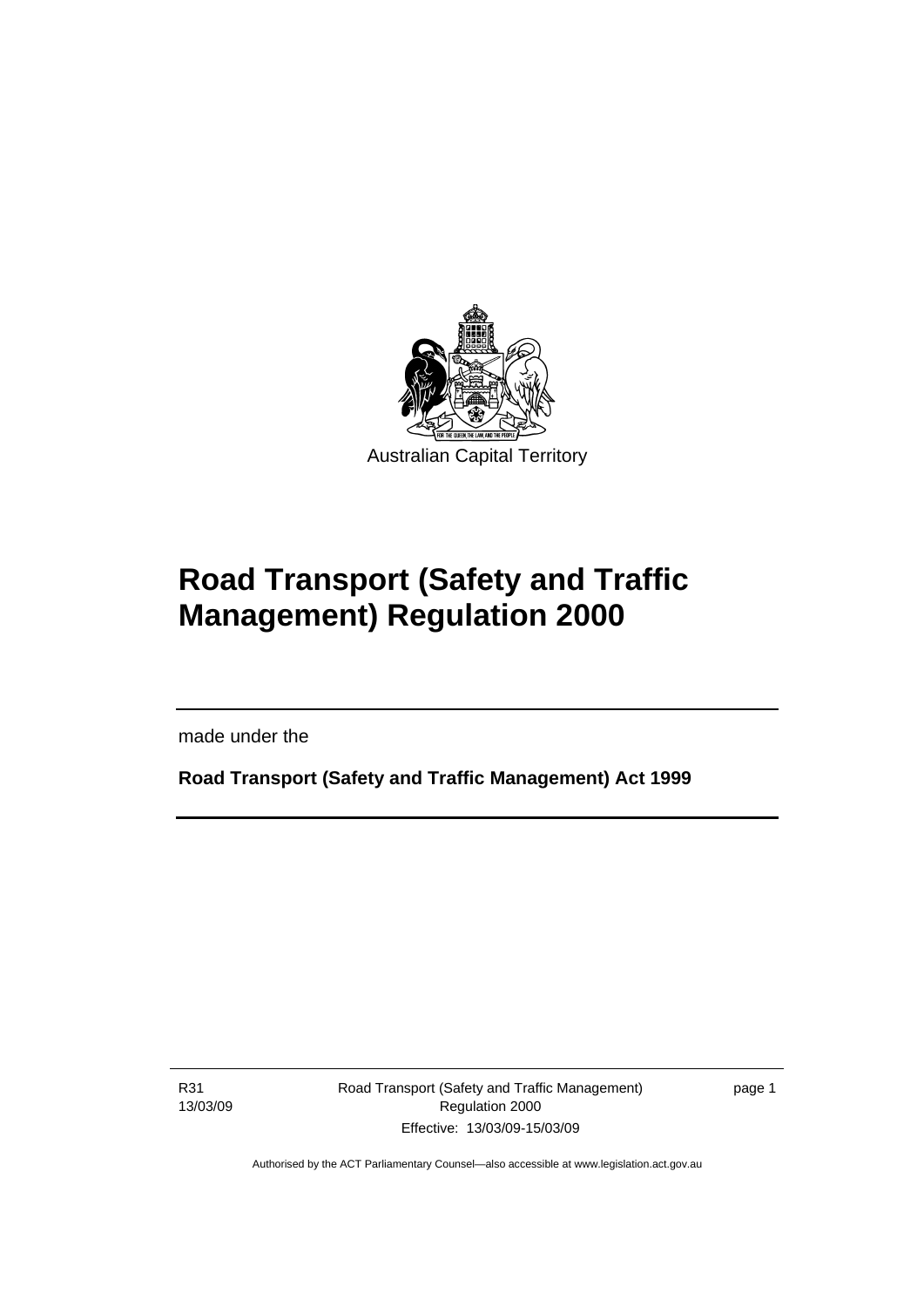Australian Capital Territory

# Road Transport (Safety and Traffic Management) Regulation 2000

made under the

**Road Transport (Safety and Traffic Management) Act 1999**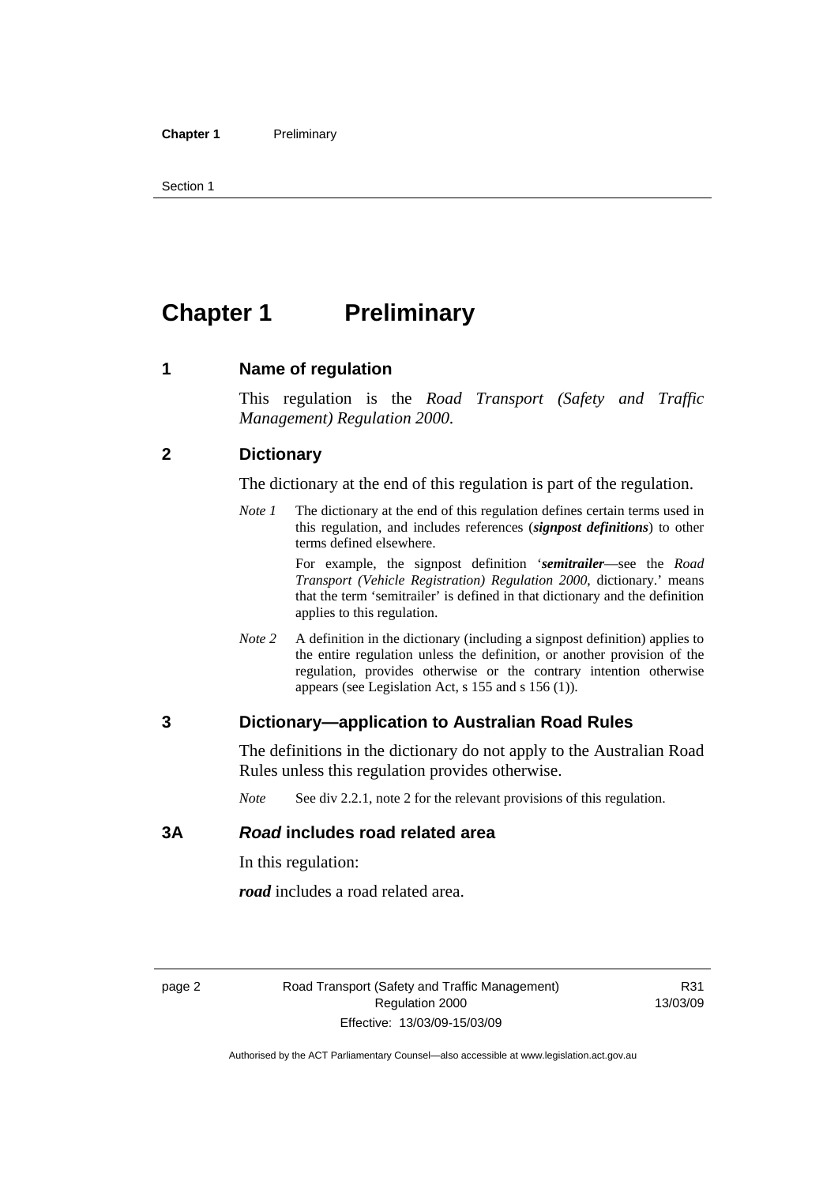# Chapter 1 Preliminary

## 1 Name of regulation

This regulation is the *Road Transport (Safety and Traffic Management) Regulation 2000*.

## 2 Dictionary

The dictionary at the end of this regulation is part of the regulation.

*Note 1* The dictionary at the end of this regulation defines certain terms used in this regulation, and includes references (***signpost definitions***) to other terms defined elsewhere.

For example, the signpost definition '***semitrailer***—see the *Road Transport (Vehicle Registration) Regulation 2000*, dictionary.' means that the term 'semitrailer' is defined in that dictionary and the definition applies to this regulation.

*Note 2* A definition in the dictionary (including a signpost definition) applies to the entire regulation unless the definition, or another provision of the regulation, provides otherwise or the contrary intention otherwise appears (see Legislation Act, s 155 and s 156 (1)).

## 3 Dictionary—application to Australian Road Rules

The definitions in the dictionary do not apply to the Australian Road Rules unless this regulation provides otherwise.

*Note* See div 2.2.1, note 2 for the relevant provisions of this regulation.

## 3A *Road* includes road related area

In this regulation:

***road*** includes a road related area.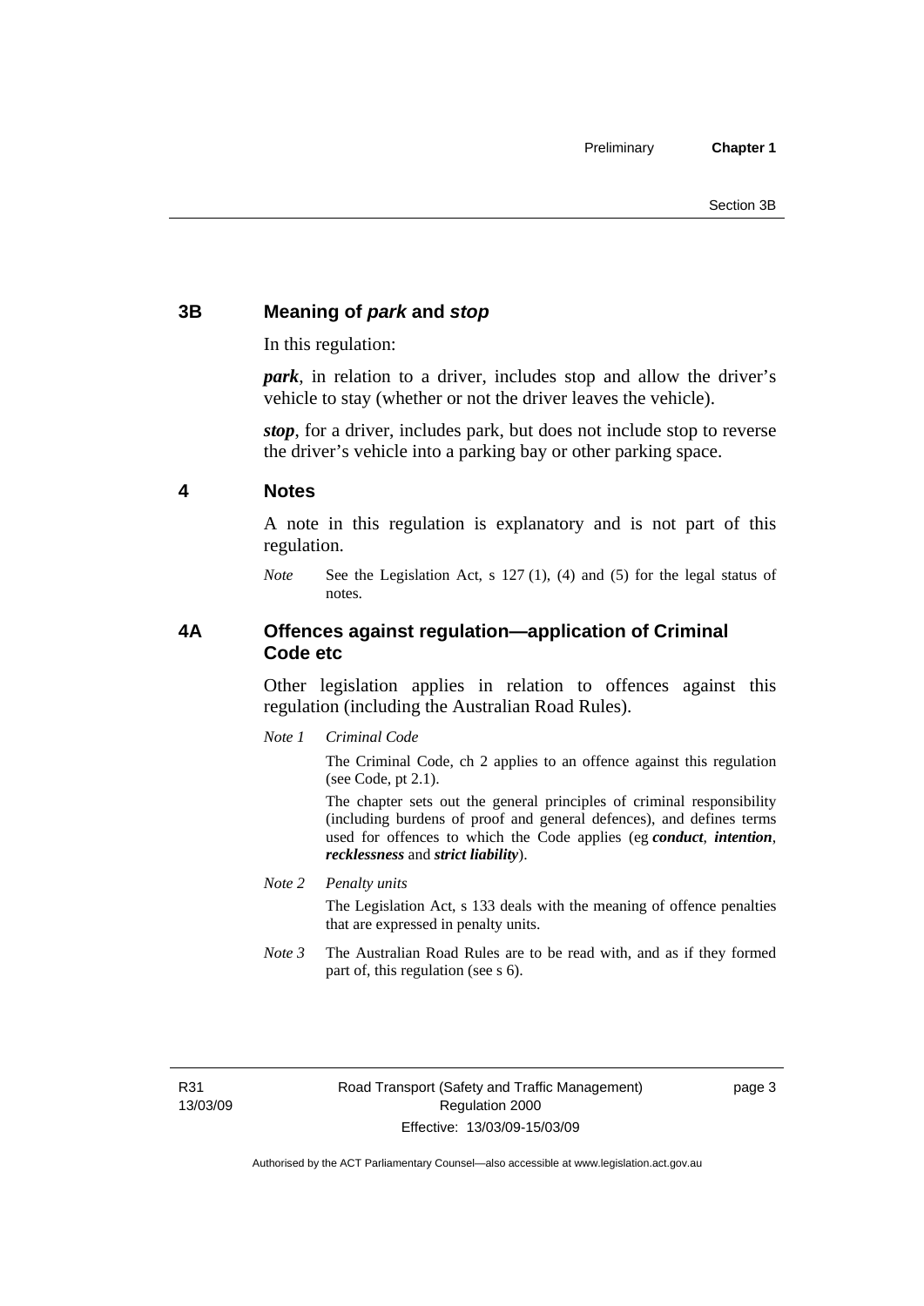## 3B Meaning of *park* and *stop*

In this regulation:

***park***, in relation to a driver, includes stop and allow the driver's vehicle to stay (whether or not the driver leaves the vehicle).

***stop***, for a driver, includes park, but does not include stop to reverse the driver's vehicle into a parking bay or other parking space.

## 4 Notes

A note in this regulation is explanatory and is not part of this regulation.

*Note* See the Legislation Act, s 127 (1), (4) and (5) for the legal status of notes.

## 4A Offences against regulation—application of Criminal Code etc

Other legislation applies in relation to offences against this regulation (including the Australian Road Rules).

*Note 1* *Criminal Code*

The Criminal Code, ch 2 applies to an offence against this regulation (see Code, pt 2.1).

The chapter sets out the general principles of criminal responsibility (including burdens of proof and general defences), and defines terms used for offences to which the Code applies (eg ***conduct***, ***intention***, ***recklessness*** and ***strict liability***).

*Note 2* *Penalty units*

The Legislation Act, s 133 deals with the meaning of offence penalties that are expressed in penalty units.

*Note 3* The Australian Road Rules are to be read with, and as if they formed part of, this regulation (see s 6).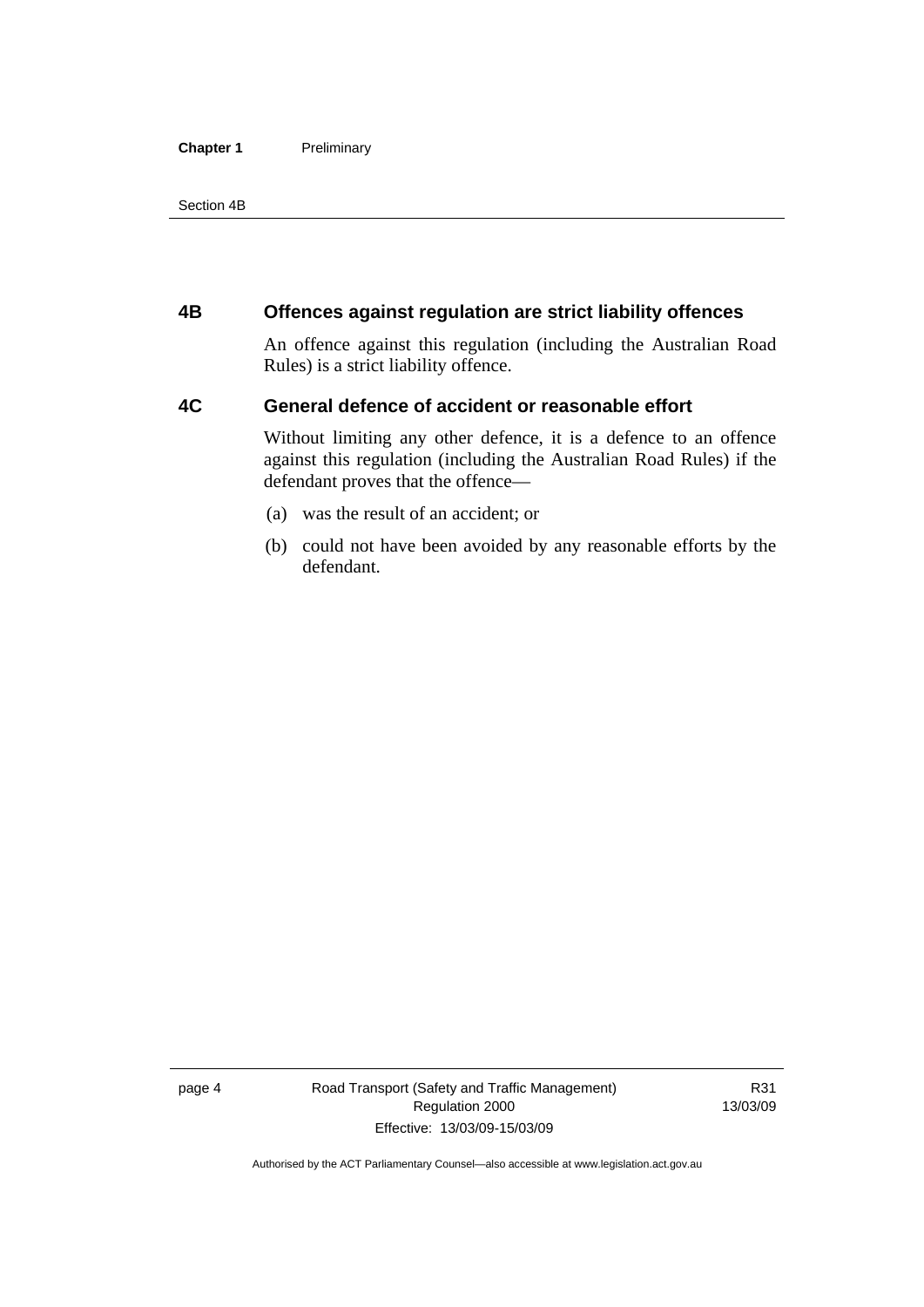## 4B Offences against regulation are strict liability offences

An offence against this regulation (including the Australian Road Rules) is a strict liability offence.

## 4C General defence of accident or reasonable effort

Without limiting any other defence, it is a defence to an offence against this regulation (including the Australian Road Rules) if the defendant proves that the offence—

(a) was the result of an accident; or

(b) could not have been avoided by any reasonable efforts by the defendant.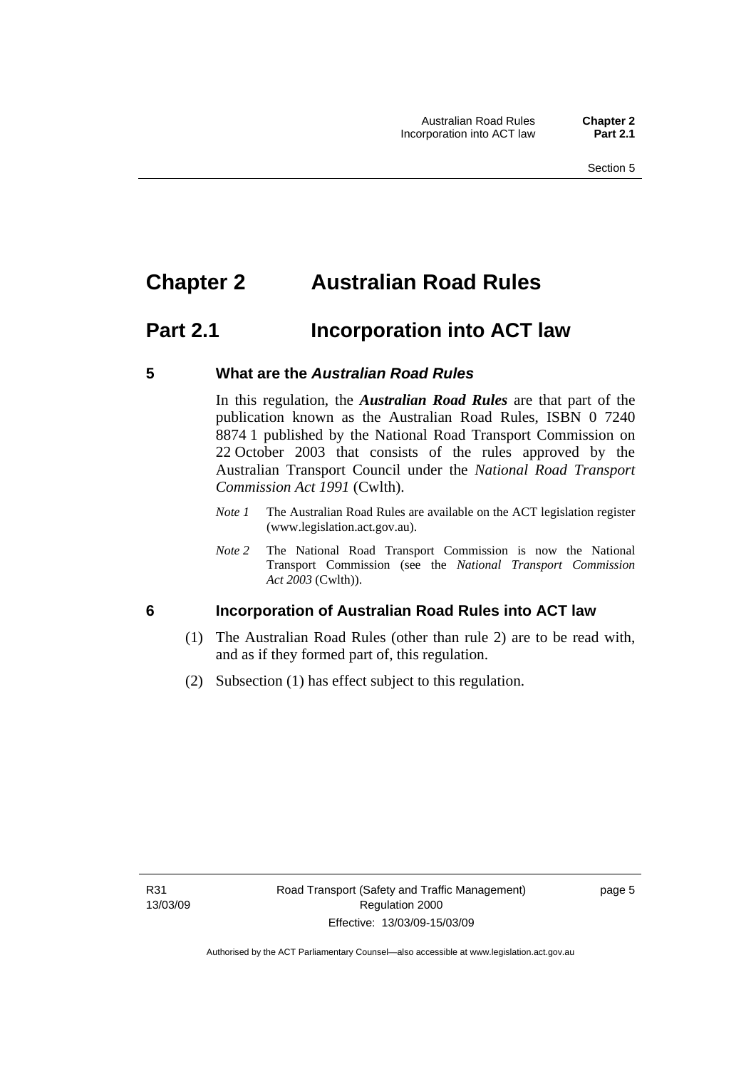# Chapter 2 Australian Road Rules

## Part 2.1 Incorporation into ACT law

### 5 What are the *Australian Road Rules*

In this regulation, the ***Australian Road Rules*** are that part of the publication known as the Australian Road Rules, ISBN 0 7240 8874 1 published by the National Road Transport Commission on 22 October 2003 that consists of the rules approved by the Australian Transport Council under the *National Road Transport Commission Act 1991* (Cwlth).

*Note 1* The Australian Road Rules are available on the ACT legislation register (www.legislation.act.gov.au).

*Note 2* The National Road Transport Commission is now the National Transport Commission (see the *National Transport Commission Act 2003* (Cwlth)).

### 6 Incorporation of Australian Road Rules into ACT law

(1) The Australian Road Rules (other than rule 2) are to be read with, and as if they formed part of, this regulation.

(2) Subsection (1) has effect subject to this regulation.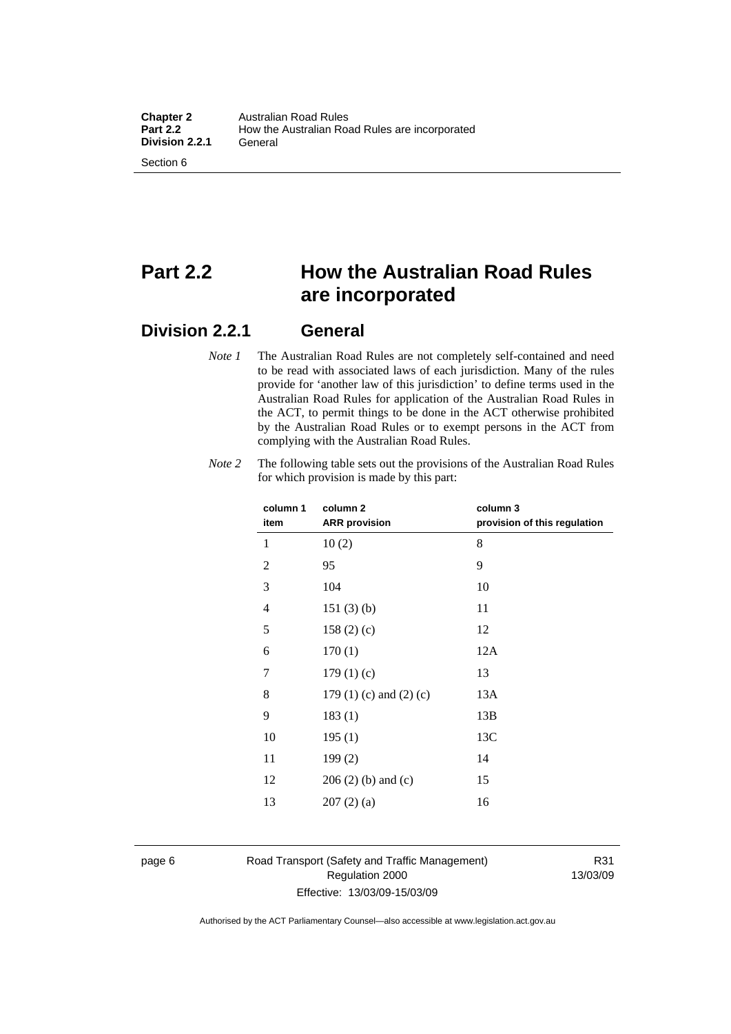# Part 2.2 How the Australian Road Rules are incorporated

## Division 2.2.1 General

*Note 1* The Australian Road Rules are not completely self-contained and need to be read with associated laws of each jurisdiction. Many of the rules provide for 'another law of this jurisdiction' to define terms used in the Australian Road Rules for application of the Australian Road Rules in the ACT, to permit things to be done in the ACT otherwise prohibited by the Australian Road Rules or to exempt persons in the ACT from complying with the Australian Road Rules.

*Note 2* The following table sets out the provisions of the Australian Road Rules for which provision is made by this part:

| column 1 item | column 2 ARR provision | column 3 provision of this regulation |
|---|---|---|
| 1 | 10 (2) | 8 |
| 2 | 95 | 9 |
| 3 | 104 | 10 |
| 4 | 151 (3) (b) | 11 |
| 5 | 158 (2) (c) | 12 |
| 6 | 170 (1) | 12A |
| 7 | 179 (1) (c) | 13 |
| 8 | 179 (1) (c) and (2) (c) | 13A |
| 9 | 183 (1) | 13B |
| 10 | 195 (1) | 13C |
| 11 | 199 (2) | 14 |
| 12 | 206 (2) (b) and (c) | 15 |
| 13 | 207 (2) (a) | 16 |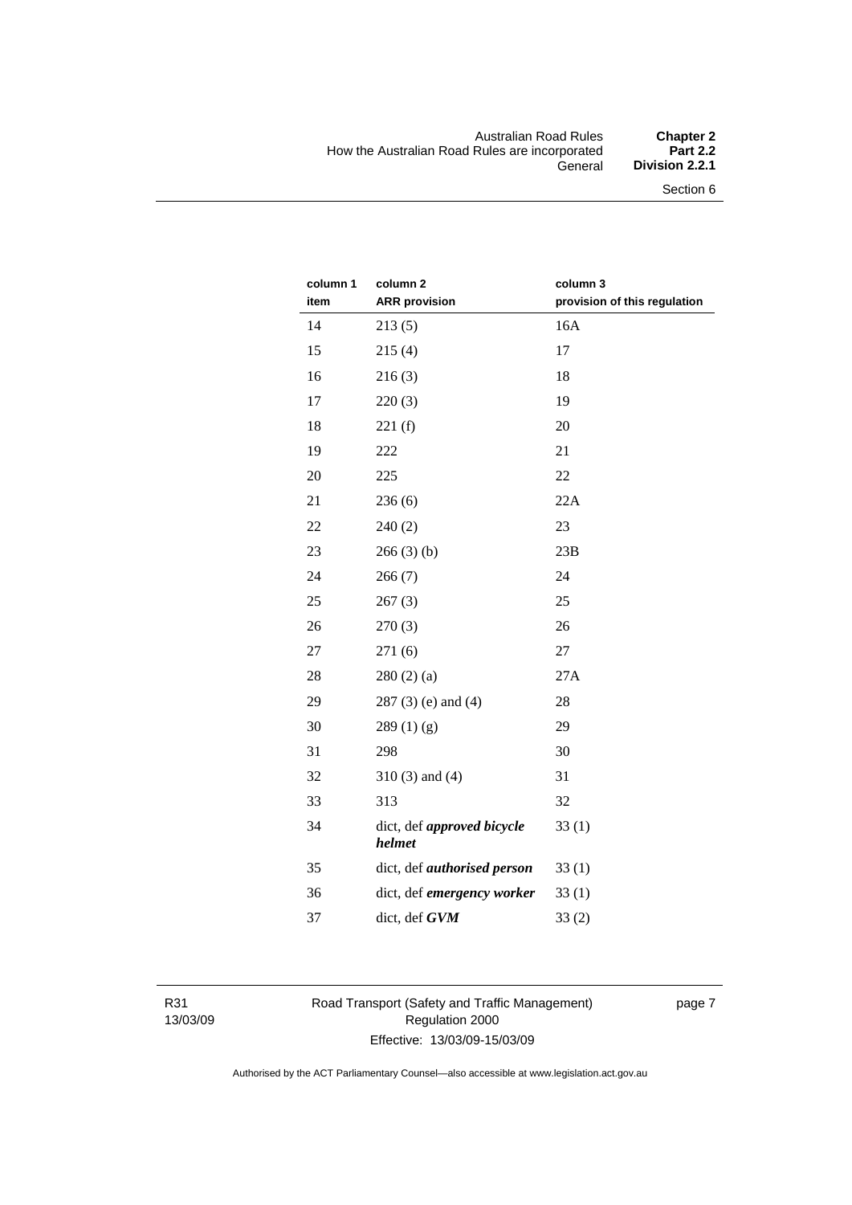| column 1<br>item | column 2<br>ARR provision | column 3<br>provision of this regulation |
|---|---|---|
| 14 | 213 (5) | 16A |
| 15 | 215 (4) | 17 |
| 16 | 216 (3) | 18 |
| 17 | 220 (3) | 19 |
| 18 | 221 (f) | 20 |
| 19 | 222 | 21 |
| 20 | 225 | 22 |
| 21 | 236 (6) | 22A |
| 22 | 240 (2) | 23 |
| 23 | 266 (3) (b) | 23B |
| 24 | 266 (7) | 24 |
| 25 | 267 (3) | 25 |
| 26 | 270 (3) | 26 |
| 27 | 271 (6) | 27 |
| 28 | 280 (2) (a) | 27A |
| 29 | 287 (3) (e) and (4) | 28 |
| 30 | 289 (1) (g) | 29 |
| 31 | 298 | 30 |
| 32 | 310 (3) and (4) | 31 |
| 33 | 313 | 32 |
| 34 | dict, def ***approved bicycle helmet*** | 33 (1) |
| 35 | dict, def ***authorised person*** | 33 (1) |
| 36 | dict, def ***emergency worker*** | 33 (1) |
| 37 | dict, def ***GVM*** | 33 (2) |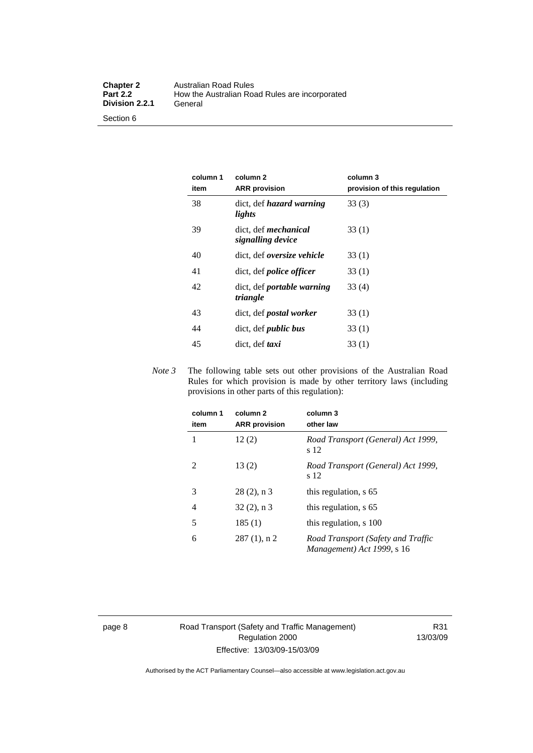| column 1<br>item | column 2<br>ARR provision | column 3<br>provision of this regulation |
|---|---|---|
| 38 | dict, def ***hazard warning lights*** | 33 (3) |
| 39 | dict, def ***mechanical signalling device*** | 33 (1) |
| 40 | dict, def ***oversize vehicle*** | 33 (1) |
| 41 | dict, def ***police officer*** | 33 (1) |
| 42 | dict, def ***portable warning triangle*** | 33 (4) |
| 43 | dict, def ***postal worker*** | 33 (1) |
| 44 | dict, def ***public bus*** | 33 (1) |
| 45 | dict, def ***taxi*** | 33 (1) |

*Note 3* The following table sets out other provisions of the Australian Road Rules for which provision is made by other territory laws (including provisions in other parts of this regulation):

| column 1<br>item | column 2<br>ARR provision | column 3<br>other law |
|---|---|---|
| 1 | 12 (2) | *Road Transport (General) Act 1999*, s 12 |
| 2 | 13 (2) | *Road Transport (General) Act 1999*, s 12 |
| 3 | 28 (2), n 3 | this regulation, s 65 |
| 4 | 32 (2), n 3 | this regulation, s 65 |
| 5 | 185 (1) | this regulation, s 100 |
| 6 | 287 (1), n 2 | *Road Transport (Safety and Traffic Management) Act 1999*, s 16 |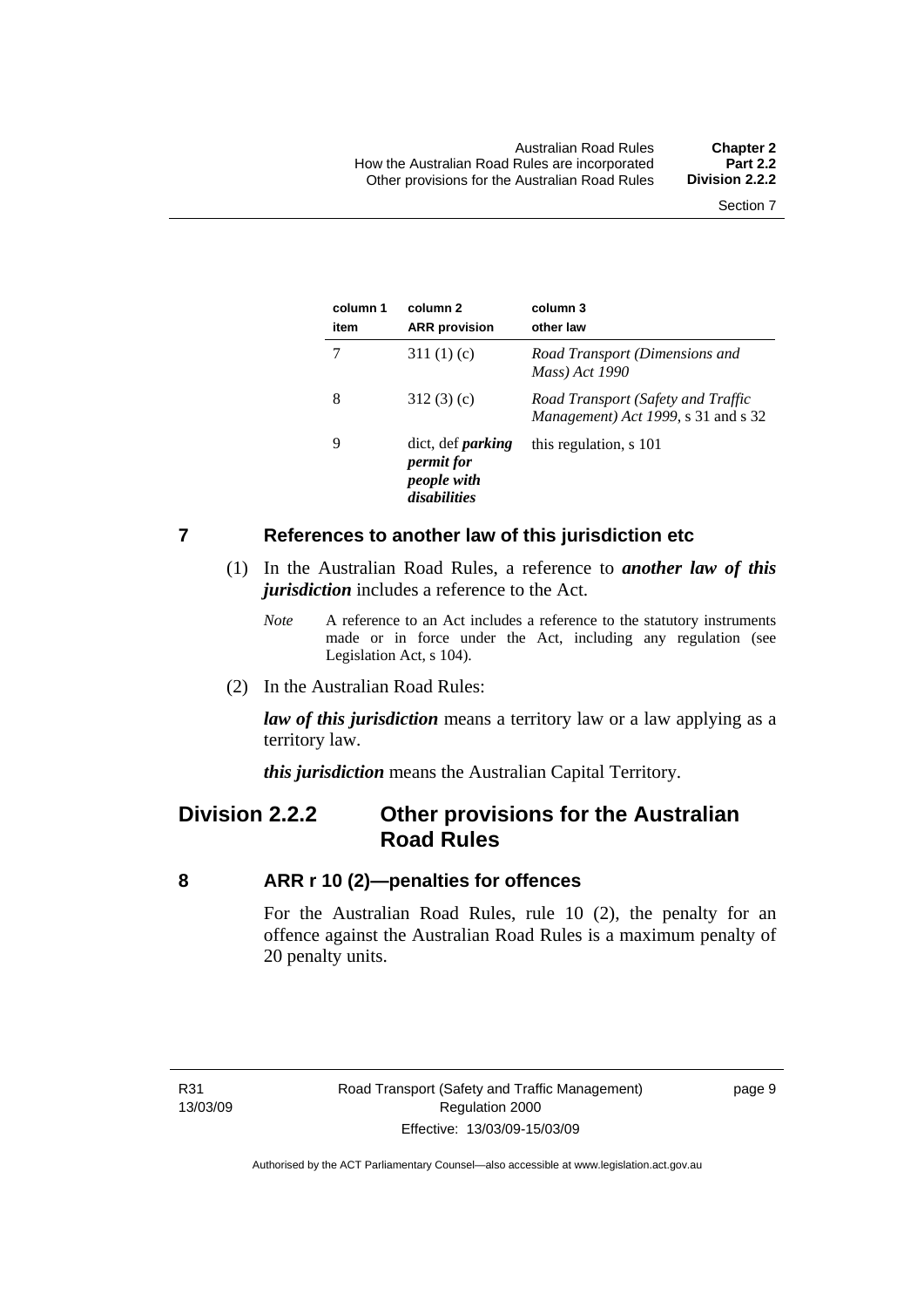| column 1 item | column 2 ARR provision | column 3 other law |
|---|---|---|
| 7 | 311 (1) (c) | *Road Transport (Dimensions and Mass) Act 1990* |
| 8 | 312 (3) (c) | *Road Transport (Safety and Traffic Management) Act 1999*, s 31 and s 32 |
| 9 | dict, def ***parking permit for people with disabilities*** | this regulation, s 101 |

## 7 References to another law of this jurisdiction etc

(1) In the Australian Road Rules, a reference to ***another law of this jurisdiction*** includes a reference to the Act.

*Note* A reference to an Act includes a reference to the statutory instruments made or in force under the Act, including any regulation (see Legislation Act, s 104).

(2) In the Australian Road Rules:

***law of this jurisdiction*** means a territory law or a law applying as a territory law.

***this jurisdiction*** means the Australian Capital Territory.

# Division 2.2.2 Other provisions for the Australian Road Rules

## 8 ARR r 10 (2)—penalties for offences

For the Australian Road Rules, rule 10 (2), the penalty for an offence against the Australian Road Rules is a maximum penalty of 20 penalty units.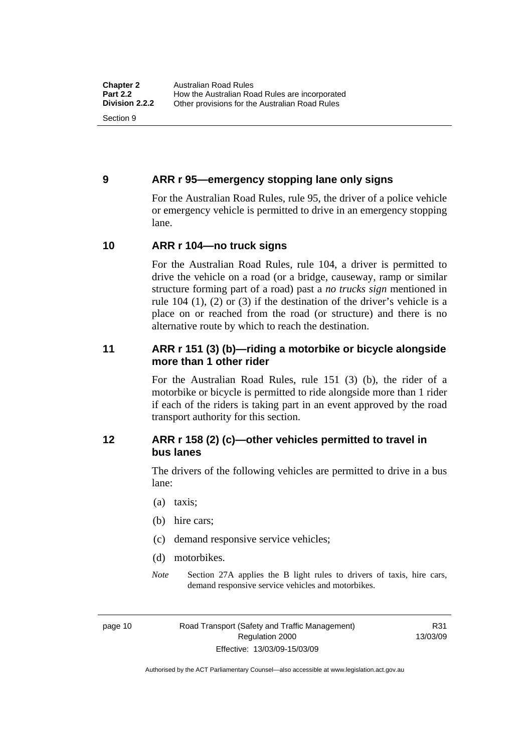## 9 ARR r 95—emergency stopping lane only signs

For the Australian Road Rules, rule 95, the driver of a police vehicle or emergency vehicle is permitted to drive in an emergency stopping lane.

## 10 ARR r 104—no truck signs

For the Australian Road Rules, rule 104, a driver is permitted to drive the vehicle on a road (or a bridge, causeway, ramp or similar structure forming part of a road) past a *no trucks sign* mentioned in rule 104 (1), (2) or (3) if the destination of the driver's vehicle is a place on or reached from the road (or structure) and there is no alternative route by which to reach the destination.

## 11 ARR r 151 (3) (b)—riding a motorbike or bicycle alongside more than 1 other rider

For the Australian Road Rules, rule 151 (3) (b), the rider of a motorbike or bicycle is permitted to ride alongside more than 1 rider if each of the riders is taking part in an event approved by the road transport authority for this section.

## 12 ARR r 158 (2) (c)—other vehicles permitted to travel in bus lanes

The drivers of the following vehicles are permitted to drive in a bus lane:

(a) taxis;

(b) hire cars;

(c) demand responsive service vehicles;

(d) motorbikes.

*Note* Section 27A applies the B light rules to drivers of taxis, hire cars, demand responsive service vehicles and motorbikes.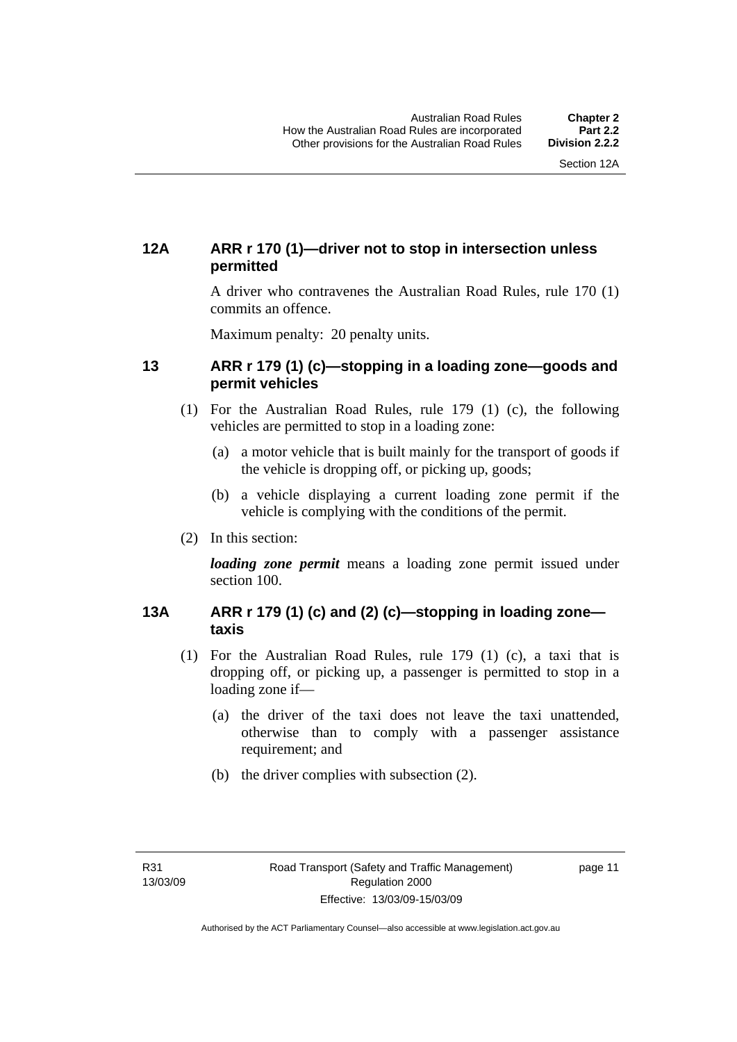## 12A ARR r 170 (1)—driver not to stop in intersection unless permitted

A driver who contravenes the Australian Road Rules, rule 170 (1) commits an offence.

Maximum penalty: 20 penalty units.

## 13 ARR r 179 (1) (c)—stopping in a loading zone—goods and permit vehicles

(1) For the Australian Road Rules, rule 179 (1) (c), the following vehicles are permitted to stop in a loading zone:

(a) a motor vehicle that is built mainly for the transport of goods if the vehicle is dropping off, or picking up, goods;

(b) a vehicle displaying a current loading zone permit if the vehicle is complying with the conditions of the permit.

(2) In this section:

***loading zone permit*** means a loading zone permit issued under section 100.

## 13A ARR r 179 (1) (c) and (2) (c)—stopping in loading zone—taxis

(1) For the Australian Road Rules, rule 179 (1) (c), a taxi that is dropping off, or picking up, a passenger is permitted to stop in a loading zone if—

(a) the driver of the taxi does not leave the taxi unattended, otherwise than to comply with a passenger assistance requirement; and

(b) the driver complies with subsection (2).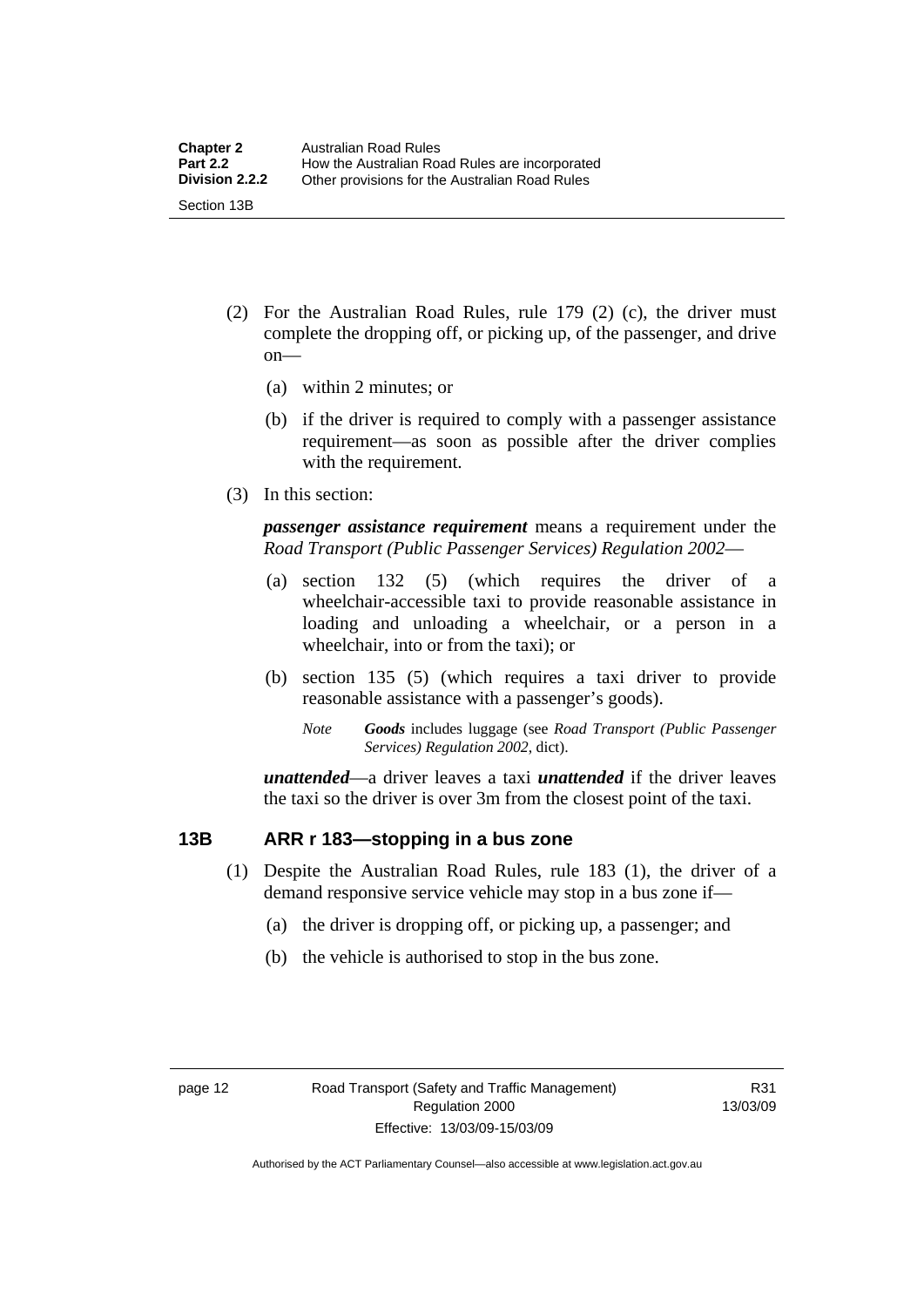(2) For the Australian Road Rules, rule 179 (2) (c), the driver must complete the dropping off, or picking up, of the passenger, and drive on—

  (a) within 2 minutes; or

  (b) if the driver is required to comply with a passenger assistance requirement—as soon as possible after the driver complies with the requirement.

(3) In this section:

***passenger assistance requirement*** means a requirement under the *Road Transport (Public Passenger Services) Regulation 2002*—

  (a) section 132 (5) (which requires the driver of a wheelchair-accessible taxi to provide reasonable assistance in loading and unloading a wheelchair, or a person in a wheelchair, into or from the taxi); or

  (b) section 135 (5) (which requires a taxi driver to provide reasonable assistance with a passenger's goods).

  *Note* ***Goods*** includes luggage (see *Road Transport (Public Passenger Services) Regulation 2002*, dict).

***unattended***—a driver leaves a taxi ***unattended*** if the driver leaves the taxi so the driver is over 3m from the closest point of the taxi.

## 13B ARR r 183—stopping in a bus zone

(1) Despite the Australian Road Rules, rule 183 (1), the driver of a demand responsive service vehicle may stop in a bus zone if—

  (a) the driver is dropping off, or picking up, a passenger; and

  (b) the vehicle is authorised to stop in the bus zone.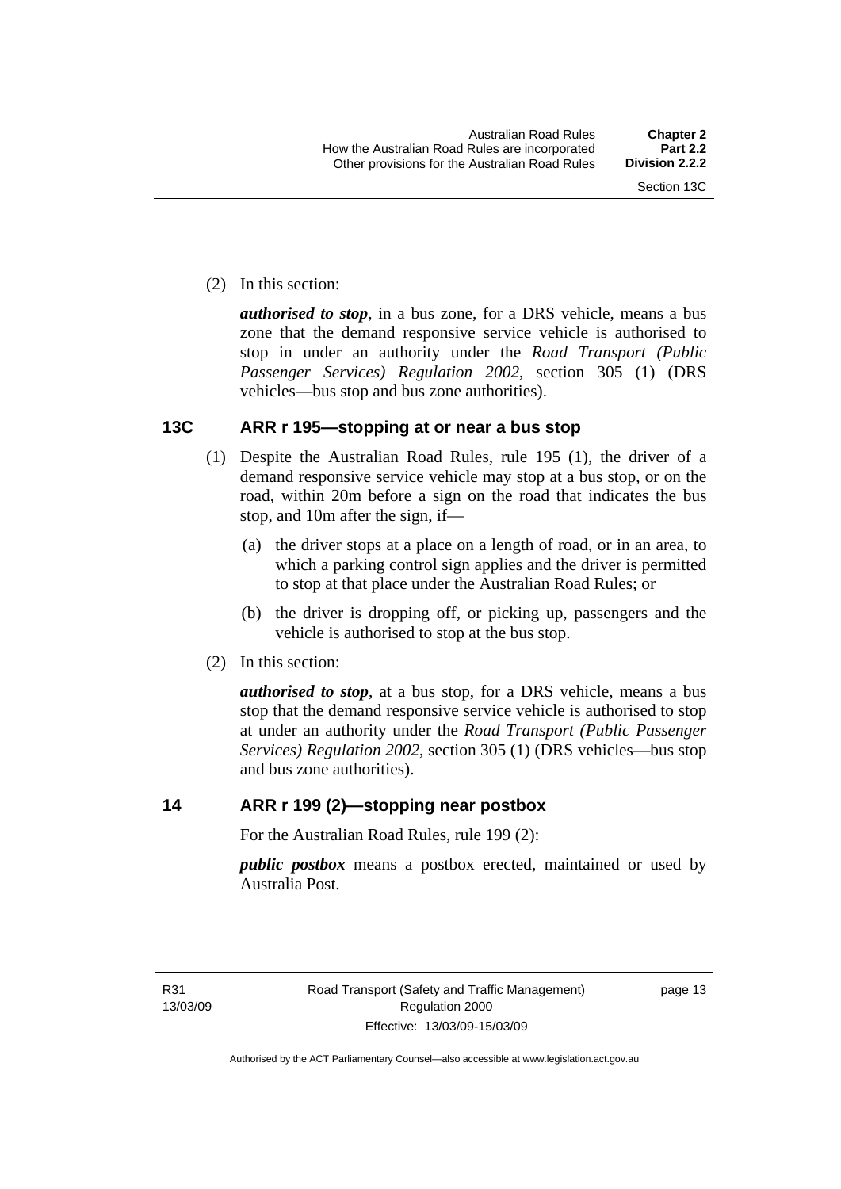(2) In this section:

***authorised to stop***, in a bus zone, for a DRS vehicle, means a bus zone that the demand responsive service vehicle is authorised to stop in under an authority under the *Road Transport (Public Passenger Services) Regulation 2002*, section 305 (1) (DRS vehicles—bus stop and bus zone authorities).

## 13C ARR r 195—stopping at or near a bus stop

(1) Despite the Australian Road Rules, rule 195 (1), the driver of a demand responsive service vehicle may stop at a bus stop, or on the road, within 20m before a sign on the road that indicates the bus stop, and 10m after the sign, if—

  (a) the driver stops at a place on a length of road, or in an area, to which a parking control sign applies and the driver is permitted to stop at that place under the Australian Road Rules; or

  (b) the driver is dropping off, or picking up, passengers and the vehicle is authorised to stop at the bus stop.

(2) In this section:

***authorised to stop***, at a bus stop, for a DRS vehicle, means a bus stop that the demand responsive service vehicle is authorised to stop at under an authority under the *Road Transport (Public Passenger Services) Regulation 2002*, section 305 (1) (DRS vehicles—bus stop and bus zone authorities).

## 14 ARR r 199 (2)—stopping near postbox

For the Australian Road Rules, rule 199 (2):

***public postbox*** means a postbox erected, maintained or used by Australia Post.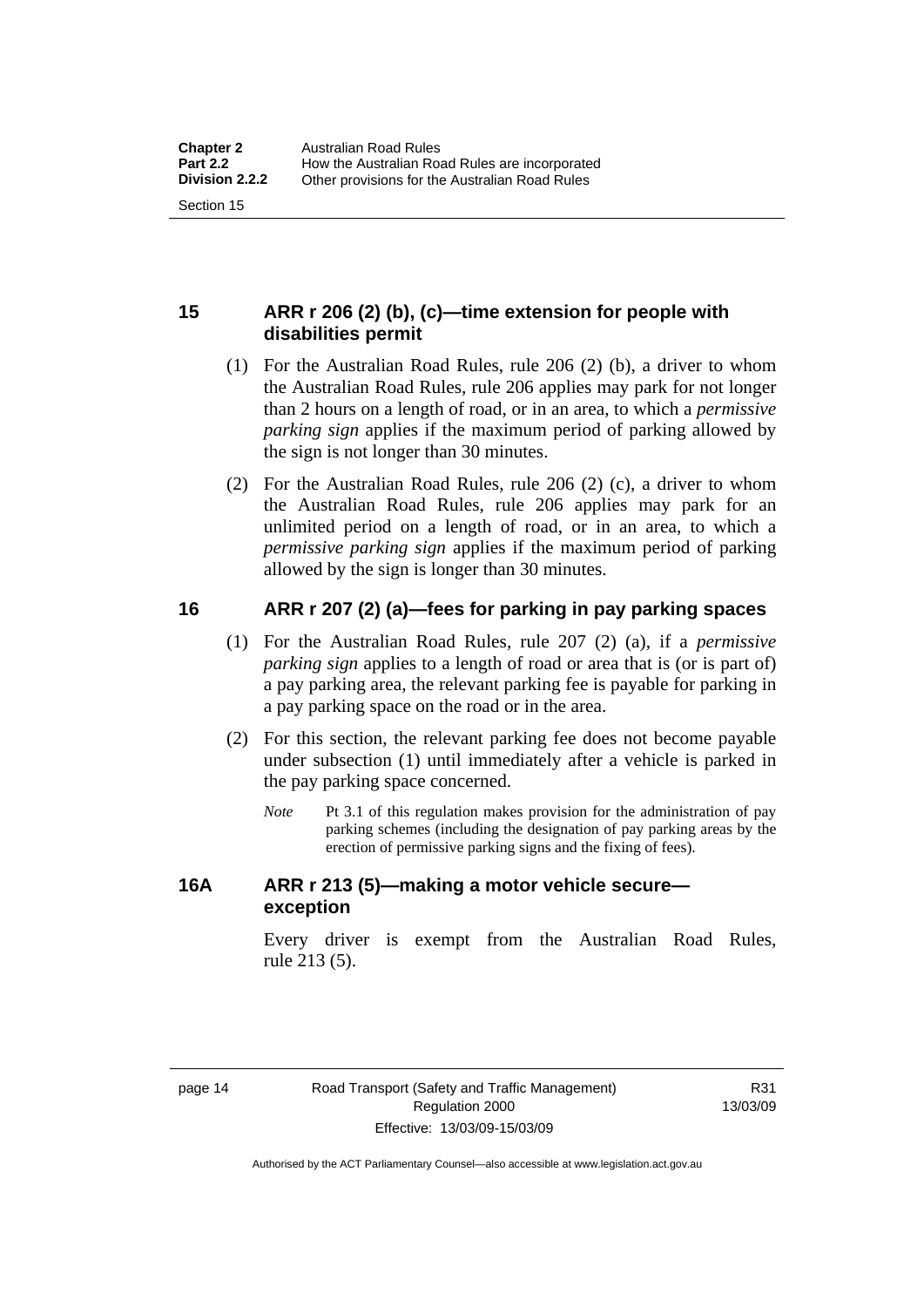## 15 ARR r 206 (2) (b), (c)—time extension for people with disabilities permit

(1) For the Australian Road Rules, rule 206 (2) (b), a driver to whom the Australian Road Rules, rule 206 applies may park for not longer than 2 hours on a length of road, or in an area, to which a *permissive parking sign* applies if the maximum period of parking allowed by the sign is not longer than 30 minutes.

(2) For the Australian Road Rules, rule 206 (2) (c), a driver to whom the Australian Road Rules, rule 206 applies may park for an unlimited period on a length of road, or in an area, to which a *permissive parking sign* applies if the maximum period of parking allowed by the sign is longer than 30 minutes.

## 16 ARR r 207 (2) (a)—fees for parking in pay parking spaces

(1) For the Australian Road Rules, rule 207 (2) (a), if a *permissive parking sign* applies to a length of road or area that is (or is part of) a pay parking area, the relevant parking fee is payable for parking in a pay parking space on the road or in the area.

(2) For this section, the relevant parking fee does not become payable under subsection (1) until immediately after a vehicle is parked in the pay parking space concerned.

*Note* Pt 3.1 of this regulation makes provision for the administration of pay parking schemes (including the designation of pay parking areas by the erection of permissive parking signs and the fixing of fees).

## 16A ARR r 213 (5)—making a motor vehicle secure—exception

Every driver is exempt from the Australian Road Rules, rule 213 (5).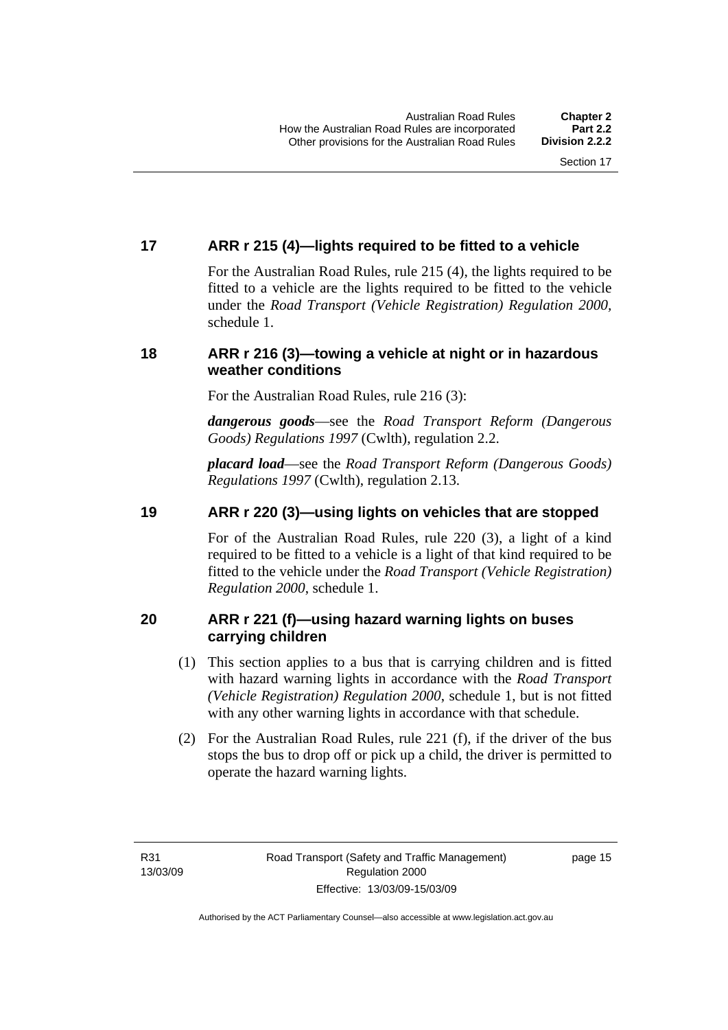## 17 ARR r 215 (4)—lights required to be fitted to a vehicle

For the Australian Road Rules, rule 215 (4), the lights required to be fitted to a vehicle are the lights required to be fitted to the vehicle under the *Road Transport (Vehicle Registration) Regulation 2000*, schedule 1.

## 18 ARR r 216 (3)—towing a vehicle at night or in hazardous weather conditions

For the Australian Road Rules, rule 216 (3):

***dangerous goods***—see the *Road Transport Reform (Dangerous Goods) Regulations 1997* (Cwlth), regulation 2.2.

***placard load***—see the *Road Transport Reform (Dangerous Goods) Regulations 1997* (Cwlth), regulation 2.13.

## 19 ARR r 220 (3)—using lights on vehicles that are stopped

For of the Australian Road Rules, rule 220 (3), a light of a kind required to be fitted to a vehicle is a light of that kind required to be fitted to the vehicle under the *Road Transport (Vehicle Registration) Regulation 2000*, schedule 1.

## 20 ARR r 221 (f)—using hazard warning lights on buses carrying children

(1) This section applies to a bus that is carrying children and is fitted with hazard warning lights in accordance with the *Road Transport (Vehicle Registration) Regulation 2000*, schedule 1, but is not fitted with any other warning lights in accordance with that schedule.

(2) For the Australian Road Rules, rule 221 (f), if the driver of the bus stops the bus to drop off or pick up a child, the driver is permitted to operate the hazard warning lights.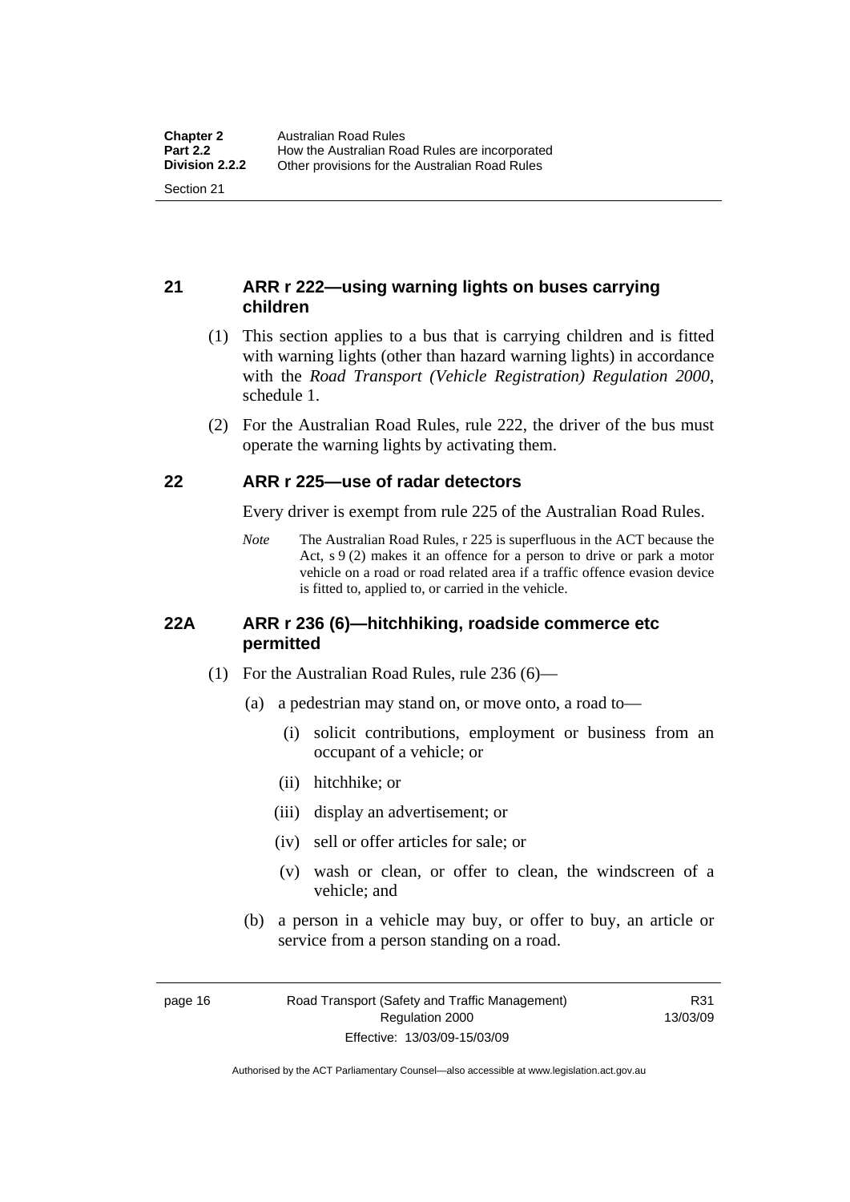## 21 ARR r 222—using warning lights on buses carrying children

(1) This section applies to a bus that is carrying children and is fitted with warning lights (other than hazard warning lights) in accordance with the *Road Transport (Vehicle Registration) Regulation 2000*, schedule 1.

(2) For the Australian Road Rules, rule 222, the driver of the bus must operate the warning lights by activating them.

## 22 ARR r 225—use of radar detectors

Every driver is exempt from rule 225 of the Australian Road Rules.

*Note* The Australian Road Rules, r 225 is superfluous in the ACT because the Act, s 9 (2) makes it an offence for a person to drive or park a motor vehicle on a road or road related area if a traffic offence evasion device is fitted to, applied to, or carried in the vehicle.

## 22A ARR r 236 (6)—hitchhiking, roadside commerce etc permitted

(1) For the Australian Road Rules, rule 236 (6)—

(a) a pedestrian may stand on, or move onto, a road to—

(i) solicit contributions, employment or business from an occupant of a vehicle; or

(ii) hitchhike; or

(iii) display an advertisement; or

(iv) sell or offer articles for sale; or

(v) wash or clean, or offer to clean, the windscreen of a vehicle; and

(b) a person in a vehicle may buy, or offer to buy, an article or service from a person standing on a road.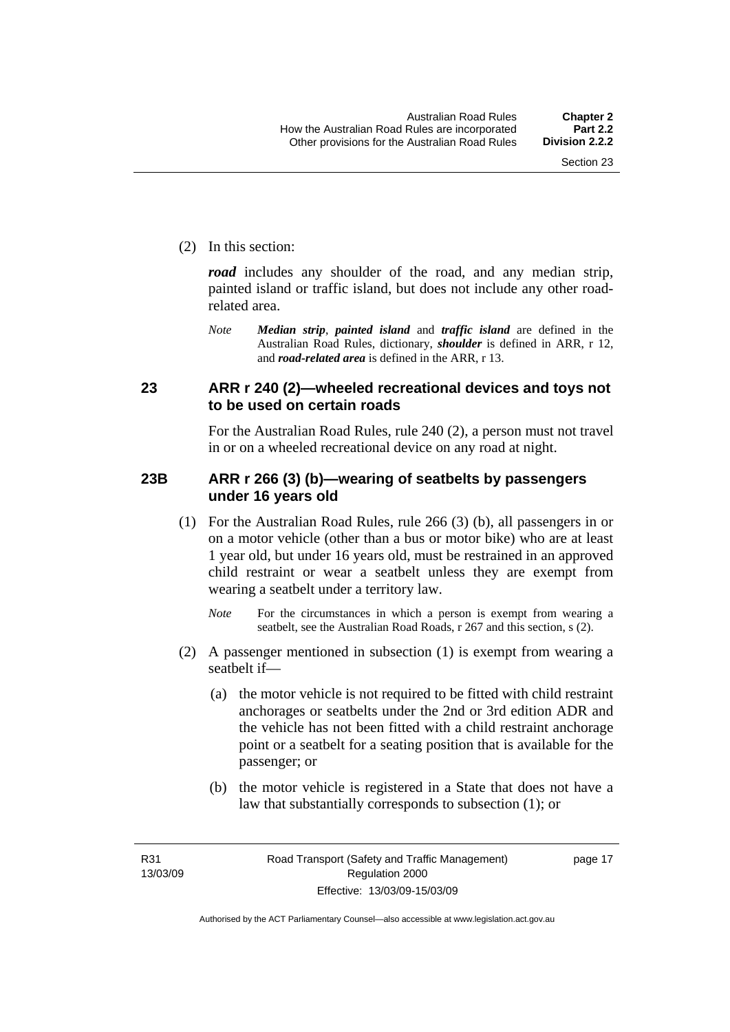(2) In this section:

***road*** includes any shoulder of the road, and any median strip, painted island or traffic island, but does not include any other road-related area.

*Note* ***Median strip***, ***painted island*** and ***traffic island*** are defined in the Australian Road Rules, dictionary, ***shoulder*** is defined in ARR, r 12, and ***road-related area*** is defined in the ARR, r 13.

## 23 ARR r 240 (2)—wheeled recreational devices and toys not to be used on certain roads

For the Australian Road Rules, rule 240 (2), a person must not travel in or on a wheeled recreational device on any road at night.

## 23B ARR r 266 (3) (b)—wearing of seatbelts by passengers under 16 years old

(1) For the Australian Road Rules, rule 266 (3) (b), all passengers in or on a motor vehicle (other than a bus or motor bike) who are at least 1 year old, but under 16 years old, must be restrained in an approved child restraint or wear a seatbelt unless they are exempt from wearing a seatbelt under a territory law.

*Note* For the circumstances in which a person is exempt from wearing a seatbelt, see the Australian Road Roads, r 267 and this section, s (2).

(2) A passenger mentioned in subsection (1) is exempt from wearing a seatbelt if—

(a) the motor vehicle is not required to be fitted with child restraint anchorages or seatbelts under the 2nd or 3rd edition ADR and the vehicle has not been fitted with a child restraint anchorage point or a seatbelt for a seating position that is available for the passenger; or

(b) the motor vehicle is registered in a State that does not have a law that substantially corresponds to subsection (1); or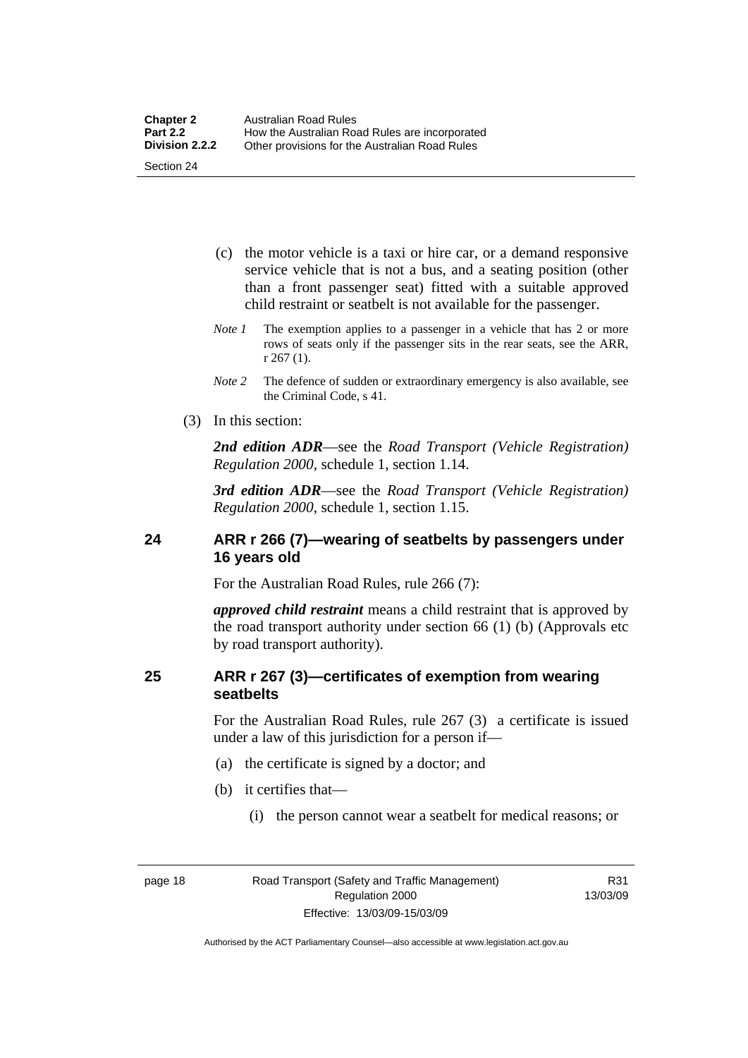(c) the motor vehicle is a taxi or hire car, or a demand responsive service vehicle that is not a bus, and a seating position (other than a front passenger seat) fitted with a suitable approved child restraint or seatbelt is not available for the passenger.

*Note 1* The exemption applies to a passenger in a vehicle that has 2 or more rows of seats only if the passenger sits in the rear seats, see the ARR, r 267 (1).

*Note 2* The defence of sudden or extraordinary emergency is also available, see the Criminal Code, s 41.

(3) In this section:

***2nd edition ADR***—see the *Road Transport (Vehicle Registration) Regulation 2000*, schedule 1, section 1.14.

***3rd edition ADR***—see the *Road Transport (Vehicle Registration) Regulation 2000*, schedule 1, section 1.15.

## 24 ARR r 266 (7)—wearing of seatbelts by passengers under 16 years old

For the Australian Road Rules, rule 266 (7):

***approved child restraint*** means a child restraint that is approved by the road transport authority under section 66 (1) (b) (Approvals etc by road transport authority).

## 25 ARR r 267 (3)—certificates of exemption from wearing seatbelts

For the Australian Road Rules, rule 267 (3) a certificate is issued under a law of this jurisdiction for a person if—

(a) the certificate is signed by a doctor; and

(b) it certifies that—

(i) the person cannot wear a seatbelt for medical reasons; or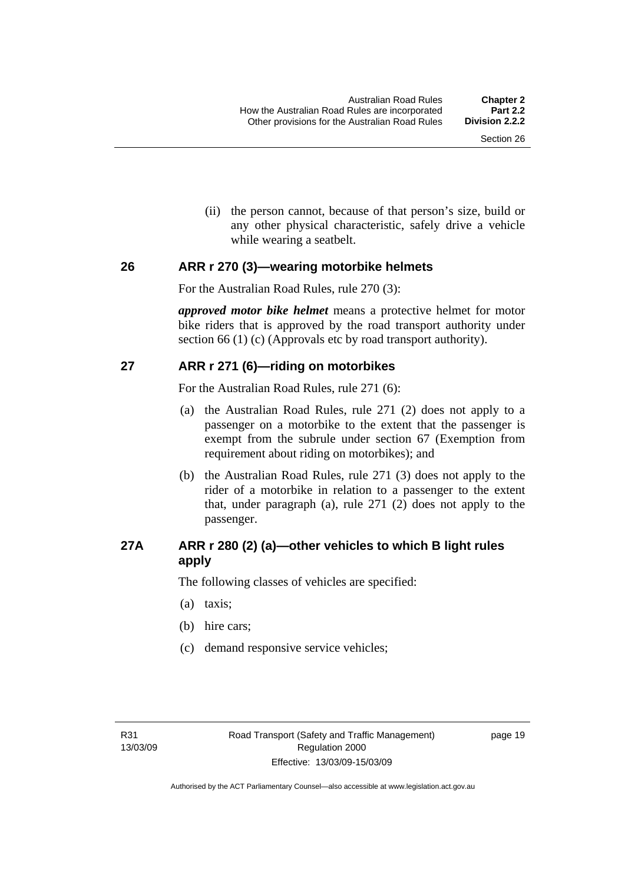(ii) the person cannot, because of that person's size, build or any other physical characteristic, safely drive a vehicle while wearing a seatbelt.

## 26 ARR r 270 (3)—wearing motorbike helmets

For the Australian Road Rules, rule 270 (3):

***approved motor bike helmet*** means a protective helmet for motor bike riders that is approved by the road transport authority under section 66 (1) (c) (Approvals etc by road transport authority).

## 27 ARR r 271 (6)—riding on motorbikes

For the Australian Road Rules, rule 271 (6):

(a) the Australian Road Rules, rule 271 (2) does not apply to a passenger on a motorbike to the extent that the passenger is exempt from the subrule under section 67 (Exemption from requirement about riding on motorbikes); and

(b) the Australian Road Rules, rule 271 (3) does not apply to the rider of a motorbike in relation to a passenger to the extent that, under paragraph (a), rule 271 (2) does not apply to the passenger.

## 27A ARR r 280 (2) (a)—other vehicles to which B light rules apply

The following classes of vehicles are specified:

(a) taxis;

(b) hire cars;

(c) demand responsive service vehicles;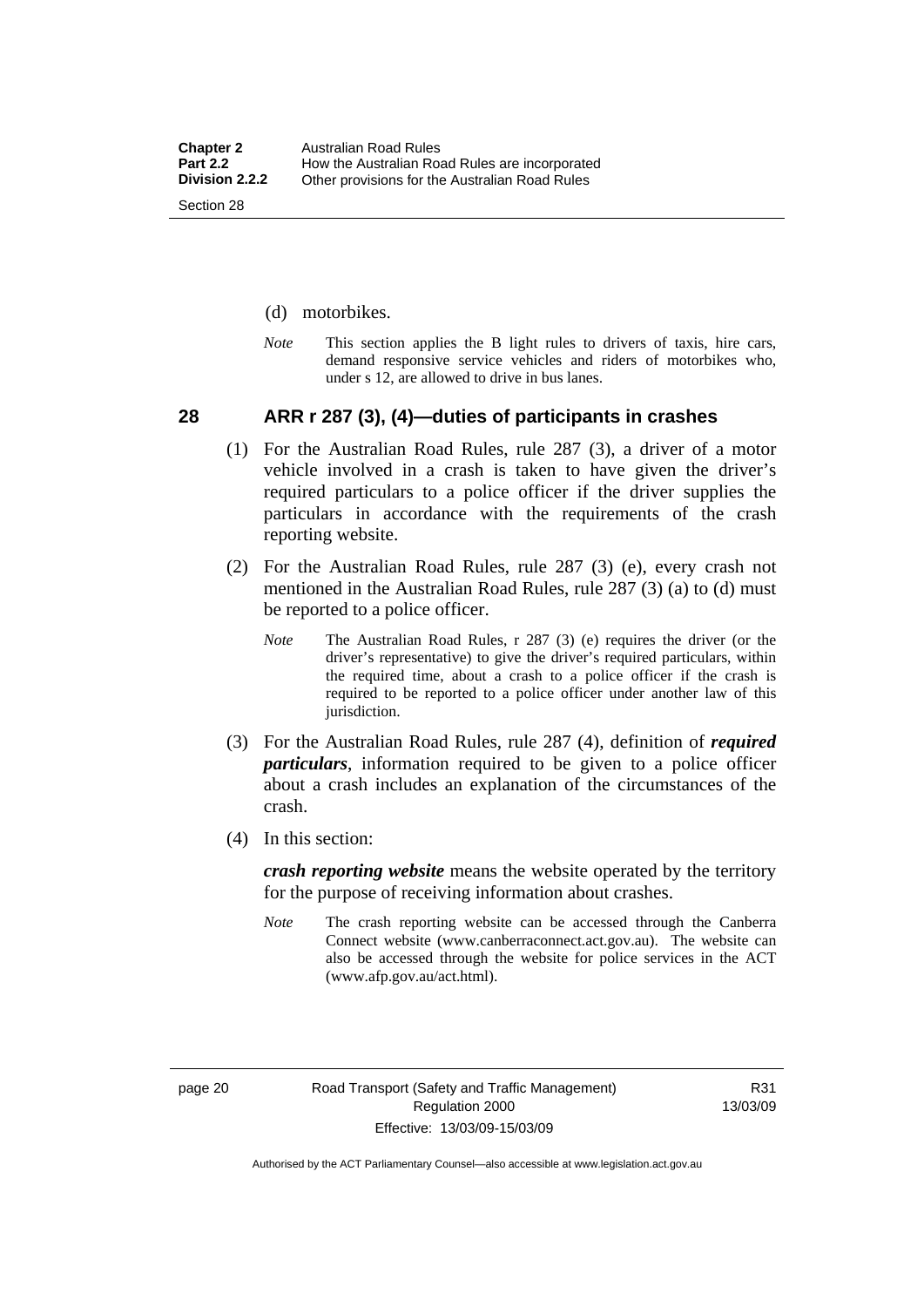(d) motorbikes.

*Note* This section applies the B light rules to drivers of taxis, hire cars, demand responsive service vehicles and riders of motorbikes who, under s 12, are allowed to drive in bus lanes.

## 28 ARR r 287 (3), (4)—duties of participants in crashes

(1) For the Australian Road Rules, rule 287 (3), a driver of a motor vehicle involved in a crash is taken to have given the driver's required particulars to a police officer if the driver supplies the particulars in accordance with the requirements of the crash reporting website.

(2) For the Australian Road Rules, rule 287 (3) (e), every crash not mentioned in the Australian Road Rules, rule 287 (3) (a) to (d) must be reported to a police officer.

*Note* The Australian Road Rules, r 287 (3) (e) requires the driver (or the driver's representative) to give the driver's required particulars, within the required time, about a crash to a police officer if the crash is required to be reported to a police officer under another law of this jurisdiction.

(3) For the Australian Road Rules, rule 287 (4), definition of ***required particulars***, information required to be given to a police officer about a crash includes an explanation of the circumstances of the crash.

(4) In this section:

***crash reporting website*** means the website operated by the territory for the purpose of receiving information about crashes.

*Note* The crash reporting website can be accessed through the Canberra Connect website (www.canberraconnect.act.gov.au). The website can also be accessed through the website for police services in the ACT (www.afp.gov.au/act.html).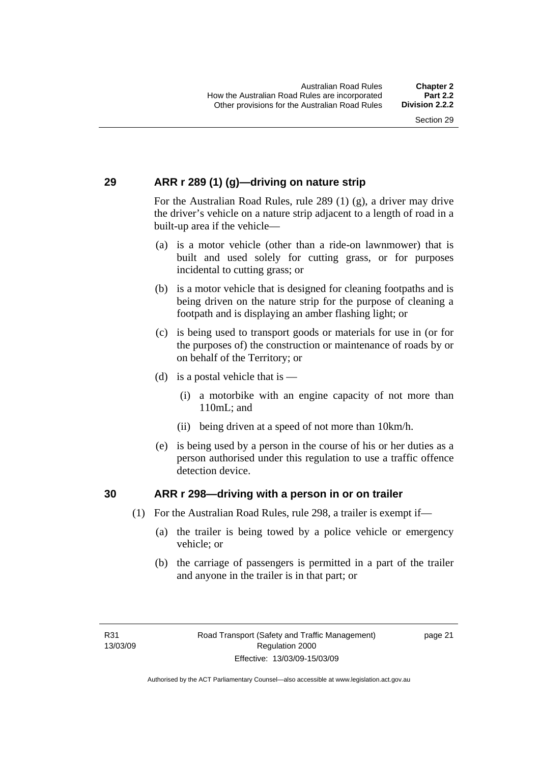## 29 ARR r 289 (1) (g)—driving on nature strip

For the Australian Road Rules, rule 289 (1) (g), a driver may drive the driver's vehicle on a nature strip adjacent to a length of road in a built-up area if the vehicle—

(a) is a motor vehicle (other than a ride-on lawnmower) that is built and used solely for cutting grass, or for purposes incidental to cutting grass; or

(b) is a motor vehicle that is designed for cleaning footpaths and is being driven on the nature strip for the purpose of cleaning a footpath and is displaying an amber flashing light; or

(c) is being used to transport goods or materials for use in (or for the purposes of) the construction or maintenance of roads by or on behalf of the Territory; or

(d) is a postal vehicle that is —

   (i) a motorbike with an engine capacity of not more than 110mL; and

   (ii) being driven at a speed of not more than 10km/h.

(e) is being used by a person in the course of his or her duties as a person authorised under this regulation to use a traffic offence detection device.

## 30 ARR r 298—driving with a person in or on trailer

(1) For the Australian Road Rules, rule 298, a trailer is exempt if—

   (a) the trailer is being towed by a police vehicle or emergency vehicle; or

   (b) the carriage of passengers is permitted in a part of the trailer and anyone in the trailer is in that part; or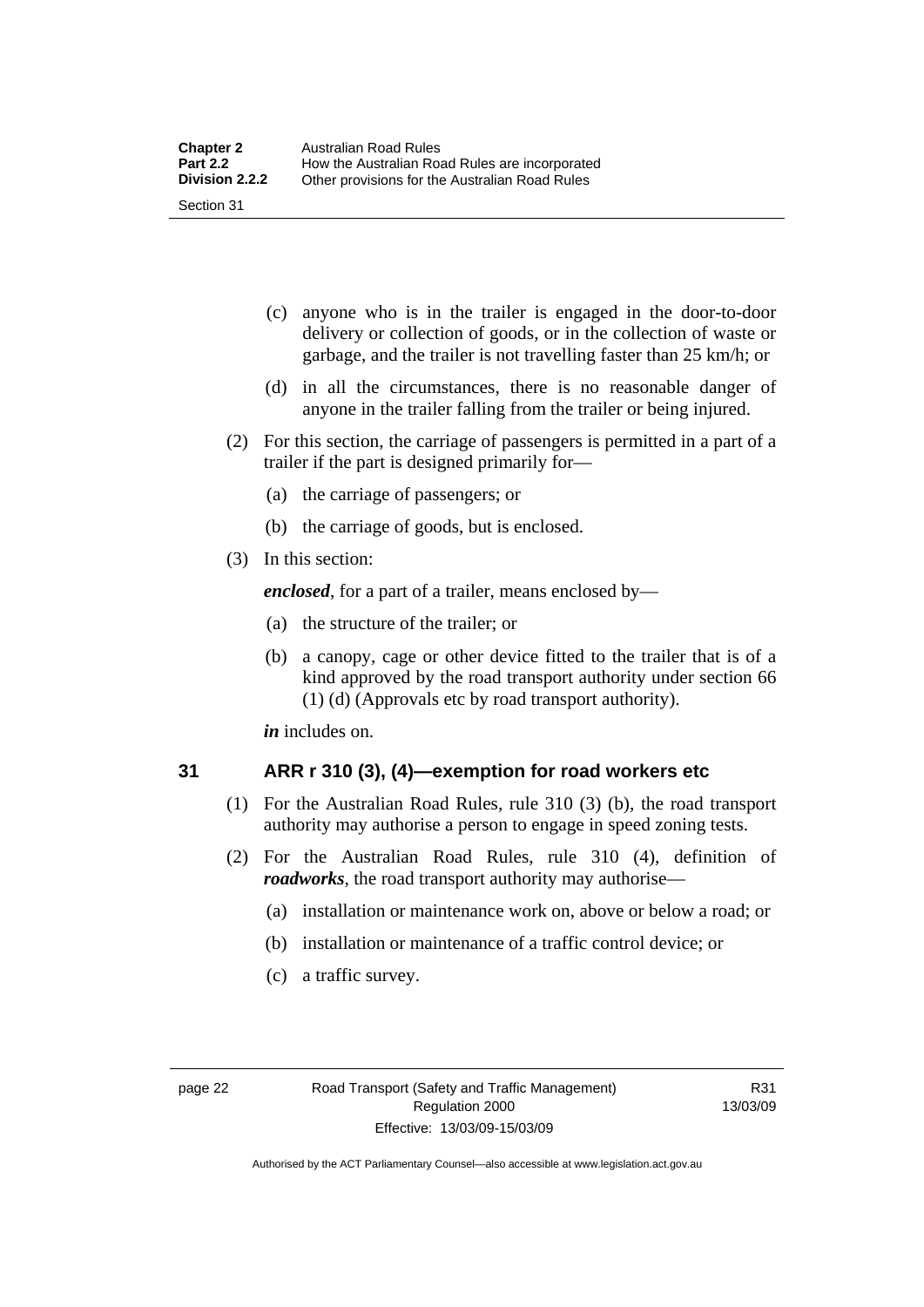(c) anyone who is in the trailer is engaged in the door-to-door delivery or collection of goods, or in the collection of waste or garbage, and the trailer is not travelling faster than 25 km/h; or

(d) in all the circumstances, there is no reasonable danger of anyone in the trailer falling from the trailer or being injured.

(2) For this section, the carriage of passengers is permitted in a part of a trailer if the part is designed primarily for—

(a) the carriage of passengers; or

(b) the carriage of goods, but is enclosed.

(3) In this section:

***enclosed***, for a part of a trailer, means enclosed by—

(a) the structure of the trailer; or

(b) a canopy, cage or other device fitted to the trailer that is of a kind approved by the road transport authority under section 66 (1) (d) (Approvals etc by road transport authority).

***in*** includes on.

## 31 ARR r 310 (3), (4)—exemption for road workers etc

(1) For the Australian Road Rules, rule 310 (3) (b), the road transport authority may authorise a person to engage in speed zoning tests.

(2) For the Australian Road Rules, rule 310 (4), definition of ***roadworks***, the road transport authority may authorise—

(a) installation or maintenance work on, above or below a road; or

(b) installation or maintenance of a traffic control device; or

(c) a traffic survey.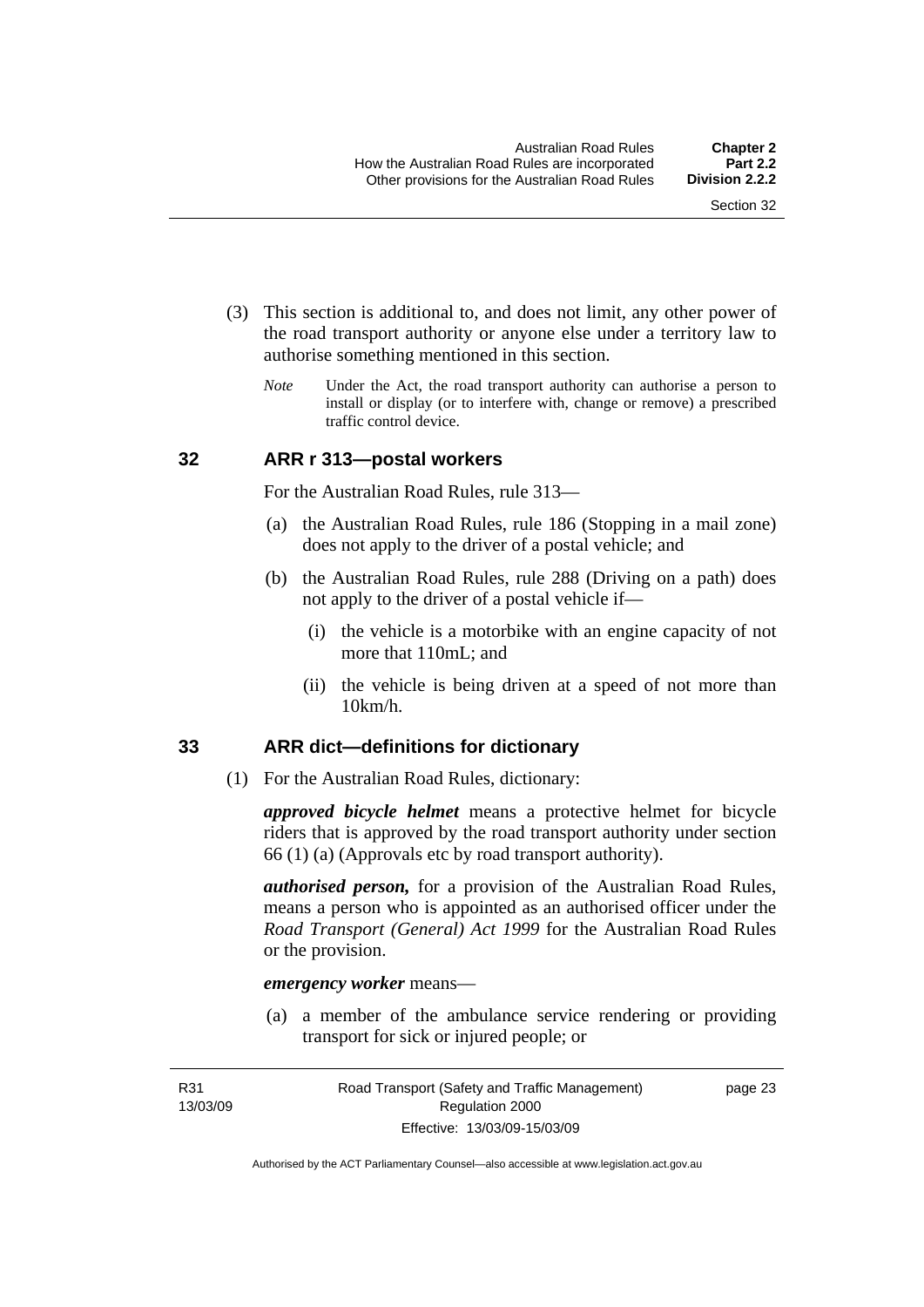(3) This section is additional to, and does not limit, any other power of the road transport authority or anyone else under a territory law to authorise something mentioned in this section.

*Note* Under the Act, the road transport authority can authorise a person to install or display (or to interfere with, change or remove) a prescribed traffic control device.

## 32 ARR r 313—postal workers

For the Australian Road Rules, rule 313—

(a) the Australian Road Rules, rule 186 (Stopping in a mail zone) does not apply to the driver of a postal vehicle; and

(b) the Australian Road Rules, rule 288 (Driving on a path) does not apply to the driver of a postal vehicle if—

(i) the vehicle is a motorbike with an engine capacity of not more that 110mL; and

(ii) the vehicle is being driven at a speed of not more than 10km/h.

## 33 ARR dict—definitions for dictionary

(1) For the Australian Road Rules, dictionary:

***approved bicycle helmet*** means a protective helmet for bicycle riders that is approved by the road transport authority under section 66 (1) (a) (Approvals etc by road transport authority).

***authorised person,*** for a provision of the Australian Road Rules, means a person who is appointed as an authorised officer under the *Road Transport (General) Act 1999* for the Australian Road Rules or the provision.

***emergency worker*** means—

(a) a member of the ambulance service rendering or providing transport for sick or injured people; or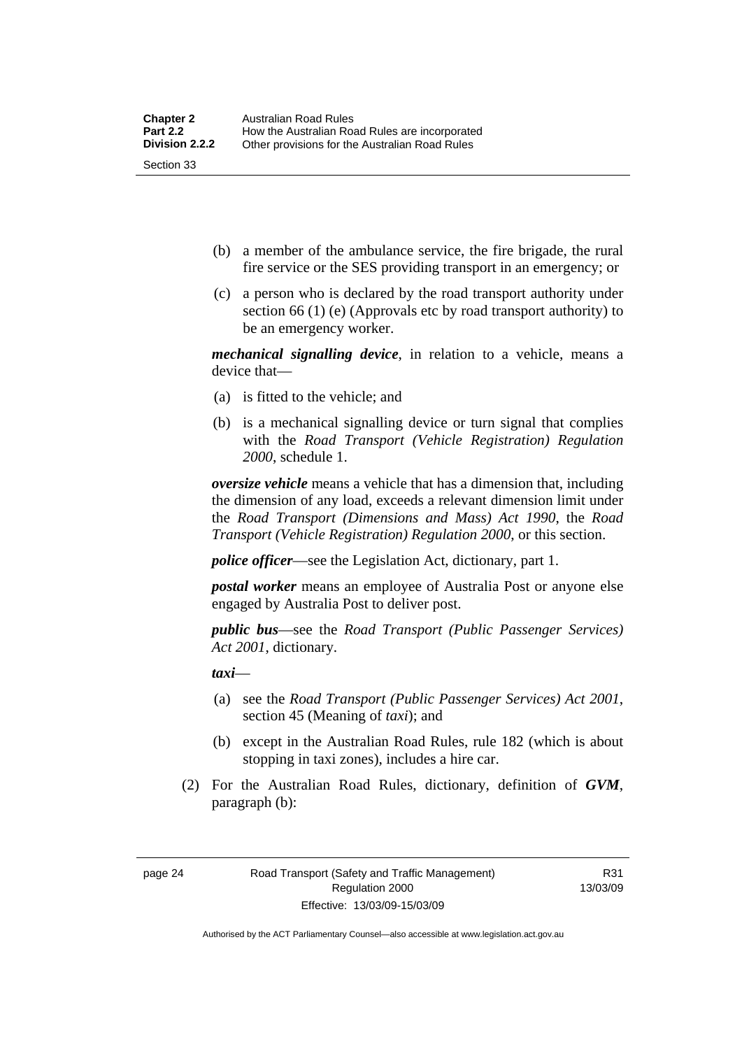(b) a member of the ambulance service, the fire brigade, the rural fire service or the SES providing transport in an emergency; or

(c) a person who is declared by the road transport authority under section 66 (1) (e) (Approvals etc by road transport authority) to be an emergency worker.

***mechanical signalling device***, in relation to a vehicle, means a device that—

(a) is fitted to the vehicle; and

(b) is a mechanical signalling device or turn signal that complies with the *Road Transport (Vehicle Registration) Regulation 2000*, schedule 1.

***oversize vehicle*** means a vehicle that has a dimension that, including the dimension of any load, exceeds a relevant dimension limit under the *Road Transport (Dimensions and Mass) Act 1990*, the *Road Transport (Vehicle Registration) Regulation 2000*, or this section.

***police officer***—see the Legislation Act, dictionary, part 1.

***postal worker*** means an employee of Australia Post or anyone else engaged by Australia Post to deliver post.

***public bus***—see the *Road Transport (Public Passenger Services) Act 2001*, dictionary.

***taxi***—

(a) see the *Road Transport (Public Passenger Services) Act 2001*, section 45 (Meaning of *taxi*); and

(b) except in the Australian Road Rules, rule 182 (which is about stopping in taxi zones), includes a hire car.

(2) For the Australian Road Rules, dictionary, definition of ***GVM***, paragraph (b):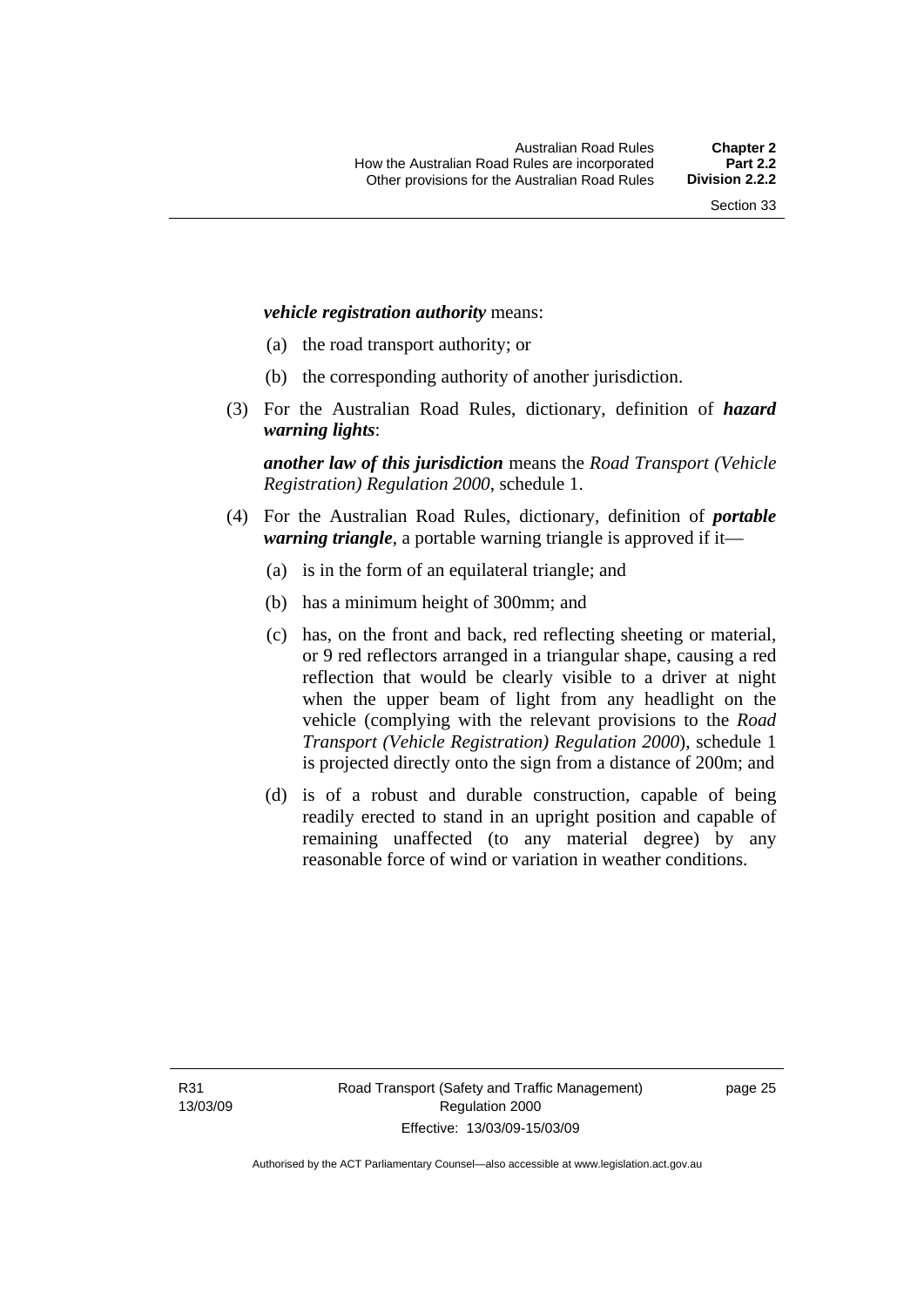***vehicle registration authority*** means:

(a) the road transport authority; or

(b) the corresponding authority of another jurisdiction.

(3) For the Australian Road Rules, dictionary, definition of ***hazard warning lights***:

***another law of this jurisdiction*** means the *Road Transport (Vehicle Registration) Regulation 2000*, schedule 1.

(4) For the Australian Road Rules, dictionary, definition of ***portable warning triangle***, a portable warning triangle is approved if it—

(a) is in the form of an equilateral triangle; and

(b) has a minimum height of 300mm; and

(c) has, on the front and back, red reflecting sheeting or material, or 9 red reflectors arranged in a triangular shape, causing a red reflection that would be clearly visible to a driver at night when the upper beam of light from any headlight on the vehicle (complying with the relevant provisions to the *Road Transport (Vehicle Registration) Regulation 2000*), schedule 1 is projected directly onto the sign from a distance of 200m; and

(d) is of a robust and durable construction, capable of being readily erected to stand in an upright position and capable of remaining unaffected (to any material degree) by any reasonable force of wind or variation in weather conditions.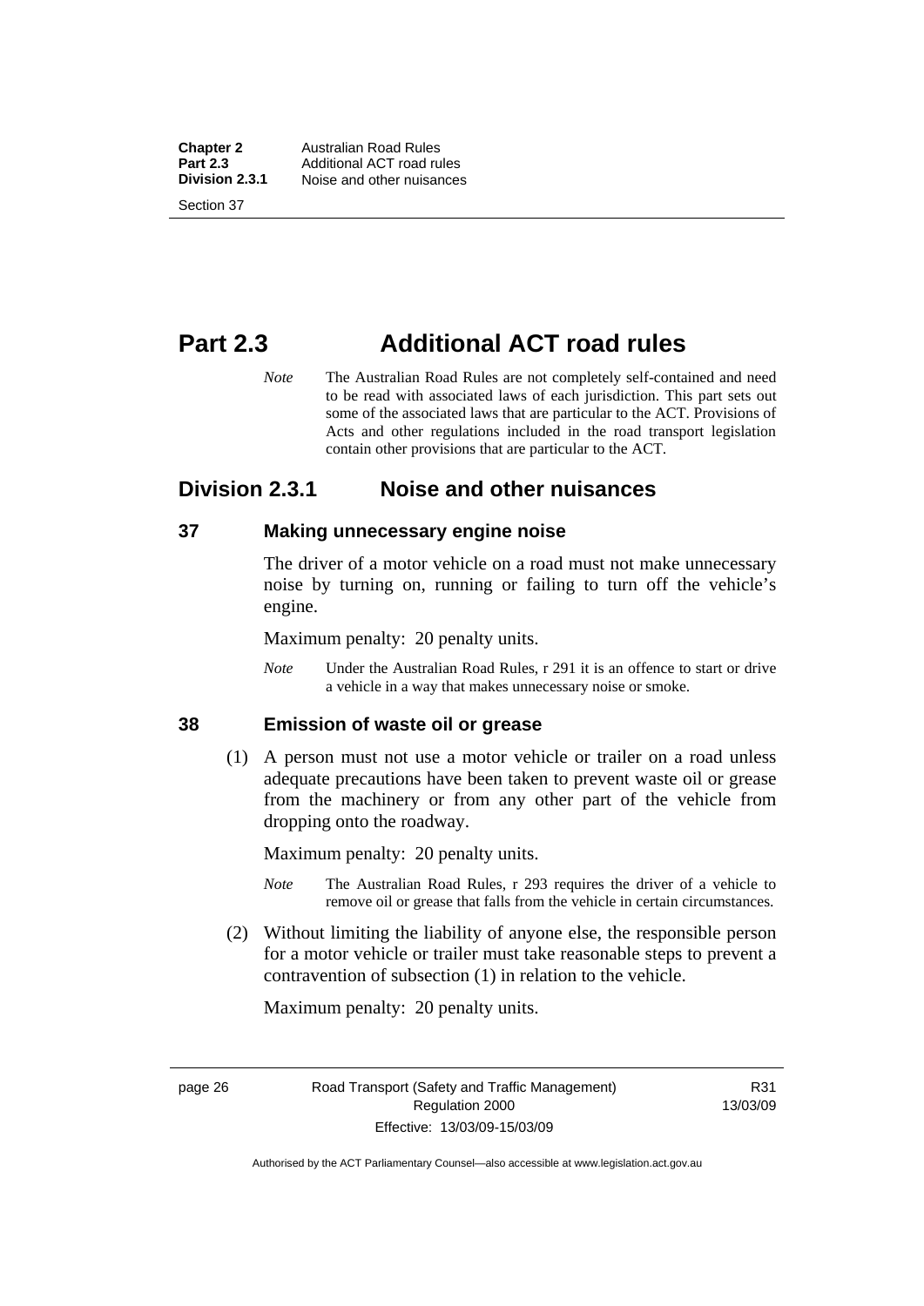# Part 2.3 Additional ACT road rules

*Note* The Australian Road Rules are not completely self-contained and need to be read with associated laws of each jurisdiction. This part sets out some of the associated laws that are particular to the ACT. Provisions of Acts and other regulations included in the road transport legislation contain other provisions that are particular to the ACT.

## Division 2.3.1 Noise and other nuisances

### 37 Making unnecessary engine noise

The driver of a motor vehicle on a road must not make unnecessary noise by turning on, running or failing to turn off the vehicle's engine.

Maximum penalty: 20 penalty units.

*Note* Under the Australian Road Rules, r 291 it is an offence to start or drive a vehicle in a way that makes unnecessary noise or smoke.

### 38 Emission of waste oil or grease

(1) A person must not use a motor vehicle or trailer on a road unless adequate precautions have been taken to prevent waste oil or grease from the machinery or from any other part of the vehicle from dropping onto the roadway.

Maximum penalty: 20 penalty units.

*Note* The Australian Road Rules, r 293 requires the driver of a vehicle to remove oil or grease that falls from the vehicle in certain circumstances.

(2) Without limiting the liability of anyone else, the responsible person for a motor vehicle or trailer must take reasonable steps to prevent a contravention of subsection (1) in relation to the vehicle.

Maximum penalty: 20 penalty units.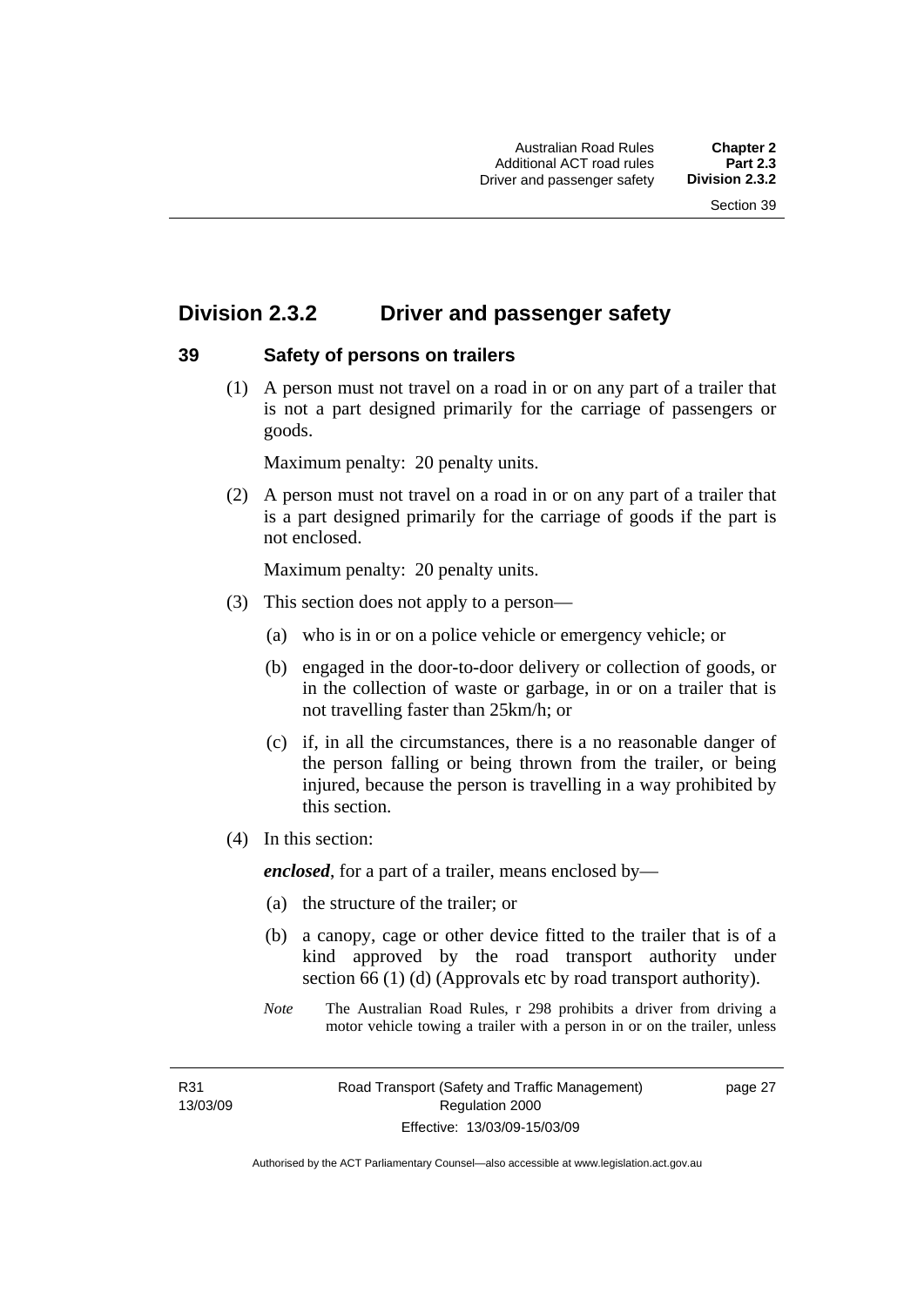## Division 2.3.2 Driver and passenger safety

### 39 Safety of persons on trailers

(1) A person must not travel on a road in or on any part of a trailer that is not a part designed primarily for the carriage of passengers or goods.

Maximum penalty: 20 penalty units.

(2) A person must not travel on a road in or on any part of a trailer that is a part designed primarily for the carriage of goods if the part is not enclosed.

Maximum penalty: 20 penalty units.

(3) This section does not apply to a person—

(a) who is in or on a police vehicle or emergency vehicle; or

(b) engaged in the door-to-door delivery or collection of goods, or in the collection of waste or garbage, in or on a trailer that is not travelling faster than 25km/h; or

(c) if, in all the circumstances, there is a no reasonable danger of the person falling or being thrown from the trailer, or being injured, because the person is travelling in a way prohibited by this section.

(4) In this section:

***enclosed***, for a part of a trailer, means enclosed by—

(a) the structure of the trailer; or

(b) a canopy, cage or other device fitted to the trailer that is of a kind approved by the road transport authority under section 66 (1) (d) (Approvals etc by road transport authority).

*Note* The Australian Road Rules, r 298 prohibits a driver from driving a motor vehicle towing a trailer with a person in or on the trailer, unless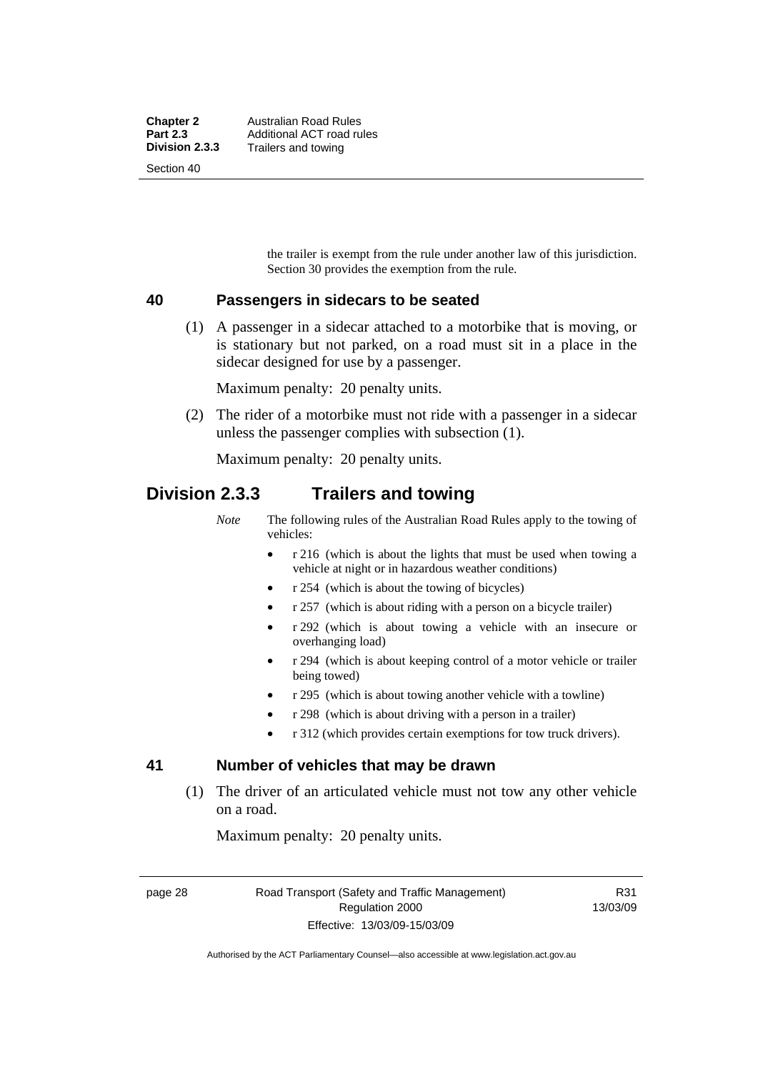the trailer is exempt from the rule under another law of this jurisdiction. Section 30 provides the exemption from the rule.

### 40 Passengers in sidecars to be seated

(1) A passenger in a sidecar attached to a motorbike that is moving, or is stationary but not parked, on a road must sit in a place in the sidecar designed for use by a passenger.

Maximum penalty: 20 penalty units.

(2) The rider of a motorbike must not ride with a passenger in a sidecar unless the passenger complies with subsection (1).

Maximum penalty: 20 penalty units.

## Division 2.3.3 Trailers and towing

*Note* The following rules of the Australian Road Rules apply to the towing of vehicles:

- r 216 (which is about the lights that must be used when towing a vehicle at night or in hazardous weather conditions)
- r 254 (which is about the towing of bicycles)
- r 257 (which is about riding with a person on a bicycle trailer)
- r 292 (which is about towing a vehicle with an insecure or overhanging load)
- r 294 (which is about keeping control of a motor vehicle or trailer being towed)
- r 295 (which is about towing another vehicle with a towline)
- r 298 (which is about driving with a person in a trailer)
- r 312 (which provides certain exemptions for tow truck drivers).

### 41 Number of vehicles that may be drawn

(1) The driver of an articulated vehicle must not tow any other vehicle on a road.

Maximum penalty: 20 penalty units.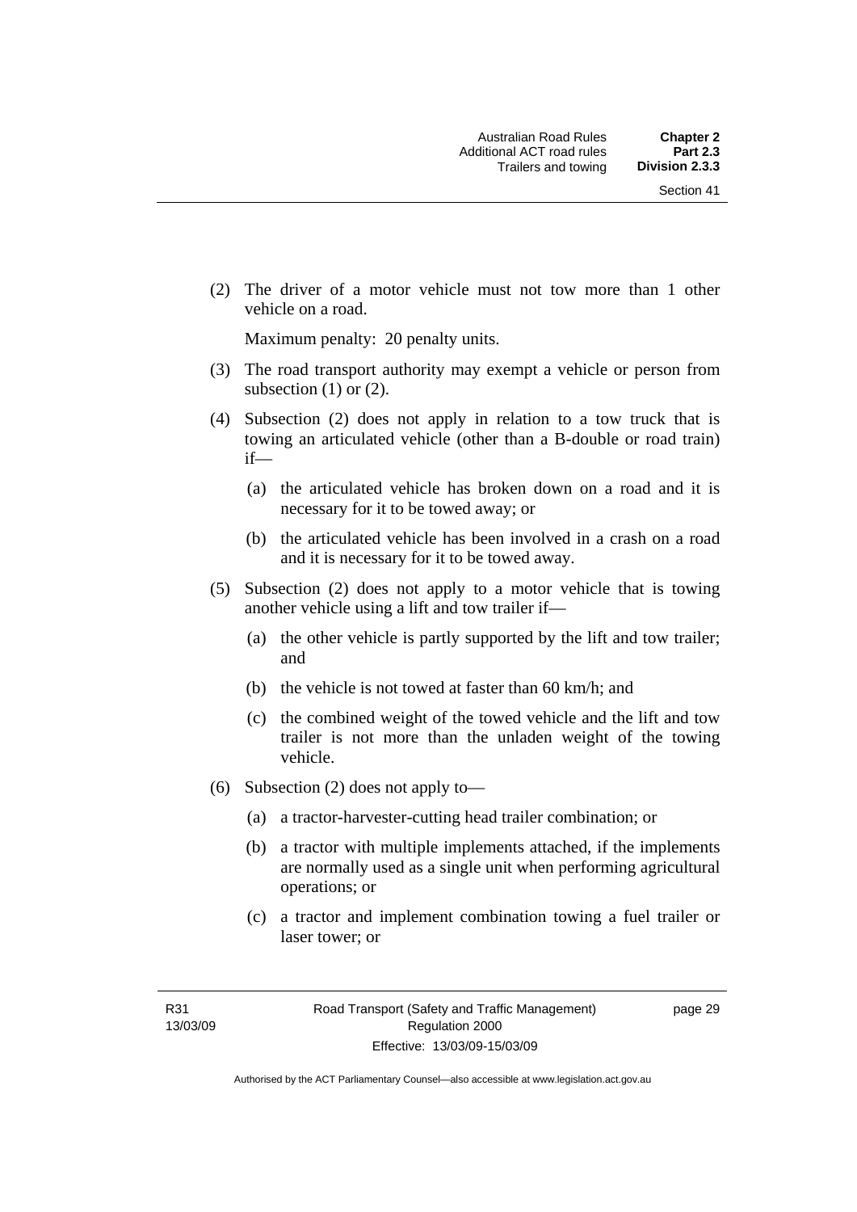(2) The driver of a motor vehicle must not tow more than 1 other vehicle on a road.

Maximum penalty: 20 penalty units.

(3) The road transport authority may exempt a vehicle or person from subsection (1) or (2).

(4) Subsection (2) does not apply in relation to a tow truck that is towing an articulated vehicle (other than a B-double or road train) if—

(a) the articulated vehicle has broken down on a road and it is necessary for it to be towed away; or

(b) the articulated vehicle has been involved in a crash on a road and it is necessary for it to be towed away.

(5) Subsection (2) does not apply to a motor vehicle that is towing another vehicle using a lift and tow trailer if—

(a) the other vehicle is partly supported by the lift and tow trailer; and

(b) the vehicle is not towed at faster than 60 km/h; and

(c) the combined weight of the towed vehicle and the lift and tow trailer is not more than the unladen weight of the towing vehicle.

(6) Subsection (2) does not apply to—

(a) a tractor-harvester-cutting head trailer combination; or

(b) a tractor with multiple implements attached, if the implements are normally used as a single unit when performing agricultural operations; or

(c) a tractor and implement combination towing a fuel trailer or laser tower; or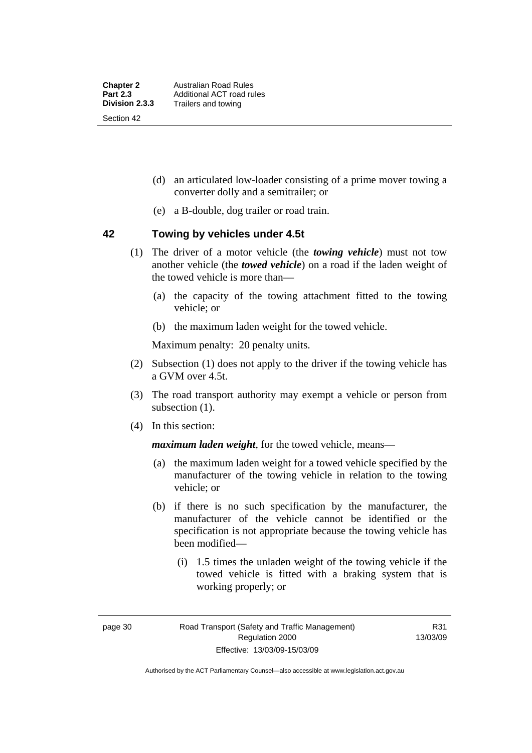(d) an articulated low-loader consisting of a prime mover towing a converter dolly and a semitrailer; or

(e) a B-double, dog trailer or road train.

## 42 Towing by vehicles under 4.5t

(1) The driver of a motor vehicle (the ***towing vehicle***) must not tow another vehicle (the ***towed vehicle***) on a road if the laden weight of the towed vehicle is more than—

(a) the capacity of the towing attachment fitted to the towing vehicle; or

(b) the maximum laden weight for the towed vehicle.

Maximum penalty: 20 penalty units.

(2) Subsection (1) does not apply to the driver if the towing vehicle has a GVM over 4.5t.

(3) The road transport authority may exempt a vehicle or person from subsection (1).

(4) In this section:

***maximum laden weight***, for the towed vehicle, means—

(a) the maximum laden weight for a towed vehicle specified by the manufacturer of the towing vehicle in relation to the towing vehicle; or

(b) if there is no such specification by the manufacturer, the manufacturer of the vehicle cannot be identified or the specification is not appropriate because the towing vehicle has been modified—

(i) 1.5 times the unladen weight of the towing vehicle if the towed vehicle is fitted with a braking system that is working properly; or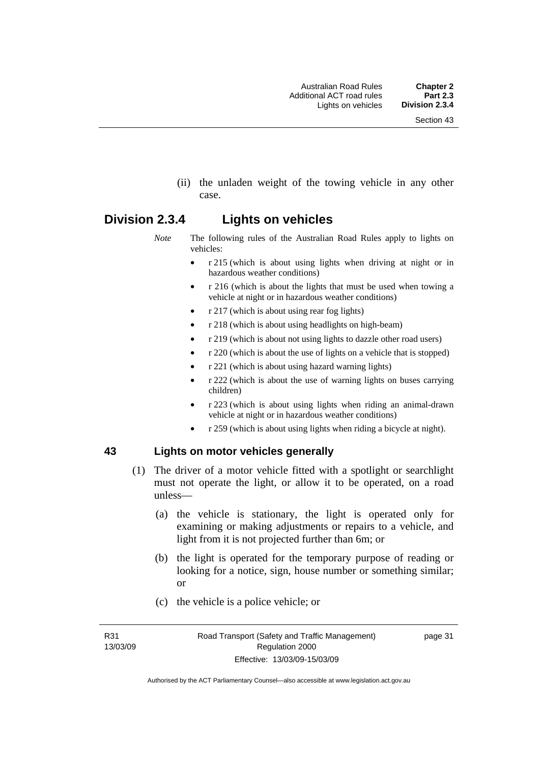(ii) the unladen weight of the towing vehicle in any other case.

## Division 2.3.4 Lights on vehicles

*Note* The following rules of the Australian Road Rules apply to lights on vehicles:

- r 215 (which is about using lights when driving at night or in hazardous weather conditions)
- r 216 (which is about the lights that must be used when towing a vehicle at night or in hazardous weather conditions)
- r 217 (which is about using rear fog lights)
- r 218 (which is about using headlights on high-beam)
- r 219 (which is about not using lights to dazzle other road users)
- r 220 (which is about the use of lights on a vehicle that is stopped)
- r 221 (which is about using hazard warning lights)
- r 222 (which is about the use of warning lights on buses carrying children)
- r 223 (which is about using lights when riding an animal-drawn vehicle at night or in hazardous weather conditions)
- r 259 (which is about using lights when riding a bicycle at night).

### 43 Lights on motor vehicles generally

(1) The driver of a motor vehicle fitted with a spotlight or searchlight must not operate the light, or allow it to be operated, on a road unless—

(a) the vehicle is stationary, the light is operated only for examining or making adjustments or repairs to a vehicle, and light from it is not projected further than 6m; or

(b) the light is operated for the temporary purpose of reading or looking for a notice, sign, house number or something similar; or

(c) the vehicle is a police vehicle; or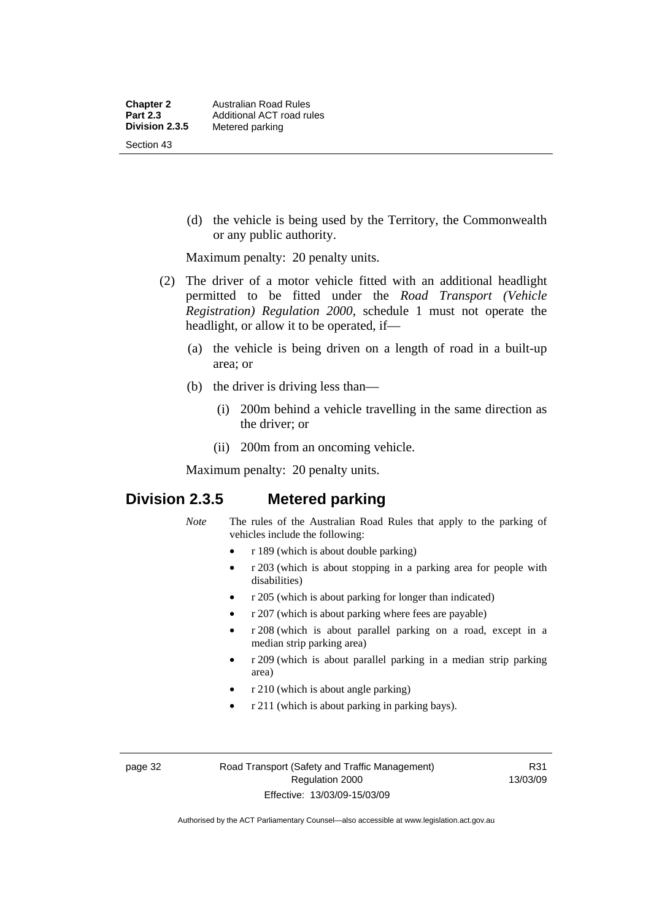(d) the vehicle is being used by the Territory, the Commonwealth or any public authority.

Maximum penalty: 20 penalty units.

(2) The driver of a motor vehicle fitted with an additional headlight permitted to be fitted under the *Road Transport (Vehicle Registration) Regulation 2000*, schedule 1 must not operate the headlight, or allow it to be operated, if—

(a) the vehicle is being driven on a length of road in a built-up area; or

(b) the driver is driving less than—

(i) 200m behind a vehicle travelling in the same direction as the driver; or

(ii) 200m from an oncoming vehicle.

Maximum penalty: 20 penalty units.

## Division 2.3.5 Metered parking

*Note* The rules of the Australian Road Rules that apply to the parking of vehicles include the following:

- r 189 (which is about double parking)
- r 203 (which is about stopping in a parking area for people with disabilities)
- r 205 (which is about parking for longer than indicated)
- r 207 (which is about parking where fees are payable)
- r 208 (which is about parallel parking on a road, except in a median strip parking area)
- r 209 (which is about parallel parking in a median strip parking area)
- r 210 (which is about angle parking)
- r 211 (which is about parking in parking bays).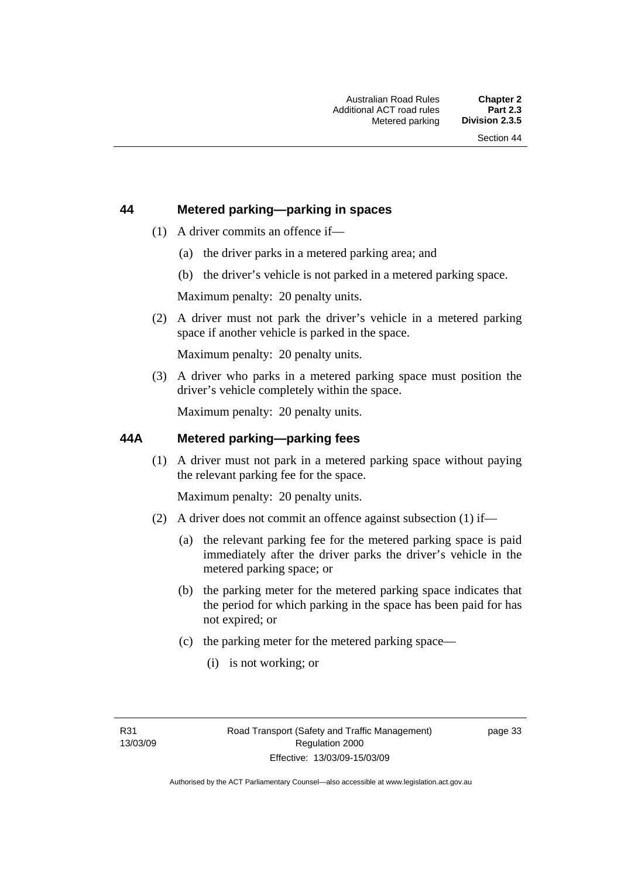## 44 Metered parking—parking in spaces

(1) A driver commits an offence if—

(a) the driver parks in a metered parking area; and

(b) the driver's vehicle is not parked in a metered parking space.

Maximum penalty: 20 penalty units.

(2) A driver must not park the driver's vehicle in a metered parking space if another vehicle is parked in the space.

Maximum penalty: 20 penalty units.

(3) A driver who parks in a metered parking space must position the driver's vehicle completely within the space.

Maximum penalty: 20 penalty units.

## 44A Metered parking—parking fees

(1) A driver must not park in a metered parking space without paying the relevant parking fee for the space.

Maximum penalty: 20 penalty units.

(2) A driver does not commit an offence against subsection (1) if—

(a) the relevant parking fee for the metered parking space is paid immediately after the driver parks the driver's vehicle in the metered parking space; or

(b) the parking meter for the metered parking space indicates that the period for which parking in the space has been paid for has not expired; or

(c) the parking meter for the metered parking space—

(i) is not working; or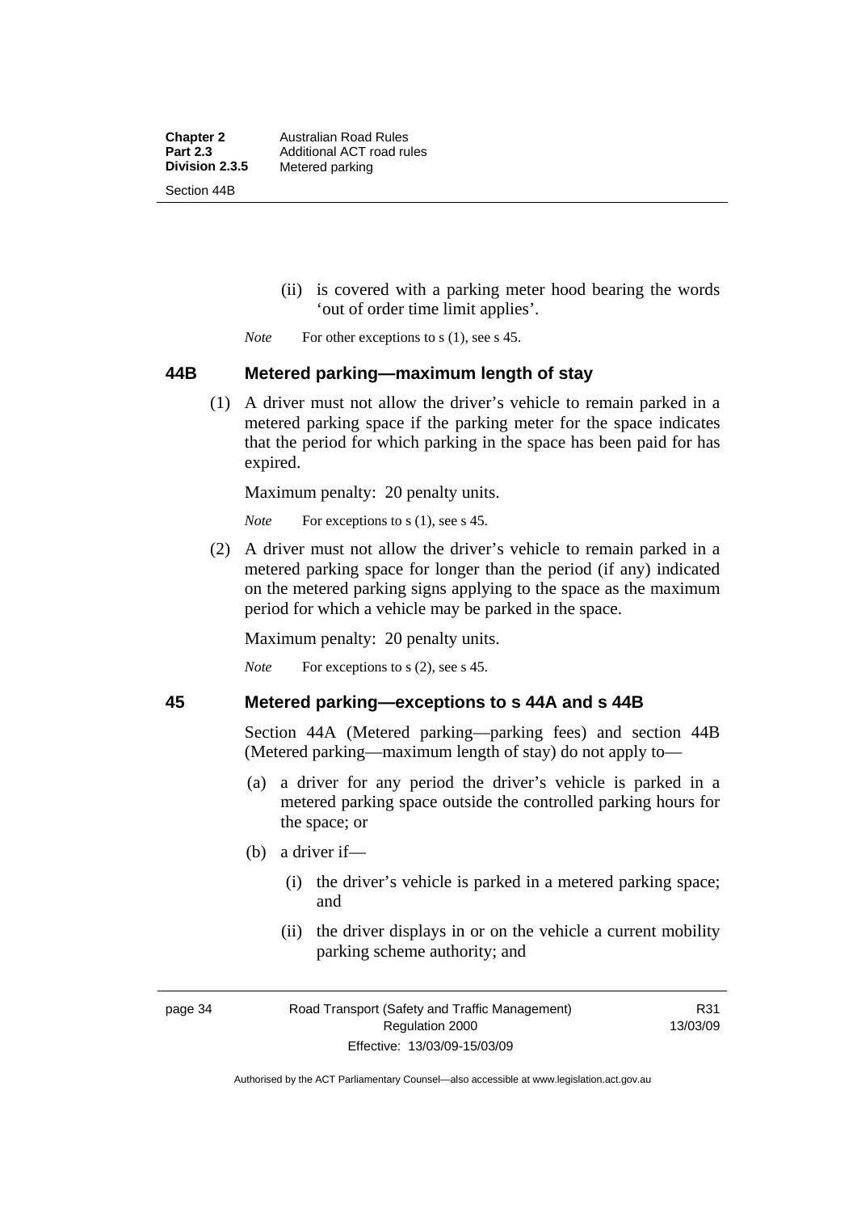(ii) is covered with a parking meter hood bearing the words 'out of order time limit applies'.

*Note* For other exceptions to s (1), see s 45.

### 44B Metered parking—maximum length of stay

(1) A driver must not allow the driver's vehicle to remain parked in a metered parking space if the parking meter for the space indicates that the period for which parking in the space has been paid for has expired.

Maximum penalty: 20 penalty units.

*Note* For exceptions to s (1), see s 45.

(2) A driver must not allow the driver's vehicle to remain parked in a metered parking space for longer than the period (if any) indicated on the metered parking signs applying to the space as the maximum period for which a vehicle may be parked in the space.

Maximum penalty: 20 penalty units.

*Note* For exceptions to s (2), see s 45.

### 45 Metered parking—exceptions to s 44A and s 44B

Section 44A (Metered parking—parking fees) and section 44B (Metered parking—maximum length of stay) do not apply to—

(a) a driver for any period the driver's vehicle is parked in a metered parking space outside the controlled parking hours for the space; or

(b) a driver if—

(i) the driver's vehicle is parked in a metered parking space; and

(ii) the driver displays in or on the vehicle a current mobility parking scheme authority; and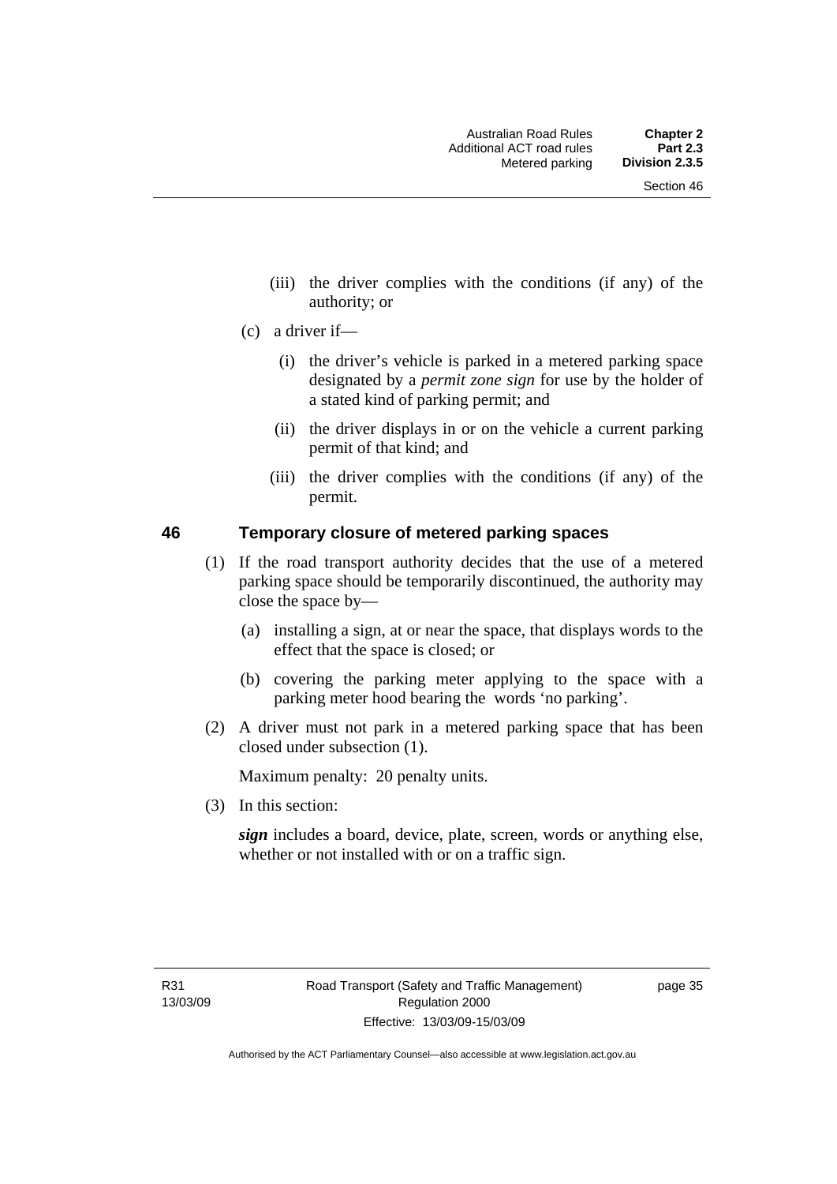(iii) the driver complies with the conditions (if any) of the authority; or

(c) a driver if—

(i) the driver's vehicle is parked in a metered parking space designated by a *permit zone sign* for use by the holder of a stated kind of parking permit; and

(ii) the driver displays in or on the vehicle a current parking permit of that kind; and

(iii) the driver complies with the conditions (if any) of the permit.

## 46 Temporary closure of metered parking spaces

(1) If the road transport authority decides that the use of a metered parking space should be temporarily discontinued, the authority may close the space by—

(a) installing a sign, at or near the space, that displays words to the effect that the space is closed; or

(b) covering the parking meter applying to the space with a parking meter hood bearing the words 'no parking'.

(2) A driver must not park in a metered parking space that has been closed under subsection (1).

Maximum penalty: 20 penalty units.

(3) In this section:

***sign*** includes a board, device, plate, screen, words or anything else, whether or not installed with or on a traffic sign.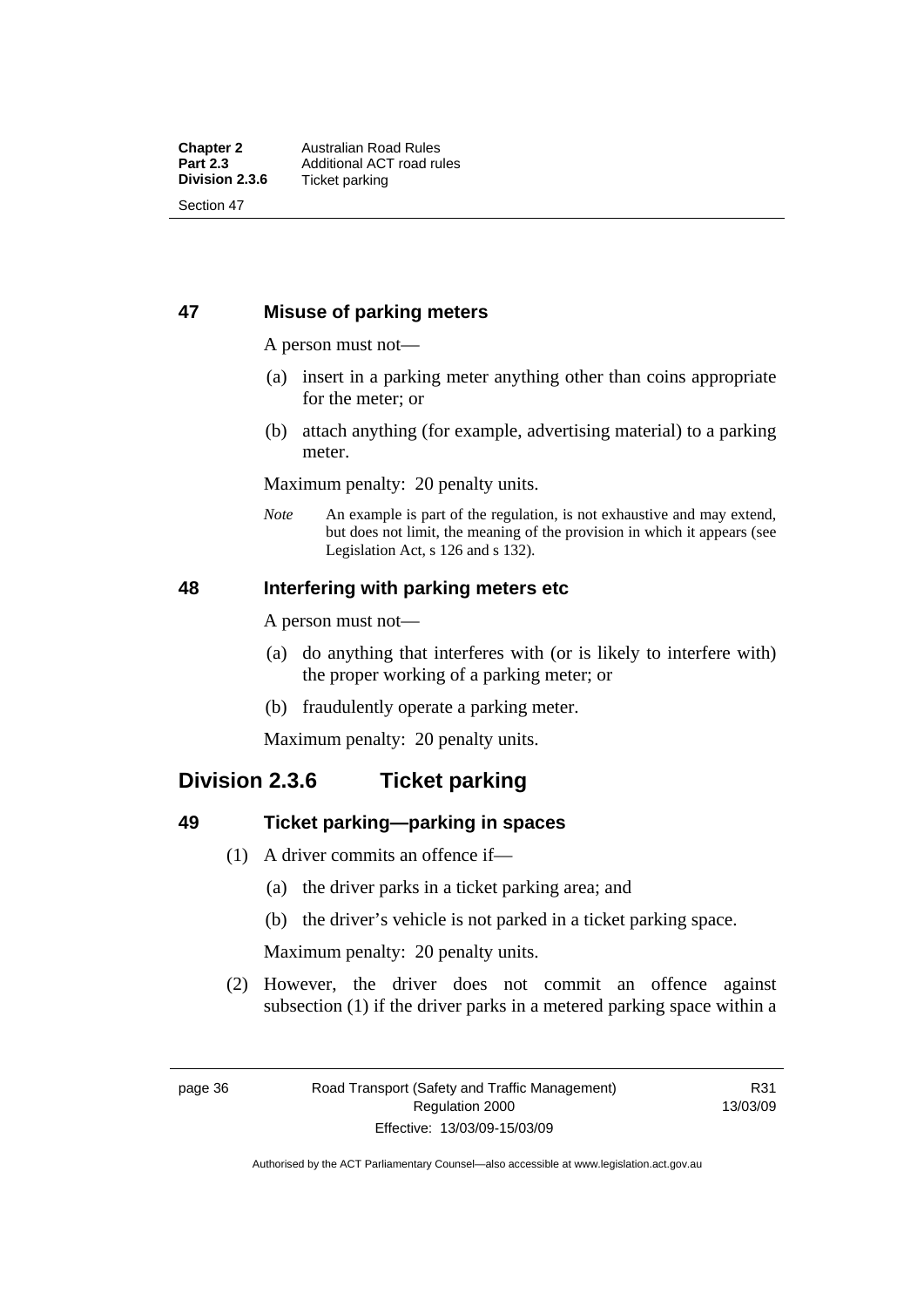## 47 Misuse of parking meters

A person must not—

(a) insert in a parking meter anything other than coins appropriate for the meter; or

(b) attach anything (for example, advertising material) to a parking meter.

Maximum penalty: 20 penalty units.

*Note* An example is part of the regulation, is not exhaustive and may extend, but does not limit, the meaning of the provision in which it appears (see Legislation Act, s 126 and s 132).

## 48 Interfering with parking meters etc

A person must not—

(a) do anything that interferes with (or is likely to interfere with) the proper working of a parking meter; or

(b) fraudulently operate a parking meter.

Maximum penalty: 20 penalty units.

# Division 2.3.6 Ticket parking

## 49 Ticket parking—parking in spaces

(1) A driver commits an offence if—

(a) the driver parks in a ticket parking area; and

(b) the driver's vehicle is not parked in a ticket parking space.

Maximum penalty: 20 penalty units.

(2) However, the driver does not commit an offence against subsection (1) if the driver parks in a metered parking space within a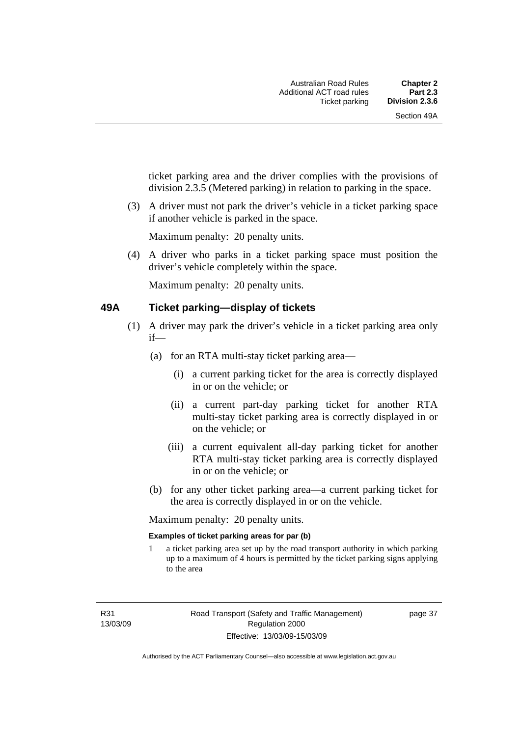ticket parking area and the driver complies with the provisions of division 2.3.5 (Metered parking) in relation to parking in the space.

(3) A driver must not park the driver's vehicle in a ticket parking space if another vehicle is parked in the space.

Maximum penalty: 20 penalty units.

(4) A driver who parks in a ticket parking space must position the driver's vehicle completely within the space.

Maximum penalty: 20 penalty units.

## 49A Ticket parking—display of tickets

(1) A driver may park the driver's vehicle in a ticket parking area only if—

(a) for an RTA multi-stay ticket parking area—

(i) a current parking ticket for the area is correctly displayed in or on the vehicle; or

(ii) a current part-day parking ticket for another RTA multi-stay ticket parking area is correctly displayed in or on the vehicle; or

(iii) a current equivalent all-day parking ticket for another RTA multi-stay ticket parking area is correctly displayed in or on the vehicle; or

(b) for any other ticket parking area—a current parking ticket for the area is correctly displayed in or on the vehicle.

Maximum penalty: 20 penalty units.

**Examples of ticket parking areas for par (b)**

1 a ticket parking area set up by the road transport authority in which parking up to a maximum of 4 hours is permitted by the ticket parking signs applying to the area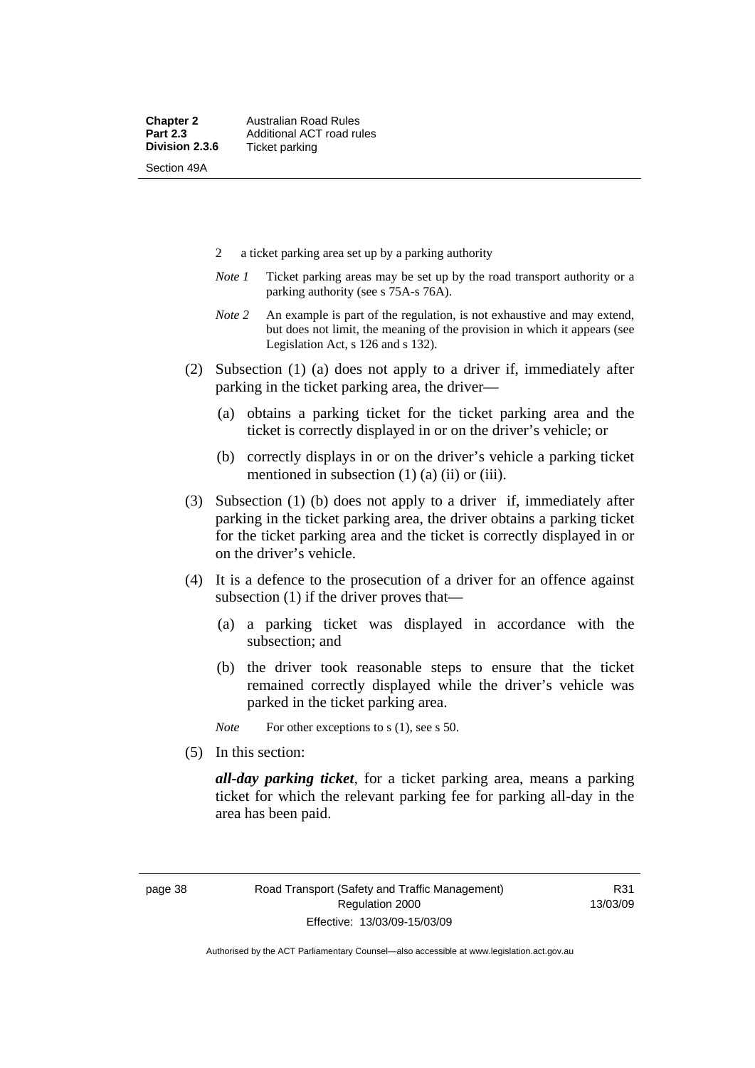2 a ticket parking area set up by a parking authority

*Note 1* Ticket parking areas may be set up by the road transport authority or a parking authority (see s 75A-s 76A).

*Note 2* An example is part of the regulation, is not exhaustive and may extend, but does not limit, the meaning of the provision in which it appears (see Legislation Act, s 126 and s 132).

(2) Subsection (1) (a) does not apply to a driver if, immediately after parking in the ticket parking area, the driver—

(a) obtains a parking ticket for the ticket parking area and the ticket is correctly displayed in or on the driver's vehicle; or

(b) correctly displays in or on the driver's vehicle a parking ticket mentioned in subsection (1) (a) (ii) or (iii).

(3) Subsection (1) (b) does not apply to a driver if, immediately after parking in the ticket parking area, the driver obtains a parking ticket for the ticket parking area and the ticket is correctly displayed in or on the driver's vehicle.

(4) It is a defence to the prosecution of a driver for an offence against subsection (1) if the driver proves that—

(a) a parking ticket was displayed in accordance with the subsection; and

(b) the driver took reasonable steps to ensure that the ticket remained correctly displayed while the driver's vehicle was parked in the ticket parking area.

*Note* For other exceptions to s (1), see s 50.

(5) In this section:

***all-day parking ticket***, for a ticket parking area, means a parking ticket for which the relevant parking fee for parking all-day in the area has been paid.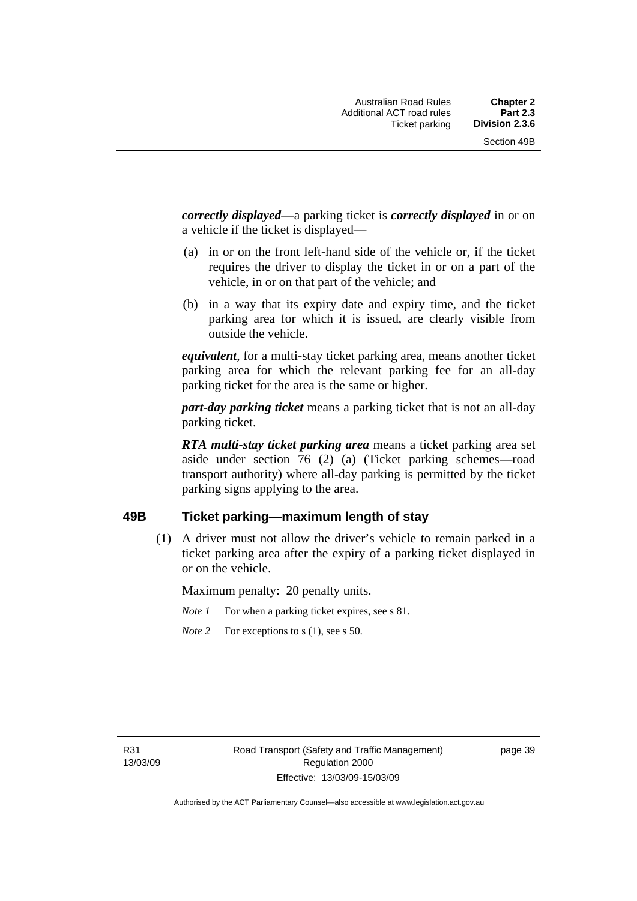***correctly displayed***—a parking ticket is ***correctly displayed*** in or on a vehicle if the ticket is displayed—

(a) in or on the front left-hand side of the vehicle or, if the ticket requires the driver to display the ticket in or on a part of the vehicle, in or on that part of the vehicle; and

(b) in a way that its expiry date and expiry time, and the ticket parking area for which it is issued, are clearly visible from outside the vehicle.

***equivalent***, for a multi-stay ticket parking area, means another ticket parking area for which the relevant parking fee for an all-day parking ticket for the area is the same or higher.

***part-day parking ticket*** means a parking ticket that is not an all-day parking ticket.

***RTA multi-stay ticket parking area*** means a ticket parking area set aside under section 76 (2) (a) (Ticket parking schemes—road transport authority) where all-day parking is permitted by the ticket parking signs applying to the area.

## 49B Ticket parking—maximum length of stay

(1) A driver must not allow the driver's vehicle to remain parked in a ticket parking area after the expiry of a parking ticket displayed in or on the vehicle.

Maximum penalty: 20 penalty units.

*Note 1* For when a parking ticket expires, see s 81.

*Note 2* For exceptions to s (1), see s 50.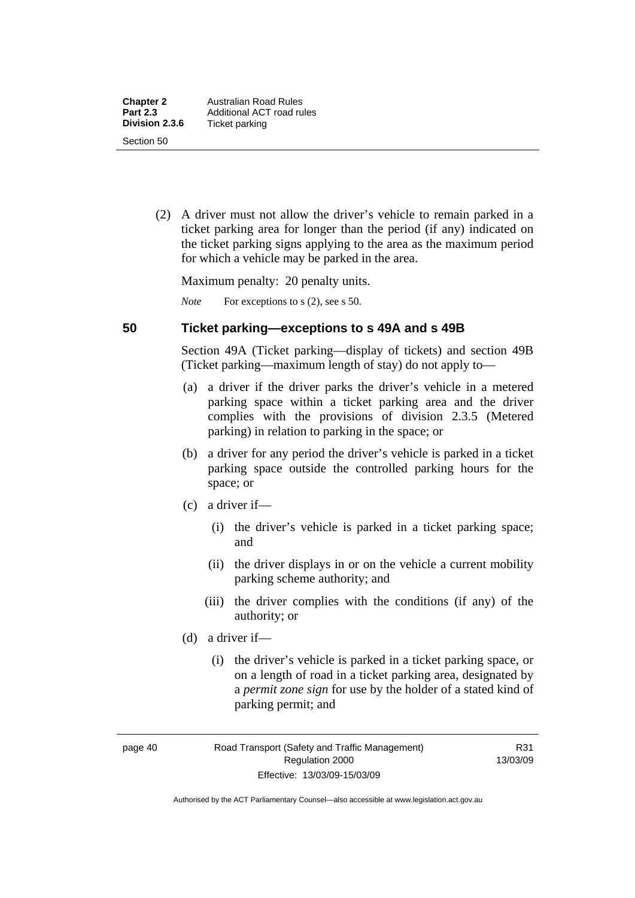(2) A driver must not allow the driver's vehicle to remain parked in a ticket parking area for longer than the period (if any) indicated on the ticket parking signs applying to the area as the maximum period for which a vehicle may be parked in the area.

Maximum penalty: 20 penalty units.

*Note* For exceptions to s (2), see s 50.

## 50 Ticket parking—exceptions to s 49A and s 49B

Section 49A (Ticket parking—display of tickets) and section 49B (Ticket parking—maximum length of stay) do not apply to—

(a) a driver if the driver parks the driver's vehicle in a metered parking space within a ticket parking area and the driver complies with the provisions of division 2.3.5 (Metered parking) in relation to parking in the space; or

(b) a driver for any period the driver's vehicle is parked in a ticket parking space outside the controlled parking hours for the space; or

(c) a driver if—

(i) the driver's vehicle is parked in a ticket parking space; and

(ii) the driver displays in or on the vehicle a current mobility parking scheme authority; and

(iii) the driver complies with the conditions (if any) of the authority; or

(d) a driver if—

(i) the driver's vehicle is parked in a ticket parking space, or on a length of road in a ticket parking area, designated by a ***permit zone sign*** for use by the holder of a stated kind of parking permit; and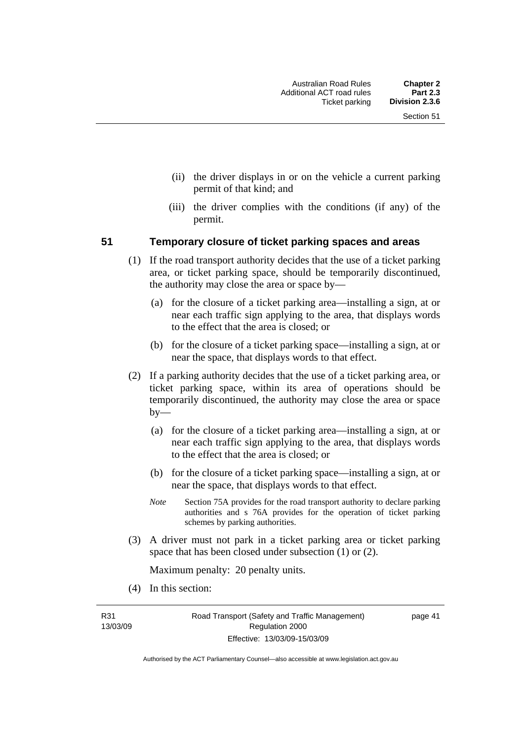(ii) the driver displays in or on the vehicle a current parking permit of that kind; and

(iii) the driver complies with the conditions (if any) of the permit.

### 51 Temporary closure of ticket parking spaces and areas

(1) If the road transport authority decides that the use of a ticket parking area, or ticket parking space, should be temporarily discontinued, the authority may close the area or space by—

(a) for the closure of a ticket parking area—installing a sign, at or near each traffic sign applying to the area, that displays words to the effect that the area is closed; or

(b) for the closure of a ticket parking space—installing a sign, at or near the space, that displays words to that effect.

(2) If a parking authority decides that the use of a ticket parking area, or ticket parking space, within its area of operations should be temporarily discontinued, the authority may close the area or space by—

(a) for the closure of a ticket parking area—installing a sign, at or near each traffic sign applying to the area, that displays words to the effect that the area is closed; or

(b) for the closure of a ticket parking space—installing a sign, at or near the space, that displays words to that effect.

*Note* Section 75A provides for the road transport authority to declare parking authorities and s 76A provides for the operation of ticket parking schemes by parking authorities.

(3) A driver must not park in a ticket parking area or ticket parking space that has been closed under subsection (1) or (2).

Maximum penalty: 20 penalty units.

(4) In this section: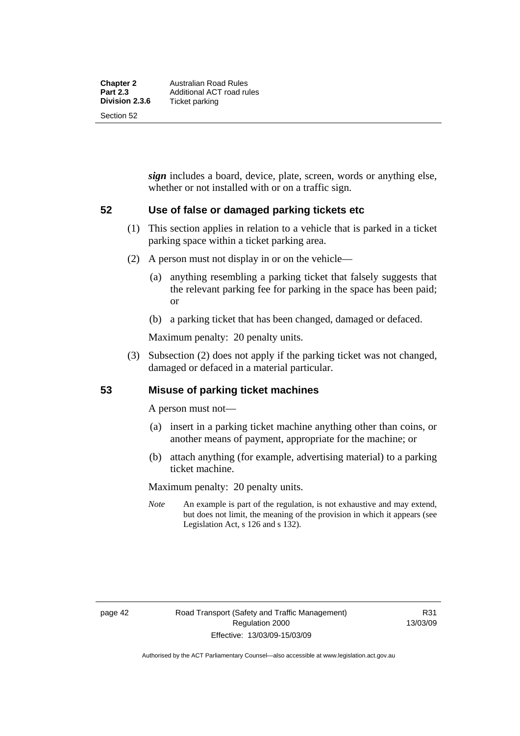***sign*** includes a board, device, plate, screen, words or anything else, whether or not installed with or on a traffic sign.

## 52 Use of false or damaged parking tickets etc

(1) This section applies in relation to a vehicle that is parked in a ticket parking space within a ticket parking area.

(2) A person must not display in or on the vehicle—

(a) anything resembling a parking ticket that falsely suggests that the relevant parking fee for parking in the space has been paid; or

(b) a parking ticket that has been changed, damaged or defaced.

Maximum penalty: 20 penalty units.

(3) Subsection (2) does not apply if the parking ticket was not changed, damaged or defaced in a material particular.

## 53 Misuse of parking ticket machines

A person must not—

(a) insert in a parking ticket machine anything other than coins, or another means of payment, appropriate for the machine; or

(b) attach anything (for example, advertising material) to a parking ticket machine.

Maximum penalty: 20 penalty units.

*Note* An example is part of the regulation, is not exhaustive and may extend, but does not limit, the meaning of the provision in which it appears (see Legislation Act, s 126 and s 132).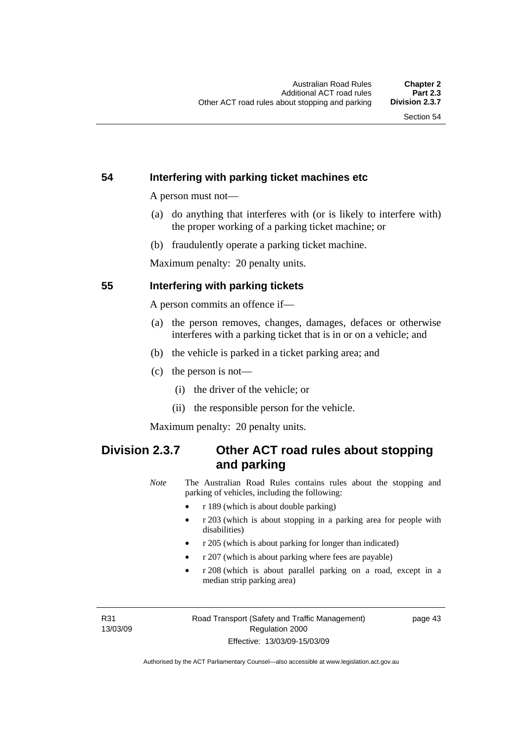### 54 Interfering with parking ticket machines etc

A person must not—

(a) do anything that interferes with (or is likely to interfere with) the proper working of a parking ticket machine; or

(b) fraudulently operate a parking ticket machine.

Maximum penalty: 20 penalty units.

### 55 Interfering with parking tickets

A person commits an offence if—

(a) the person removes, changes, damages, defaces or otherwise interferes with a parking ticket that is in or on a vehicle; and

(b) the vehicle is parked in a ticket parking area; and

(c) the person is not—

  (i) the driver of the vehicle; or

  (ii) the responsible person for the vehicle.

Maximum penalty: 20 penalty units.

## Division 2.3.7 Other ACT road rules about stopping and parking

*Note* The Australian Road Rules contains rules about the stopping and parking of vehicles, including the following:

- r 189 (which is about double parking)
- r 203 (which is about stopping in a parking area for people with disabilities)
- r 205 (which is about parking for longer than indicated)
- r 207 (which is about parking where fees are payable)
- r 208 (which is about parallel parking on a road, except in a median strip parking area)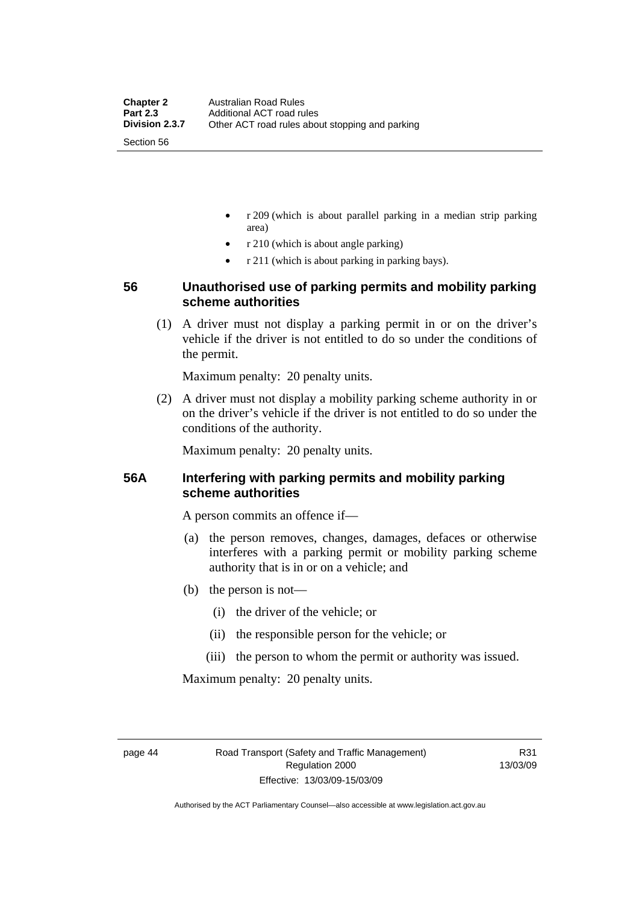- r 209 (which is about parallel parking in a median strip parking area)
- r 210 (which is about angle parking)
- r 211 (which is about parking in parking bays).

## 56 Unauthorised use of parking permits and mobility parking scheme authorities

(1) A driver must not display a parking permit in or on the driver's vehicle if the driver is not entitled to do so under the conditions of the permit.

Maximum penalty: 20 penalty units.

(2) A driver must not display a mobility parking scheme authority in or on the driver's vehicle if the driver is not entitled to do so under the conditions of the authority.

Maximum penalty: 20 penalty units.

## 56A Interfering with parking permits and mobility parking scheme authorities

A person commits an offence if—

(a) the person removes, changes, damages, defaces or otherwise interferes with a parking permit or mobility parking scheme authority that is in or on a vehicle; and

(b) the person is not—

(i) the driver of the vehicle; or

(ii) the responsible person for the vehicle; or

(iii) the person to whom the permit or authority was issued.

Maximum penalty: 20 penalty units.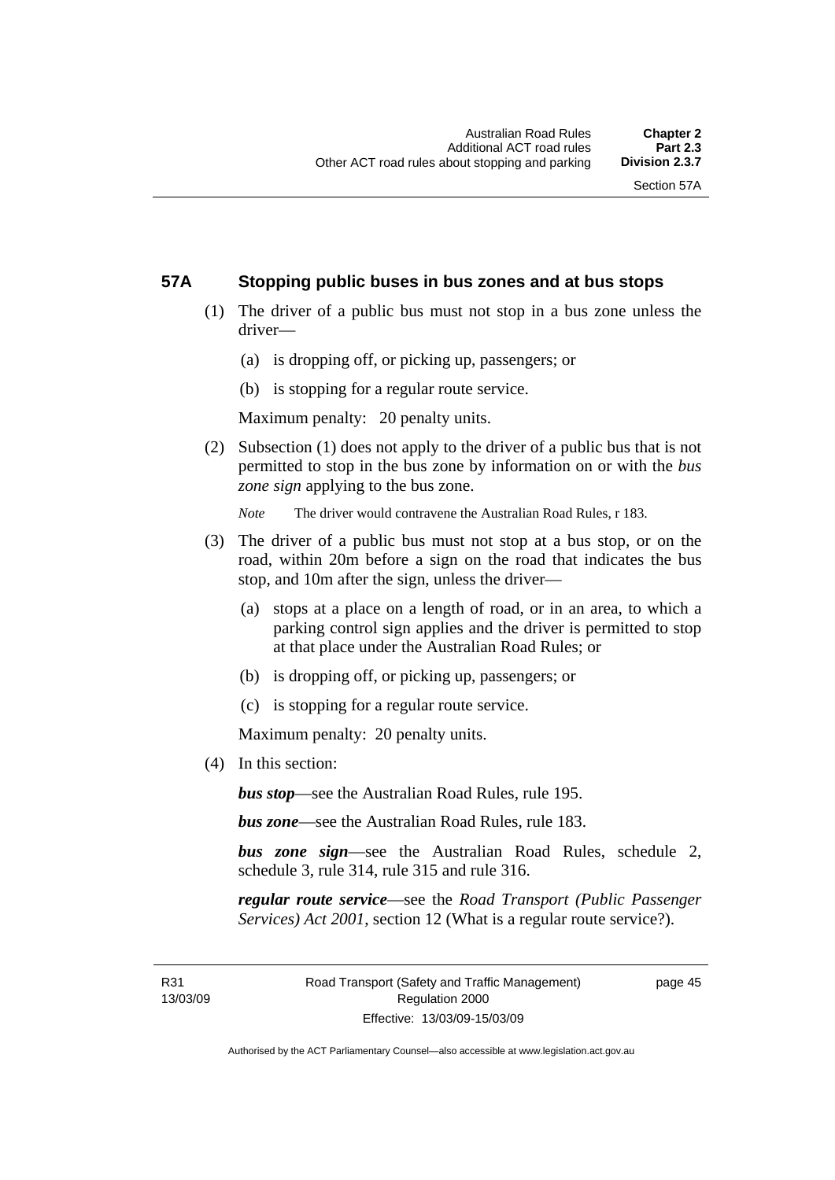## 57A Stopping public buses in bus zones and at bus stops

(1) The driver of a public bus must not stop in a bus zone unless the driver—

(a) is dropping off, or picking up, passengers; or

(b) is stopping for a regular route service.

Maximum penalty: 20 penalty units.

(2) Subsection (1) does not apply to the driver of a public bus that is not permitted to stop in the bus zone by information on or with the *bus zone sign* applying to the bus zone.

*Note* The driver would contravene the Australian Road Rules, r 183.

(3) The driver of a public bus must not stop at a bus stop, or on the road, within 20m before a sign on the road that indicates the bus stop, and 10m after the sign, unless the driver—

(a) stops at a place on a length of road, or in an area, to which a parking control sign applies and the driver is permitted to stop at that place under the Australian Road Rules; or

(b) is dropping off, or picking up, passengers; or

(c) is stopping for a regular route service.

Maximum penalty: 20 penalty units.

(4) In this section:

***bus stop***—see the Australian Road Rules, rule 195.

***bus zone***—see the Australian Road Rules, rule 183.

***bus zone sign***—see the Australian Road Rules, schedule 2, schedule 3, rule 314, rule 315 and rule 316.

***regular route service***—see the *Road Transport (Public Passenger Services) Act 2001*, section 12 (What is a regular route service?).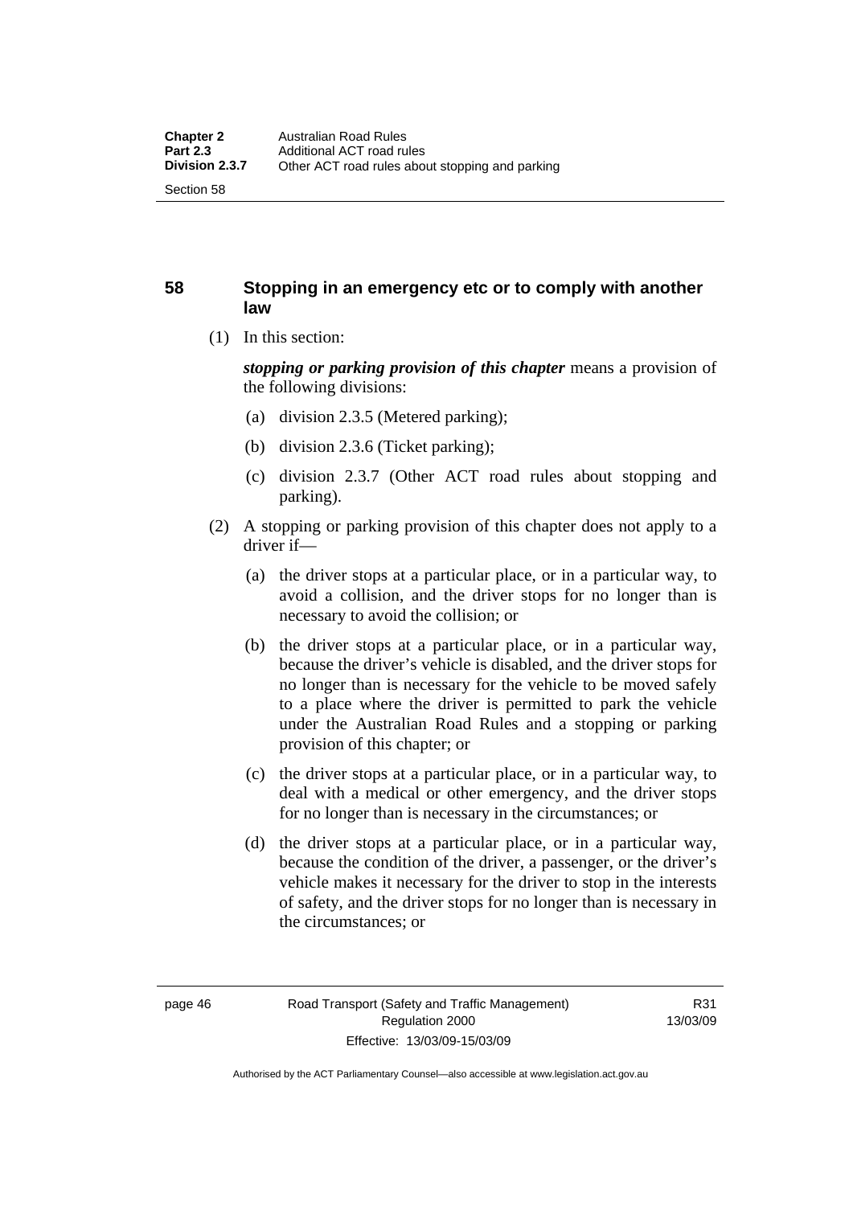## 58 Stopping in an emergency etc or to comply with another law

(1) In this section:

***stopping or parking provision of this chapter*** means a provision of the following divisions:

(a) division 2.3.5 (Metered parking);

(b) division 2.3.6 (Ticket parking);

(c) division 2.3.7 (Other ACT road rules about stopping and parking).

(2) A stopping or parking provision of this chapter does not apply to a driver if—

(a) the driver stops at a particular place, or in a particular way, to avoid a collision, and the driver stops for no longer than is necessary to avoid the collision; or

(b) the driver stops at a particular place, or in a particular way, because the driver's vehicle is disabled, and the driver stops for no longer than is necessary for the vehicle to be moved safely to a place where the driver is permitted to park the vehicle under the Australian Road Rules and a stopping or parking provision of this chapter; or

(c) the driver stops at a particular place, or in a particular way, to deal with a medical or other emergency, and the driver stops for no longer than is necessary in the circumstances; or

(d) the driver stops at a particular place, or in a particular way, because the condition of the driver, a passenger, or the driver's vehicle makes it necessary for the driver to stop in the interests of safety, and the driver stops for no longer than is necessary in the circumstances; or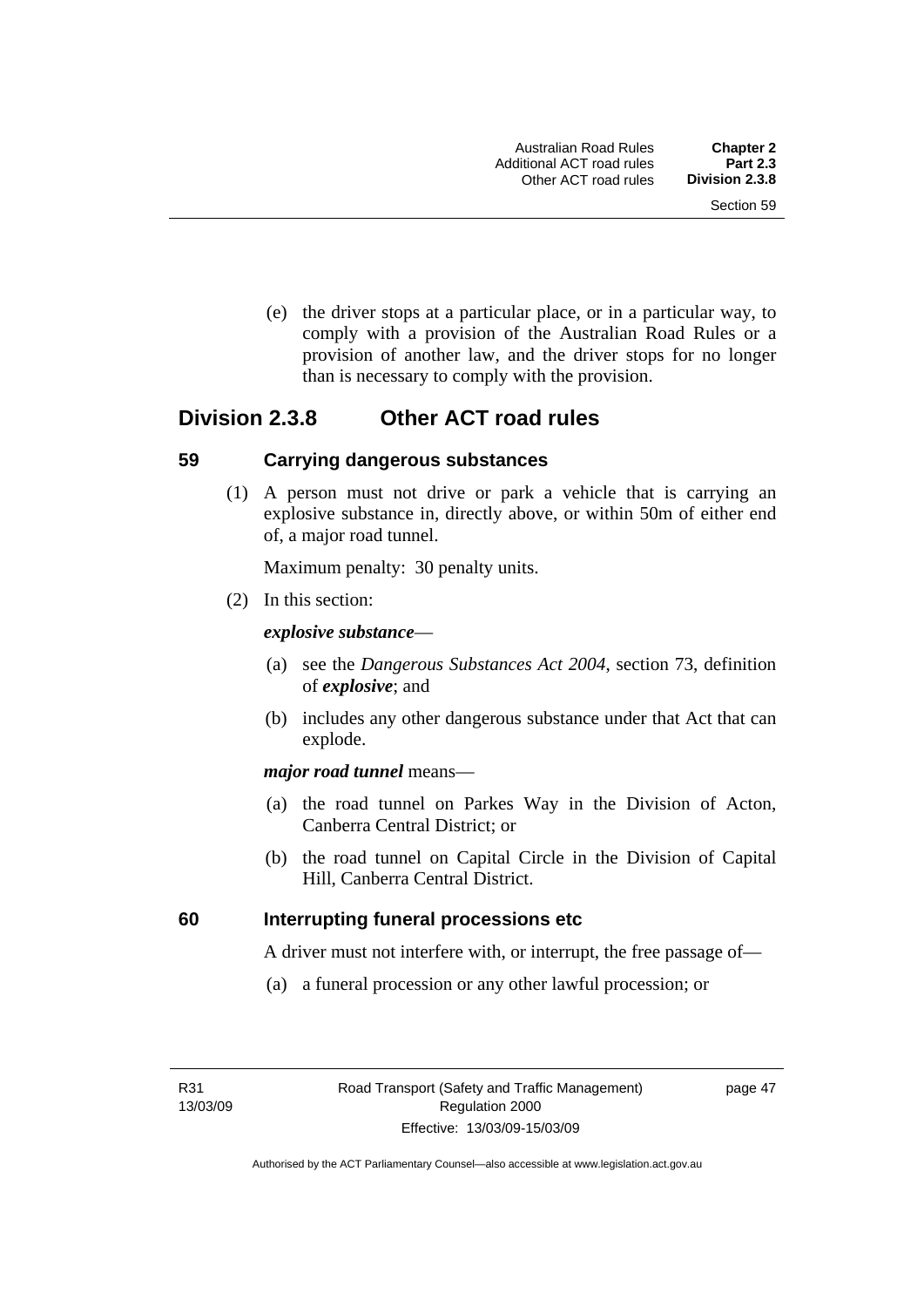(e) the driver stops at a particular place, or in a particular way, to comply with a provision of the Australian Road Rules or a provision of another law, and the driver stops for no longer than is necessary to comply with the provision.

## Division 2.3.8 Other ACT road rules

### 59 Carrying dangerous substances

(1) A person must not drive or park a vehicle that is carrying an explosive substance in, directly above, or within 50m of either end of, a major road tunnel.

Maximum penalty: 30 penalty units.

(2) In this section:

***explosive substance***—

(a) see the *Dangerous Substances Act 2004*, section 73, definition of ***explosive***; and

(b) includes any other dangerous substance under that Act that can explode.

***major road tunnel*** means—

(a) the road tunnel on Parkes Way in the Division of Acton, Canberra Central District; or

(b) the road tunnel on Capital Circle in the Division of Capital Hill, Canberra Central District.

### 60 Interrupting funeral processions etc

A driver must not interfere with, or interrupt, the free passage of—

(a) a funeral procession or any other lawful procession; or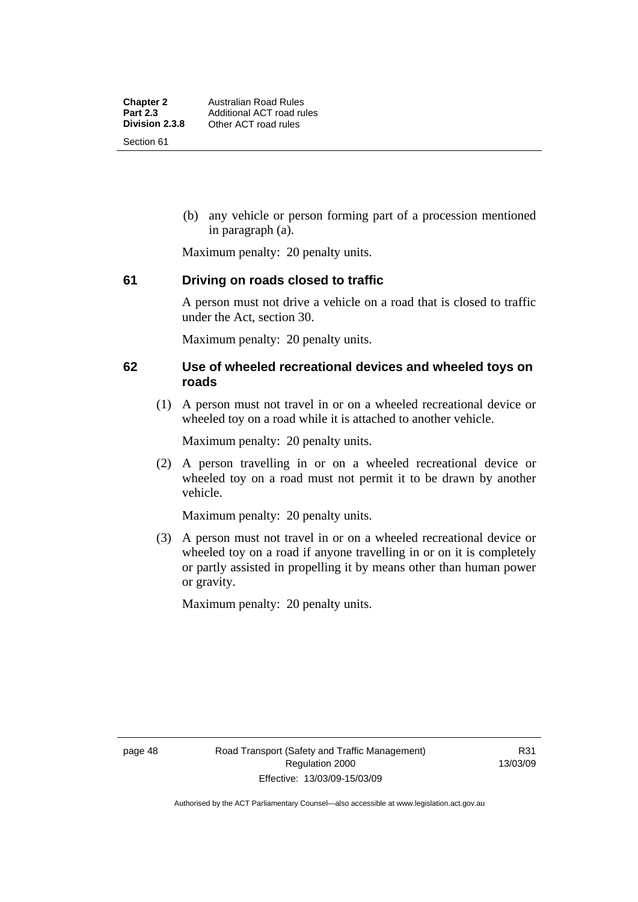(b) any vehicle or person forming part of a procession mentioned in paragraph (a).

Maximum penalty: 20 penalty units.

### 61 Driving on roads closed to traffic

A person must not drive a vehicle on a road that is closed to traffic under the Act, section 30.

Maximum penalty: 20 penalty units.

### 62 Use of wheeled recreational devices and wheeled toys on roads

(1) A person must not travel in or on a wheeled recreational device or wheeled toy on a road while it is attached to another vehicle.

Maximum penalty: 20 penalty units.

(2) A person travelling in or on a wheeled recreational device or wheeled toy on a road must not permit it to be drawn by another vehicle.

Maximum penalty: 20 penalty units.

(3) A person must not travel in or on a wheeled recreational device or wheeled toy on a road if anyone travelling in or on it is completely or partly assisted in propelling it by means other than human power or gravity.

Maximum penalty: 20 penalty units.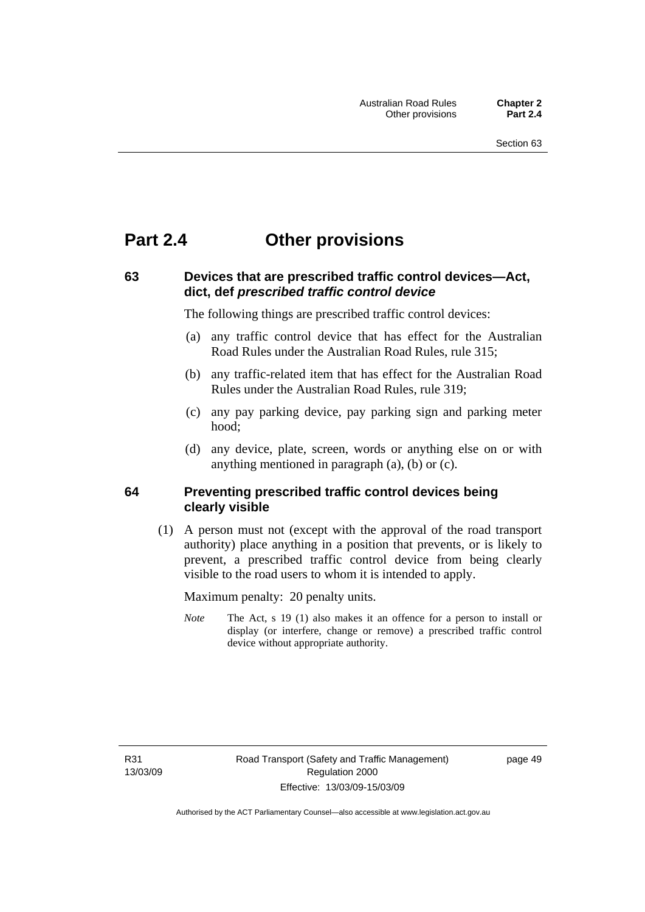# Part 2.4 Other provisions

### 63 Devices that are prescribed traffic control devices—Act, dict, def *prescribed traffic control device*

The following things are prescribed traffic control devices:

(a) any traffic control device that has effect for the Australian Road Rules under the Australian Road Rules, rule 315;

(b) any traffic-related item that has effect for the Australian Road Rules under the Australian Road Rules, rule 319;

(c) any pay parking device, pay parking sign and parking meter hood;

(d) any device, plate, screen, words or anything else on or with anything mentioned in paragraph (a), (b) or (c).

### 64 Preventing prescribed traffic control devices being clearly visible

(1) A person must not (except with the approval of the road transport authority) place anything in a position that prevents, or is likely to prevent, a prescribed traffic control device from being clearly visible to the road users to whom it is intended to apply.

Maximum penalty: 20 penalty units.

*Note* The Act, s 19 (1) also makes it an offence for a person to install or display (or interfere, change or remove) a prescribed traffic control device without appropriate authority.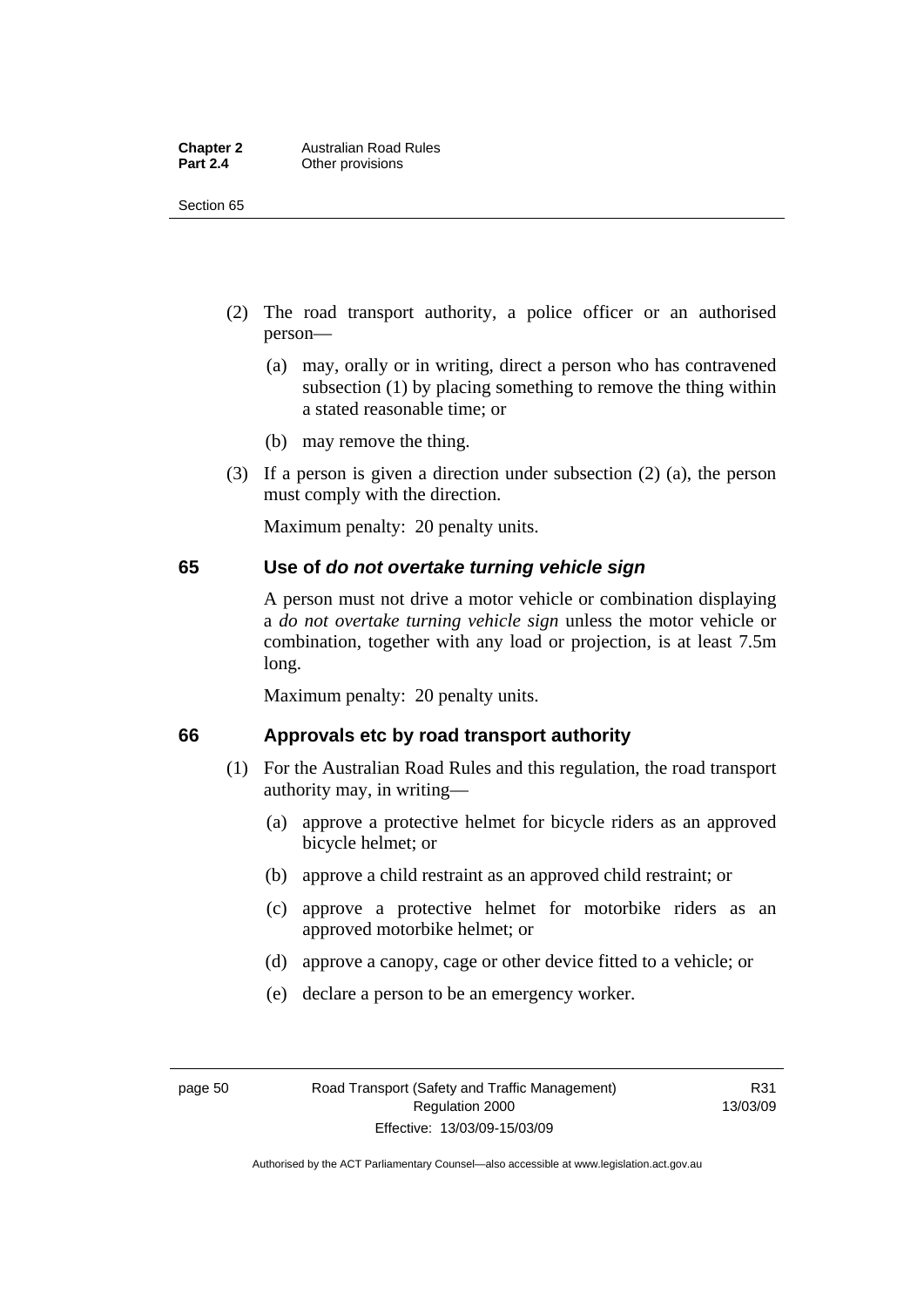(2) The road transport authority, a police officer or an authorised person—

   (a) may, orally or in writing, direct a person who has contravened subsection (1) by placing something to remove the thing within a stated reasonable time; or

   (b) may remove the thing.

(3) If a person is given a direction under subsection (2) (a), the person must comply with the direction.

Maximum penalty: 20 penalty units.

## 65 Use of *do not overtake turning vehicle sign*

A person must not drive a motor vehicle or combination displaying a *do not overtake turning vehicle sign* unless the motor vehicle or combination, together with any load or projection, is at least 7.5m long.

Maximum penalty: 20 penalty units.

## 66 Approvals etc by road transport authority

(1) For the Australian Road Rules and this regulation, the road transport authority may, in writing—

   (a) approve a protective helmet for bicycle riders as an approved bicycle helmet; or

   (b) approve a child restraint as an approved child restraint; or

   (c) approve a protective helmet for motorbike riders as an approved motorbike helmet; or

   (d) approve a canopy, cage or other device fitted to a vehicle; or

   (e) declare a person to be an emergency worker.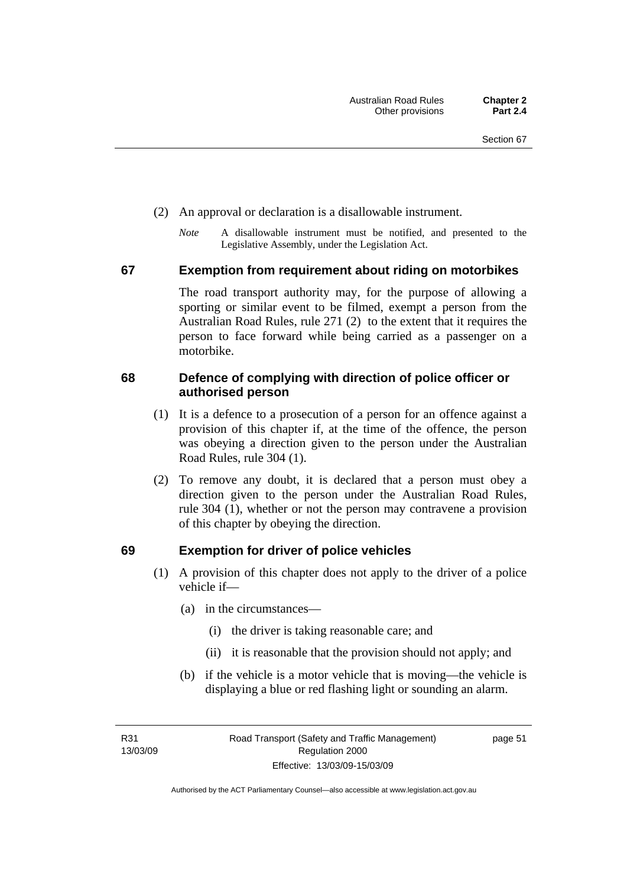(2) An approval or declaration is a disallowable instrument.

*Note* A disallowable instrument must be notified, and presented to the Legislative Assembly, under the Legislation Act.

## 67 Exemption from requirement about riding on motorbikes

The road transport authority may, for the purpose of allowing a sporting or similar event to be filmed, exempt a person from the Australian Road Rules, rule 271 (2) to the extent that it requires the person to face forward while being carried as a passenger on a motorbike.

## 68 Defence of complying with direction of police officer or authorised person

(1) It is a defence to a prosecution of a person for an offence against a provision of this chapter if, at the time of the offence, the person was obeying a direction given to the person under the Australian Road Rules, rule 304 (1).

(2) To remove any doubt, it is declared that a person must obey a direction given to the person under the Australian Road Rules, rule 304 (1), whether or not the person may contravene a provision of this chapter by obeying the direction.

## 69 Exemption for driver of police vehicles

(1) A provision of this chapter does not apply to the driver of a police vehicle if—

(a) in the circumstances—

(i) the driver is taking reasonable care; and

(ii) it is reasonable that the provision should not apply; and

(b) if the vehicle is a motor vehicle that is moving—the vehicle is displaying a blue or red flashing light or sounding an alarm.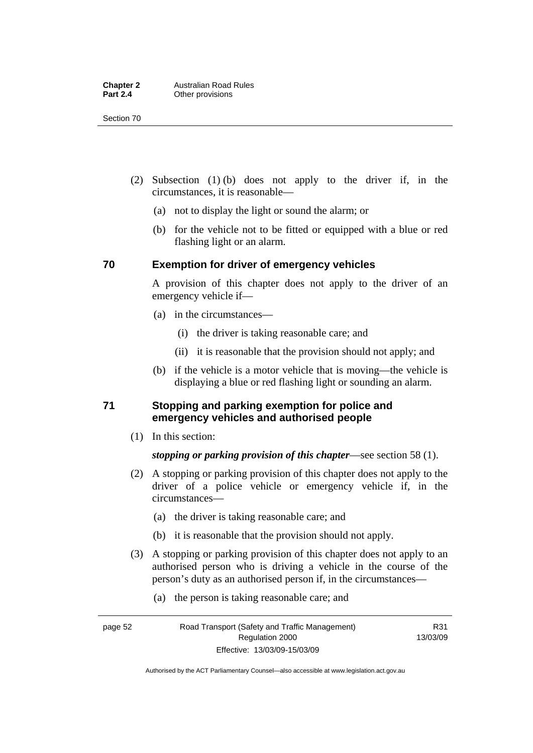(2) Subsection (1) (b) does not apply to the driver if, in the circumstances, it is reasonable—

(a) not to display the light or sound the alarm; or

(b) for the vehicle not to be fitted or equipped with a blue or red flashing light or an alarm.

## 70 Exemption for driver of emergency vehicles

A provision of this chapter does not apply to the driver of an emergency vehicle if—

(a) in the circumstances—

(i) the driver is taking reasonable care; and

(ii) it is reasonable that the provision should not apply; and

(b) if the vehicle is a motor vehicle that is moving—the vehicle is displaying a blue or red flashing light or sounding an alarm.

## 71 Stopping and parking exemption for police and emergency vehicles and authorised people

(1) In this section:

***stopping or parking provision of this chapter***—see section 58 (1).

(2) A stopping or parking provision of this chapter does not apply to the driver of a police vehicle or emergency vehicle if, in the circumstances—

(a) the driver is taking reasonable care; and

(b) it is reasonable that the provision should not apply.

(3) A stopping or parking provision of this chapter does not apply to an authorised person who is driving a vehicle in the course of the person's duty as an authorised person if, in the circumstances—

(a) the person is taking reasonable care; and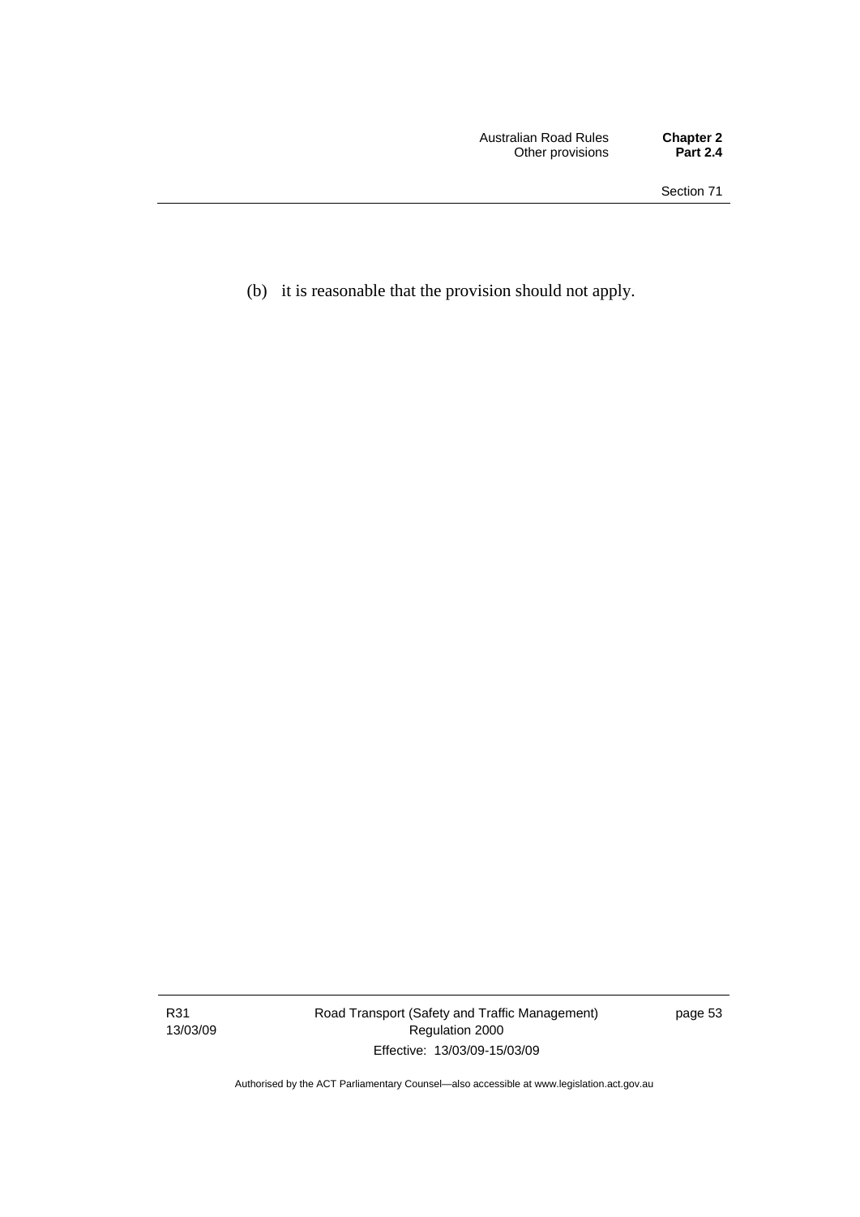(b) it is reasonable that the provision should not apply.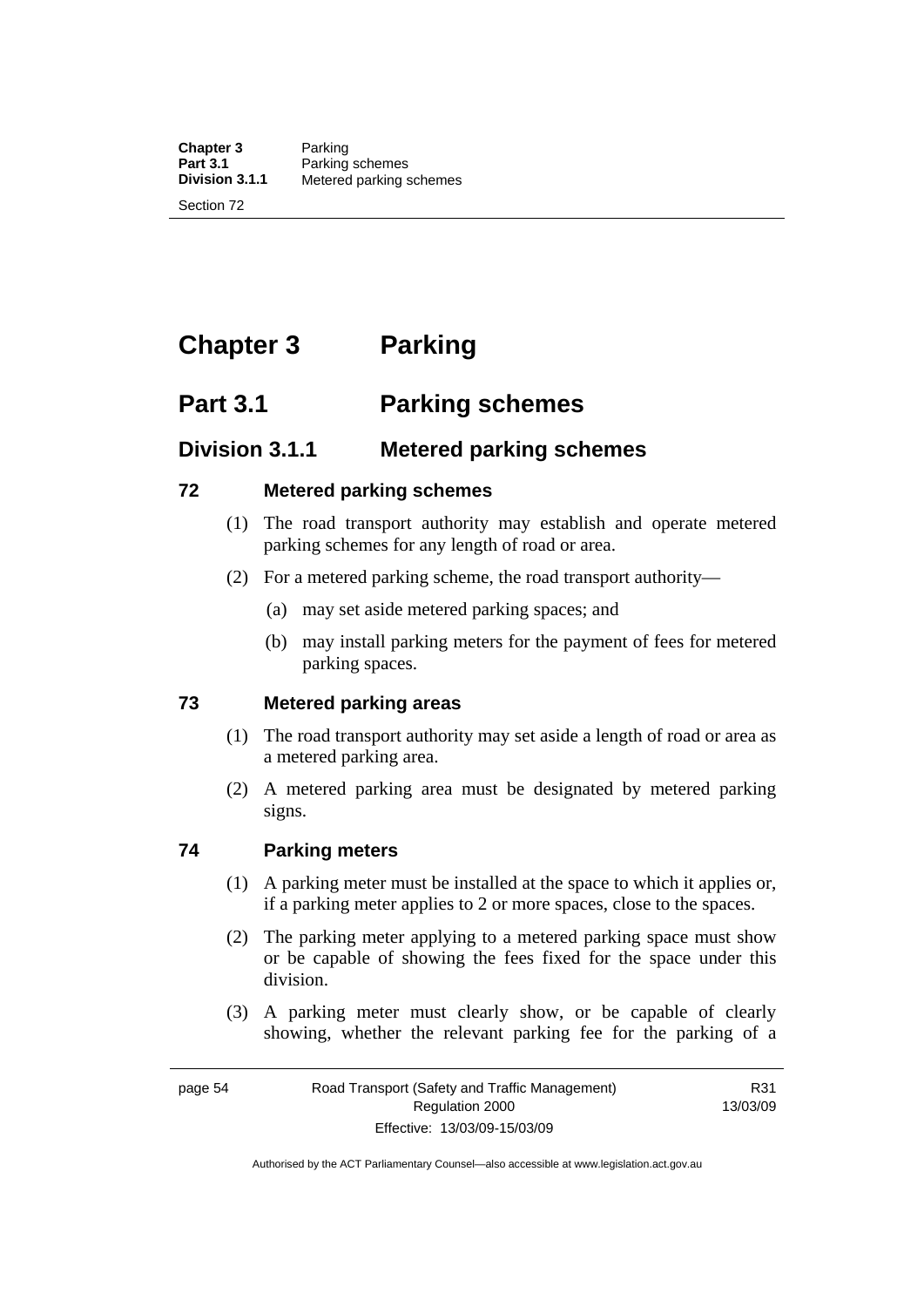# Chapter 3 Parking

## Part 3.1 Parking schemes

### Division 3.1.1 Metered parking schemes

#### 72 Metered parking schemes

(1) The road transport authority may establish and operate metered parking schemes for any length of road or area.

(2) For a metered parking scheme, the road transport authority—

- (a) may set aside metered parking spaces; and
- (b) may install parking meters for the payment of fees for metered parking spaces.

#### 73 Metered parking areas

(1) The road transport authority may set aside a length of road or area as a metered parking area.

(2) A metered parking area must be designated by metered parking signs.

#### 74 Parking meters

(1) A parking meter must be installed at the space to which it applies or, if a parking meter applies to 2 or more spaces, close to the spaces.

(2) The parking meter applying to a metered parking space must show or be capable of showing the fees fixed for the space under this division.

(3) A parking meter must clearly show, or be capable of clearly showing, whether the relevant parking fee for the parking of a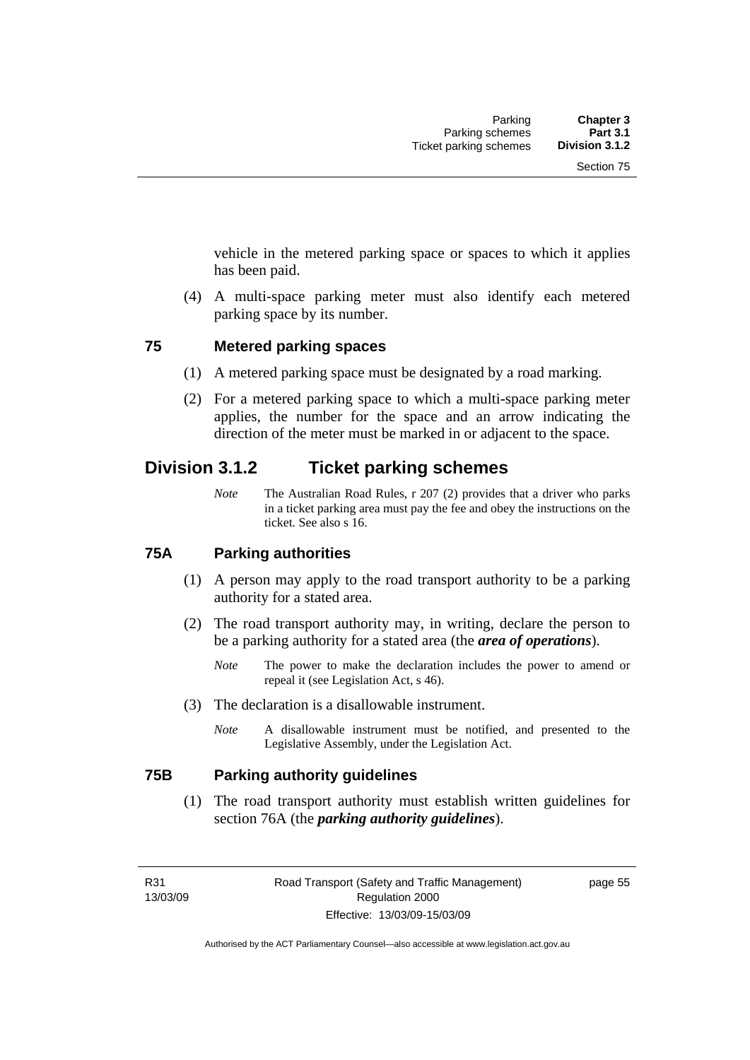vehicle in the metered parking space or spaces to which it applies has been paid.

(4) A multi-space parking meter must also identify each metered parking space by its number.

### 75 Metered parking spaces

(1) A metered parking space must be designated by a road marking.

(2) For a metered parking space to which a multi-space parking meter applies, the number for the space and an arrow indicating the direction of the meter must be marked in or adjacent to the space.

## Division 3.1.2 Ticket parking schemes

*Note* The Australian Road Rules, r 207 (2) provides that a driver who parks in a ticket parking area must pay the fee and obey the instructions on the ticket. See also s 16.

### 75A Parking authorities

(1) A person may apply to the road transport authority to be a parking authority for a stated area.

(2) The road transport authority may, in writing, declare the person to be a parking authority for a stated area (the ***area of operations***).

*Note* The power to make the declaration includes the power to amend or repeal it (see Legislation Act, s 46).

(3) The declaration is a disallowable instrument.

*Note* A disallowable instrument must be notified, and presented to the Legislative Assembly, under the Legislation Act.

### 75B Parking authority guidelines

(1) The road transport authority must establish written guidelines for section 76A (the ***parking authority guidelines***).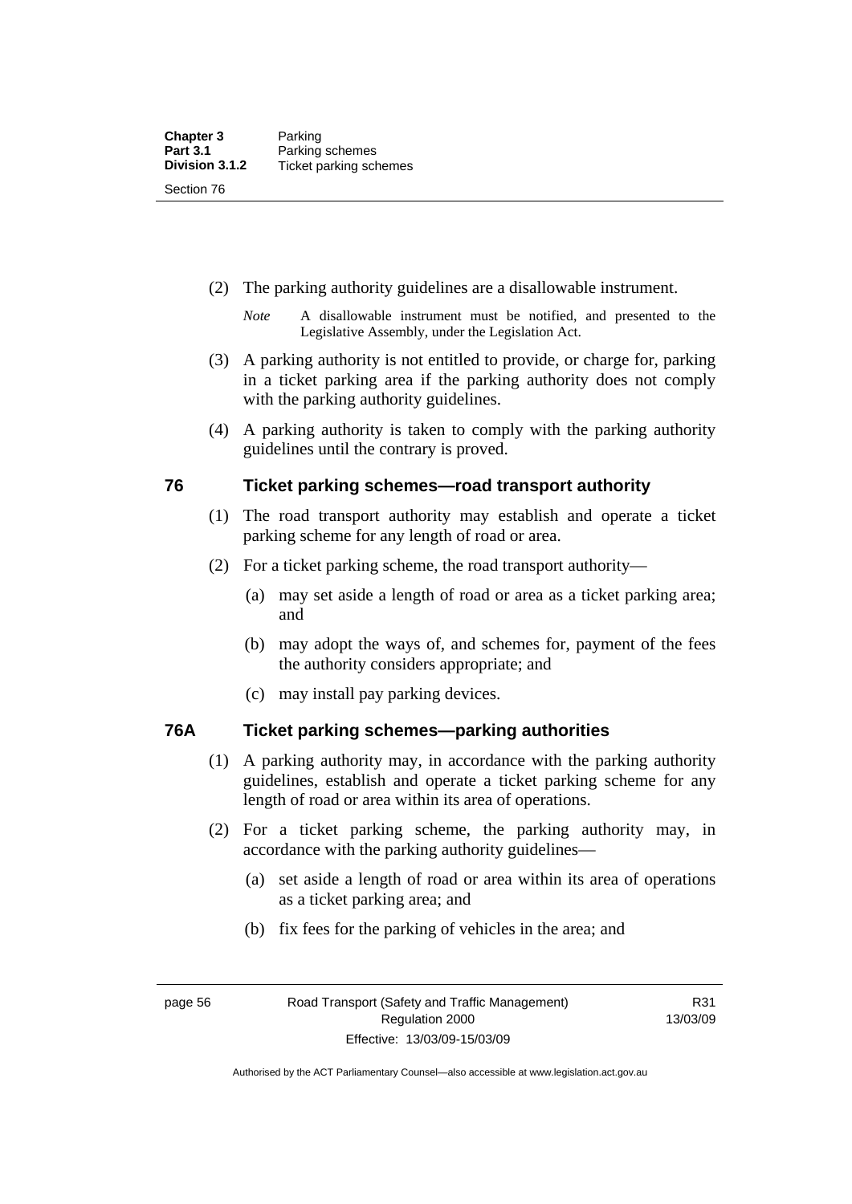(2) The parking authority guidelines are a disallowable instrument.

*Note* A disallowable instrument must be notified, and presented to the Legislative Assembly, under the Legislation Act.

(3) A parking authority is not entitled to provide, or charge for, parking in a ticket parking area if the parking authority does not comply with the parking authority guidelines.

(4) A parking authority is taken to comply with the parking authority guidelines until the contrary is proved.

## 76 Ticket parking schemes—road transport authority

(1) The road transport authority may establish and operate a ticket parking scheme for any length of road or area.

(2) For a ticket parking scheme, the road transport authority—

(a) may set aside a length of road or area as a ticket parking area; and

(b) may adopt the ways of, and schemes for, payment of the fees the authority considers appropriate; and

(c) may install pay parking devices.

## 76A Ticket parking schemes—parking authorities

(1) A parking authority may, in accordance with the parking authority guidelines, establish and operate a ticket parking scheme for any length of road or area within its area of operations.

(2) For a ticket parking scheme, the parking authority may, in accordance with the parking authority guidelines—

(a) set aside a length of road or area within its area of operations as a ticket parking area; and

(b) fix fees for the parking of vehicles in the area; and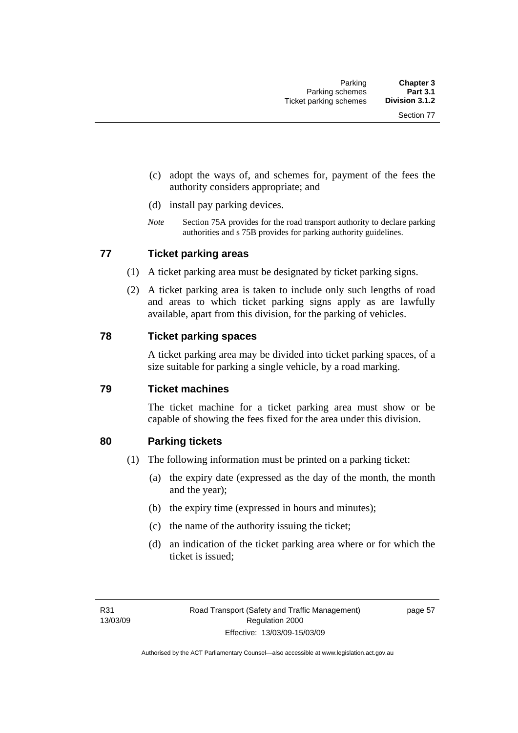(c) adopt the ways of, and schemes for, payment of the fees the authority considers appropriate; and

(d) install pay parking devices.

*Note* Section 75A provides for the road transport authority to declare parking authorities and s 75B provides for parking authority guidelines.

## 77 Ticket parking areas

(1) A ticket parking area must be designated by ticket parking signs.

(2) A ticket parking area is taken to include only such lengths of road and areas to which ticket parking signs apply as are lawfully available, apart from this division, for the parking of vehicles.

## 78 Ticket parking spaces

A ticket parking area may be divided into ticket parking spaces, of a size suitable for parking a single vehicle, by a road marking.

## 79 Ticket machines

The ticket machine for a ticket parking area must show or be capable of showing the fees fixed for the area under this division.

## 80 Parking tickets

(1) The following information must be printed on a parking ticket:

(a) the expiry date (expressed as the day of the month, the month and the year);

(b) the expiry time (expressed in hours and minutes);

(c) the name of the authority issuing the ticket;

(d) an indication of the ticket parking area where or for which the ticket is issued;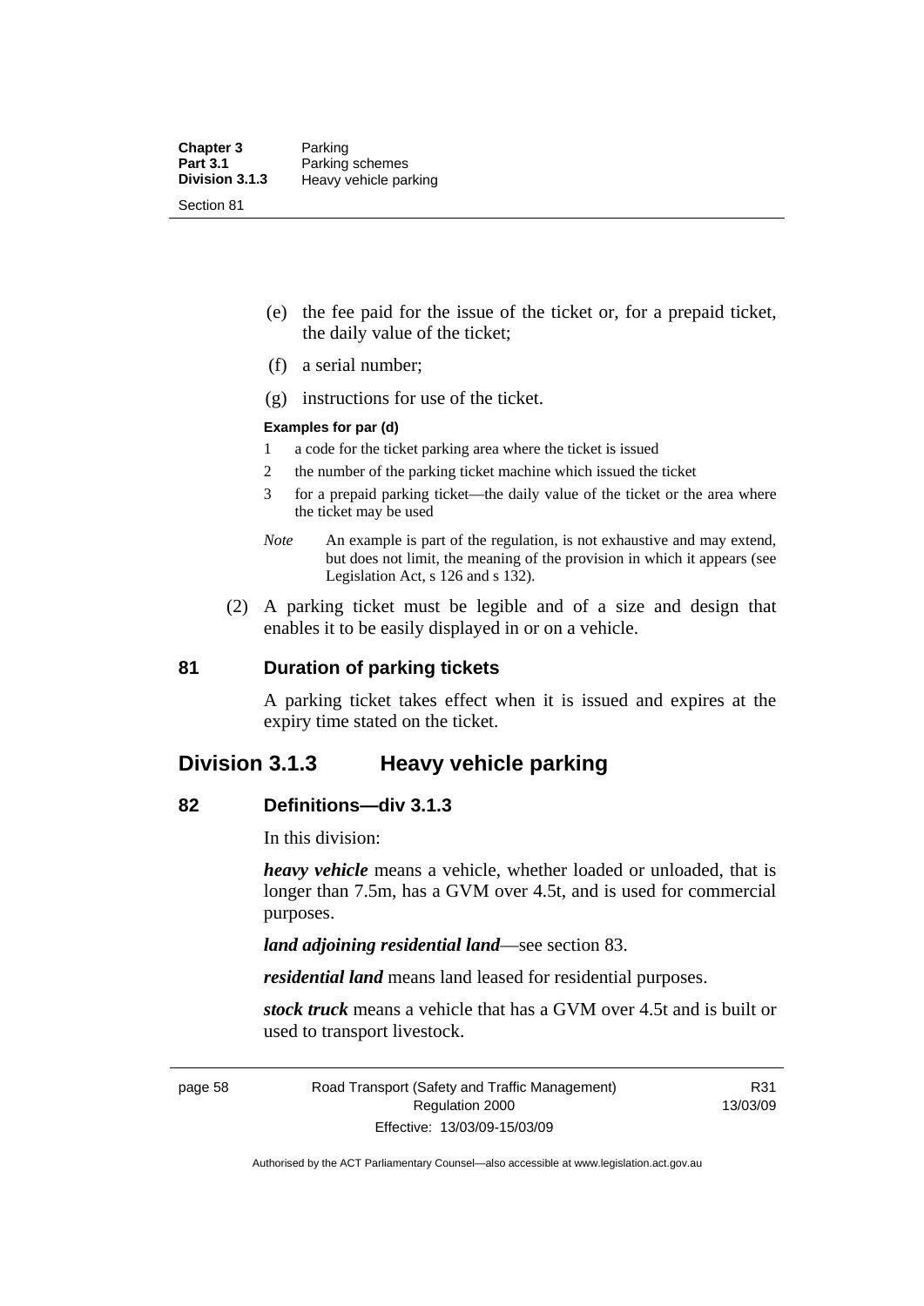(e) the fee paid for the issue of the ticket or, for a prepaid ticket, the daily value of the ticket;

(f) a serial number;

(g) instructions for use of the ticket.

**Examples for par (d)**

1 a code for the ticket parking area where the ticket is issued

2 the number of the parking ticket machine which issued the ticket

3 for a prepaid parking ticket—the daily value of the ticket or the area where the ticket may be used

*Note* An example is part of the regulation, is not exhaustive and may extend, but does not limit, the meaning of the provision in which it appears (see Legislation Act, s 126 and s 132).

(2) A parking ticket must be legible and of a size and design that enables it to be easily displayed in or on a vehicle.

### 81 Duration of parking tickets

A parking ticket takes effect when it is issued and expires at the expiry time stated on the ticket.

## Division 3.1.3 Heavy vehicle parking

### 82 Definitions—div 3.1.3

In this division:

***heavy vehicle*** means a vehicle, whether loaded or unloaded, that is longer than 7.5m, has a GVM over 4.5t, and is used for commercial purposes.

***land adjoining residential land***—see section 83.

***residential land*** means land leased for residential purposes.

***stock truck*** means a vehicle that has a GVM over 4.5t and is built or used to transport livestock.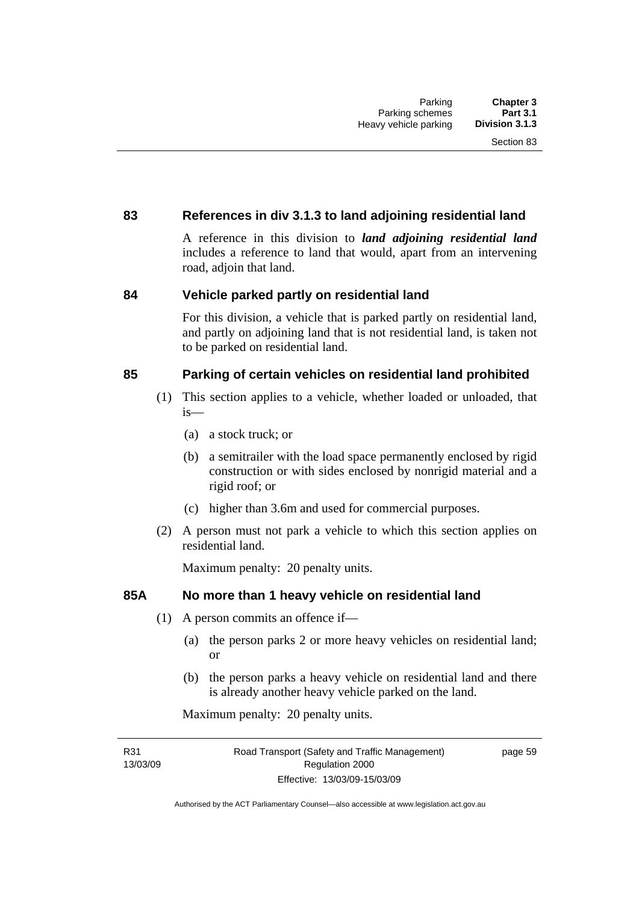## 83 References in div 3.1.3 to land adjoining residential land

A reference in this division to ***land adjoining residential land*** includes a reference to land that would, apart from an intervening road, adjoin that land.

## 84 Vehicle parked partly on residential land

For this division, a vehicle that is parked partly on residential land, and partly on adjoining land that is not residential land, is taken not to be parked on residential land.

## 85 Parking of certain vehicles on residential land prohibited

(1) This section applies to a vehicle, whether loaded or unloaded, that is—

  (a) a stock truck; or

  (b) a semitrailer with the load space permanently enclosed by rigid construction or with sides enclosed by nonrigid material and a rigid roof; or

  (c) higher than 3.6m and used for commercial purposes.

(2) A person must not park a vehicle to which this section applies on residential land.

Maximum penalty: 20 penalty units.

## 85A No more than 1 heavy vehicle on residential land

(1) A person commits an offence if—

  (a) the person parks 2 or more heavy vehicles on residential land; or

  (b) the person parks a heavy vehicle on residential land and there is already another heavy vehicle parked on the land.

Maximum penalty: 20 penalty units.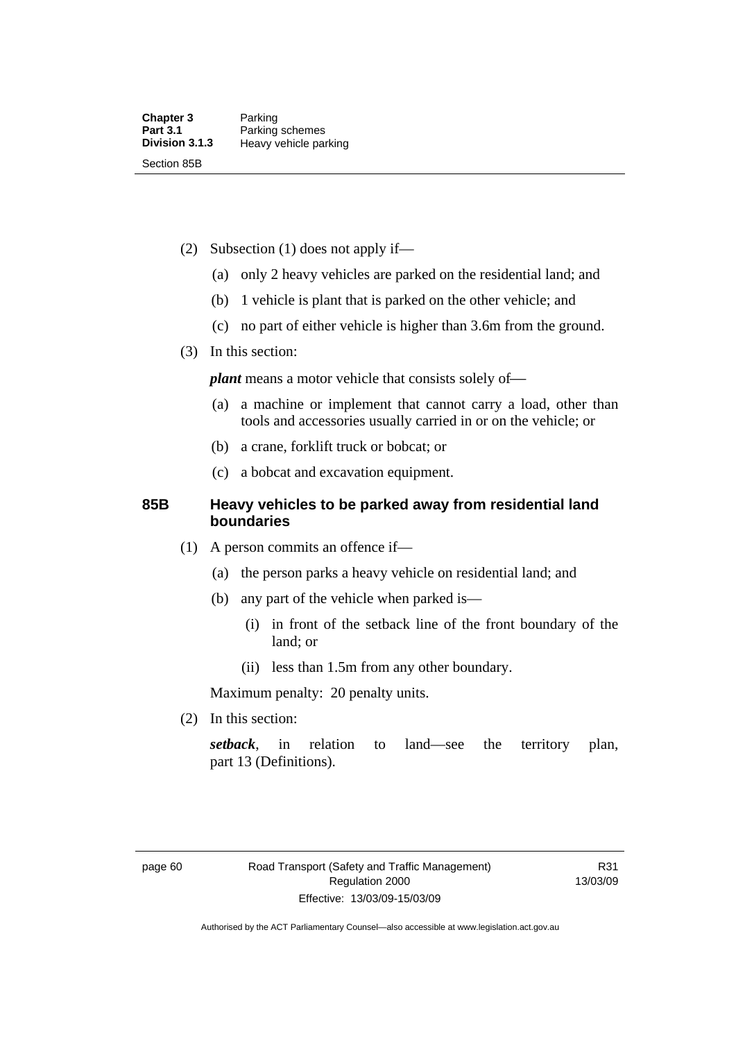(2) Subsection (1) does not apply if—

(a) only 2 heavy vehicles are parked on the residential land; and

(b) 1 vehicle is plant that is parked on the other vehicle; and

(c) no part of either vehicle is higher than 3.6m from the ground.

(3) In this section:

***plant*** means a motor vehicle that consists solely of—

(a) a machine or implement that cannot carry a load, other than tools and accessories usually carried in or on the vehicle; or

(b) a crane, forklift truck or bobcat; or

(c) a bobcat and excavation equipment.

## 85B Heavy vehicles to be parked away from residential land boundaries

(1) A person commits an offence if—

(a) the person parks a heavy vehicle on residential land; and

(b) any part of the vehicle when parked is—

(i) in front of the setback line of the front boundary of the land; or

(ii) less than 1.5m from any other boundary.

Maximum penalty: 20 penalty units.

(2) In this section:

***setback***, in relation to land—see the territory plan, part 13 (Definitions).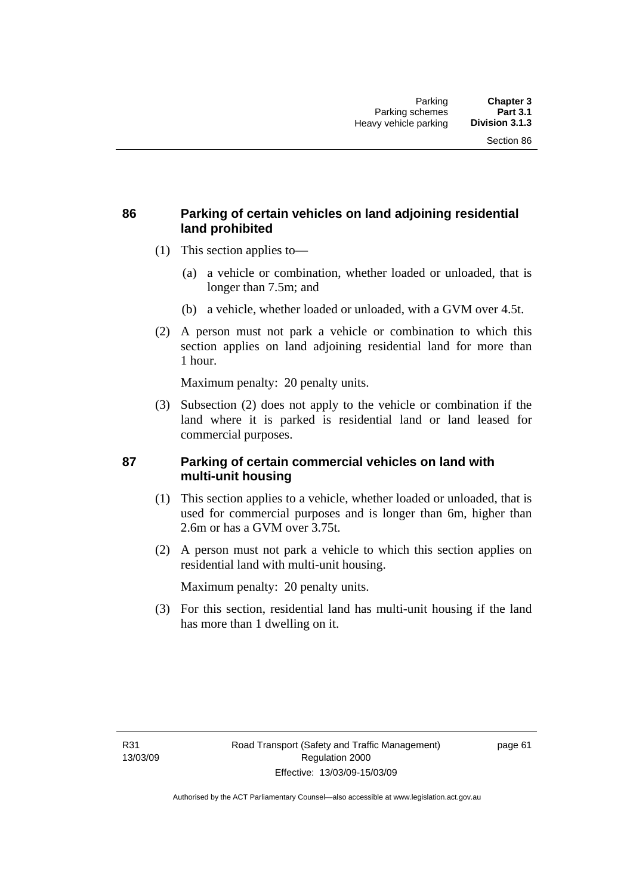## 86 Parking of certain vehicles on land adjoining residential land prohibited

(1) This section applies to—

(a) a vehicle or combination, whether loaded or unloaded, that is longer than 7.5m; and

(b) a vehicle, whether loaded or unloaded, with a GVM over 4.5t.

(2) A person must not park a vehicle or combination to which this section applies on land adjoining residential land for more than 1 hour.

Maximum penalty: 20 penalty units.

(3) Subsection (2) does not apply to the vehicle or combination if the land where it is parked is residential land or land leased for commercial purposes.

## 87 Parking of certain commercial vehicles on land with multi-unit housing

(1) This section applies to a vehicle, whether loaded or unloaded, that is used for commercial purposes and is longer than 6m, higher than 2.6m or has a GVM over 3.75t.

(2) A person must not park a vehicle to which this section applies on residential land with multi-unit housing.

Maximum penalty: 20 penalty units.

(3) For this section, residential land has multi-unit housing if the land has more than 1 dwelling on it.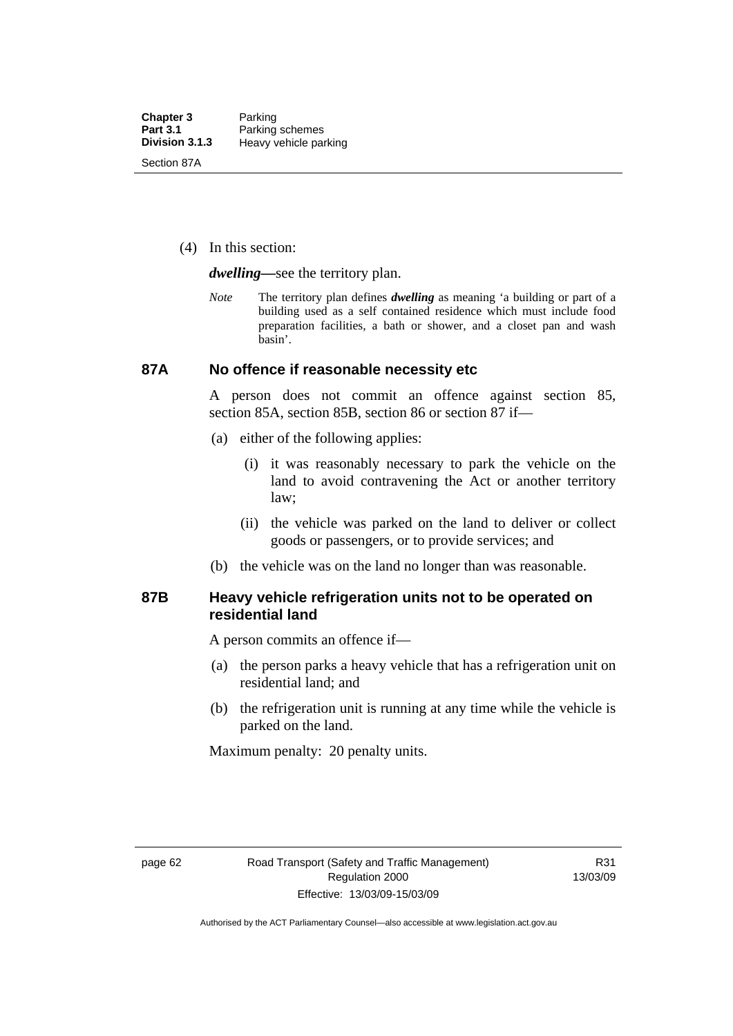(4) In this section:

***dwelling***—see the territory plan.

*Note* The territory plan defines ***dwelling*** as meaning 'a building or part of a building used as a self contained residence which must include food preparation facilities, a bath or shower, and a closet pan and wash basin'.

## 87A No offence if reasonable necessity etc

A person does not commit an offence against section 85, section 85A, section 85B, section 86 or section 87 if—

(a) either of the following applies:

(i) it was reasonably necessary to park the vehicle on the land to avoid contravening the Act or another territory law;

(ii) the vehicle was parked on the land to deliver or collect goods or passengers, or to provide services; and

(b) the vehicle was on the land no longer than was reasonable.

## 87B Heavy vehicle refrigeration units not to be operated on residential land

A person commits an offence if—

(a) the person parks a heavy vehicle that has a refrigeration unit on residential land; and

(b) the refrigeration unit is running at any time while the vehicle is parked on the land.

Maximum penalty: 20 penalty units.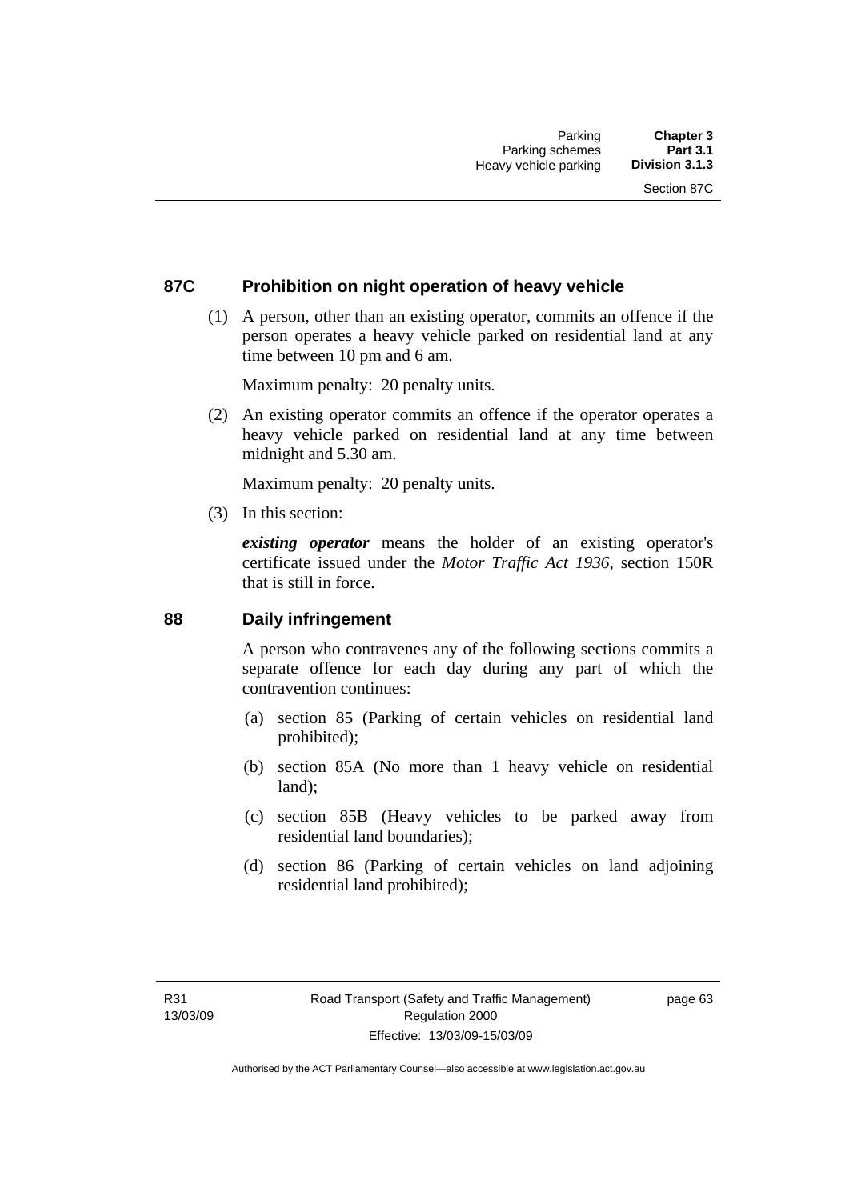## 87C Prohibition on night operation of heavy vehicle

(1) A person, other than an existing operator, commits an offence if the person operates a heavy vehicle parked on residential land at any time between 10 pm and 6 am.

Maximum penalty: 20 penalty units.

(2) An existing operator commits an offence if the operator operates a heavy vehicle parked on residential land at any time between midnight and 5.30 am.

Maximum penalty: 20 penalty units.

(3) In this section:

***existing operator*** means the holder of an existing operator's certificate issued under the *Motor Traffic Act 1936*, section 150R that is still in force.

## 88 Daily infringement

A person who contravenes any of the following sections commits a separate offence for each day during any part of which the contravention continues:

(a) section 85 (Parking of certain vehicles on residential land prohibited);

(b) section 85A (No more than 1 heavy vehicle on residential land);

(c) section 85B (Heavy vehicles to be parked away from residential land boundaries);

(d) section 86 (Parking of certain vehicles on land adjoining residential land prohibited);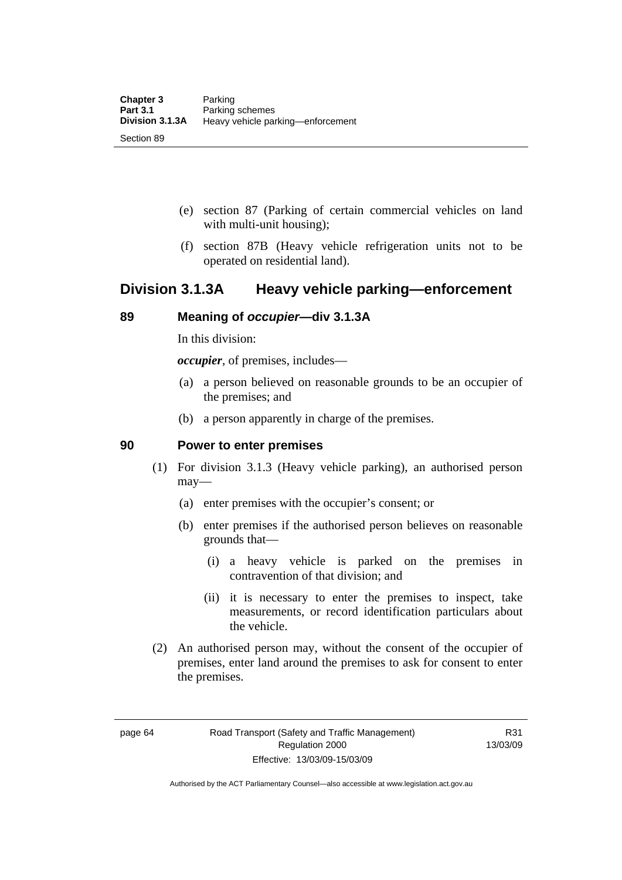(e) section 87 (Parking of certain commercial vehicles on land with multi-unit housing);

(f) section 87B (Heavy vehicle refrigeration units not to be operated on residential land).

## Division 3.1.3A Heavy vehicle parking—enforcement

### 89 Meaning of *occupier*—div 3.1.3A

In this division:

***occupier***, of premises, includes—

(a) a person believed on reasonable grounds to be an occupier of the premises; and

(b) a person apparently in charge of the premises.

### 90 Power to enter premises

(1) For division 3.1.3 (Heavy vehicle parking), an authorised person may—

(a) enter premises with the occupier's consent; or

(b) enter premises if the authorised person believes on reasonable grounds that—

(i) a heavy vehicle is parked on the premises in contravention of that division; and

(ii) it is necessary to enter the premises to inspect, take measurements, or record identification particulars about the vehicle.

(2) An authorised person may, without the consent of the occupier of premises, enter land around the premises to ask for consent to enter the premises.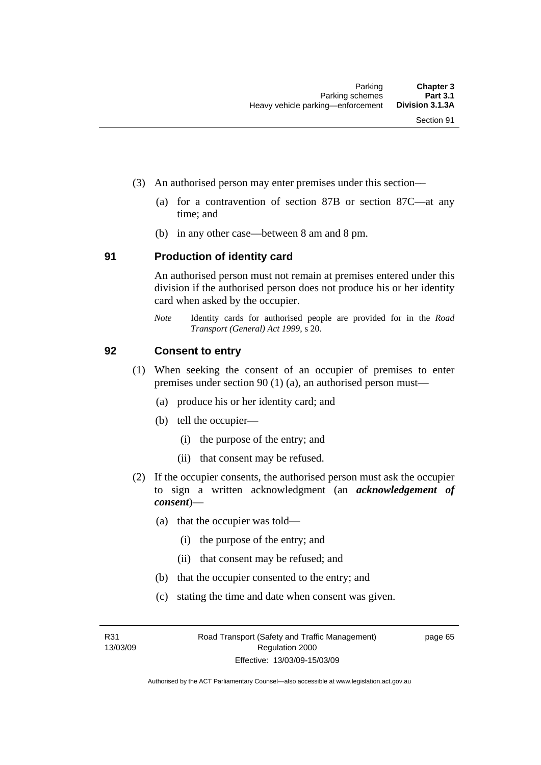(3) An authorised person may enter premises under this section—

(a) for a contravention of section 87B or section 87C—at any time; and

(b) in any other case—between 8 am and 8 pm.

## 91 Production of identity card

An authorised person must not remain at premises entered under this division if the authorised person does not produce his or her identity card when asked by the occupier.

*Note* Identity cards for authorised people are provided for in the *Road Transport (General) Act 1999*, s 20.

## 92 Consent to entry

(1) When seeking the consent of an occupier of premises to enter premises under section 90 (1) (a), an authorised person must—

(a) produce his or her identity card; and

(b) tell the occupier—

(i) the purpose of the entry; and

(ii) that consent may be refused.

(2) If the occupier consents, the authorised person must ask the occupier to sign a written acknowledgment (an ***acknowledgement of consent***)—

(a) that the occupier was told—

(i) the purpose of the entry; and

(ii) that consent may be refused; and

(b) that the occupier consented to the entry; and

(c) stating the time and date when consent was given.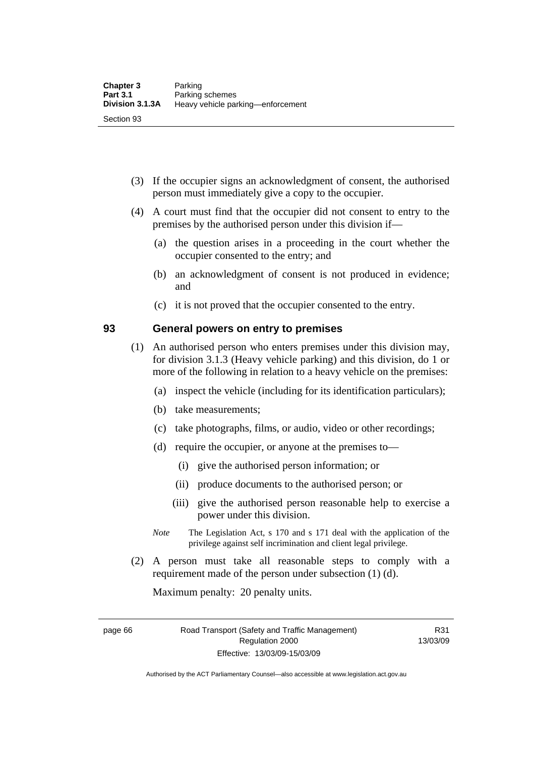(3) If the occupier signs an acknowledgment of consent, the authorised person must immediately give a copy to the occupier.

(4) A court must find that the occupier did not consent to entry to the premises by the authorised person under this division if—

(a) the question arises in a proceeding in the court whether the occupier consented to the entry; and

(b) an acknowledgment of consent is not produced in evidence; and

(c) it is not proved that the occupier consented to the entry.

## 93 General powers on entry to premises

(1) An authorised person who enters premises under this division may, for division 3.1.3 (Heavy vehicle parking) and this division, do 1 or more of the following in relation to a heavy vehicle on the premises:

(a) inspect the vehicle (including for its identification particulars);

(b) take measurements;

(c) take photographs, films, or audio, video or other recordings;

(d) require the occupier, or anyone at the premises to—

(i) give the authorised person information; or

(ii) produce documents to the authorised person; or

(iii) give the authorised person reasonable help to exercise a power under this division.

*Note* The Legislation Act, s 170 and s 171 deal with the application of the privilege against self incrimination and client legal privilege.

(2) A person must take all reasonable steps to comply with a requirement made of the person under subsection (1) (d).

Maximum penalty: 20 penalty units.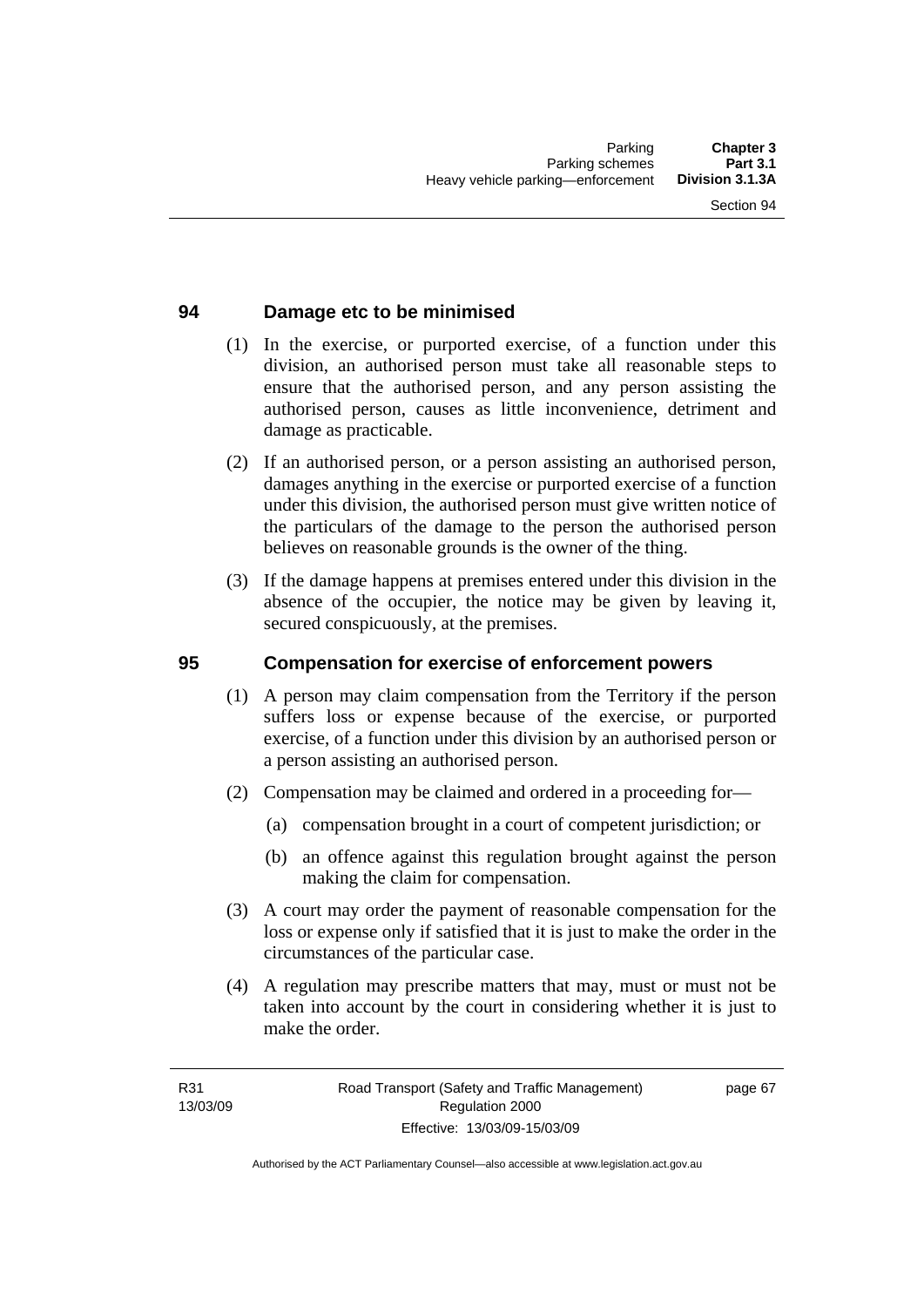## 94 Damage etc to be minimised

(1) In the exercise, or purported exercise, of a function under this division, an authorised person must take all reasonable steps to ensure that the authorised person, and any person assisting the authorised person, causes as little inconvenience, detriment and damage as practicable.

(2) If an authorised person, or a person assisting an authorised person, damages anything in the exercise or purported exercise of a function under this division, the authorised person must give written notice of the particulars of the damage to the person the authorised person believes on reasonable grounds is the owner of the thing.

(3) If the damage happens at premises entered under this division in the absence of the occupier, the notice may be given by leaving it, secured conspicuously, at the premises.

## 95 Compensation for exercise of enforcement powers

(1) A person may claim compensation from the Territory if the person suffers loss or expense because of the exercise, or purported exercise, of a function under this division by an authorised person or a person assisting an authorised person.

(2) Compensation may be claimed and ordered in a proceeding for—

(a) compensation brought in a court of competent jurisdiction; or

(b) an offence against this regulation brought against the person making the claim for compensation.

(3) A court may order the payment of reasonable compensation for the loss or expense only if satisfied that it is just to make the order in the circumstances of the particular case.

(4) A regulation may prescribe matters that may, must or must not be taken into account by the court in considering whether it is just to make the order.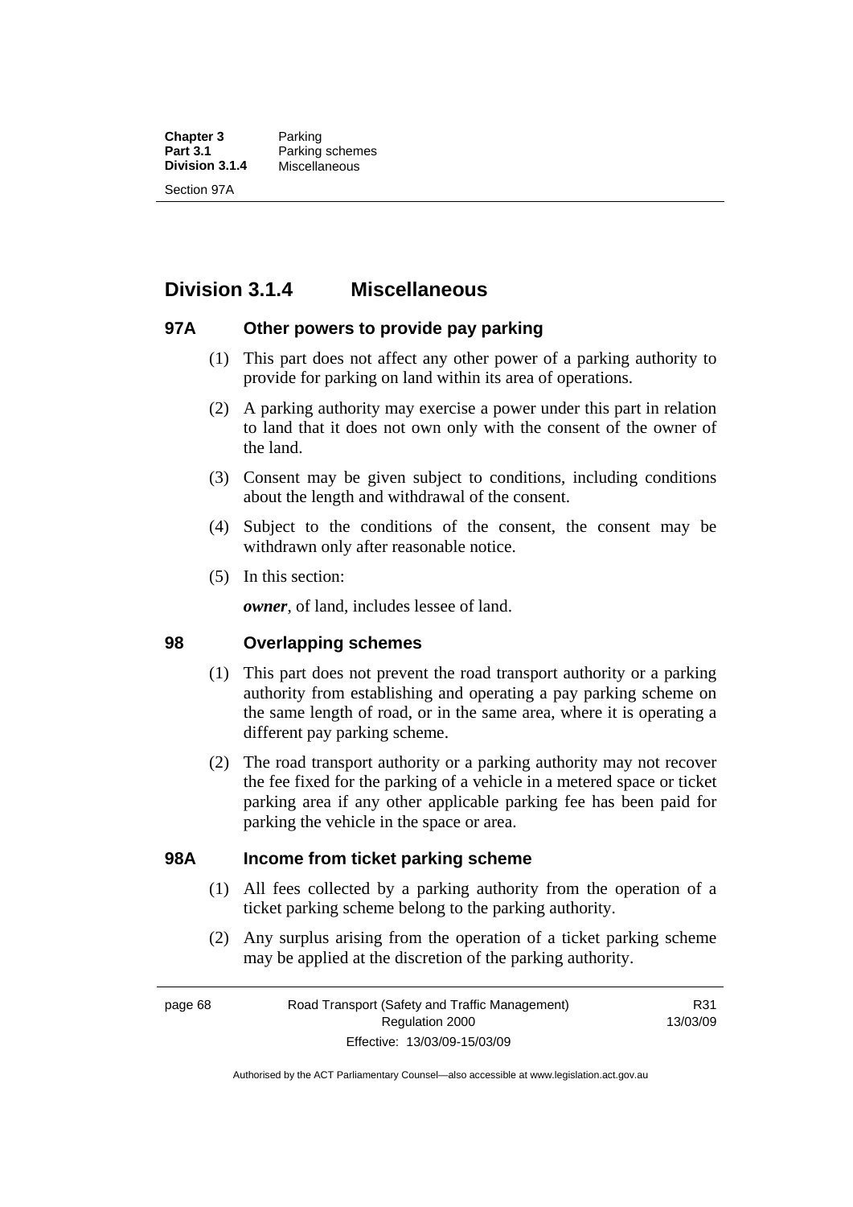## Division 3.1.4 Miscellaneous

### 97A Other powers to provide pay parking

(1) This part does not affect any other power of a parking authority to provide for parking on land within its area of operations.

(2) A parking authority may exercise a power under this part in relation to land that it does not own only with the consent of the owner of the land.

(3) Consent may be given subject to conditions, including conditions about the length and withdrawal of the consent.

(4) Subject to the conditions of the consent, the consent may be withdrawn only after reasonable notice.

(5) In this section:

***owner***, of land, includes lessee of land.

### 98 Overlapping schemes

(1) This part does not prevent the road transport authority or a parking authority from establishing and operating a pay parking scheme on the same length of road, or in the same area, where it is operating a different pay parking scheme.

(2) The road transport authority or a parking authority may not recover the fee fixed for the parking of a vehicle in a metered space or ticket parking area if any other applicable parking fee has been paid for parking the vehicle in the space or area.

### 98A Income from ticket parking scheme

(1) All fees collected by a parking authority from the operation of a ticket parking scheme belong to the parking authority.

(2) Any surplus arising from the operation of a ticket parking scheme may be applied at the discretion of the parking authority.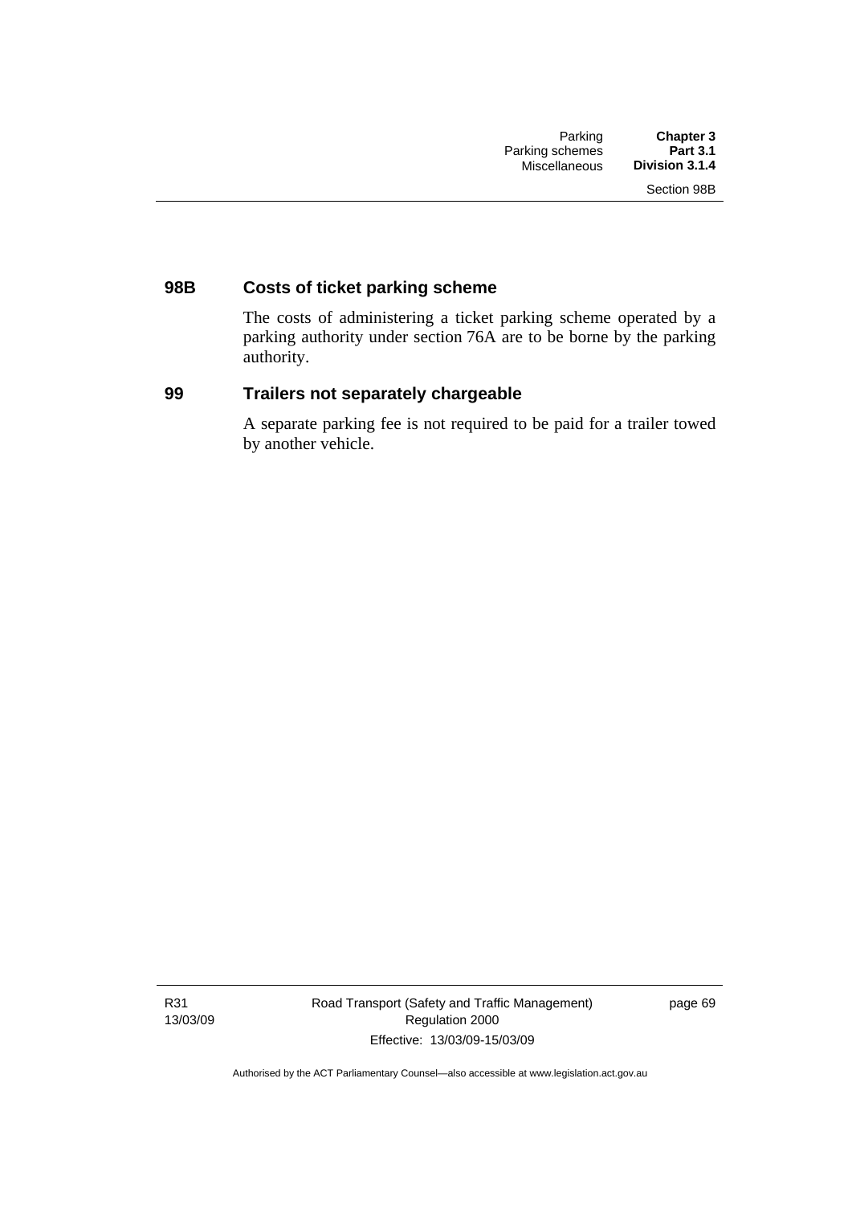## 98B Costs of ticket parking scheme

The costs of administering a ticket parking scheme operated by a parking authority under section 76A are to be borne by the parking authority.

## 99 Trailers not separately chargeable

A separate parking fee is not required to be paid for a trailer towed by another vehicle.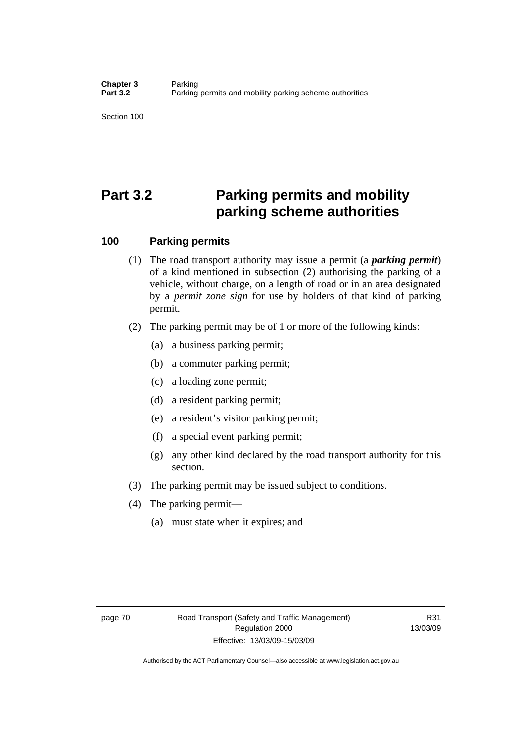# Part 3.2 Parking permits and mobility parking scheme authorities

### 100 Parking permits

(1) The road transport authority may issue a permit (a ***parking permit***) of a kind mentioned in subsection (2) authorising the parking of a vehicle, without charge, on a length of road or in an area designated by a *permit zone sign* for use by holders of that kind of parking permit.

(2) The parking permit may be of 1 or more of the following kinds:

- (a) a business parking permit;
- (b) a commuter parking permit;
- (c) a loading zone permit;
- (d) a resident parking permit;
- (e) a resident's visitor parking permit;
- (f) a special event parking permit;
- (g) any other kind declared by the road transport authority for this section.

(3) The parking permit may be issued subject to conditions.

(4) The parking permit—

- (a) must state when it expires; and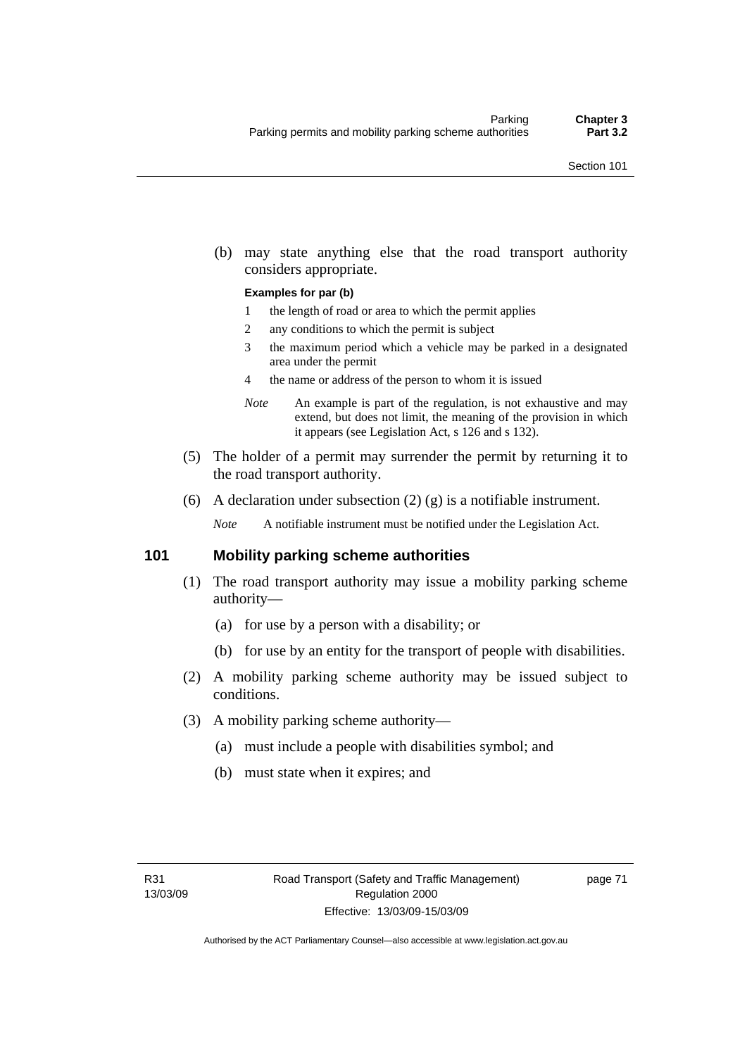(b) may state anything else that the road transport authority considers appropriate.

**Examples for par (b)**

1 the length of road or area to which the permit applies

2 any conditions to which the permit is subject

3 the maximum period which a vehicle may be parked in a designated area under the permit

4 the name or address of the person to whom it is issued

*Note* An example is part of the regulation, is not exhaustive and may extend, but does not limit, the meaning of the provision in which it appears (see Legislation Act, s 126 and s 132).

(5) The holder of a permit may surrender the permit by returning it to the road transport authority.

(6) A declaration under subsection (2) (g) is a notifiable instrument.

*Note* A notifiable instrument must be notified under the Legislation Act.

### 101 Mobility parking scheme authorities

(1) The road transport authority may issue a mobility parking scheme authority—

(a) for use by a person with a disability; or

(b) for use by an entity for the transport of people with disabilities.

(2) A mobility parking scheme authority may be issued subject to conditions.

(3) A mobility parking scheme authority—

(a) must include a people with disabilities symbol; and

(b) must state when it expires; and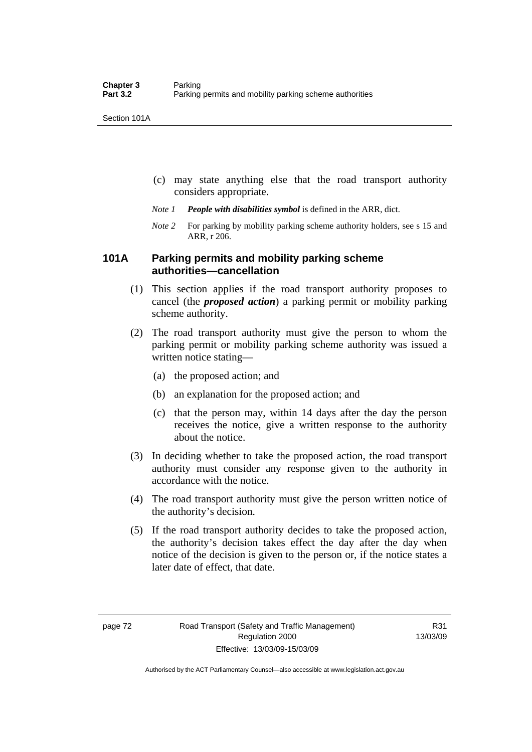(c) may state anything else that the road transport authority considers appropriate.

*Note 1* ***People with disabilities symbol*** is defined in the ARR, dict.

*Note 2* For parking by mobility parking scheme authority holders, see s 15 and ARR, r 206.

### 101A Parking permits and mobility parking scheme authorities—cancellation

(1) This section applies if the road transport authority proposes to cancel (the ***proposed action***) a parking permit or mobility parking scheme authority.

(2) The road transport authority must give the person to whom the parking permit or mobility parking scheme authority was issued a written notice stating—

   (a) the proposed action; and

   (b) an explanation for the proposed action; and

   (c) that the person may, within 14 days after the day the person receives the notice, give a written response to the authority about the notice.

(3) In deciding whether to take the proposed action, the road transport authority must consider any response given to the authority in accordance with the notice.

(4) The road transport authority must give the person written notice of the authority's decision.

(5) If the road transport authority decides to take the proposed action, the authority's decision takes effect the day after the day when notice of the decision is given to the person or, if the notice states a later date of effect, that date.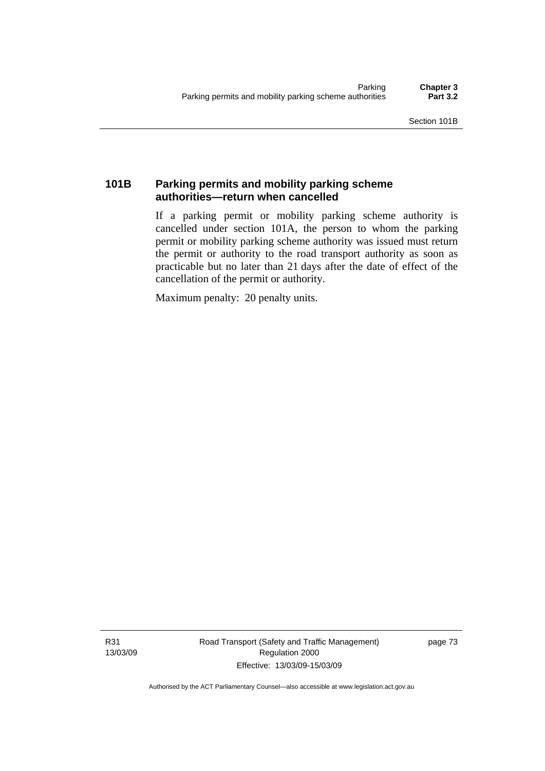### 101B Parking permits and mobility parking scheme authorities—return when cancelled

If a parking permit or mobility parking scheme authority is cancelled under section 101A, the person to whom the parking permit or mobility parking scheme authority was issued must return the permit or authority to the road transport authority as soon as practicable but no later than 21 days after the date of effect of the cancellation of the permit or authority.

Maximum penalty: 20 penalty units.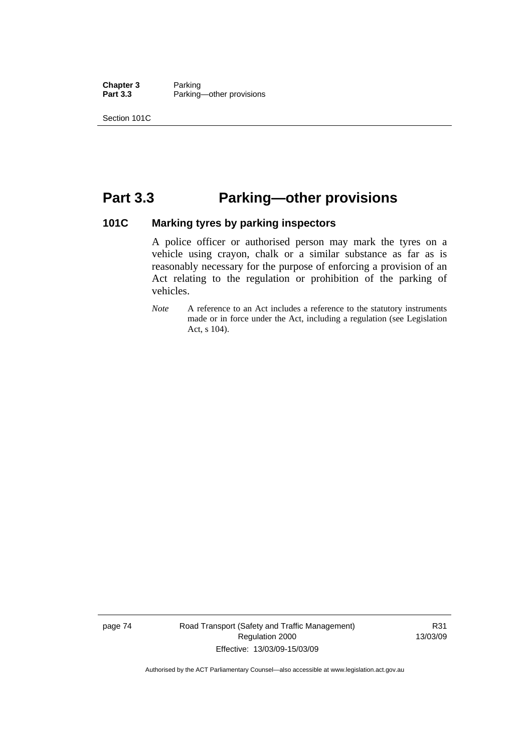# Part 3.3 Parking—other provisions

## 101C Marking tyres by parking inspectors

A police officer or authorised person may mark the tyres on a vehicle using crayon, chalk or a similar substance as far as is reasonably necessary for the purpose of enforcing a provision of an Act relating to the regulation or prohibition of the parking of vehicles.

*Note* A reference to an Act includes a reference to the statutory instruments made or in force under the Act, including a regulation (see Legislation Act, s 104).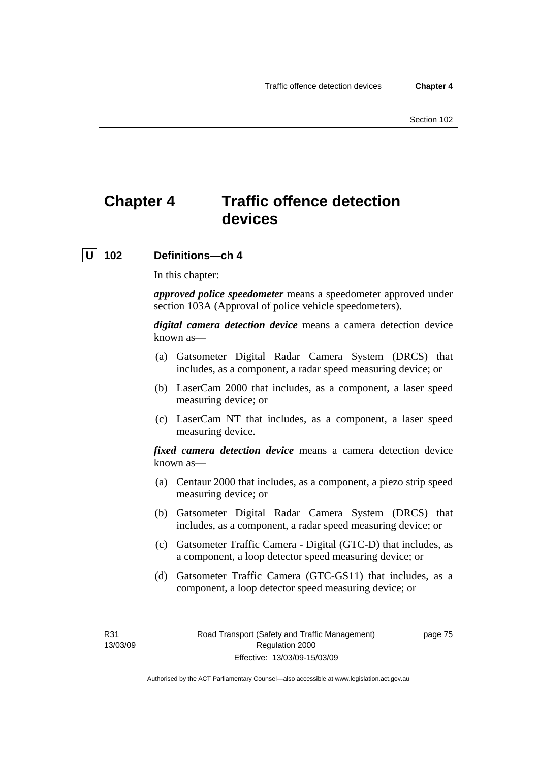# Chapter 4 Traffic offence detection devices

## U 102 Definitions—ch 4

In this chapter:

***approved police speedometer*** means a speedometer approved under section 103A (Approval of police vehicle speedometers).

***digital camera detection device*** means a camera detection device known as—

(a) Gatsometer Digital Radar Camera System (DRCS) that includes, as a component, a radar speed measuring device; or

(b) LaserCam 2000 that includes, as a component, a laser speed measuring device; or

(c) LaserCam NT that includes, as a component, a laser speed measuring device.

***fixed camera detection device*** means a camera detection device known as—

(a) Centaur 2000 that includes, as a component, a piezo strip speed measuring device; or

(b) Gatsometer Digital Radar Camera System (DRCS) that includes, as a component, a radar speed measuring device; or

(c) Gatsometer Traffic Camera - Digital (GTC-D) that includes, as a component, a loop detector speed measuring device; or

(d) Gatsometer Traffic Camera (GTC-GS11) that includes, as a component, a loop detector speed measuring device; or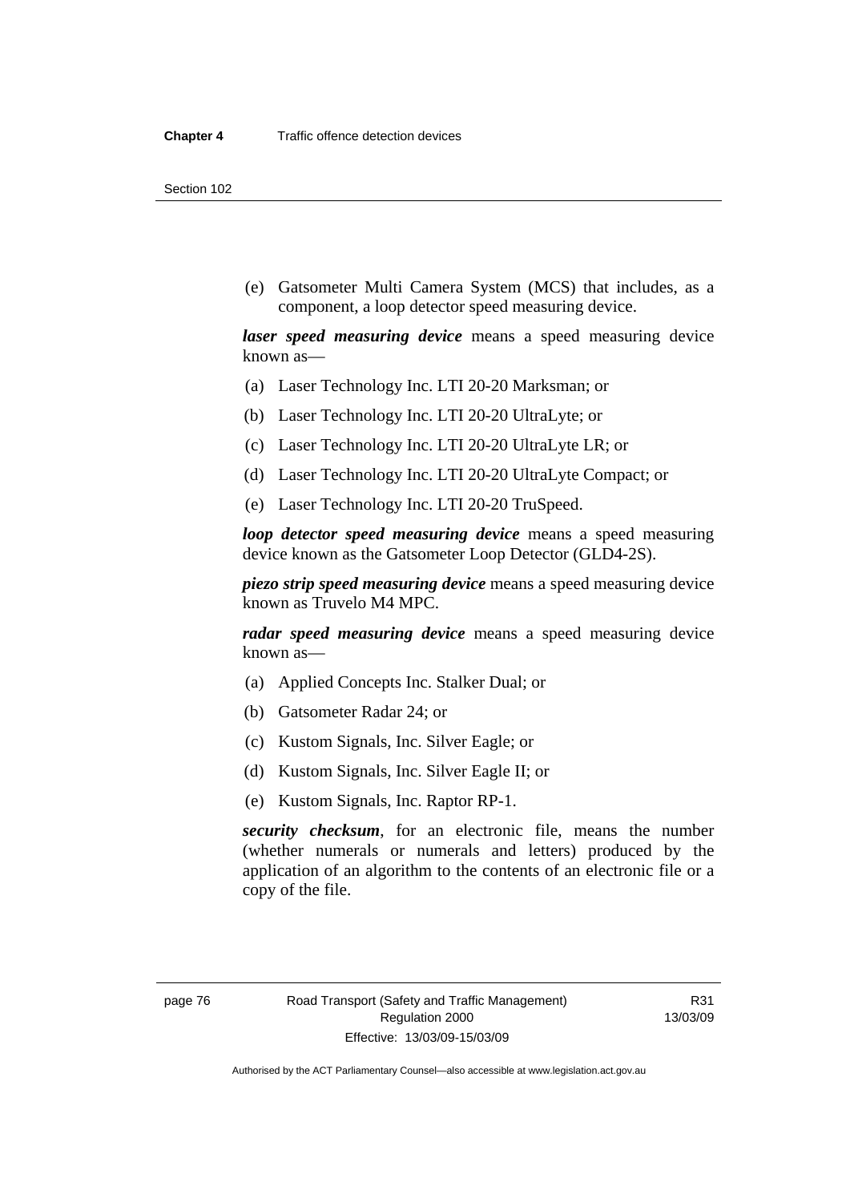(e) Gatsometer Multi Camera System (MCS) that includes, as a component, a loop detector speed measuring device.

***laser speed measuring device*** means a speed measuring device known as—

(a) Laser Technology Inc. LTI 20-20 Marksman; or

(b) Laser Technology Inc. LTI 20-20 UltraLyte; or

(c) Laser Technology Inc. LTI 20-20 UltraLyte LR; or

(d) Laser Technology Inc. LTI 20-20 UltraLyte Compact; or

(e) Laser Technology Inc. LTI 20-20 TruSpeed.

***loop detector speed measuring device*** means a speed measuring device known as the Gatsometer Loop Detector (GLD4-2S).

***piezo strip speed measuring device*** means a speed measuring device known as Truvelo M4 MPC.

***radar speed measuring device*** means a speed measuring device known as—

(a) Applied Concepts Inc. Stalker Dual; or

(b) Gatsometer Radar 24; or

(c) Kustom Signals, Inc. Silver Eagle; or

(d) Kustom Signals, Inc. Silver Eagle II; or

(e) Kustom Signals, Inc. Raptor RP-1.

***security checksum***, for an electronic file, means the number (whether numerals or numerals and letters) produced by the application of an algorithm to the contents of an electronic file or a copy of the file.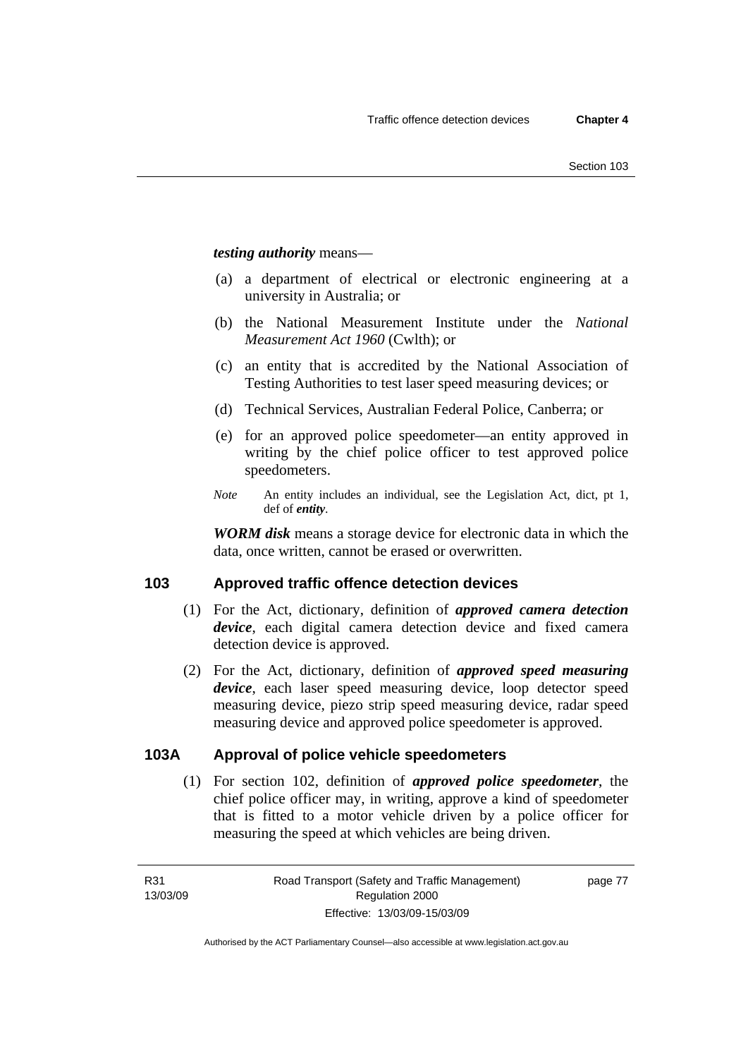***testing authority*** means—

(a) a department of electrical or electronic engineering at a university in Australia; or

(b) the National Measurement Institute under the *National Measurement Act 1960* (Cwlth); or

(c) an entity that is accredited by the National Association of Testing Authorities to test laser speed measuring devices; or

(d) Technical Services, Australian Federal Police, Canberra; or

(e) for an approved police speedometer—an entity approved in writing by the chief police officer to test approved police speedometers.

*Note* An entity includes an individual, see the Legislation Act, dict, pt 1, def of ***entity***.

***WORM disk*** means a storage device for electronic data in which the data, once written, cannot be erased or overwritten.

## 103 Approved traffic offence detection devices

(1) For the Act, dictionary, definition of ***approved camera detection device***, each digital camera detection device and fixed camera detection device is approved.

(2) For the Act, dictionary, definition of ***approved speed measuring device***, each laser speed measuring device, loop detector speed measuring device, piezo strip speed measuring device, radar speed measuring device and approved police speedometer is approved.

## 103A Approval of police vehicle speedometers

(1) For section 102, definition of ***approved police speedometer***, the chief police officer may, in writing, approve a kind of speedometer that is fitted to a motor vehicle driven by a police officer for measuring the speed at which vehicles are being driven.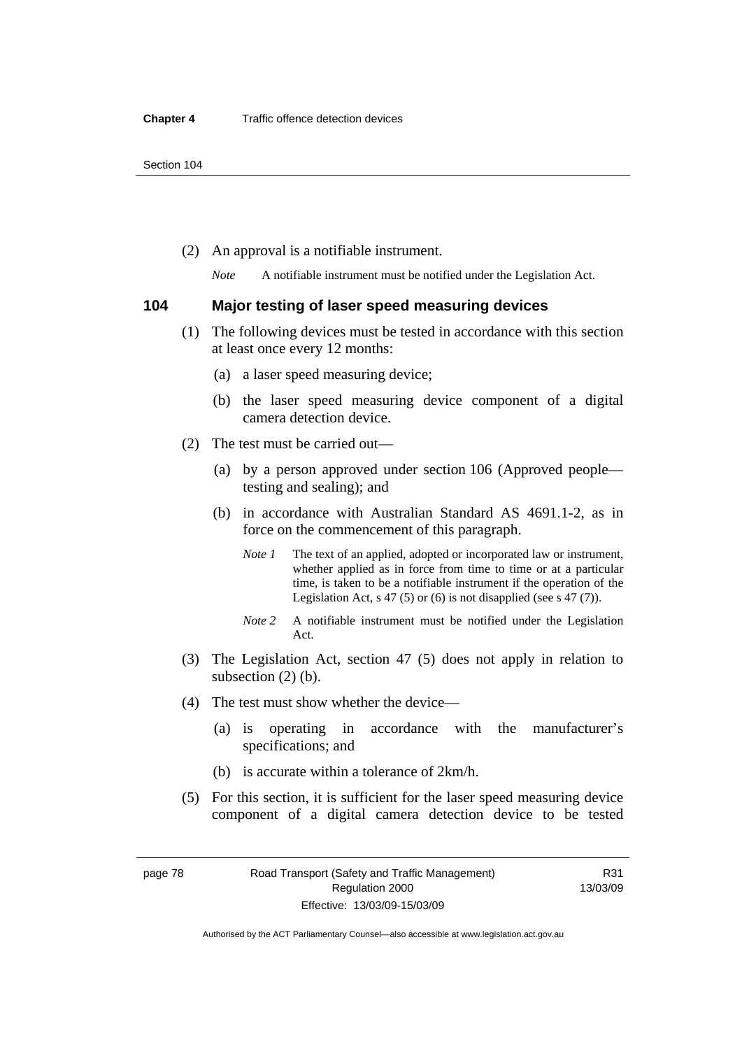(2) An approval is a notifiable instrument.

*Note* A notifiable instrument must be notified under the Legislation Act.

## 104 Major testing of laser speed measuring devices

(1) The following devices must be tested in accordance with this section at least once every 12 months:

(a) a laser speed measuring device;

(b) the laser speed measuring device component of a digital camera detection device.

(2) The test must be carried out—

(a) by a person approved under section 106 (Approved people—testing and sealing); and

(b) in accordance with Australian Standard AS 4691.1-2, as in force on the commencement of this paragraph.

*Note 1* The text of an applied, adopted or incorporated law or instrument, whether applied as in force from time to time or at a particular time, is taken to be a notifiable instrument if the operation of the Legislation Act, s 47 (5) or (6) is not disapplied (see s 47 (7)).

*Note 2* A notifiable instrument must be notified under the Legislation Act.

(3) The Legislation Act, section 47 (5) does not apply in relation to subsection (2) (b).

(4) The test must show whether the device—

(a) is operating in accordance with the manufacturer's specifications; and

(b) is accurate within a tolerance of 2km/h.

(5) For this section, it is sufficient for the laser speed measuring device component of a digital camera detection device to be tested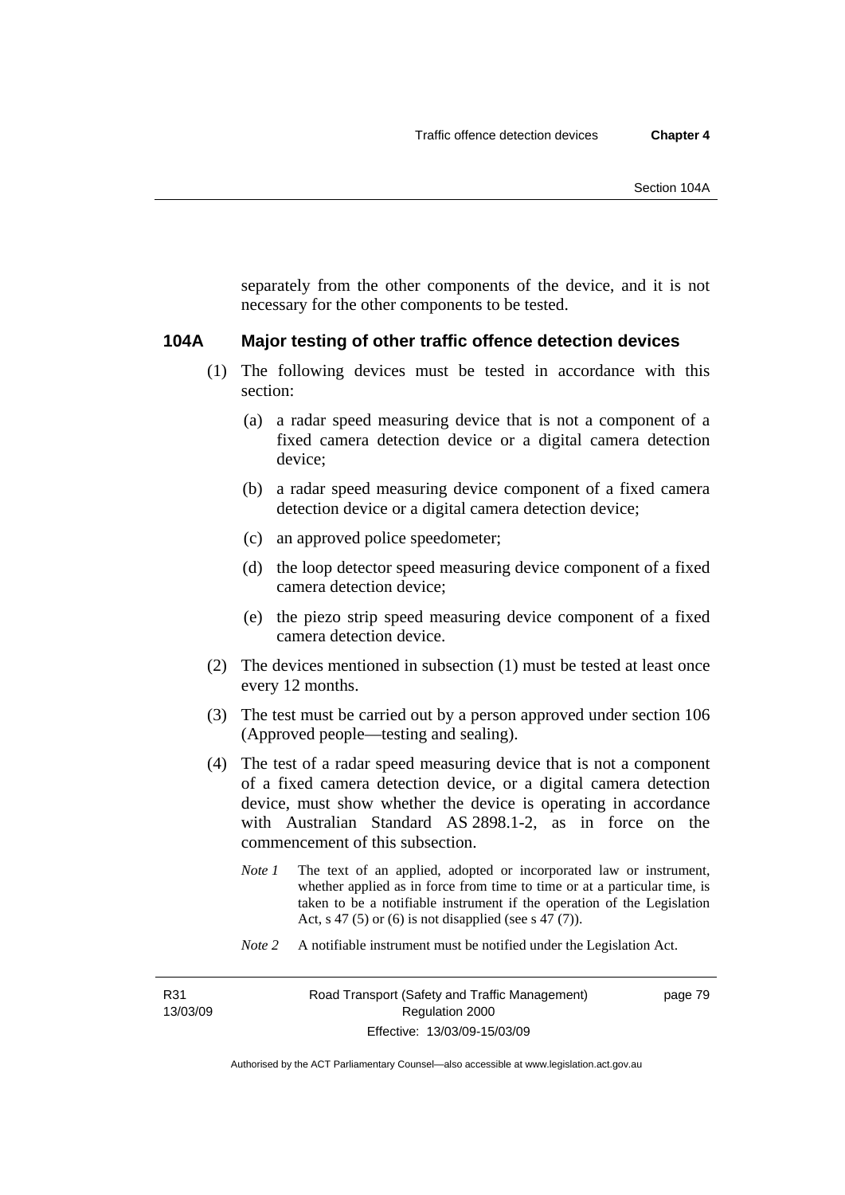separately from the other components of the device, and it is not necessary for the other components to be tested.

### 104A Major testing of other traffic offence detection devices

(1) The following devices must be tested in accordance with this section:

(a) a radar speed measuring device that is not a component of a fixed camera detection device or a digital camera detection device;

(b) a radar speed measuring device component of a fixed camera detection device or a digital camera detection device;

(c) an approved police speedometer;

(d) the loop detector speed measuring device component of a fixed camera detection device;

(e) the piezo strip speed measuring device component of a fixed camera detection device.

(2) The devices mentioned in subsection (1) must be tested at least once every 12 months.

(3) The test must be carried out by a person approved under section 106 (Approved people—testing and sealing).

(4) The test of a radar speed measuring device that is not a component of a fixed camera detection device, or a digital camera detection device, must show whether the device is operating in accordance with Australian Standard AS 2898.1-2, as in force on the commencement of this subsection.

*Note 1* The text of an applied, adopted or incorporated law or instrument, whether applied as in force from time to time or at a particular time, is taken to be a notifiable instrument if the operation of the Legislation Act, s 47 (5) or (6) is not disapplied (see s 47 (7)).

*Note 2* A notifiable instrument must be notified under the Legislation Act.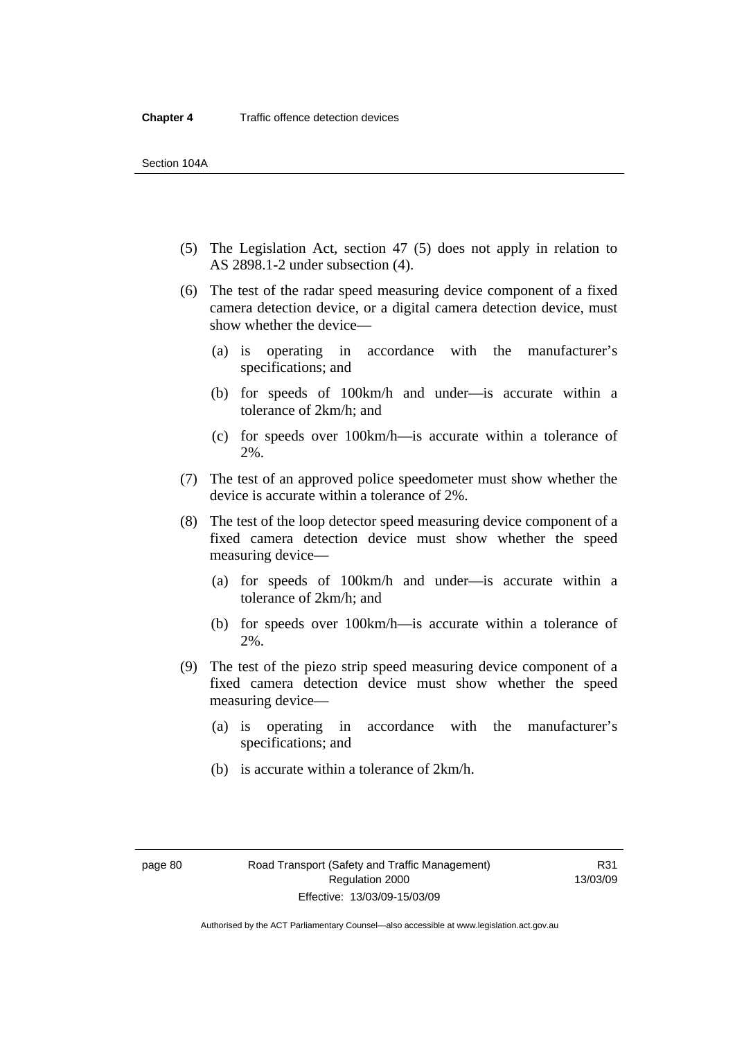(5) The Legislation Act, section 47 (5) does not apply in relation to AS 2898.1-2 under subsection (4).

(6) The test of the radar speed measuring device component of a fixed camera detection device, or a digital camera detection device, must show whether the device—

(a) is operating in accordance with the manufacturer's specifications; and

(b) for speeds of 100km/h and under—is accurate within a tolerance of 2km/h; and

(c) for speeds over 100km/h—is accurate within a tolerance of 2%.

(7) The test of an approved police speedometer must show whether the device is accurate within a tolerance of 2%.

(8) The test of the loop detector speed measuring device component of a fixed camera detection device must show whether the speed measuring device—

(a) for speeds of 100km/h and under—is accurate within a tolerance of 2km/h; and

(b) for speeds over 100km/h—is accurate within a tolerance of 2%.

(9) The test of the piezo strip speed measuring device component of a fixed camera detection device must show whether the speed measuring device—

(a) is operating in accordance with the manufacturer's specifications; and

(b) is accurate within a tolerance of 2km/h.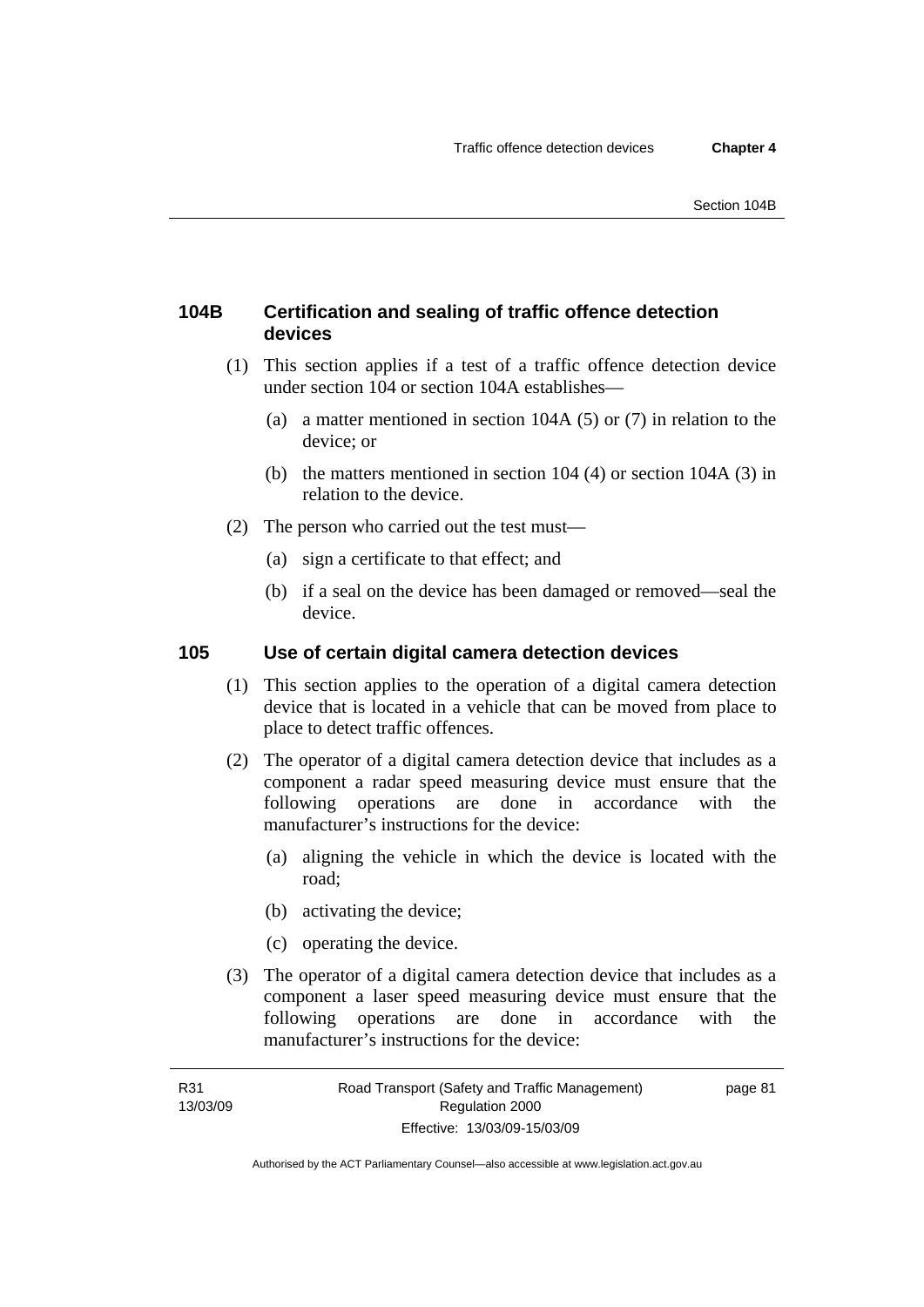## 104B Certification and sealing of traffic offence detection devices

(1) This section applies if a test of a traffic offence detection device under section 104 or section 104A establishes—

(a) a matter mentioned in section 104A (5) or (7) in relation to the device; or

(b) the matters mentioned in section 104 (4) or section 104A (3) in relation to the device.

(2) The person who carried out the test must—

(a) sign a certificate to that effect; and

(b) if a seal on the device has been damaged or removed—seal the device.

## 105 Use of certain digital camera detection devices

(1) This section applies to the operation of a digital camera detection device that is located in a vehicle that can be moved from place to place to detect traffic offences.

(2) The operator of a digital camera detection device that includes as a component a radar speed measuring device must ensure that the following operations are done in accordance with the manufacturer's instructions for the device:

(a) aligning the vehicle in which the device is located with the road;

(b) activating the device;

(c) operating the device.

(3) The operator of a digital camera detection device that includes as a component a laser speed measuring device must ensure that the following operations are done in accordance with the manufacturer's instructions for the device: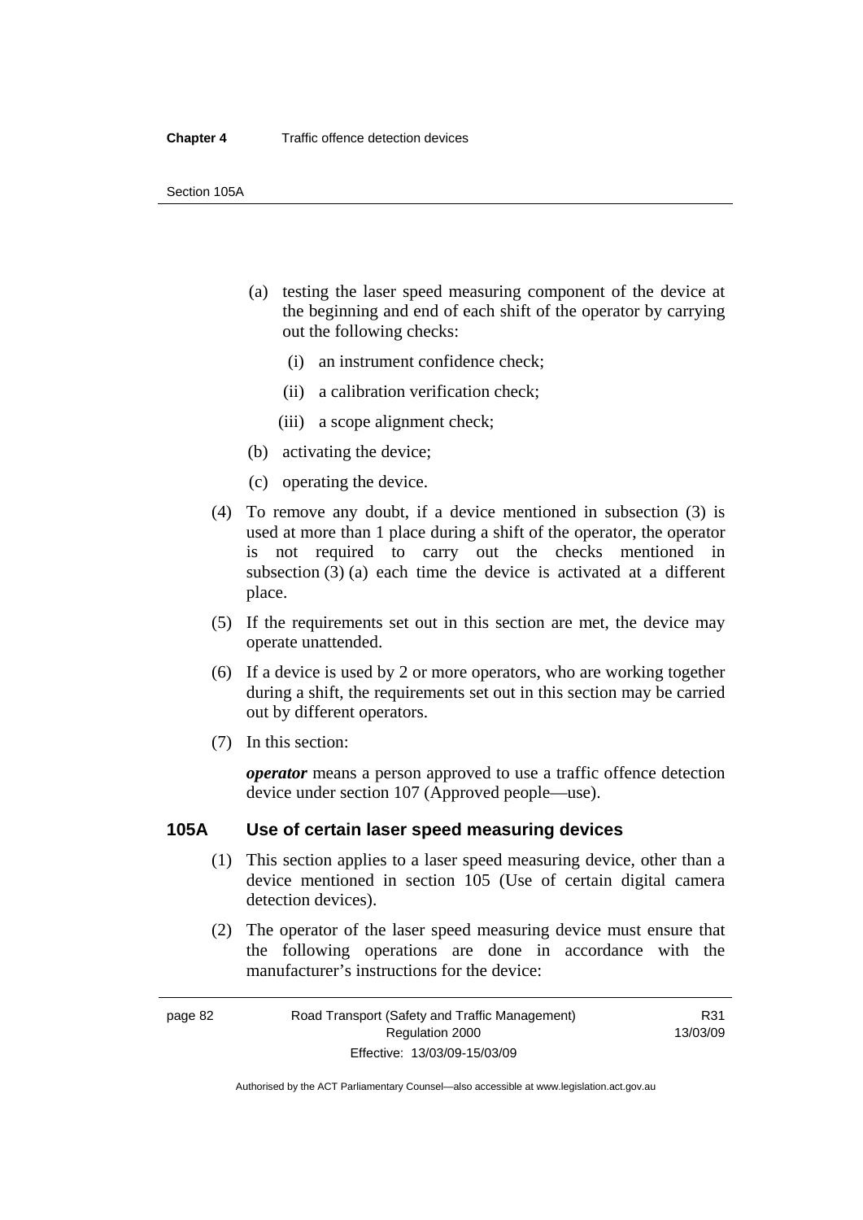(a) testing the laser speed measuring component of the device at the beginning and end of each shift of the operator by carrying out the following checks:

    (i) an instrument confidence check;

    (ii) a calibration verification check;

    (iii) a scope alignment check;

(b) activating the device;

(c) operating the device.

(4) To remove any doubt, if a device mentioned in subsection (3) is used at more than 1 place during a shift of the operator, the operator is not required to carry out the checks mentioned in subsection (3) (a) each time the device is activated at a different place.

(5) If the requirements set out in this section are met, the device may operate unattended.

(6) If a device is used by 2 or more operators, who are working together during a shift, the requirements set out in this section may be carried out by different operators.

(7) In this section:

***operator*** means a person approved to use a traffic offence detection device under section 107 (Approved people—use).

## 105A Use of certain laser speed measuring devices

(1) This section applies to a laser speed measuring device, other than a device mentioned in section 105 (Use of certain digital camera detection devices).

(2) The operator of the laser speed measuring device must ensure that the following operations are done in accordance with the manufacturer's instructions for the device: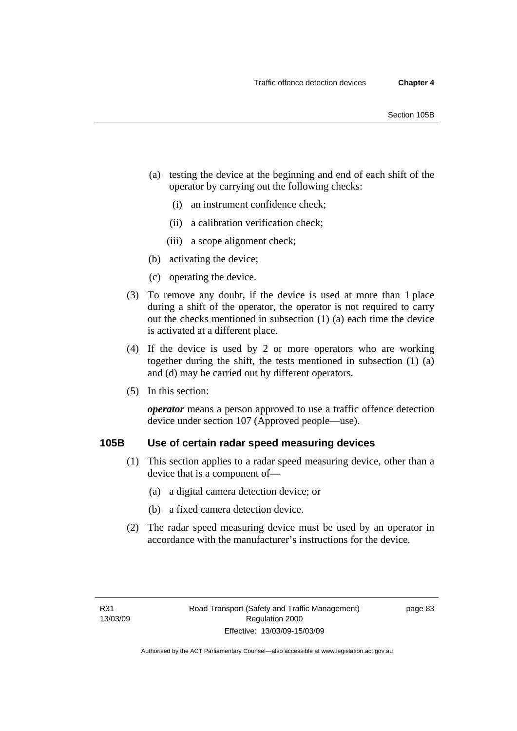(a) testing the device at the beginning and end of each shift of the operator by carrying out the following checks:

(i) an instrument confidence check;

(ii) a calibration verification check;

(iii) a scope alignment check;

(b) activating the device;

(c) operating the device.

(3) To remove any doubt, if the device is used at more than 1 place during a shift of the operator, the operator is not required to carry out the checks mentioned in subsection (1) (a) each time the device is activated at a different place.

(4) If the device is used by 2 or more operators who are working together during the shift, the tests mentioned in subsection (1) (a) and (d) may be carried out by different operators.

(5) In this section:

***operator*** means a person approved to use a traffic offence detection device under section 107 (Approved people—use).

### 105B Use of certain radar speed measuring devices

(1) This section applies to a radar speed measuring device, other than a device that is a component of—

(a) a digital camera detection device; or

(b) a fixed camera detection device.

(2) The radar speed measuring device must be used by an operator in accordance with the manufacturer's instructions for the device.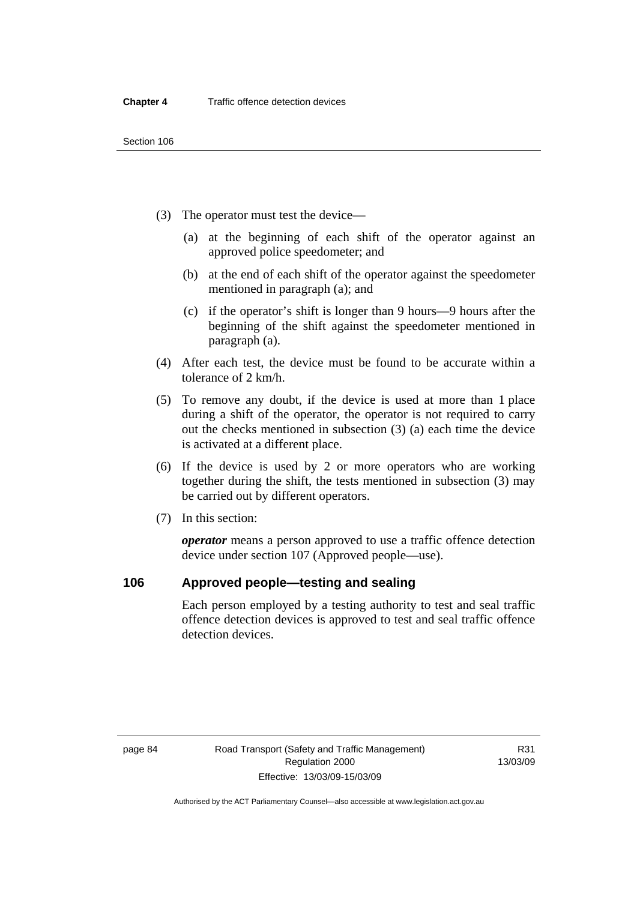(3) The operator must test the device—

(a) at the beginning of each shift of the operator against an approved police speedometer; and

(b) at the end of each shift of the operator against the speedometer mentioned in paragraph (a); and

(c) if the operator's shift is longer than 9 hours—9 hours after the beginning of the shift against the speedometer mentioned in paragraph (a).

(4) After each test, the device must be found to be accurate within a tolerance of 2 km/h.

(5) To remove any doubt, if the device is used at more than 1 place during a shift of the operator, the operator is not required to carry out the checks mentioned in subsection (3) (a) each time the device is activated at a different place.

(6) If the device is used by 2 or more operators who are working together during the shift, the tests mentioned in subsection (3) may be carried out by different operators.

(7) In this section:

***operator*** means a person approved to use a traffic offence detection device under section 107 (Approved people—use).

## 106 Approved people—testing and sealing

Each person employed by a testing authority to test and seal traffic offence detection devices is approved to test and seal traffic offence detection devices.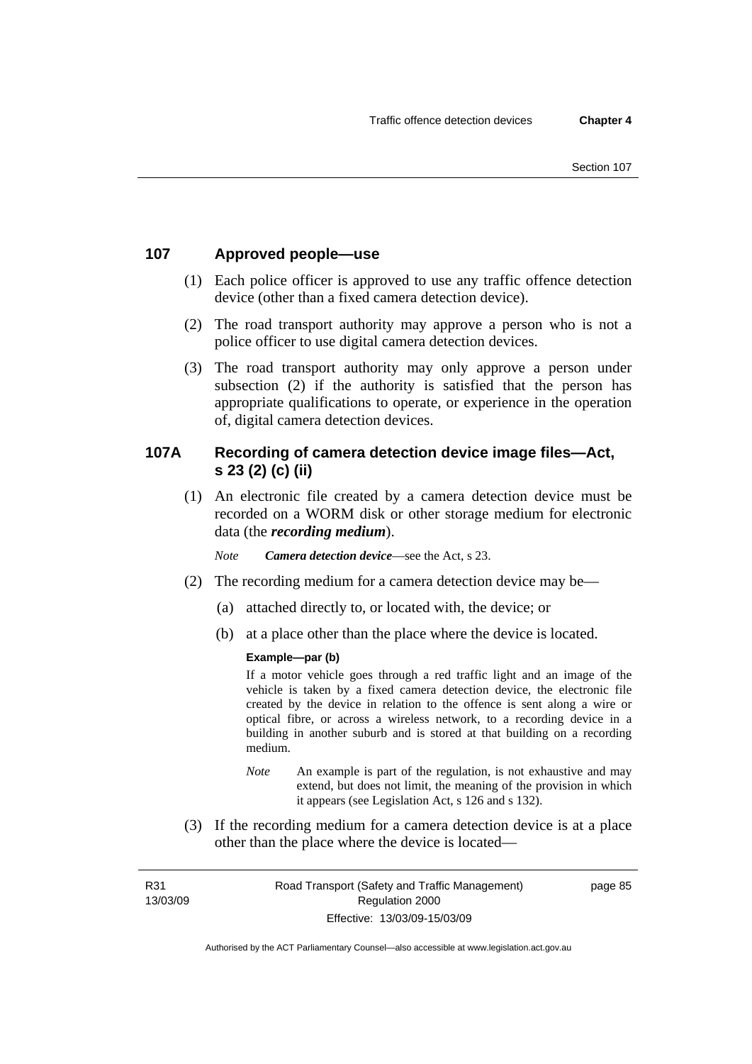## 107 Approved people—use

(1) Each police officer is approved to use any traffic offence detection device (other than a fixed camera detection device).

(2) The road transport authority may approve a person who is not a police officer to use digital camera detection devices.

(3) The road transport authority may only approve a person under subsection (2) if the authority is satisfied that the person has appropriate qualifications to operate, or experience in the operation of, digital camera detection devices.

## 107A Recording of camera detection device image files—Act, s 23 (2) (c) (ii)

(1) An electronic file created by a camera detection device must be recorded on a WORM disk or other storage medium for electronic data (the ***recording medium***).

*Note* ***Camera detection device***—see the Act, s 23.

(2) The recording medium for a camera detection device may be—

(a) attached directly to, or located with, the device; or

(b) at a place other than the place where the device is located.

**Example—par (b)**

If a motor vehicle goes through a red traffic light and an image of the vehicle is taken by a fixed camera detection device, the electronic file created by the device in relation to the offence is sent along a wire or optical fibre, or across a wireless network, to a recording device in a building in another suburb and is stored at that building on a recording medium.

*Note* An example is part of the regulation, is not exhaustive and may extend, but does not limit, the meaning of the provision in which it appears (see Legislation Act, s 126 and s 132).

(3) If the recording medium for a camera detection device is at a place other than the place where the device is located—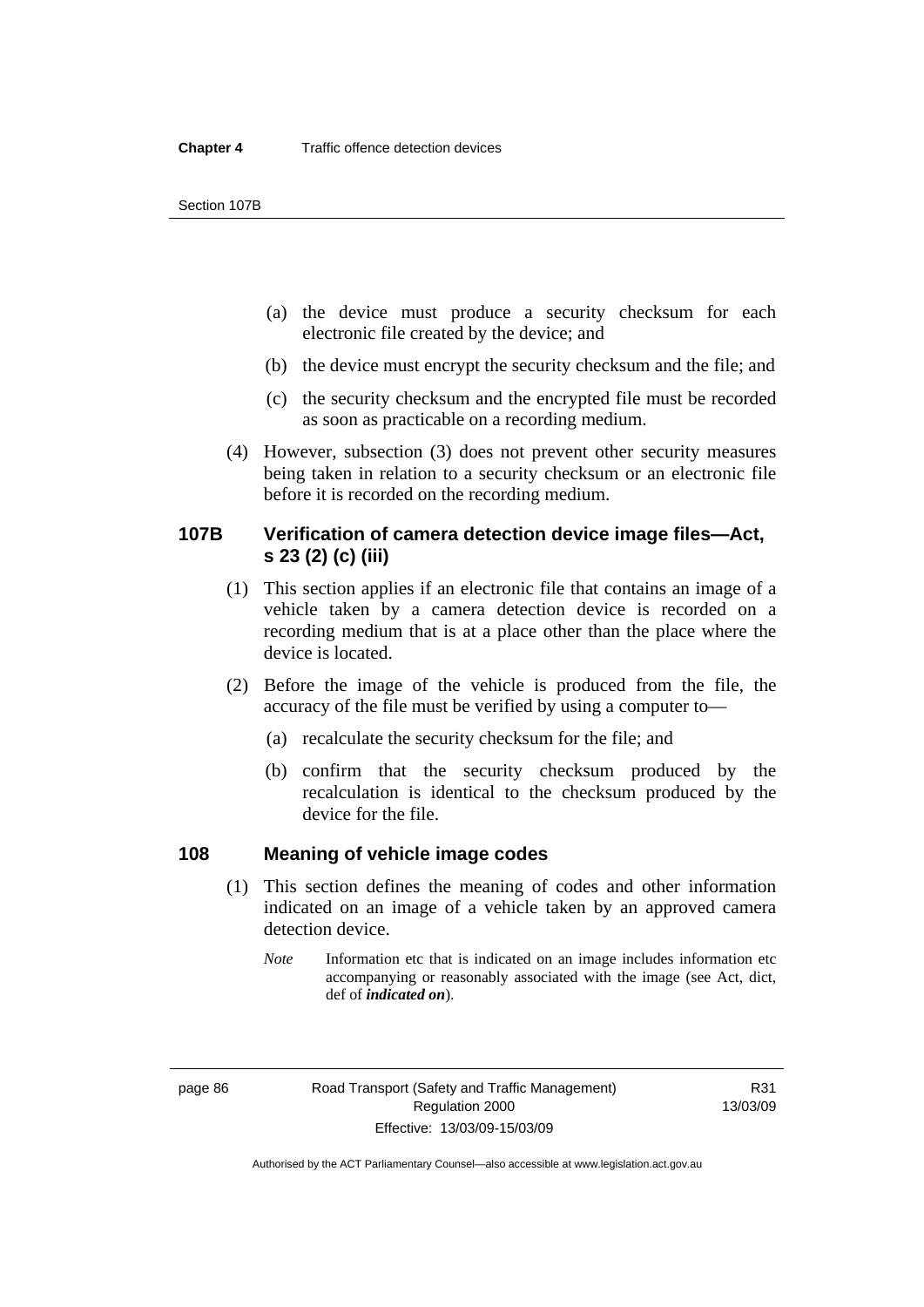(a) the device must produce a security checksum for each electronic file created by the device; and

(b) the device must encrypt the security checksum and the file; and

(c) the security checksum and the encrypted file must be recorded as soon as practicable on a recording medium.

(4) However, subsection (3) does not prevent other security measures being taken in relation to a security checksum or an electronic file before it is recorded on the recording medium.

## 107B Verification of camera detection device image files—Act, s 23 (2) (c) (iii)

(1) This section applies if an electronic file that contains an image of a vehicle taken by a camera detection device is recorded on a recording medium that is at a place other than the place where the device is located.

(2) Before the image of the vehicle is produced from the file, the accuracy of the file must be verified by using a computer to—

(a) recalculate the security checksum for the file; and

(b) confirm that the security checksum produced by the recalculation is identical to the checksum produced by the device for the file.

## 108 Meaning of vehicle image codes

(1) This section defines the meaning of codes and other information indicated on an image of a vehicle taken by an approved camera detection device.

*Note* Information etc that is indicated on an image includes information etc accompanying or reasonably associated with the image (see Act, dict, def of ***indicated on***).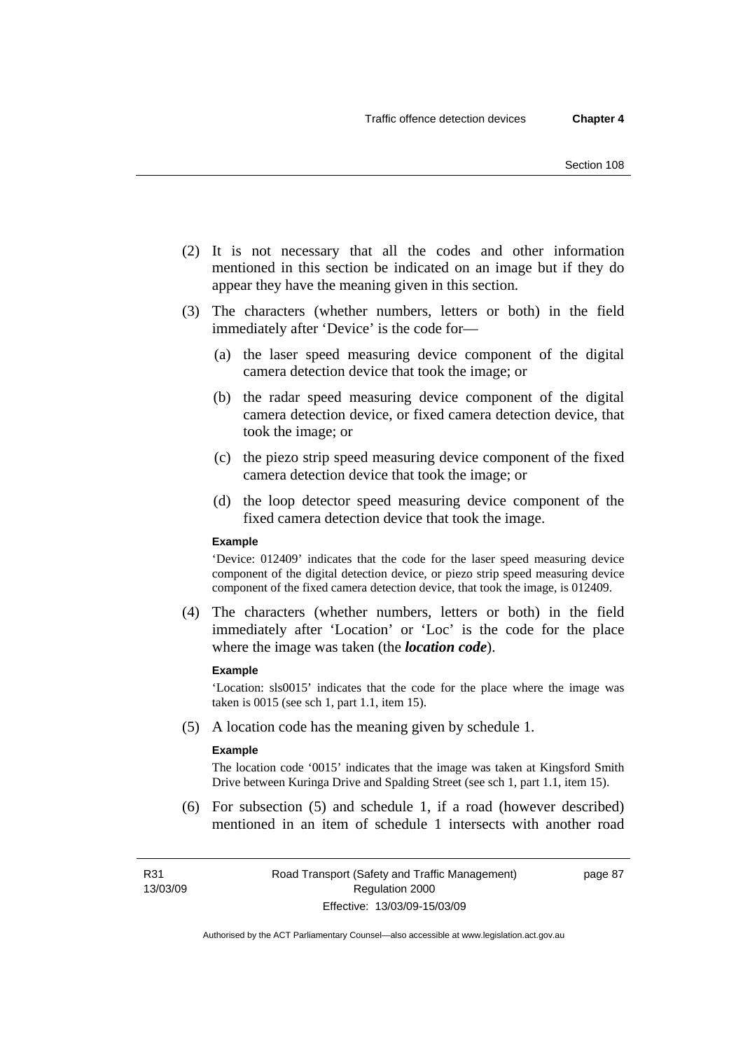(2) It is not necessary that all the codes and other information mentioned in this section be indicated on an image but if they do appear they have the meaning given in this section.

(3) The characters (whether numbers, letters or both) in the field immediately after 'Device' is the code for—

(a) the laser speed measuring device component of the digital camera detection device that took the image; or

(b) the radar speed measuring device component of the digital camera detection device, or fixed camera detection device, that took the image; or

(c) the piezo strip speed measuring device component of the fixed camera detection device that took the image; or

(d) the loop detector speed measuring device component of the fixed camera detection device that took the image.

**Example**

'Device: 012409' indicates that the code for the laser speed measuring device component of the digital detection device, or piezo strip speed measuring device component of the fixed camera detection device, that took the image, is 012409.

(4) The characters (whether numbers, letters or both) in the field immediately after 'Location' or 'Loc' is the code for the place where the image was taken (the ***location code***).

**Example**

'Location: sls0015' indicates that the code for the place where the image was taken is 0015 (see sch 1, part 1.1, item 15).

(5) A location code has the meaning given by schedule 1.

**Example**

The location code '0015' indicates that the image was taken at Kingsford Smith Drive between Kuringa Drive and Spalding Street (see sch 1, part 1.1, item 15).

(6) For subsection (5) and schedule 1, if a road (however described) mentioned in an item of schedule 1 intersects with another road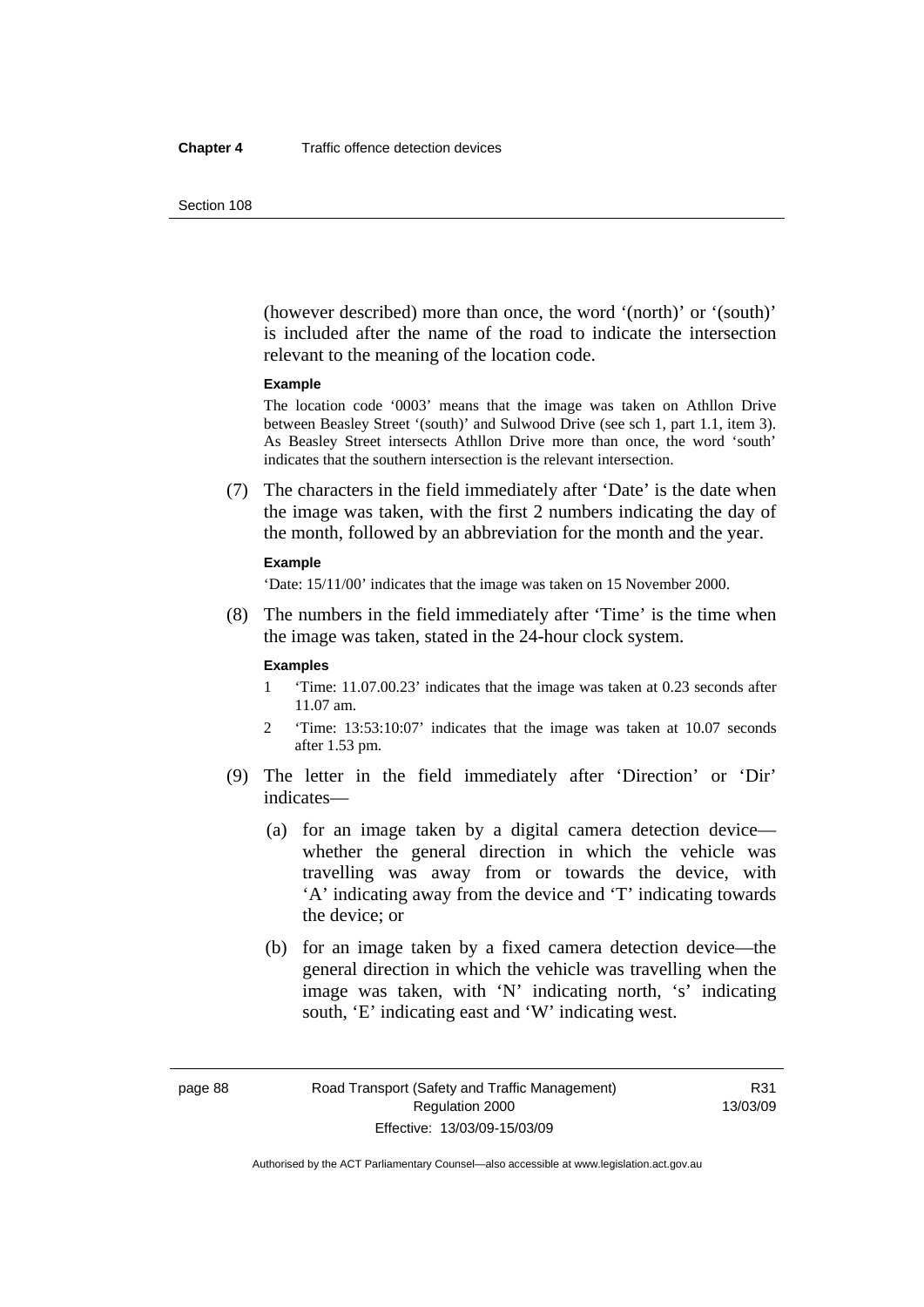(however described) more than once, the word '(north)' or '(south)' is included after the name of the road to indicate the intersection relevant to the meaning of the location code.

**Example**

The location code '0003' means that the image was taken on Athllon Drive between Beasley Street '(south)' and Sulwood Drive (see sch 1, part 1.1, item 3). As Beasley Street intersects Athllon Drive more than once, the word 'south' indicates that the southern intersection is the relevant intersection.

(7) The characters in the field immediately after 'Date' is the date when the image was taken, with the first 2 numbers indicating the day of the month, followed by an abbreviation for the month and the year.

**Example**

'Date: 15/11/00' indicates that the image was taken on 15 November 2000.

(8) The numbers in the field immediately after 'Time' is the time when the image was taken, stated in the 24-hour clock system.

**Examples**

1 'Time: 11.07.00.23' indicates that the image was taken at 0.23 seconds after 11.07 am.

2 'Time: 13:53:10:07' indicates that the image was taken at 10.07 seconds after 1.53 pm.

(9) The letter in the field immediately after 'Direction' or 'Dir' indicates—

(a) for an image taken by a digital camera detection device—whether the general direction in which the vehicle was travelling was away from or towards the device, with 'A' indicating away from the device and 'T' indicating towards the device; or

(b) for an image taken by a fixed camera detection device—the general direction in which the vehicle was travelling when the image was taken, with 'N' indicating north, 's' indicating south, 'E' indicating east and 'W' indicating west.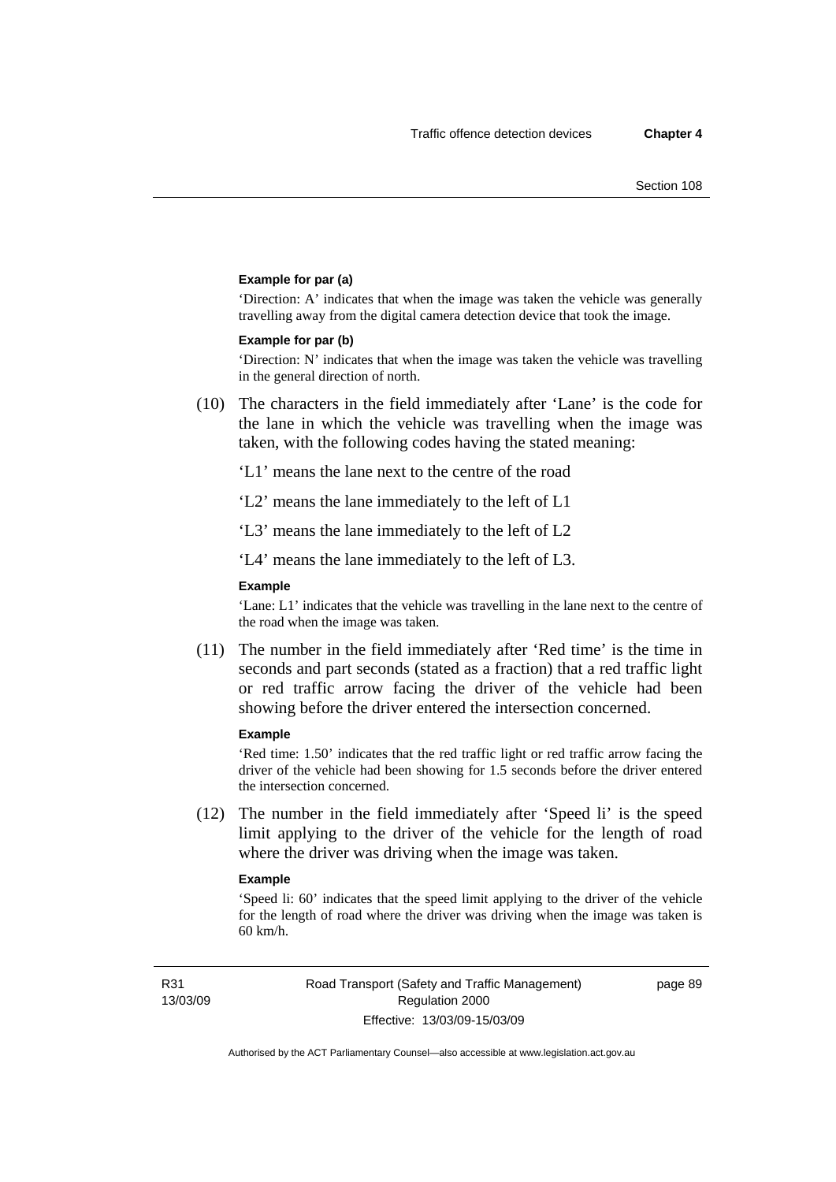**Example for par (a)**

'Direction: A' indicates that when the image was taken the vehicle was generally travelling away from the digital camera detection device that took the image.

**Example for par (b)**

'Direction: N' indicates that when the image was taken the vehicle was travelling in the general direction of north.

(10) The characters in the field immediately after 'Lane' is the code for the lane in which the vehicle was travelling when the image was taken, with the following codes having the stated meaning:

'L1' means the lane next to the centre of the road

'L2' means the lane immediately to the left of L1

'L3' means the lane immediately to the left of L2

'L4' means the lane immediately to the left of L3.

**Example**

'Lane: L1' indicates that the vehicle was travelling in the lane next to the centre of the road when the image was taken.

(11) The number in the field immediately after 'Red time' is the time in seconds and part seconds (stated as a fraction) that a red traffic light or red traffic arrow facing the driver of the vehicle had been showing before the driver entered the intersection concerned.

**Example**

'Red time: 1.50' indicates that the red traffic light or red traffic arrow facing the driver of the vehicle had been showing for 1.5 seconds before the driver entered the intersection concerned.

(12) The number in the field immediately after 'Speed li' is the speed limit applying to the driver of the vehicle for the length of road where the driver was driving when the image was taken.

**Example**

'Speed li: 60' indicates that the speed limit applying to the driver of the vehicle for the length of road where the driver was driving when the image was taken is 60 km/h.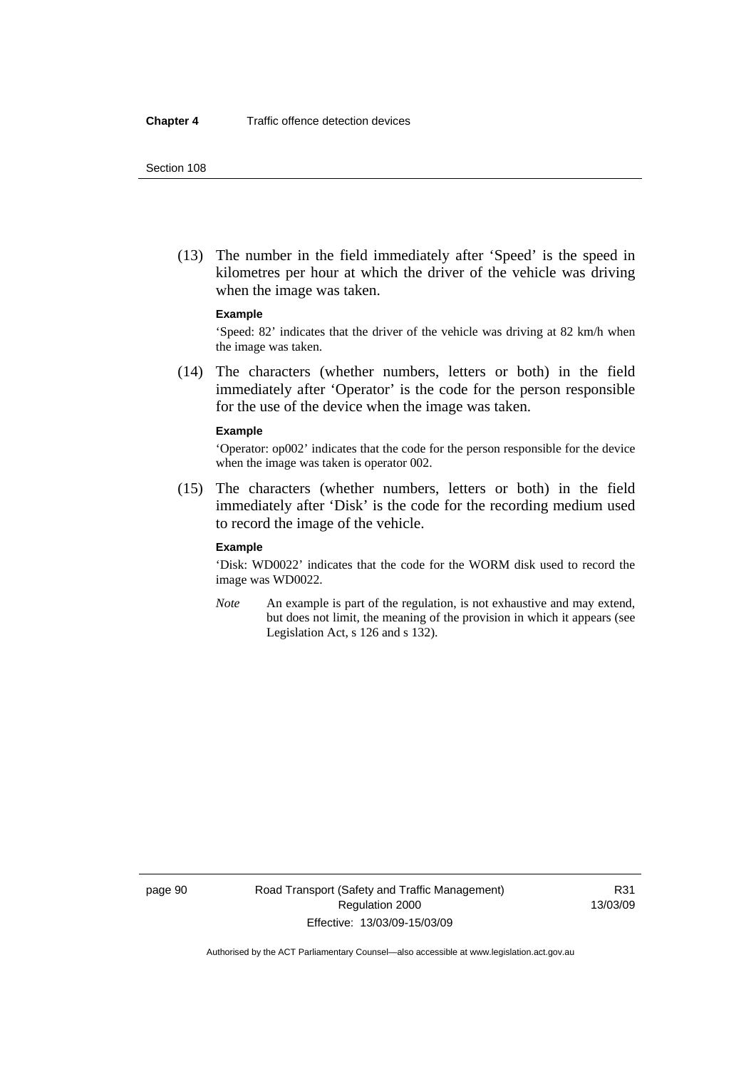(13) The number in the field immediately after 'Speed' is the speed in kilometres per hour at which the driver of the vehicle was driving when the image was taken.

**Example**

'Speed: 82' indicates that the driver of the vehicle was driving at 82 km/h when the image was taken.

(14) The characters (whether numbers, letters or both) in the field immediately after 'Operator' is the code for the person responsible for the use of the device when the image was taken.

**Example**

'Operator: op002' indicates that the code for the person responsible for the device when the image was taken is operator 002.

(15) The characters (whether numbers, letters or both) in the field immediately after 'Disk' is the code for the recording medium used to record the image of the vehicle.

**Example**

'Disk: WD0022' indicates that the code for the WORM disk used to record the image was WD0022.

*Note* An example is part of the regulation, is not exhaustive and may extend, but does not limit, the meaning of the provision in which it appears (see Legislation Act, s 126 and s 132).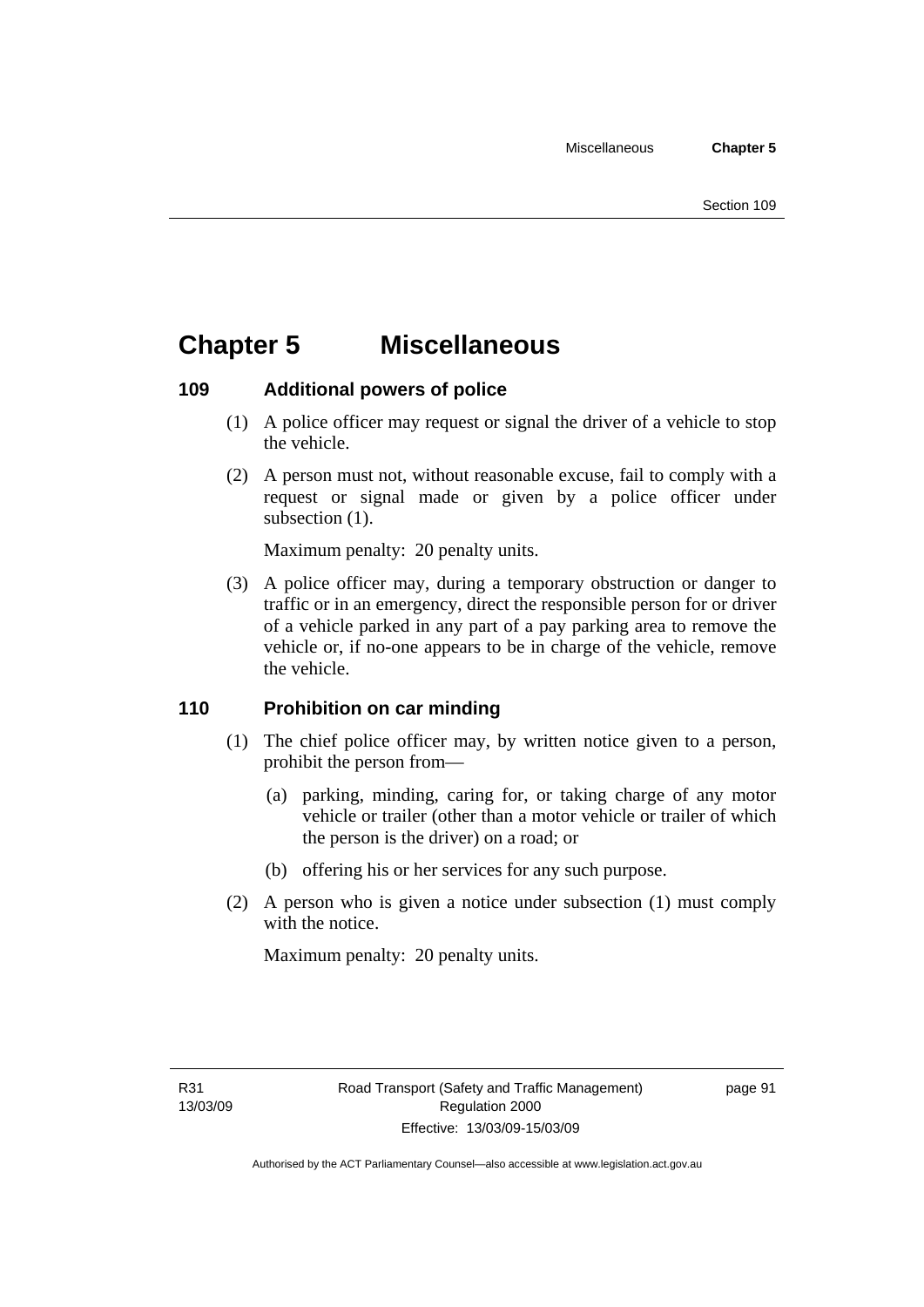# Chapter 5 Miscellaneous

## 109 Additional powers of police

(1) A police officer may request or signal the driver of a vehicle to stop the vehicle.

(2) A person must not, without reasonable excuse, fail to comply with a request or signal made or given by a police officer under subsection (1).

Maximum penalty: 20 penalty units.

(3) A police officer may, during a temporary obstruction or danger to traffic or in an emergency, direct the responsible person for or driver of a vehicle parked in any part of a pay parking area to remove the vehicle or, if no-one appears to be in charge of the vehicle, remove the vehicle.

## 110 Prohibition on car minding

(1) The chief police officer may, by written notice given to a person, prohibit the person from—

(a) parking, minding, caring for, or taking charge of any motor vehicle or trailer (other than a motor vehicle or trailer of which the person is the driver) on a road; or

(b) offering his or her services for any such purpose.

(2) A person who is given a notice under subsection (1) must comply with the notice.

Maximum penalty: 20 penalty units.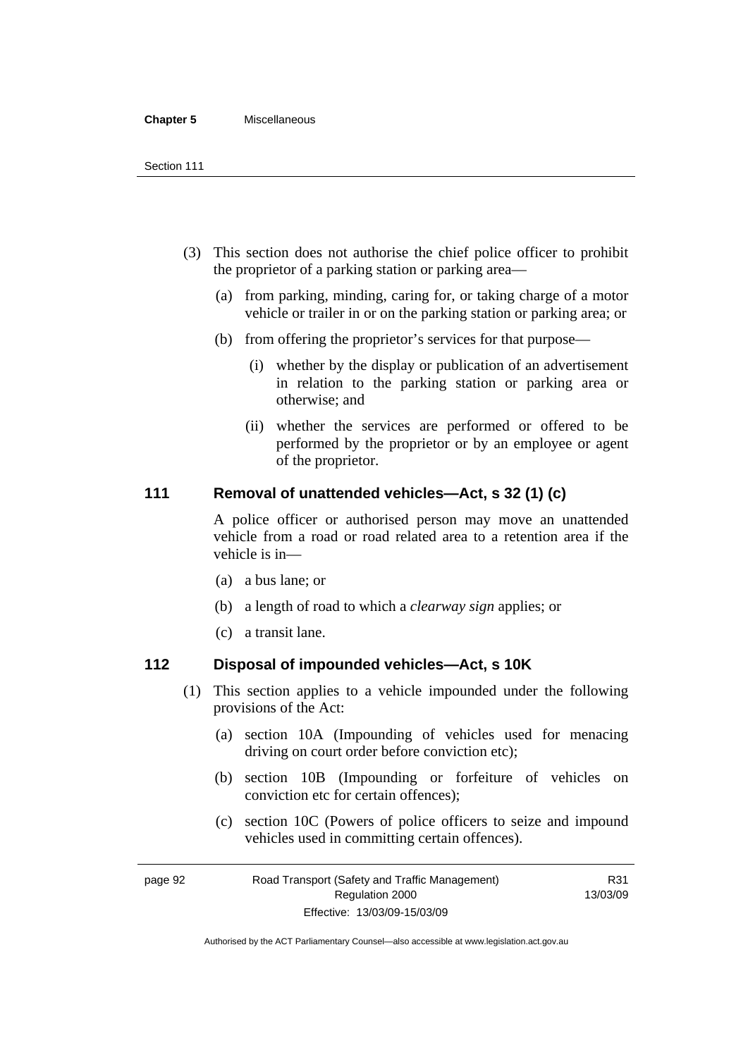(3) This section does not authorise the chief police officer to prohibit the proprietor of a parking station or parking area—

(a) from parking, minding, caring for, or taking charge of a motor vehicle or trailer in or on the parking station or parking area; or

(b) from offering the proprietor's services for that purpose—

(i) whether by the display or publication of an advertisement in relation to the parking station or parking area or otherwise; and

(ii) whether the services are performed or offered to be performed by the proprietor or by an employee or agent of the proprietor.

## 111 Removal of unattended vehicles—Act, s 32 (1) (c)

A police officer or authorised person may move an unattended vehicle from a road or road related area to a retention area if the vehicle is in—

(a) a bus lane; or

(b) a length of road to which a *clearway sign* applies; or

(c) a transit lane.

## 112 Disposal of impounded vehicles—Act, s 10K

(1) This section applies to a vehicle impounded under the following provisions of the Act:

(a) section 10A (Impounding of vehicles used for menacing driving on court order before conviction etc);

(b) section 10B (Impounding or forfeiture of vehicles on conviction etc for certain offences);

(c) section 10C (Powers of police officers to seize and impound vehicles used in committing certain offences).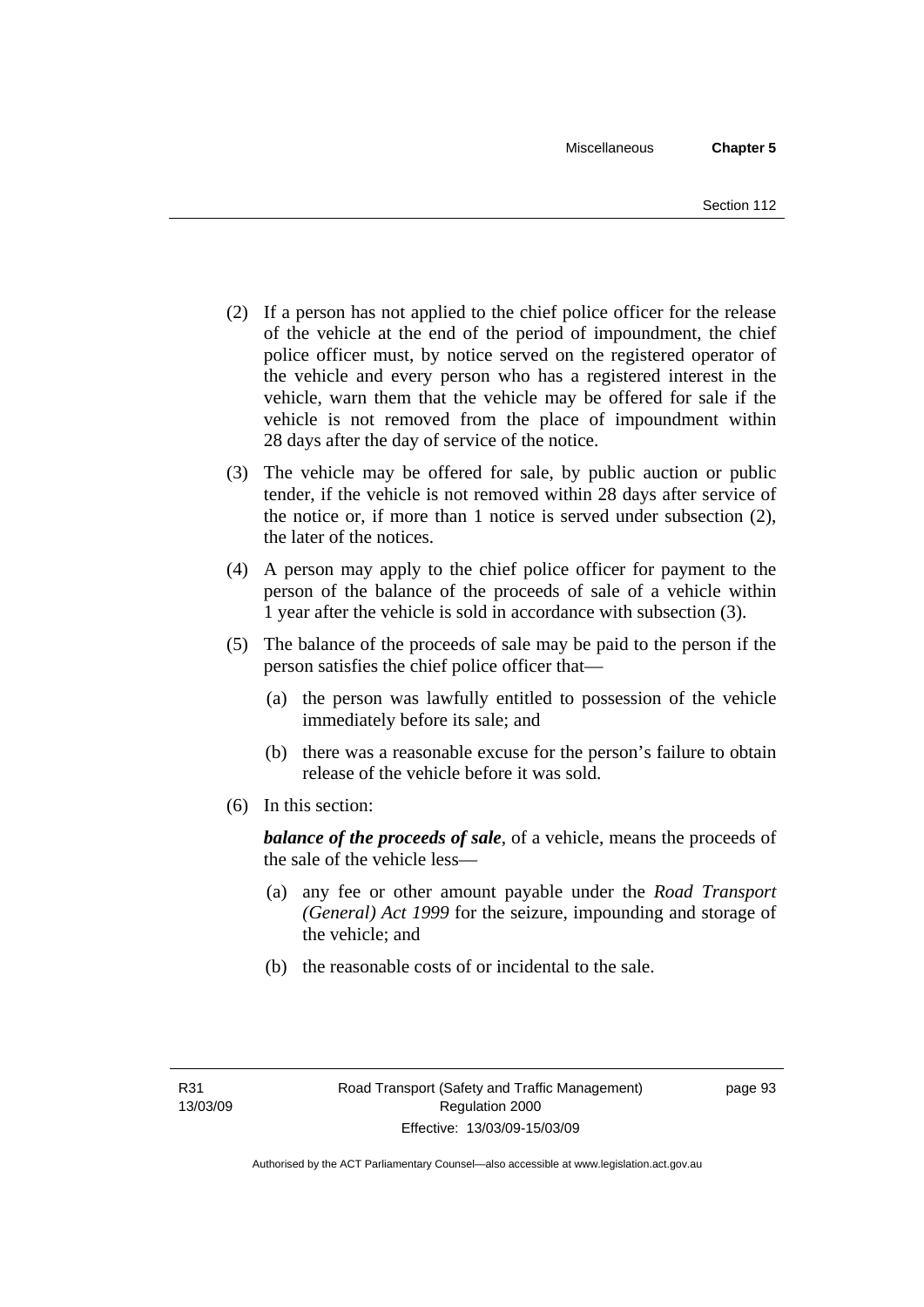(2) If a person has not applied to the chief police officer for the release of the vehicle at the end of the period of impoundment, the chief police officer must, by notice served on the registered operator of the vehicle and every person who has a registered interest in the vehicle, warn them that the vehicle may be offered for sale if the vehicle is not removed from the place of impoundment within 28 days after the day of service of the notice.

(3) The vehicle may be offered for sale, by public auction or public tender, if the vehicle is not removed within 28 days after service of the notice or, if more than 1 notice is served under subsection (2), the later of the notices.

(4) A person may apply to the chief police officer for payment to the person of the balance of the proceeds of sale of a vehicle within 1 year after the vehicle is sold in accordance with subsection (3).

(5) The balance of the proceeds of sale may be paid to the person if the person satisfies the chief police officer that—

(a) the person was lawfully entitled to possession of the vehicle immediately before its sale; and

(b) there was a reasonable excuse for the person's failure to obtain release of the vehicle before it was sold.

(6) In this section:

***balance of the proceeds of sale***, of a vehicle, means the proceeds of the sale of the vehicle less—

(a) any fee or other amount payable under the *Road Transport (General) Act 1999* for the seizure, impounding and storage of the vehicle; and

(b) the reasonable costs of or incidental to the sale.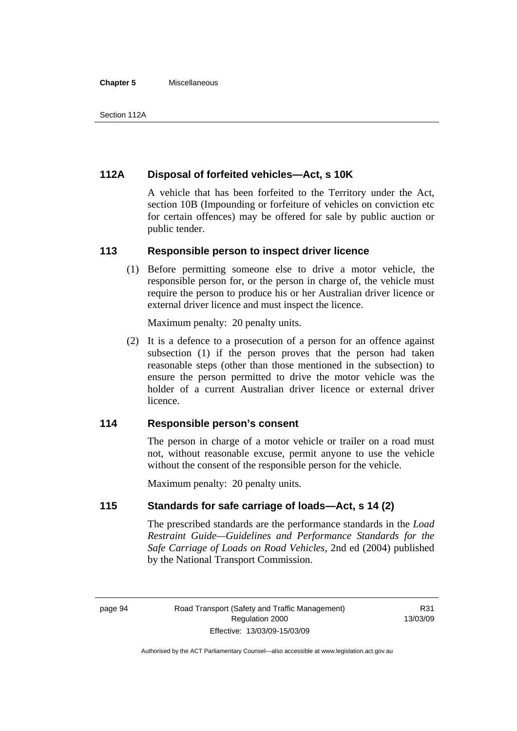### 112A Disposal of forfeited vehicles—Act, s 10K

A vehicle that has been forfeited to the Territory under the Act, section 10B (Impounding or forfeiture of vehicles on conviction etc for certain offences) may be offered for sale by public auction or public tender.

### 113 Responsible person to inspect driver licence

(1) Before permitting someone else to drive a motor vehicle, the responsible person for, or the person in charge of, the vehicle must require the person to produce his or her Australian driver licence or external driver licence and must inspect the licence.

Maximum penalty: 20 penalty units.

(2) It is a defence to a prosecution of a person for an offence against subsection (1) if the person proves that the person had taken reasonable steps (other than those mentioned in the subsection) to ensure the person permitted to drive the motor vehicle was the holder of a current Australian driver licence or external driver licence.

### 114 Responsible person's consent

The person in charge of a motor vehicle or trailer on a road must not, without reasonable excuse, permit anyone to use the vehicle without the consent of the responsible person for the vehicle.

Maximum penalty: 20 penalty units.

### 115 Standards for safe carriage of loads—Act, s 14 (2)

The prescribed standards are the performance standards in the *Load Restraint Guide—Guidelines and Performance Standards for the Safe Carriage of Loads on Road Vehicles*, 2nd ed (2004) published by the National Transport Commission.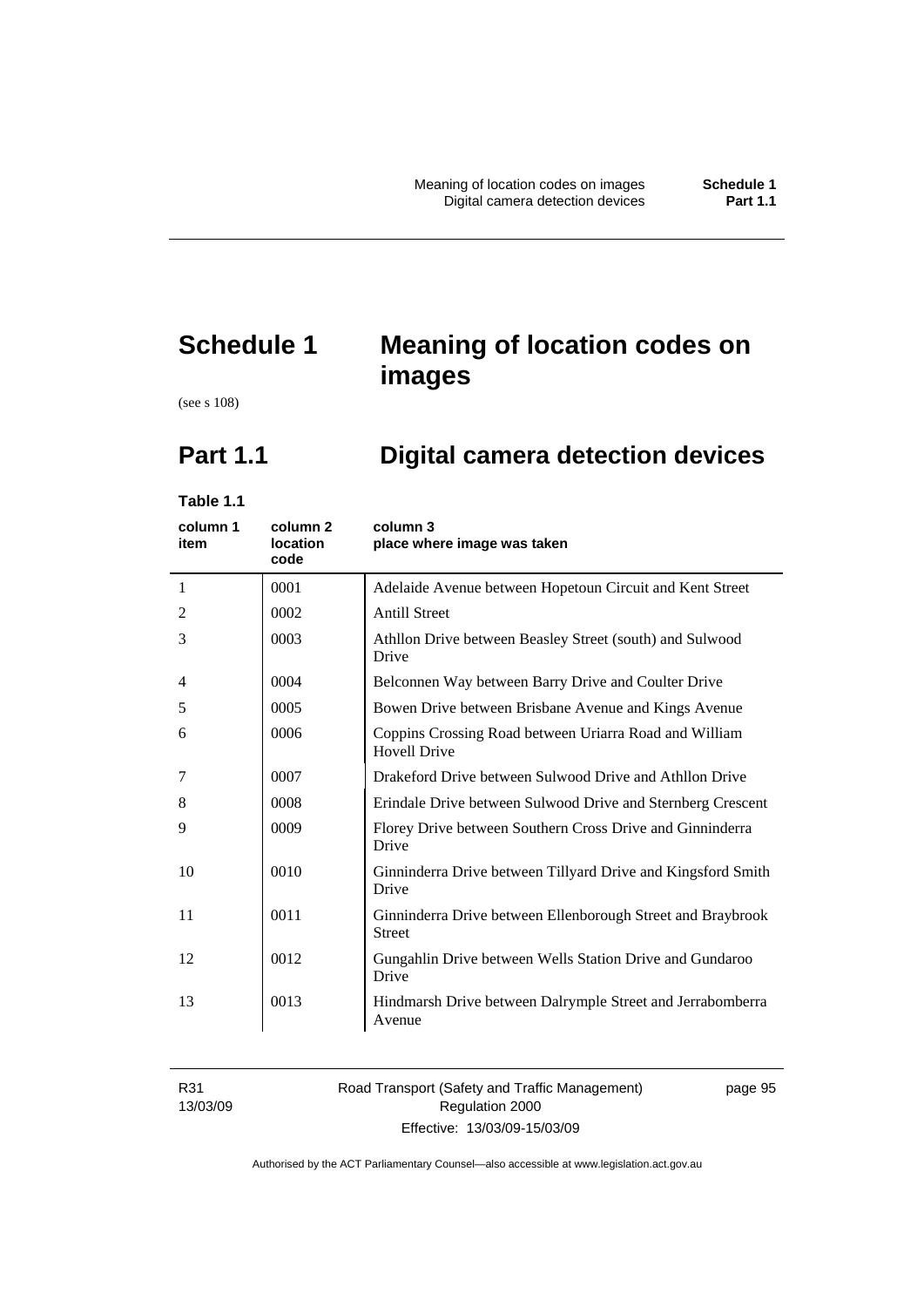# Schedule 1 Meaning of location codes on images

(see s 108)

## Part 1.1 Digital camera detection devices

**Table 1.1**

| column 1 item | column 2 location code | column 3 place where image was taken |
|---|---|---|
| 1 | 0001 | Adelaide Avenue between Hopetoun Circuit and Kent Street |
| 2 | 0002 | Antill Street |
| 3 | 0003 | Athllon Drive between Beasley Street (south) and Sulwood Drive |
| 4 | 0004 | Belconnen Way between Barry Drive and Coulter Drive |
| 5 | 0005 | Bowen Drive between Brisbane Avenue and Kings Avenue |
| 6 | 0006 | Coppins Crossing Road between Uriarra Road and William Hovell Drive |
| 7 | 0007 | Drakeford Drive between Sulwood Drive and Athllon Drive |
| 8 | 0008 | Erindale Drive between Sulwood Drive and Sternberg Crescent |
| 9 | 0009 | Florey Drive between Southern Cross Drive and Ginninderra Drive |
| 10 | 0010 | Ginninderra Drive between Tillyard Drive and Kingsford Smith Drive |
| 11 | 0011 | Ginninderra Drive between Ellenborough Street and Braybrook Street |
| 12 | 0012 | Gungahlin Drive between Wells Station Drive and Gundaroo Drive |
| 13 | 0013 | Hindmarsh Drive between Dalrymple Street and Jerrabomberra Avenue |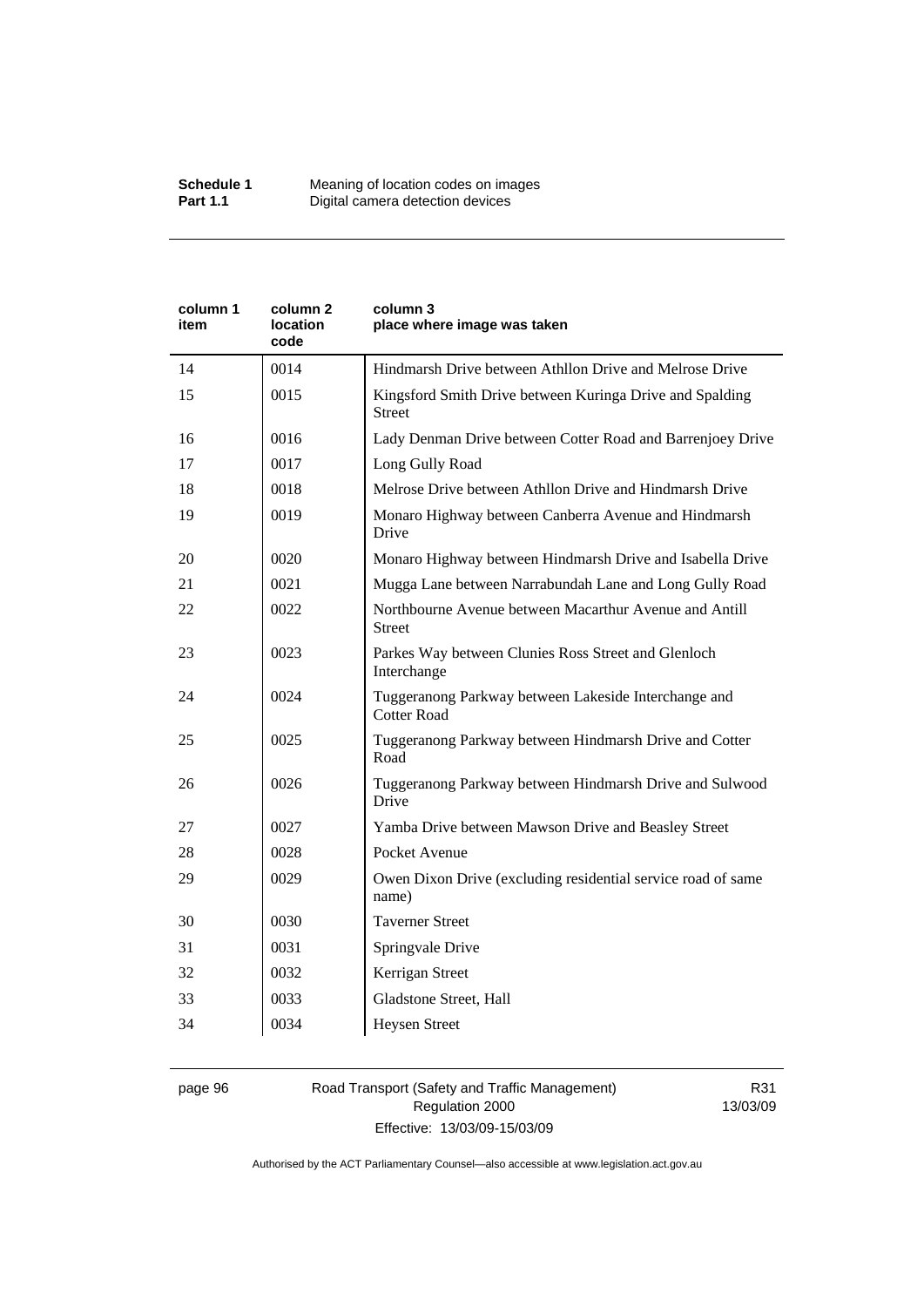| column 1 item | column 2 location code | column 3 place where image was taken |
|---|---|---|
| 14 | 0014 | Hindmarsh Drive between Athllon Drive and Melrose Drive |
| 15 | 0015 | Kingsford Smith Drive between Kuringa Drive and Spalding Street |
| 16 | 0016 | Lady Denman Drive between Cotter Road and Barrenjoey Drive |
| 17 | 0017 | Long Gully Road |
| 18 | 0018 | Melrose Drive between Athllon Drive and Hindmarsh Drive |
| 19 | 0019 | Monaro Highway between Canberra Avenue and Hindmarsh Drive |
| 20 | 0020 | Monaro Highway between Hindmarsh Drive and Isabella Drive |
| 21 | 0021 | Mugga Lane between Narrabundah Lane and Long Gully Road |
| 22 | 0022 | Northbourne Avenue between Macarthur Avenue and Antill Street |
| 23 | 0023 | Parkes Way between Clunies Ross Street and Glenloch Interchange |
| 24 | 0024 | Tuggeranong Parkway between Lakeside Interchange and Cotter Road |
| 25 | 0025 | Tuggeranong Parkway between Hindmarsh Drive and Cotter Road |
| 26 | 0026 | Tuggeranong Parkway between Hindmarsh Drive and Sulwood Drive |
| 27 | 0027 | Yamba Drive between Mawson Drive and Beasley Street |
| 28 | 0028 | Pocket Avenue |
| 29 | 0029 | Owen Dixon Drive (excluding residential service road of same name) |
| 30 | 0030 | Taverner Street |
| 31 | 0031 | Springvale Drive |
| 32 | 0032 | Kerrigan Street |
| 33 | 0033 | Gladstone Street, Hall |
| 34 | 0034 | Heysen Street |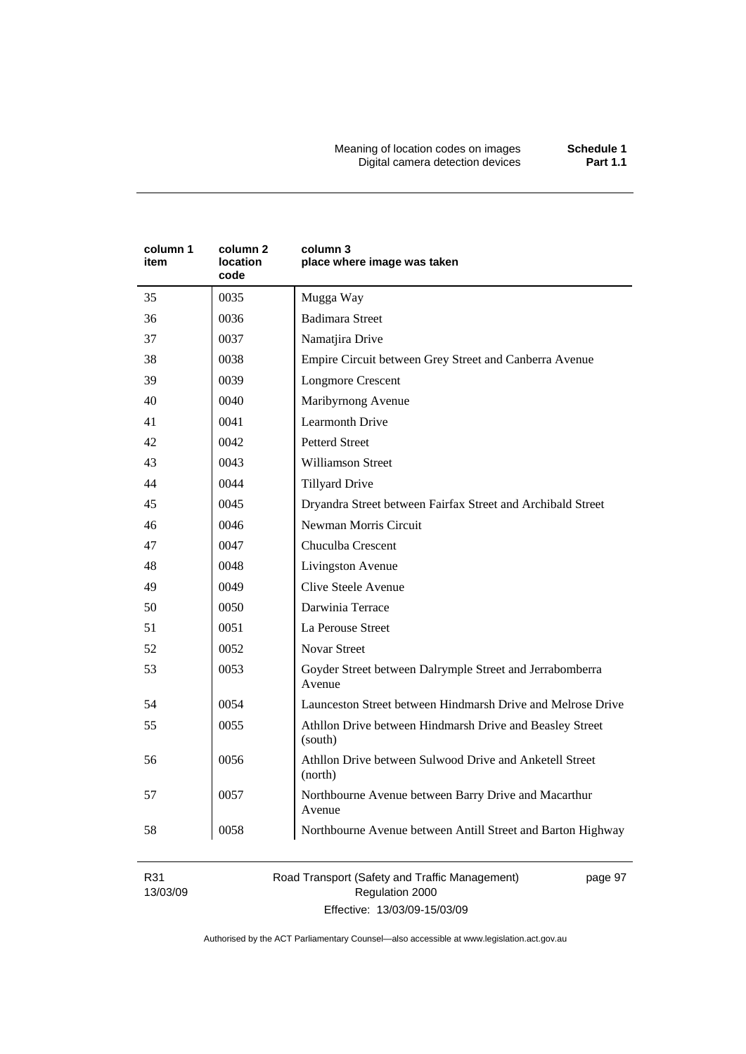| column 1 item | column 2 location code | column 3 place where image was taken |
|---|---|---|
| 35 | 0035 | Mugga Way |
| 36 | 0036 | Badimara Street |
| 37 | 0037 | Namatjira Drive |
| 38 | 0038 | Empire Circuit between Grey Street and Canberra Avenue |
| 39 | 0039 | Longmore Crescent |
| 40 | 0040 | Maribyrnong Avenue |
| 41 | 0041 | Learmonth Drive |
| 42 | 0042 | Petterd Street |
| 43 | 0043 | Williamson Street |
| 44 | 0044 | Tillyard Drive |
| 45 | 0045 | Dryandra Street between Fairfax Street and Archibald Street |
| 46 | 0046 | Newman Morris Circuit |
| 47 | 0047 | Chuculba Crescent |
| 48 | 0048 | Livingston Avenue |
| 49 | 0049 | Clive Steele Avenue |
| 50 | 0050 | Darwinia Terrace |
| 51 | 0051 | La Perouse Street |
| 52 | 0052 | Novar Street |
| 53 | 0053 | Goyder Street between Dalrymple Street and Jerrabomberra Avenue |
| 54 | 0054 | Launceston Street between Hindmarsh Drive and Melrose Drive |
| 55 | 0055 | Athllon Drive between Hindmarsh Drive and Beasley Street (south) |
| 56 | 0056 | Athllon Drive between Sulwood Drive and Anketell Street (north) |
| 57 | 0057 | Northbourne Avenue between Barry Drive and Macarthur Avenue |
| 58 | 0058 | Northbourne Avenue between Antill Street and Barton Highway |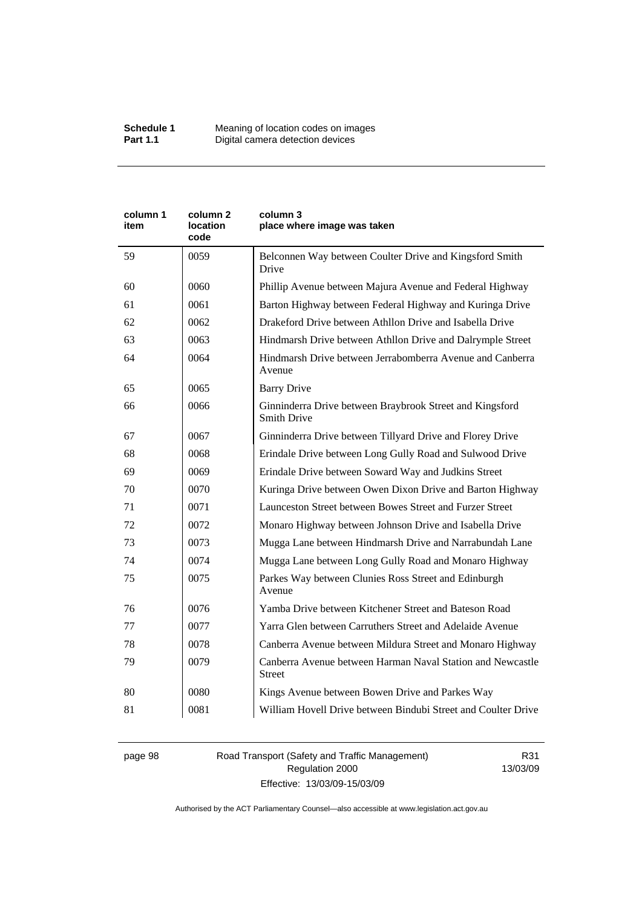| column 1 item | column 2 location code | column 3 place where image was taken |
|---|---|---|
| 59 | 0059 | Belconnen Way between Coulter Drive and Kingsford Smith Drive |
| 60 | 0060 | Phillip Avenue between Majura Avenue and Federal Highway |
| 61 | 0061 | Barton Highway between Federal Highway and Kuringa Drive |
| 62 | 0062 | Drakeford Drive between Athllon Drive and Isabella Drive |
| 63 | 0063 | Hindmarsh Drive between Athllon Drive and Dalrymple Street |
| 64 | 0064 | Hindmarsh Drive between Jerrabomberra Avenue and Canberra Avenue |
| 65 | 0065 | Barry Drive |
| 66 | 0066 | Ginninderra Drive between Braybrook Street and Kingsford Smith Drive |
| 67 | 0067 | Ginninderra Drive between Tillyard Drive and Florey Drive |
| 68 | 0068 | Erindale Drive between Long Gully Road and Sulwood Drive |
| 69 | 0069 | Erindale Drive between Soward Way and Judkins Street |
| 70 | 0070 | Kuringa Drive between Owen Dixon Drive and Barton Highway |
| 71 | 0071 | Launceston Street between Bowes Street and Furzer Street |
| 72 | 0072 | Monaro Highway between Johnson Drive and Isabella Drive |
| 73 | 0073 | Mugga Lane between Hindmarsh Drive and Narrabundah Lane |
| 74 | 0074 | Mugga Lane between Long Gully Road and Monaro Highway |
| 75 | 0075 | Parkes Way between Clunies Ross Street and Edinburgh Avenue |
| 76 | 0076 | Yamba Drive between Kitchener Street and Bateson Road |
| 77 | 0077 | Yarra Glen between Carruthers Street and Adelaide Avenue |
| 78 | 0078 | Canberra Avenue between Mildura Street and Monaro Highway |
| 79 | 0079 | Canberra Avenue between Harman Naval Station and Newcastle Street |
| 80 | 0080 | Kings Avenue between Bowen Drive and Parkes Way |
| 81 | 0081 | William Hovell Drive between Bindubi Street and Coulter Drive |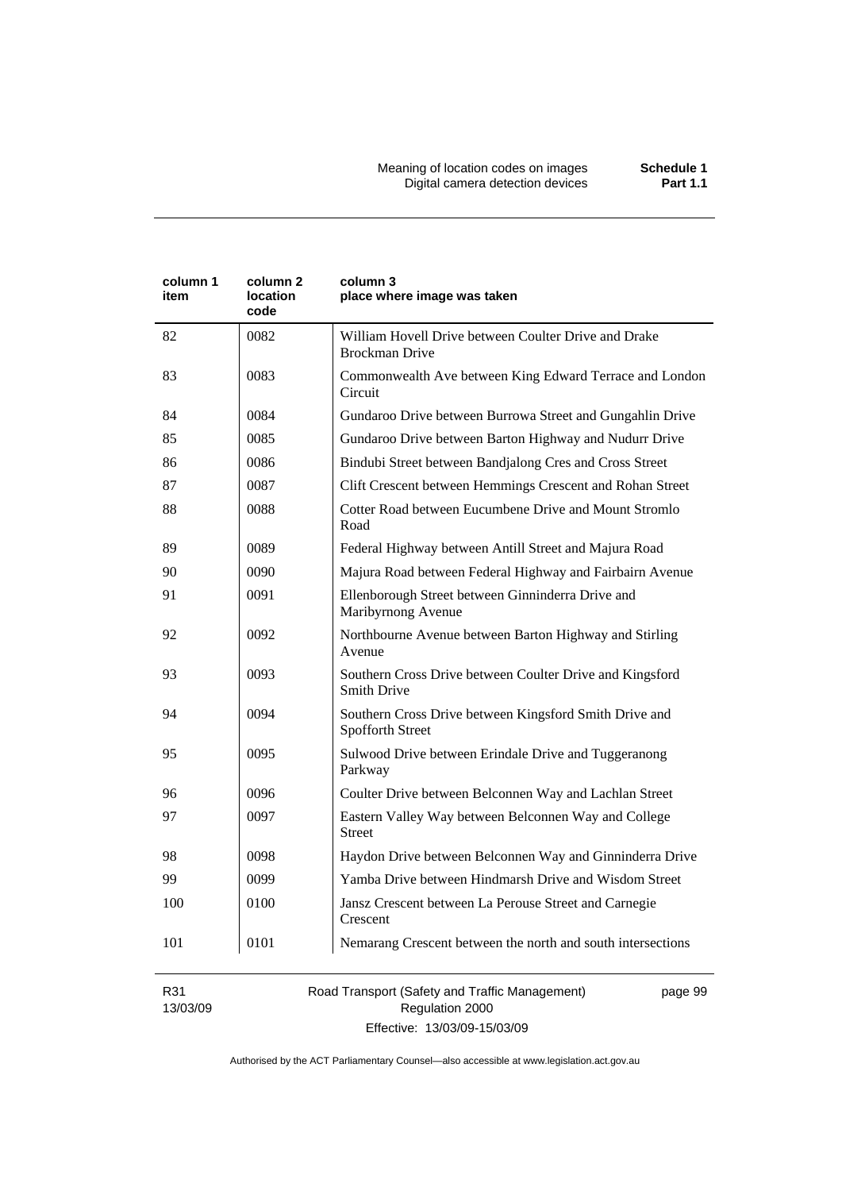| column 1 item | column 2 location code | column 3 place where image was taken |
|---|---|---|
| 82 | 0082 | William Hovell Drive between Coulter Drive and Drake Brockman Drive |
| 83 | 0083 | Commonwealth Ave between King Edward Terrace and London Circuit |
| 84 | 0084 | Gundaroo Drive between Burrowa Street and Gungahlin Drive |
| 85 | 0085 | Gundaroo Drive between Barton Highway and Nudurr Drive |
| 86 | 0086 | Bindubi Street between Bandjalong Cres and Cross Street |
| 87 | 0087 | Clift Crescent between Hemmings Crescent and Rohan Street |
| 88 | 0088 | Cotter Road between Eucumbene Drive and Mount Stromlo Road |
| 89 | 0089 | Federal Highway between Antill Street and Majura Road |
| 90 | 0090 | Majura Road between Federal Highway and Fairbairn Avenue |
| 91 | 0091 | Ellenborough Street between Ginninderra Drive and Maribyrnong Avenue |
| 92 | 0092 | Northbourne Avenue between Barton Highway and Stirling Avenue |
| 93 | 0093 | Southern Cross Drive between Coulter Drive and Kingsford Smith Drive |
| 94 | 0094 | Southern Cross Drive between Kingsford Smith Drive and Spofforth Street |
| 95 | 0095 | Sulwood Drive between Erindale Drive and Tuggeranong Parkway |
| 96 | 0096 | Coulter Drive between Belconnen Way and Lachlan Street |
| 97 | 0097 | Eastern Valley Way between Belconnen Way and College Street |
| 98 | 0098 | Haydon Drive between Belconnen Way and Ginninderra Drive |
| 99 | 0099 | Yamba Drive between Hindmarsh Drive and Wisdom Street |
| 100 | 0100 | Jansz Crescent between La Perouse Street and Carnegie Crescent |
| 101 | 0101 | Nemarang Crescent between the north and south intersections |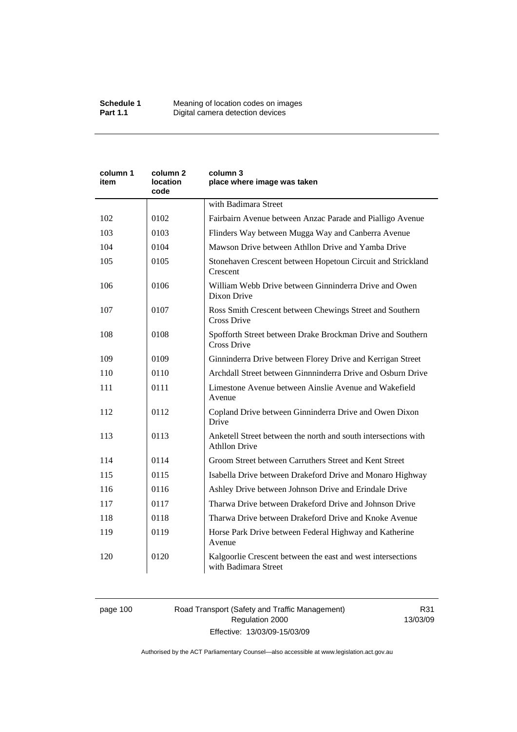| column 1 item | column 2 location code | column 3 place where image was taken |
|---|---|---|
| | | with Badimara Street |
| 102 | 0102 | Fairbairn Avenue between Anzac Parade and Pialligo Avenue |
| 103 | 0103 | Flinders Way between Mugga Way and Canberra Avenue |
| 104 | 0104 | Mawson Drive between Athllon Drive and Yamba Drive |
| 105 | 0105 | Stonehaven Crescent between Hopetoun Circuit and Strickland Crescent |
| 106 | 0106 | William Webb Drive between Ginninderra Drive and Owen Dixon Drive |
| 107 | 0107 | Ross Smith Crescent between Chewings Street and Southern Cross Drive |
| 108 | 0108 | Spofforth Street between Drake Brockman Drive and Southern Cross Drive |
| 109 | 0109 | Ginninderra Drive between Florey Drive and Kerrigan Street |
| 110 | 0110 | Archdall Street between Ginnninderra Drive and Osburn Drive |
| 111 | 0111 | Limestone Avenue between Ainslie Avenue and Wakefield Avenue |
| 112 | 0112 | Copland Drive between Ginninderra Drive and Owen Dixon Drive |
| 113 | 0113 | Anketell Street between the north and south intersections with Athllon Drive |
| 114 | 0114 | Groom Street between Carruthers Street and Kent Street |
| 115 | 0115 | Isabella Drive between Drakeford Drive and Monaro Highway |
| 116 | 0116 | Ashley Drive between Johnson Drive and Erindale Drive |
| 117 | 0117 | Tharwa Drive between Drakeford Drive and Johnson Drive |
| 118 | 0118 | Tharwa Drive between Drakeford Drive and Knoke Avenue |
| 119 | 0119 | Horse Park Drive between Federal Highway and Katherine Avenue |
| 120 | 0120 | Kalgoorlie Crescent between the east and west intersections with Badimara Street |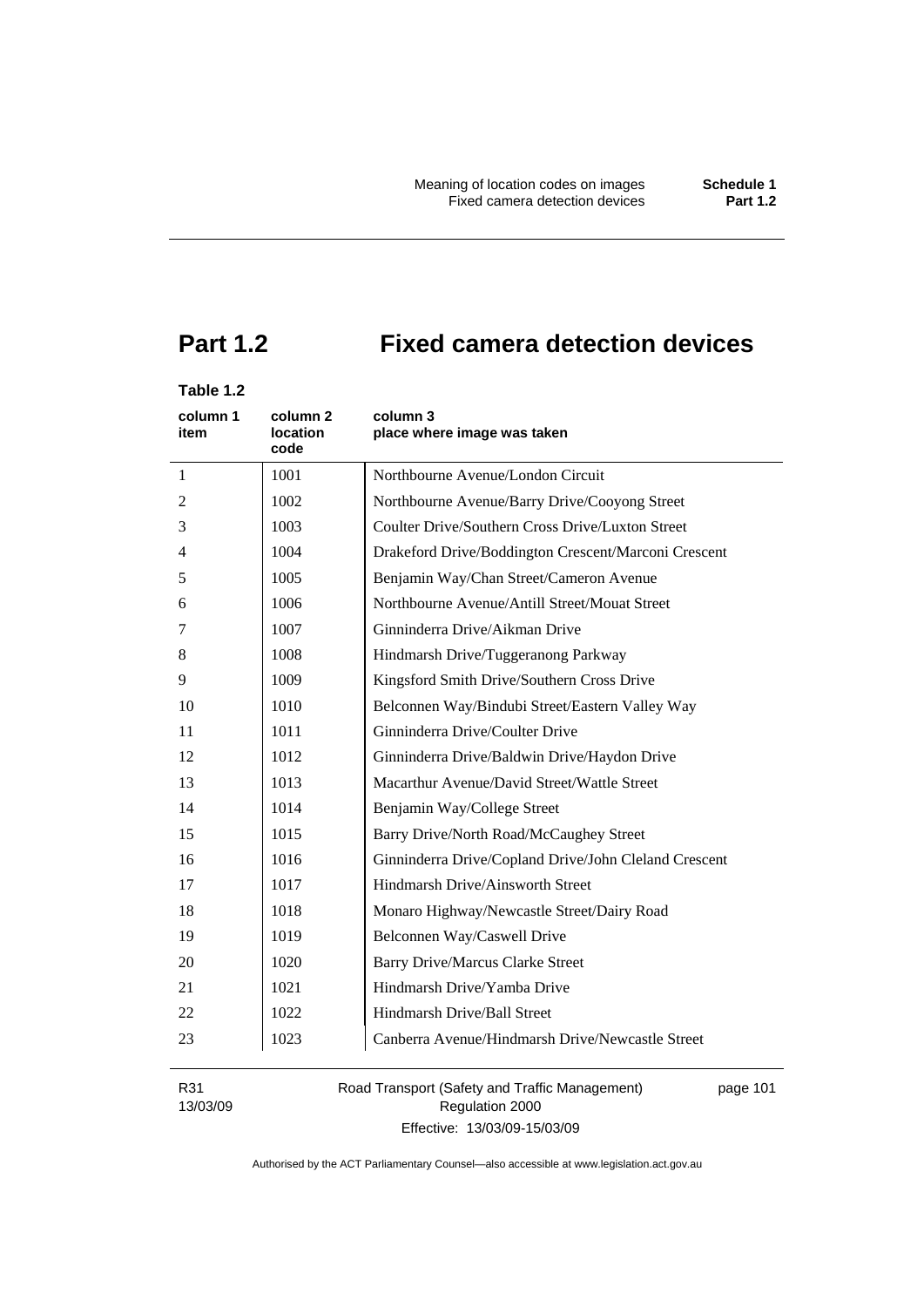# Part 1.2 Fixed camera detection devices

**Table 1.2**

| column 1 item | column 2 location code | column 3 place where image was taken |
|---|---|---|
| 1 | 1001 | Northbourne Avenue/London Circuit |
| 2 | 1002 | Northbourne Avenue/Barry Drive/Cooyong Street |
| 3 | 1003 | Coulter Drive/Southern Cross Drive/Luxton Street |
| 4 | 1004 | Drakeford Drive/Boddington Crescent/Marconi Crescent |
| 5 | 1005 | Benjamin Way/Chan Street/Cameron Avenue |
| 6 | 1006 | Northbourne Avenue/Antill Street/Mouat Street |
| 7 | 1007 | Ginninderra Drive/Aikman Drive |
| 8 | 1008 | Hindmarsh Drive/Tuggeranong Parkway |
| 9 | 1009 | Kingsford Smith Drive/Southern Cross Drive |
| 10 | 1010 | Belconnen Way/Bindubi Street/Eastern Valley Way |
| 11 | 1011 | Ginninderra Drive/Coulter Drive |
| 12 | 1012 | Ginninderra Drive/Baldwin Drive/Haydon Drive |
| 13 | 1013 | Macarthur Avenue/David Street/Wattle Street |
| 14 | 1014 | Benjamin Way/College Street |
| 15 | 1015 | Barry Drive/North Road/McCaughey Street |
| 16 | 1016 | Ginninderra Drive/Copland Drive/John Cleland Crescent |
| 17 | 1017 | Hindmarsh Drive/Ainsworth Street |
| 18 | 1018 | Monaro Highway/Newcastle Street/Dairy Road |
| 19 | 1019 | Belconnen Way/Caswell Drive |
| 20 | 1020 | Barry Drive/Marcus Clarke Street |
| 21 | 1021 | Hindmarsh Drive/Yamba Drive |
| 22 | 1022 | Hindmarsh Drive/Ball Street |
| 23 | 1023 | Canberra Avenue/Hindmarsh Drive/Newcastle Street |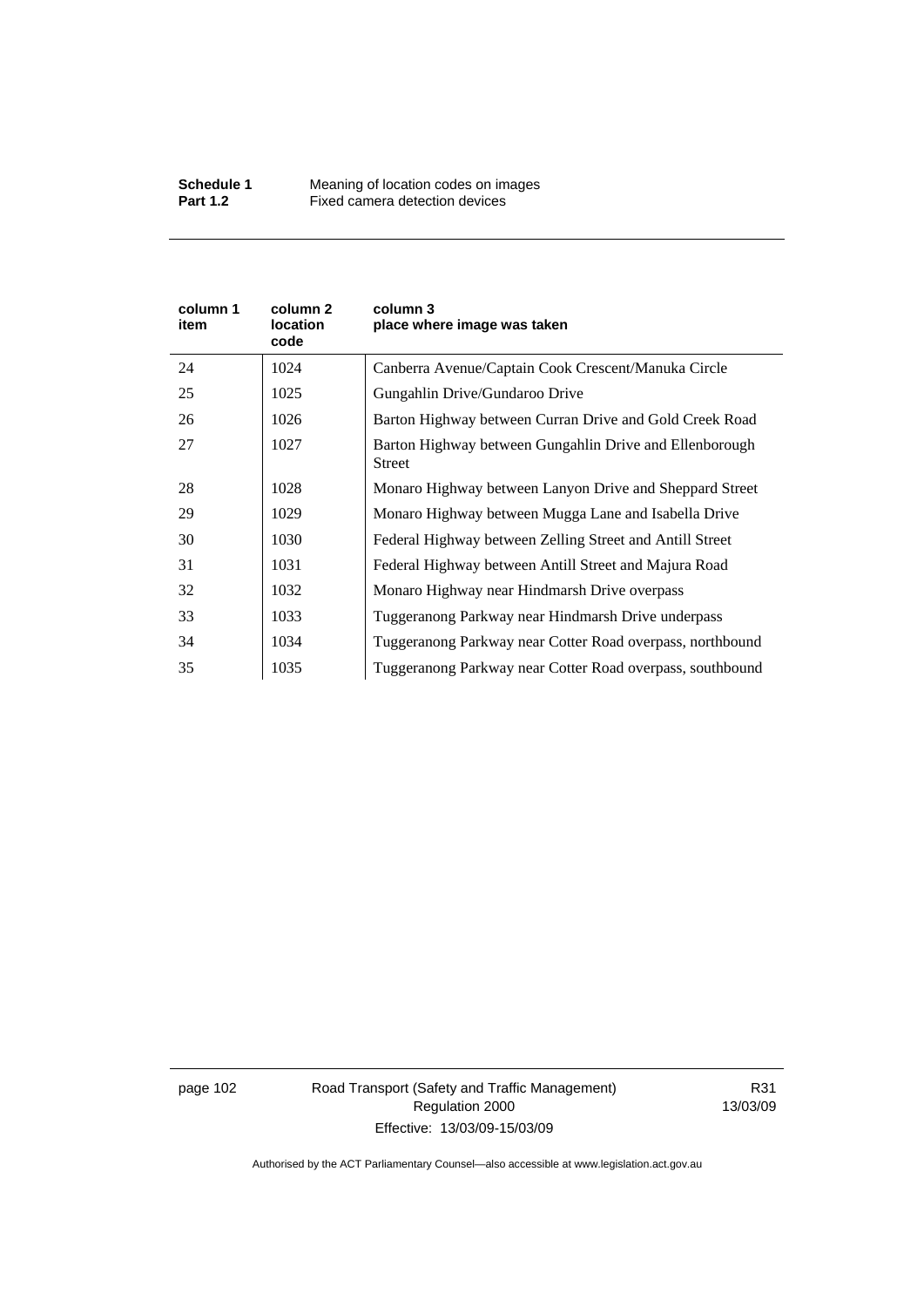| column 1 item | column 2 location code | column 3 place where image was taken |
|---|---|---|
| 24 | 1024 | Canberra Avenue/Captain Cook Crescent/Manuka Circle |
| 25 | 1025 | Gungahlin Drive/Gundaroo Drive |
| 26 | 1026 | Barton Highway between Curran Drive and Gold Creek Road |
| 27 | 1027 | Barton Highway between Gungahlin Drive and Ellenborough Street |
| 28 | 1028 | Monaro Highway between Lanyon Drive and Sheppard Street |
| 29 | 1029 | Monaro Highway between Mugga Lane and Isabella Drive |
| 30 | 1030 | Federal Highway between Zelling Street and Antill Street |
| 31 | 1031 | Federal Highway between Antill Street and Majura Road |
| 32 | 1032 | Monaro Highway near Hindmarsh Drive overpass |
| 33 | 1033 | Tuggeranong Parkway near Hindmarsh Drive underpass |
| 34 | 1034 | Tuggeranong Parkway near Cotter Road overpass, northbound |
| 35 | 1035 | Tuggeranong Parkway near Cotter Road overpass, southbound |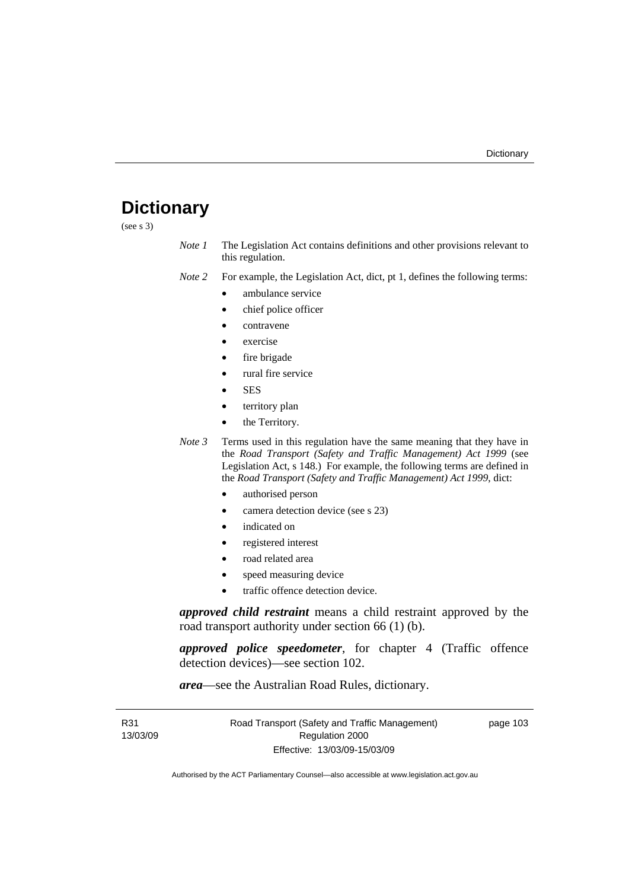# Dictionary

(see s 3)

*Note 1* The Legislation Act contains definitions and other provisions relevant to this regulation.

*Note 2* For example, the Legislation Act, dict, pt 1, defines the following terms:

- ambulance service
- chief police officer
- contravene
- exercise
- fire brigade
- rural fire service
- SES
- territory plan
- the Territory.

*Note 3* Terms used in this regulation have the same meaning that they have in the *Road Transport (Safety and Traffic Management) Act 1999* (see Legislation Act, s 148.) For example, the following terms are defined in the *Road Transport (Safety and Traffic Management) Act 1999*, dict:

- authorised person
- camera detection device (see s 23)
- indicated on
- registered interest
- road related area
- speed measuring device
- traffic offence detection device.

***approved child restraint*** means a child restraint approved by the road transport authority under section 66 (1) (b).

***approved police speedometer***, for chapter 4 (Traffic offence detection devices)—see section 102.

***area***—see the Australian Road Rules, dictionary.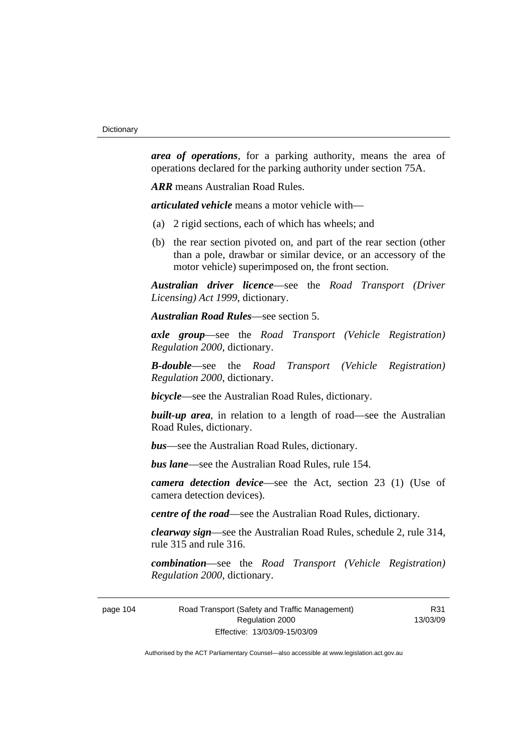***area of operations***, for a parking authority, means the area of operations declared for the parking authority under section 75A.

***ARR*** means Australian Road Rules.

***articulated vehicle*** means a motor vehicle with—

(a) 2 rigid sections, each of which has wheels; and

(b) the rear section pivoted on, and part of the rear section (other than a pole, drawbar or similar device, or an accessory of the motor vehicle) superimposed on, the front section.

***Australian driver licence***—see the *Road Transport (Driver Licensing) Act 1999*, dictionary.

***Australian Road Rules***—see section 5.

***axle group***—see the *Road Transport (Vehicle Registration) Regulation 2000*, dictionary.

***B-double***—see the *Road Transport (Vehicle Registration) Regulation 2000*, dictionary.

***bicycle***—see the Australian Road Rules, dictionary.

***built-up area***, in relation to a length of road—see the Australian Road Rules, dictionary.

***bus***—see the Australian Road Rules, dictionary.

***bus lane***—see the Australian Road Rules, rule 154.

***camera detection device***—see the Act, section 23 (1) (Use of camera detection devices).

***centre of the road***—see the Australian Road Rules, dictionary.

***clearway sign***—see the Australian Road Rules, schedule 2, rule 314, rule 315 and rule 316.

***combination***—see the *Road Transport (Vehicle Registration) Regulation 2000*, dictionary.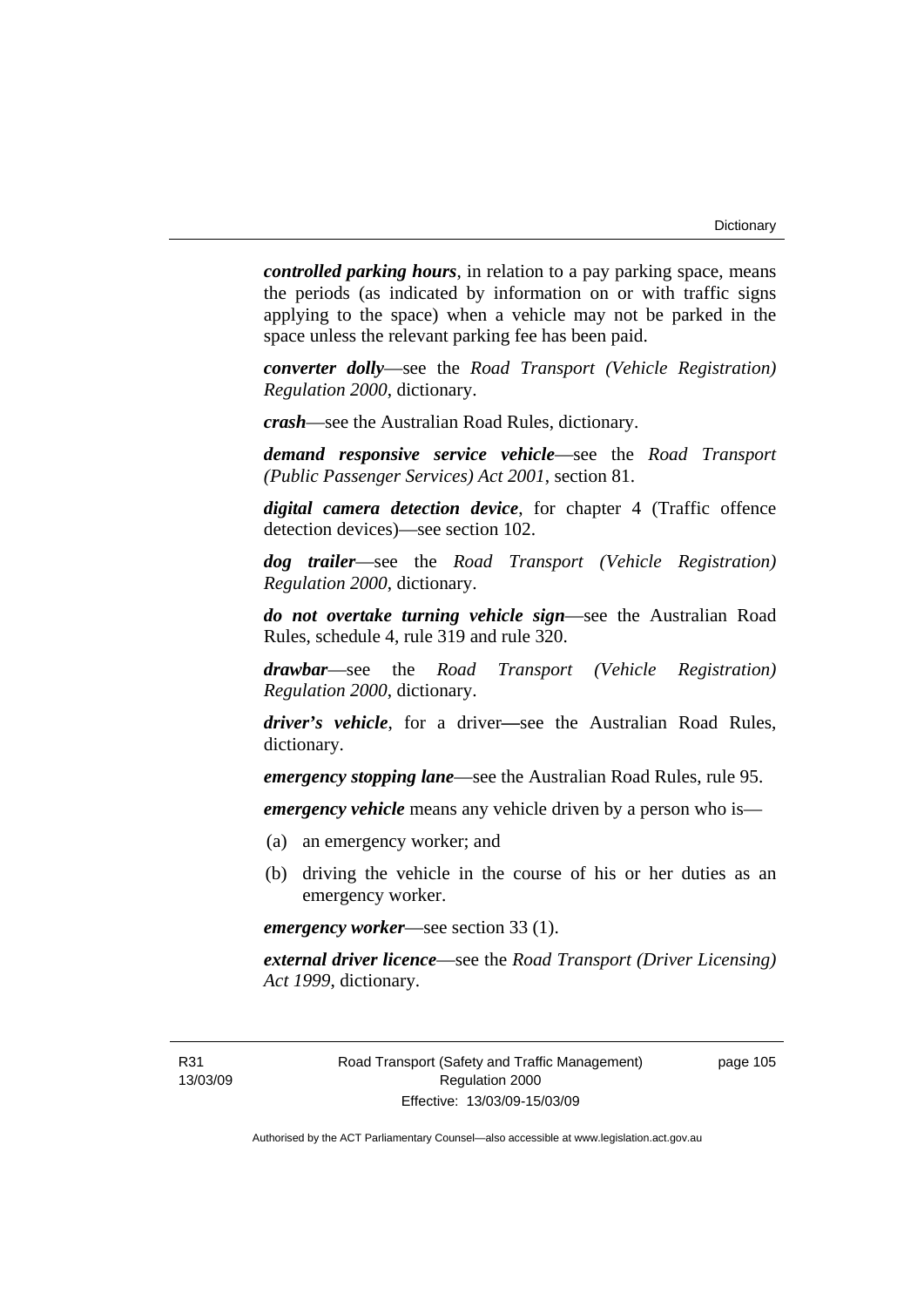***controlled parking hours***, in relation to a pay parking space, means the periods (as indicated by information on or with traffic signs applying to the space) when a vehicle may not be parked in the space unless the relevant parking fee has been paid.

***converter dolly***—see the *Road Transport (Vehicle Registration) Regulation 2000*, dictionary.

***crash***—see the Australian Road Rules, dictionary.

***demand responsive service vehicle***—see the *Road Transport (Public Passenger Services) Act 2001*, section 81.

***digital camera detection device***, for chapter 4 (Traffic offence detection devices)—see section 102.

***dog trailer***—see the *Road Transport (Vehicle Registration) Regulation 2000*, dictionary.

***do not overtake turning vehicle sign***—see the Australian Road Rules, schedule 4, rule 319 and rule 320.

***drawbar***—see the *Road Transport (Vehicle Registration) Regulation 2000*, dictionary.

***driver's vehicle***, for a driver—see the Australian Road Rules, dictionary.

***emergency stopping lane***—see the Australian Road Rules, rule 95.

***emergency vehicle*** means any vehicle driven by a person who is—

(a) an emergency worker; and

(b) driving the vehicle in the course of his or her duties as an emergency worker.

***emergency worker***—see section 33 (1).

***external driver licence***—see the *Road Transport (Driver Licensing) Act 1999*, dictionary.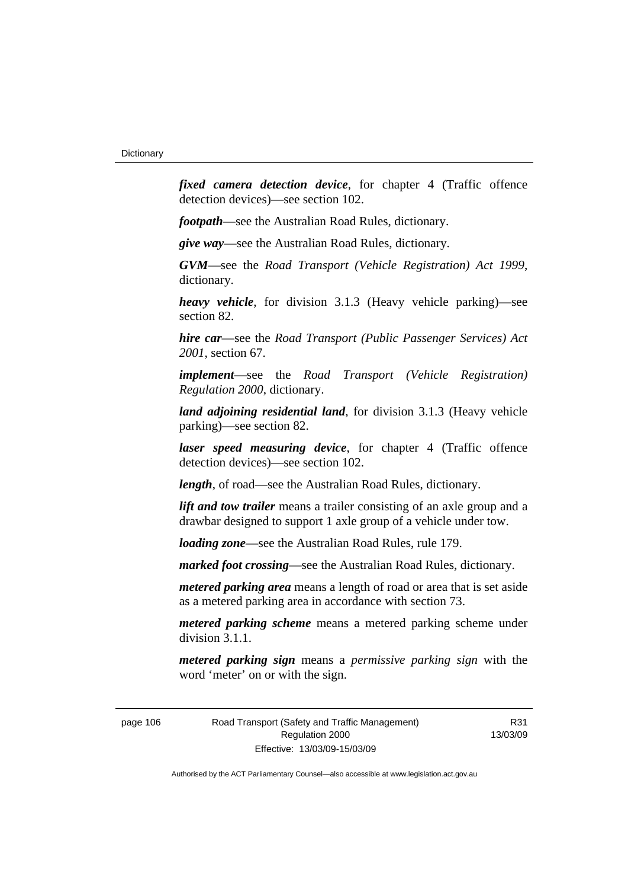***fixed camera detection device***, for chapter 4 (Traffic offence detection devices)—see section 102.

***footpath***—see the Australian Road Rules, dictionary.

***give way***—see the Australian Road Rules, dictionary.

***GVM***—see the *Road Transport (Vehicle Registration) Act 1999*, dictionary.

***heavy vehicle***, for division 3.1.3 (Heavy vehicle parking)—see section 82.

***hire car***—see the *Road Transport (Public Passenger Services) Act 2001*, section 67.

***implement***—see the *Road Transport (Vehicle Registration) Regulation 2000*, dictionary.

***land adjoining residential land***, for division 3.1.3 (Heavy vehicle parking)—see section 82.

***laser speed measuring device***, for chapter 4 (Traffic offence detection devices)—see section 102.

***length***, of road—see the Australian Road Rules, dictionary.

***lift and tow trailer*** means a trailer consisting of an axle group and a drawbar designed to support 1 axle group of a vehicle under tow.

***loading zone***—see the Australian Road Rules, rule 179.

***marked foot crossing***—see the Australian Road Rules, dictionary.

***metered parking area*** means a length of road or area that is set aside as a metered parking area in accordance with section 73.

***metered parking scheme*** means a metered parking scheme under division 3.1.1.

***metered parking sign*** means a *permissive parking sign* with the word 'meter' on or with the sign.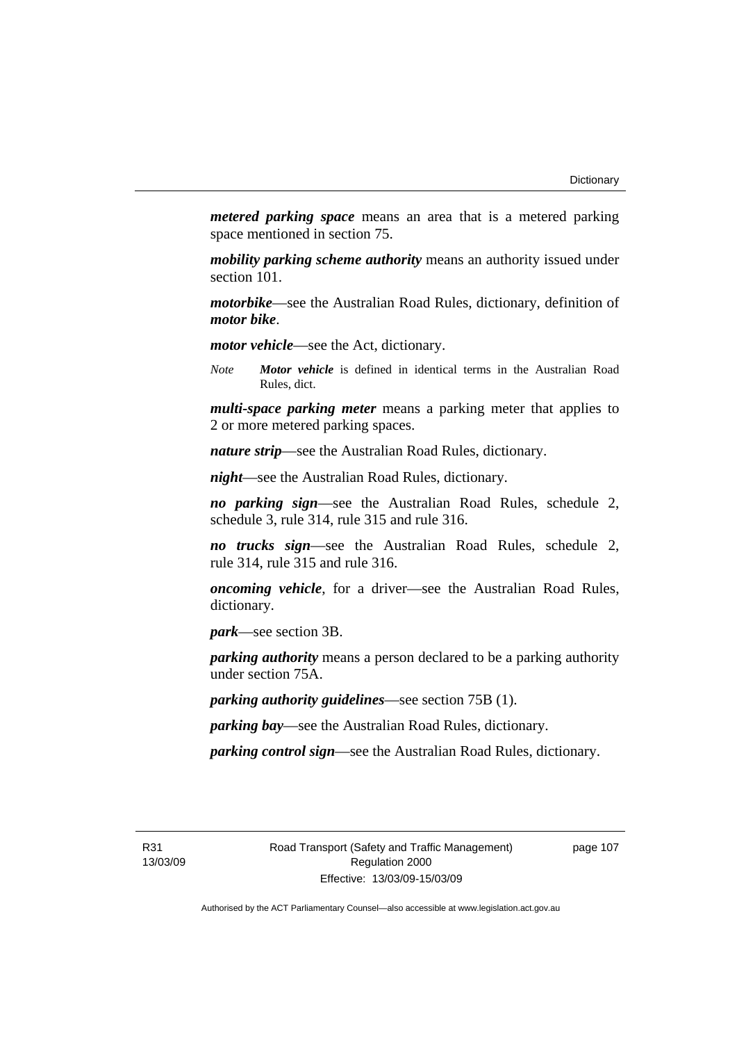***metered parking space*** means an area that is a metered parking space mentioned in section 75.

***mobility parking scheme authority*** means an authority issued under section 101.

***motorbike***—see the Australian Road Rules, dictionary, definition of ***motor bike***.

***motor vehicle***—see the Act, dictionary.

*Note* ***Motor vehicle*** is defined in identical terms in the Australian Road Rules, dict.

***multi-space parking meter*** means a parking meter that applies to 2 or more metered parking spaces.

***nature strip***—see the Australian Road Rules, dictionary.

***night***—see the Australian Road Rules, dictionary.

***no parking sign***—see the Australian Road Rules, schedule 2, schedule 3, rule 314, rule 315 and rule 316.

***no trucks sign***—see the Australian Road Rules, schedule 2, rule 314, rule 315 and rule 316.

***oncoming vehicle***, for a driver—see the Australian Road Rules, dictionary.

***park***—see section 3B.

***parking authority*** means a person declared to be a parking authority under section 75A.

***parking authority guidelines***—see section 75B (1).

***parking bay***—see the Australian Road Rules, dictionary.

***parking control sign***—see the Australian Road Rules, dictionary.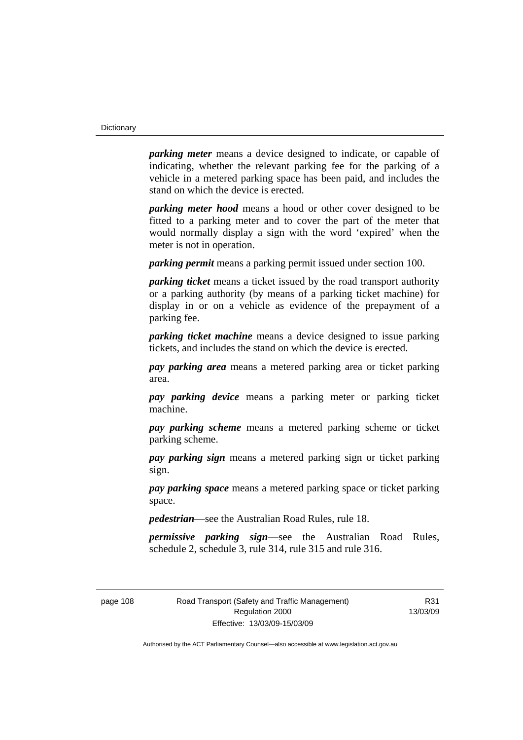***parking meter*** means a device designed to indicate, or capable of indicating, whether the relevant parking fee for the parking of a vehicle in a metered parking space has been paid, and includes the stand on which the device is erected.

***parking meter hood*** means a hood or other cover designed to be fitted to a parking meter and to cover the part of the meter that would normally display a sign with the word 'expired' when the meter is not in operation.

***parking permit*** means a parking permit issued under section 100.

***parking ticket*** means a ticket issued by the road transport authority or a parking authority (by means of a parking ticket machine) for display in or on a vehicle as evidence of the prepayment of a parking fee.

***parking ticket machine*** means a device designed to issue parking tickets, and includes the stand on which the device is erected.

***pay parking area*** means a metered parking area or ticket parking area.

***pay parking device*** means a parking meter or parking ticket machine.

***pay parking scheme*** means a metered parking scheme or ticket parking scheme.

***pay parking sign*** means a metered parking sign or ticket parking sign.

***pay parking space*** means a metered parking space or ticket parking space.

***pedestrian***—see the Australian Road Rules, rule 18.

***permissive parking sign***—see the Australian Road Rules, schedule 2, schedule 3, rule 314, rule 315 and rule 316.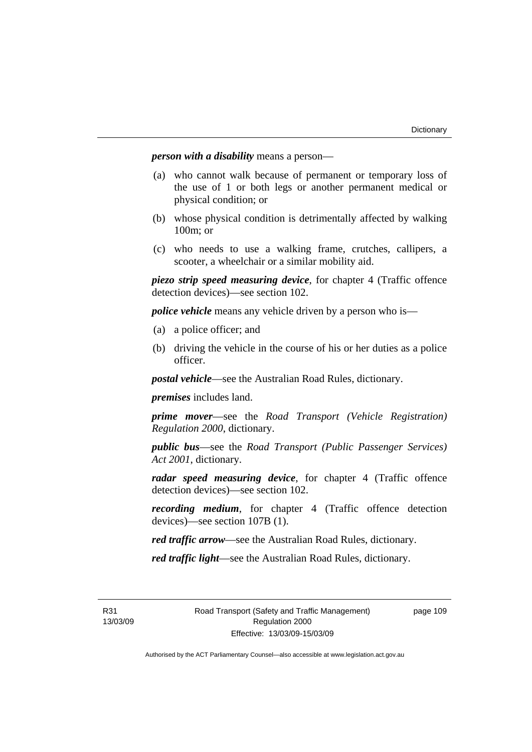***person with a disability*** means a person—

(a) who cannot walk because of permanent or temporary loss of the use of 1 or both legs or another permanent medical or physical condition; or

(b) whose physical condition is detrimentally affected by walking 100m; or

(c) who needs to use a walking frame, crutches, callipers, a scooter, a wheelchair or a similar mobility aid.

***piezo strip speed measuring device***, for chapter 4 (Traffic offence detection devices)—see section 102.

***police vehicle*** means any vehicle driven by a person who is—

(a) a police officer; and

(b) driving the vehicle in the course of his or her duties as a police officer.

***postal vehicle***—see the Australian Road Rules, dictionary.

***premises*** includes land.

***prime mover***—see the *Road Transport (Vehicle Registration) Regulation 2000*, dictionary.

***public bus***—see the *Road Transport (Public Passenger Services) Act 2001*, dictionary.

***radar speed measuring device***, for chapter 4 (Traffic offence detection devices)—see section 102.

***recording medium***, for chapter 4 (Traffic offence detection devices)—see section 107B (1).

***red traffic arrow***—see the Australian Road Rules, dictionary.

***red traffic light***—see the Australian Road Rules, dictionary.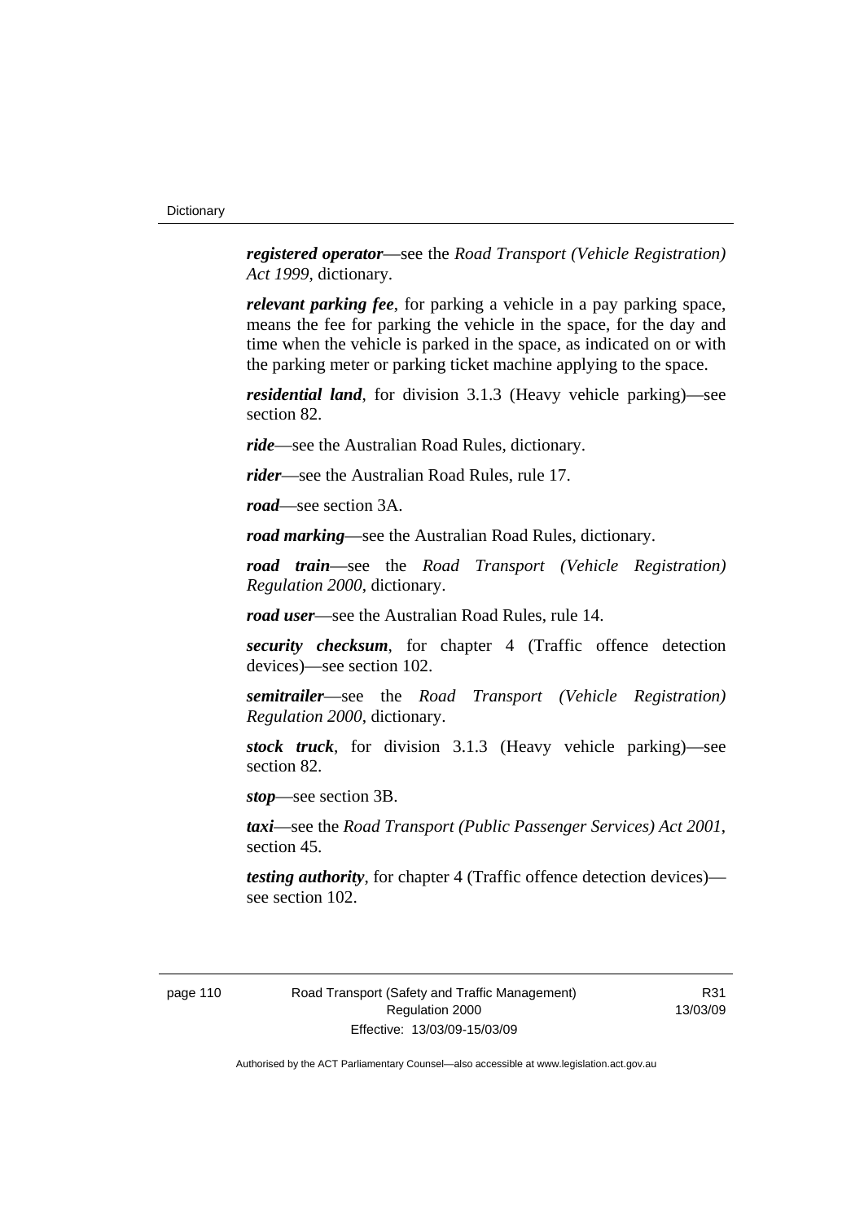***registered operator***—see the *Road Transport (Vehicle Registration) Act 1999*, dictionary.

***relevant parking fee***, for parking a vehicle in a pay parking space, means the fee for parking the vehicle in the space, for the day and time when the vehicle is parked in the space, as indicated on or with the parking meter or parking ticket machine applying to the space.

***residential land***, for division 3.1.3 (Heavy vehicle parking)—see section 82.

***ride***—see the Australian Road Rules, dictionary.

***rider***—see the Australian Road Rules, rule 17.

***road***—see section 3A.

***road marking***—see the Australian Road Rules, dictionary.

***road train***—see the *Road Transport (Vehicle Registration) Regulation 2000*, dictionary.

***road user***—see the Australian Road Rules, rule 14.

***security checksum***, for chapter 4 (Traffic offence detection devices)—see section 102.

***semitrailer***—see the *Road Transport (Vehicle Registration) Regulation 2000*, dictionary.

***stock truck***, for division 3.1.3 (Heavy vehicle parking)—see section 82.

***stop***—see section 3B.

***taxi***—see the *Road Transport (Public Passenger Services) Act 2001*, section 45.

***testing authority***, for chapter 4 (Traffic offence detection devices)—see section 102.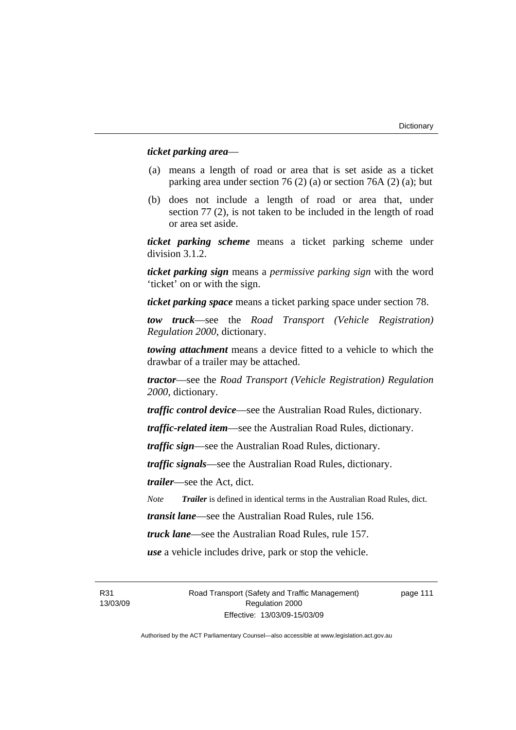***ticket parking area***—

(a) means a length of road or area that is set aside as a ticket parking area under section 76 (2) (a) or section 76A (2) (a); but

(b) does not include a length of road or area that, under section 77 (2), is not taken to be included in the length of road or area set aside.

***ticket parking scheme*** means a ticket parking scheme under division 3.1.2.

***ticket parking sign*** means a *permissive parking sign* with the word 'ticket' on or with the sign.

***ticket parking space*** means a ticket parking space under section 78.

***tow truck***—see the *Road Transport (Vehicle Registration) Regulation 2000*, dictionary.

***towing attachment*** means a device fitted to a vehicle to which the drawbar of a trailer may be attached.

***tractor***—see the *Road Transport (Vehicle Registration) Regulation 2000*, dictionary.

***traffic control device***—see the Australian Road Rules, dictionary.

***traffic-related item***—see the Australian Road Rules, dictionary.

***traffic sign***—see the Australian Road Rules, dictionary.

***traffic signals***—see the Australian Road Rules, dictionary.

***trailer***—see the Act, dict.

*Note* ***Trailer*** is defined in identical terms in the Australian Road Rules, dict.

***transit lane***—see the Australian Road Rules, rule 156.

***truck lane***—see the Australian Road Rules, rule 157.

***use*** a vehicle includes drive, park or stop the vehicle.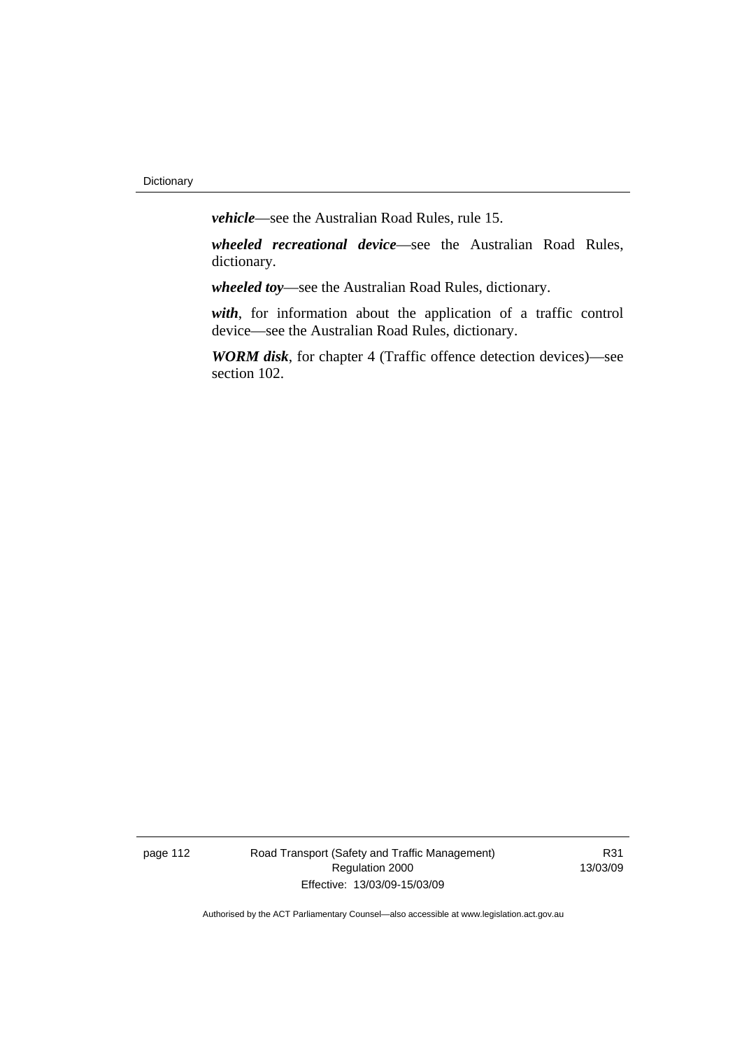***vehicle***—see the Australian Road Rules, rule 15.

***wheeled recreational device***—see the Australian Road Rules, dictionary.

***wheeled toy***—see the Australian Road Rules, dictionary.

***with***, for information about the application of a traffic control device—see the Australian Road Rules, dictionary.

***WORM disk***, for chapter 4 (Traffic offence detection devices)—see section 102.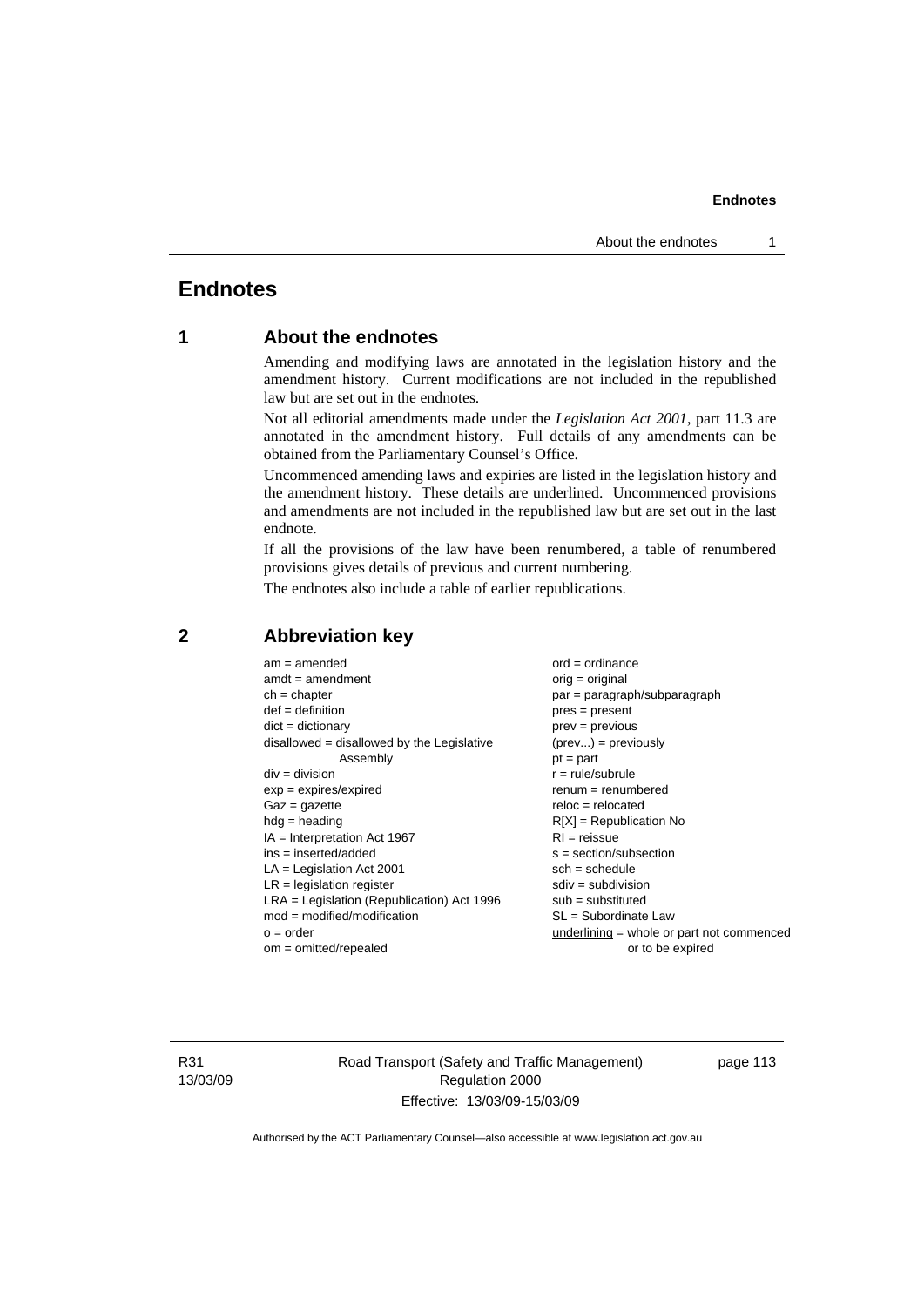# Endnotes

## 1 About the endnotes

Amending and modifying laws are annotated in the legislation history and the amendment history. Current modifications are not included in the republished law but are set out in the endnotes.

Not all editorial amendments made under the *Legislation Act 2001*, part 11.3 are annotated in the amendment history. Full details of any amendments can be obtained from the Parliamentary Counsel's Office.

Uncommenced amending laws and expiries are listed in the legislation history and the amendment history. These details are underlined. Uncommenced provisions and amendments are not included in the republished law but are set out in the last endnote.

If all the provisions of the law have been renumbered, a table of renumbered provisions gives details of previous and current numbering.

The endnotes also include a table of earlier republications.

## 2 Abbreviation key

am = amended
amdt = amendment
ch = chapter
def = definition
dict = dictionary
disallowed = disallowed by the Legislative Assembly
div = division
exp = expires/expired
Gaz = gazette
hdg = heading
IA = Interpretation Act 1967
ins = inserted/added
LA = Legislation Act 2001
LR = legislation register
LRA = Legislation (Republication) Act 1996
mod = modified/modification
o = order
om = omitted/repealed
ord = ordinance
orig = original
par = paragraph/subparagraph
pres = present
prev = previous
(prev...) = previously
pt = part
r = rule/subrule
renum = renumbered
reloc = relocated
R[X] = Republication No
RI = reissue
s = section/subsection
sch = schedule
sdiv = subdivision
sub = substituted
SL = Subordinate Law
<u>underlining</u> = whole or part not commenced or to be expired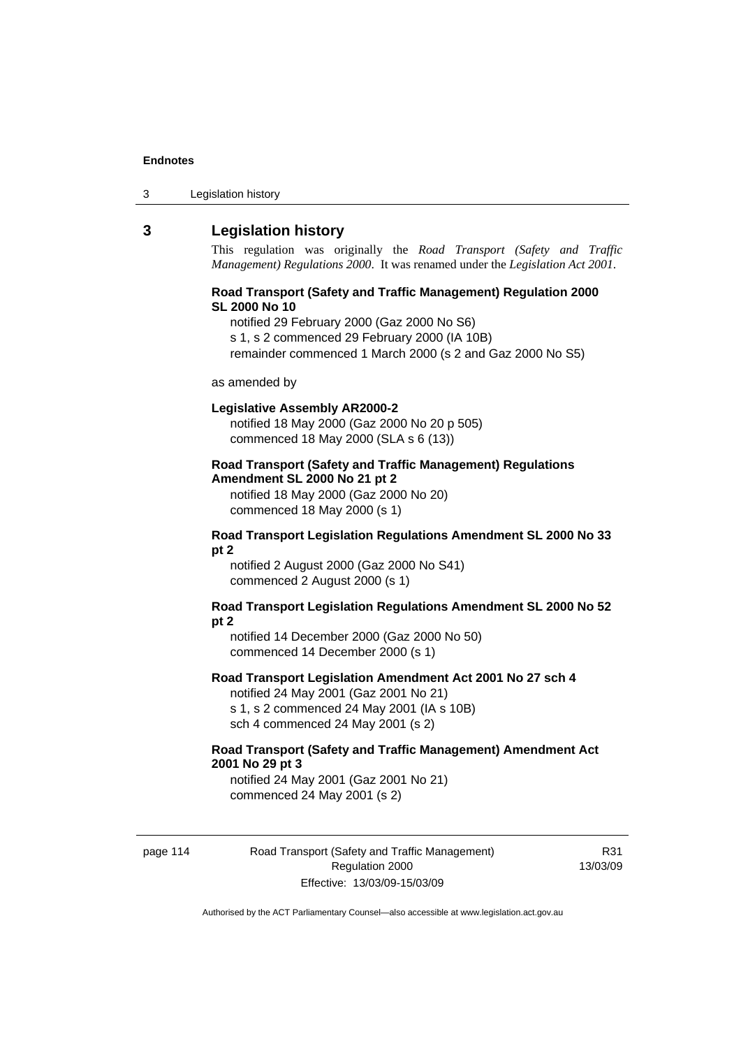## 3 Legislation history

This regulation was originally the *Road Transport (Safety and Traffic Management) Regulations 2000*. It was renamed under the *Legislation Act 2001*.

**Road Transport (Safety and Traffic Management) Regulation 2000 SL 2000 No 10**

notified 29 February 2000 (Gaz 2000 No S6)
s 1, s 2 commenced 29 February 2000 (IA 10B)
remainder commenced 1 March 2000 (s 2 and Gaz 2000 No S5)

as amended by

**Legislative Assembly AR2000-2**

notified 18 May 2000 (Gaz 2000 No 20 p 505)
commenced 18 May 2000 (SLA s 6 (13))

**Road Transport (Safety and Traffic Management) Regulations Amendment SL 2000 No 21 pt 2**

notified 18 May 2000 (Gaz 2000 No 20)
commenced 18 May 2000 (s 1)

**Road Transport Legislation Regulations Amendment SL 2000 No 33 pt 2**

notified 2 August 2000 (Gaz 2000 No S41)
commenced 2 August 2000 (s 1)

**Road Transport Legislation Regulations Amendment SL 2000 No 52 pt 2**

notified 14 December 2000 (Gaz 2000 No 50)
commenced 14 December 2000 (s 1)

**Road Transport Legislation Amendment Act 2001 No 27 sch 4**

notified 24 May 2001 (Gaz 2001 No 21)
s 1, s 2 commenced 24 May 2001 (IA s 10B)
sch 4 commenced 24 May 2001 (s 2)

**Road Transport (Safety and Traffic Management) Amendment Act 2001 No 29 pt 3**

notified 24 May 2001 (Gaz 2001 No 21)
commenced 24 May 2001 (s 2)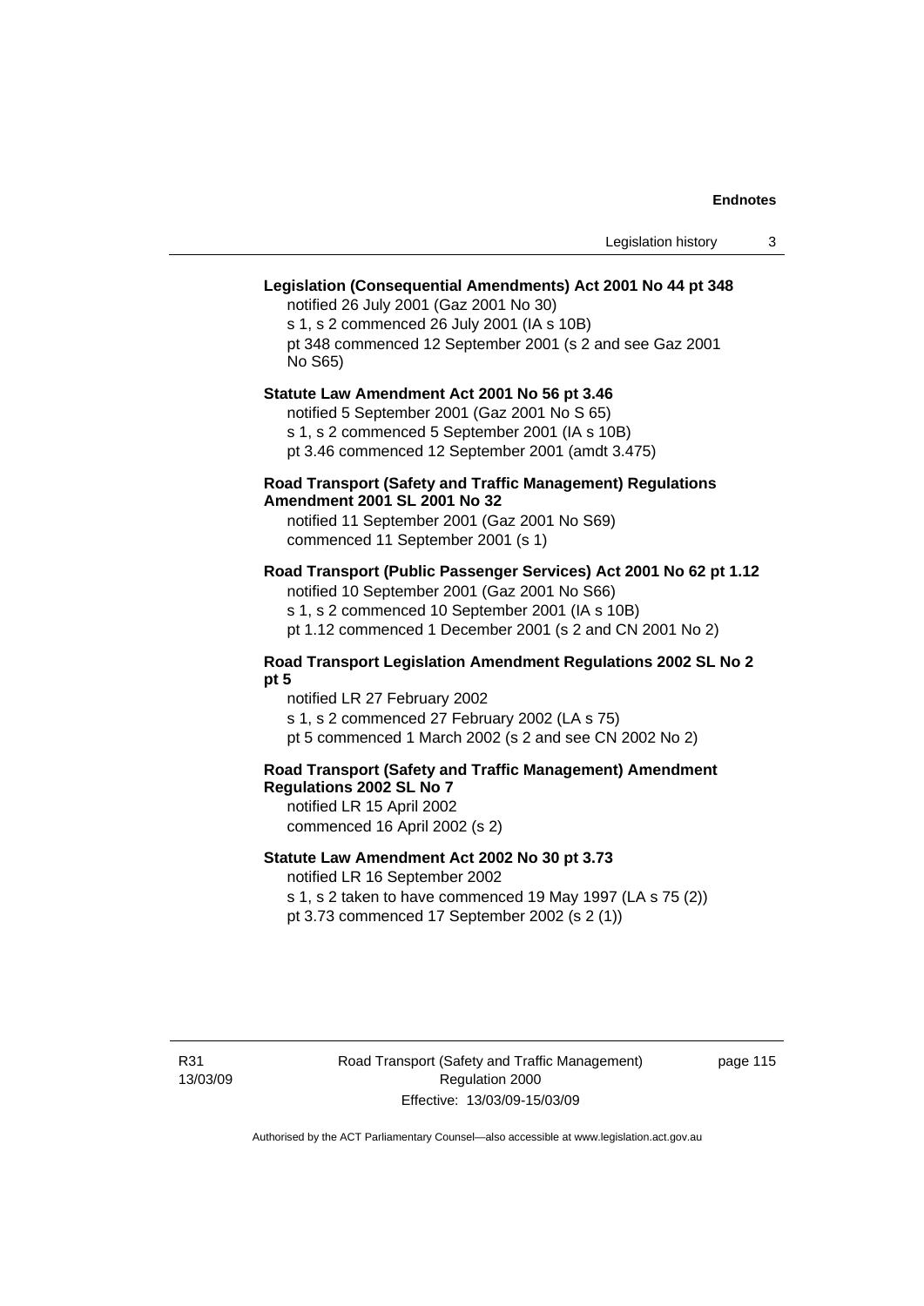**Legislation (Consequential Amendments) Act 2001 No 44 pt 348**

notified 26 July 2001 (Gaz 2001 No 30)

s 1, s 2 commenced 26 July 2001 (IA s 10B)

pt 348 commenced 12 September 2001 (s 2 and see Gaz 2001 No S65)

**Statute Law Amendment Act 2001 No 56 pt 3.46**

notified 5 September 2001 (Gaz 2001 No S 65)

s 1, s 2 commenced 5 September 2001 (IA s 10B)

pt 3.46 commenced 12 September 2001 (amdt 3.475)

**Road Transport (Safety and Traffic Management) Regulations Amendment 2001 SL 2001 No 32**

notified 11 September 2001 (Gaz 2001 No S69)

commenced 11 September 2001 (s 1)

**Road Transport (Public Passenger Services) Act 2001 No 62 pt 1.12**

notified 10 September 2001 (Gaz 2001 No S66)

s 1, s 2 commenced 10 September 2001 (IA s 10B)

pt 1.12 commenced 1 December 2001 (s 2 and CN 2001 No 2)

**Road Transport Legislation Amendment Regulations 2002 SL No 2 pt 5**

notified LR 27 February 2002

s 1, s 2 commenced 27 February 2002 (LA s 75)

pt 5 commenced 1 March 2002 (s 2 and see CN 2002 No 2)

**Road Transport (Safety and Traffic Management) Amendment Regulations 2002 SL No 7**

notified LR 15 April 2002

commenced 16 April 2002 (s 2)

**Statute Law Amendment Act 2002 No 30 pt 3.73**

notified LR 16 September 2002

s 1, s 2 taken to have commenced 19 May 1997 (LA s 75 (2))

pt 3.73 commenced 17 September 2002 (s 2 (1))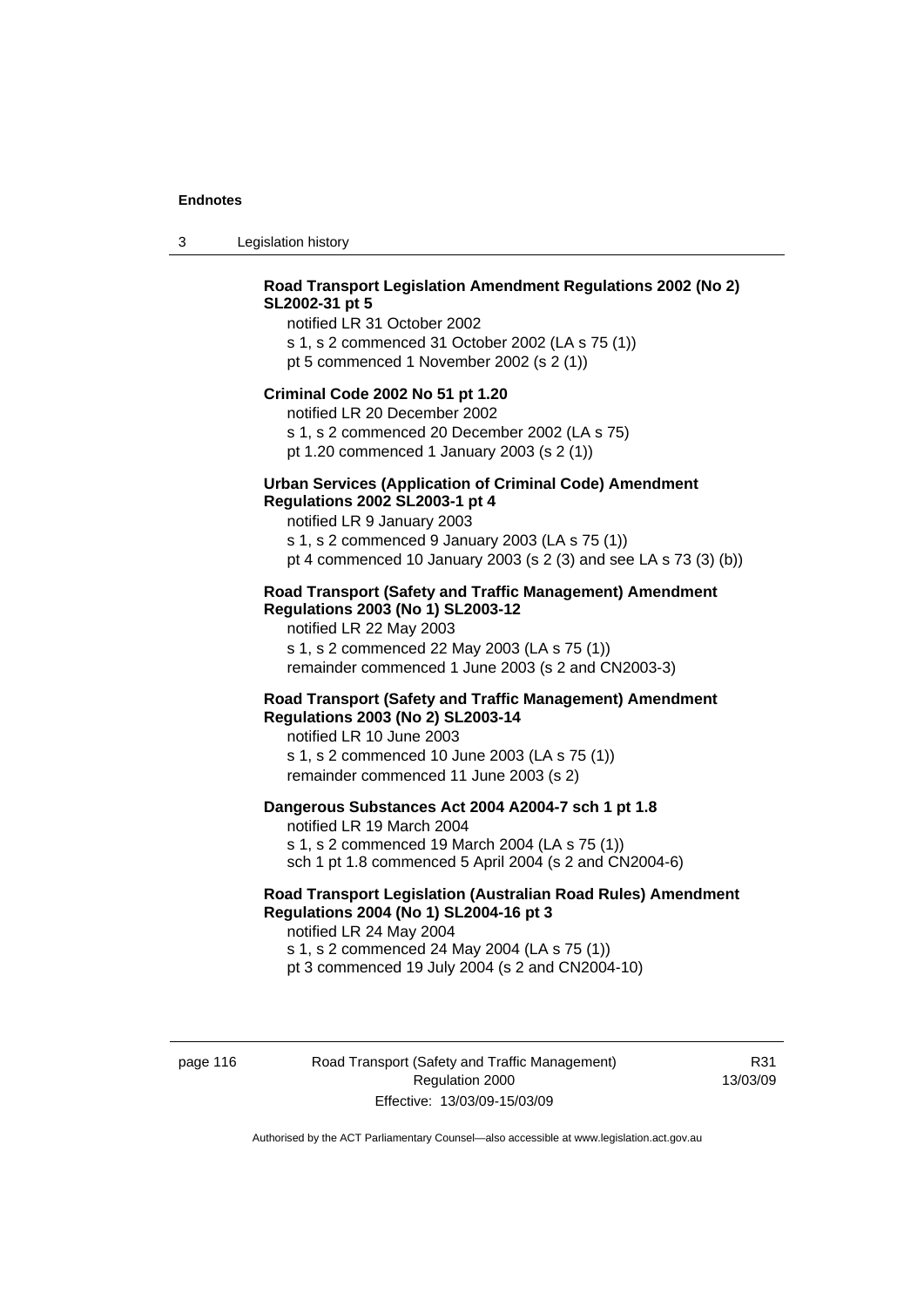**Road Transport Legislation Amendment Regulations 2002 (No 2) SL2002-31 pt 5**

notified LR 31 October 2002

s 1, s 2 commenced 31 October 2002 (LA s 75 (1))

pt 5 commenced 1 November 2002 (s 2 (1))

**Criminal Code 2002 No 51 pt 1.20**

notified LR 20 December 2002

s 1, s 2 commenced 20 December 2002 (LA s 75)

pt 1.20 commenced 1 January 2003 (s 2 (1))

**Urban Services (Application of Criminal Code) Amendment Regulations 2002 SL2003-1 pt 4**

notified LR 9 January 2003

s 1, s 2 commenced 9 January 2003 (LA s 75 (1))

pt 4 commenced 10 January 2003 (s 2 (3) and see LA s 73 (3) (b))

**Road Transport (Safety and Traffic Management) Amendment Regulations 2003 (No 1) SL2003-12**

notified LR 22 May 2003

s 1, s 2 commenced 22 May 2003 (LA s 75 (1))

remainder commenced 1 June 2003 (s 2 and CN2003-3)

**Road Transport (Safety and Traffic Management) Amendment Regulations 2003 (No 2) SL2003-14**

notified LR 10 June 2003

s 1, s 2 commenced 10 June 2003 (LA s 75 (1))

remainder commenced 11 June 2003 (s 2)

**Dangerous Substances Act 2004 A2004-7 sch 1 pt 1.8**

notified LR 19 March 2004

s 1, s 2 commenced 19 March 2004 (LA s 75 (1))

sch 1 pt 1.8 commenced 5 April 2004 (s 2 and CN2004-6)

**Road Transport Legislation (Australian Road Rules) Amendment Regulations 2004 (No 1) SL2004-16 pt 3**

notified LR 24 May 2004

s 1, s 2 commenced 24 May 2004 (LA s 75 (1))

pt 3 commenced 19 July 2004 (s 2 and CN2004-10)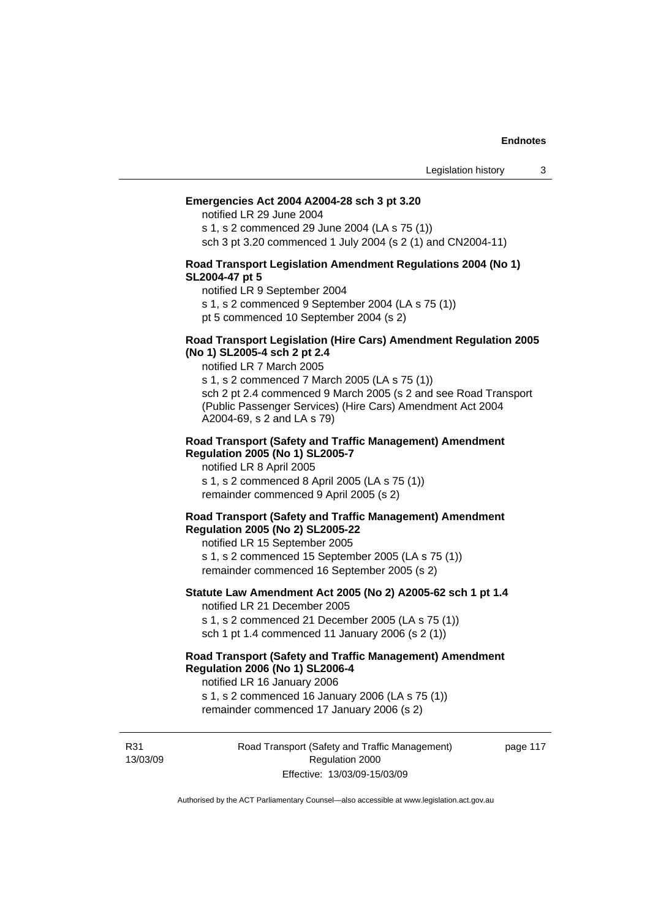**Emergencies Act 2004 A2004-28 sch 3 pt 3.20**

notified LR 29 June 2004

s 1, s 2 commenced 29 June 2004 (LA s 75 (1))

sch 3 pt 3.20 commenced 1 July 2004 (s 2 (1) and CN2004-11)

**Road Transport Legislation Amendment Regulations 2004 (No 1) SL2004-47 pt 5**

notified LR 9 September 2004

s 1, s 2 commenced 9 September 2004 (LA s 75 (1))

pt 5 commenced 10 September 2004 (s 2)

**Road Transport Legislation (Hire Cars) Amendment Regulation 2005 (No 1) SL2005-4 sch 2 pt 2.4**

notified LR 7 March 2005

s 1, s 2 commenced 7 March 2005 (LA s 75 (1))

sch 2 pt 2.4 commenced 9 March 2005 (s 2 and see Road Transport (Public Passenger Services) (Hire Cars) Amendment Act 2004 A2004-69, s 2 and LA s 79)

**Road Transport (Safety and Traffic Management) Amendment Regulation 2005 (No 1) SL2005-7**

notified LR 8 April 2005

s 1, s 2 commenced 8 April 2005 (LA s 75 (1))

remainder commenced 9 April 2005 (s 2)

**Road Transport (Safety and Traffic Management) Amendment Regulation 2005 (No 2) SL2005-22**

notified LR 15 September 2005

s 1, s 2 commenced 15 September 2005 (LA s 75 (1))

remainder commenced 16 September 2005 (s 2)

**Statute Law Amendment Act 2005 (No 2) A2005-62 sch 1 pt 1.4**

notified LR 21 December 2005

s 1, s 2 commenced 21 December 2005 (LA s 75 (1))

sch 1 pt 1.4 commenced 11 January 2006 (s 2 (1))

**Road Transport (Safety and Traffic Management) Amendment Regulation 2006 (No 1) SL2006-4**

notified LR 16 January 2006

s 1, s 2 commenced 16 January 2006 (LA s 75 (1))

remainder commenced 17 January 2006 (s 2)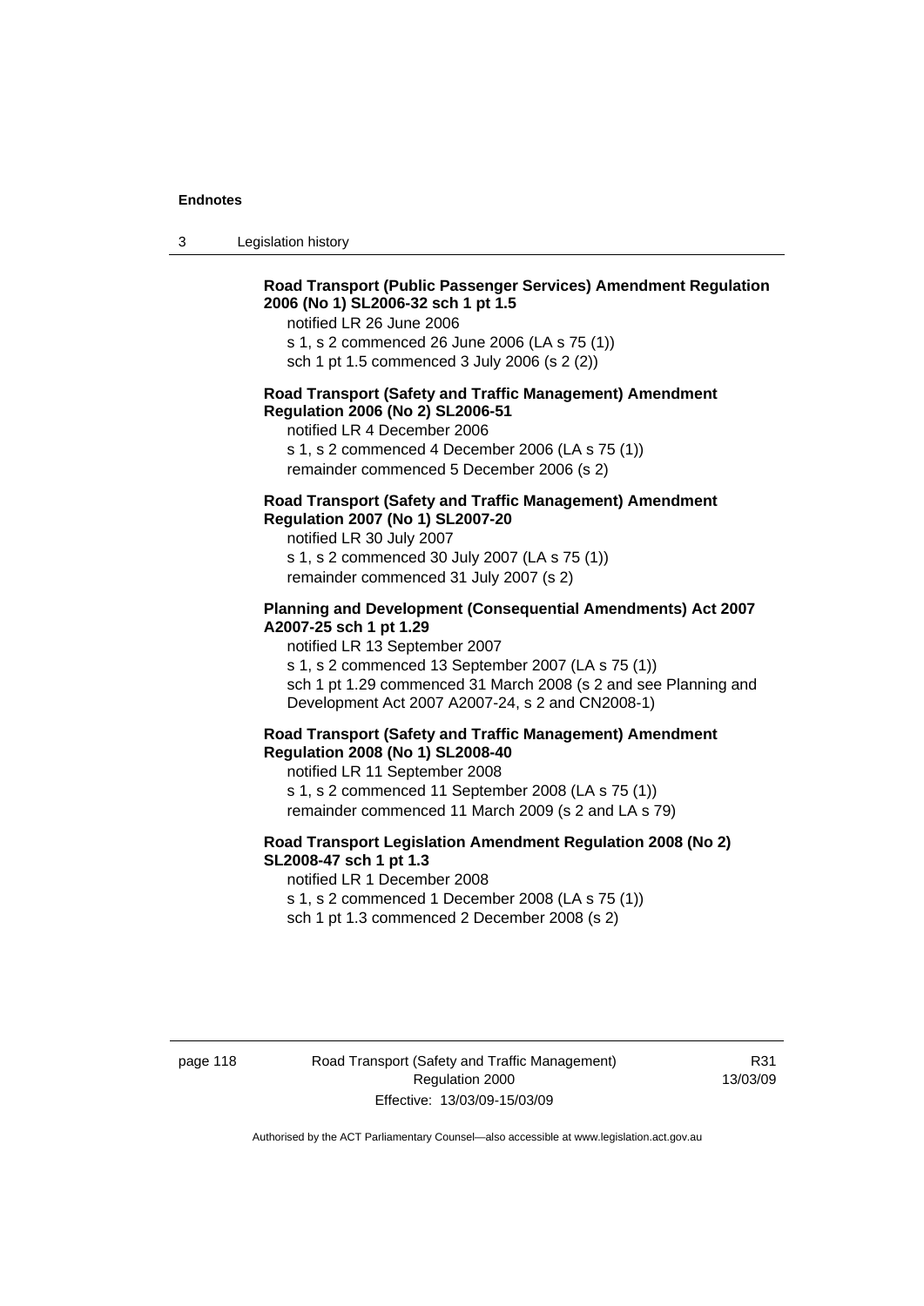**Road Transport (Public Passenger Services) Amendment Regulation 2006 (No 1) SL2006-32 sch 1 pt 1.5**

notified LR 26 June 2006

s 1, s 2 commenced 26 June 2006 (LA s 75 (1))

sch 1 pt 1.5 commenced 3 July 2006 (s 2 (2))

**Road Transport (Safety and Traffic Management) Amendment Regulation 2006 (No 2) SL2006-51**

notified LR 4 December 2006

s 1, s 2 commenced 4 December 2006 (LA s 75 (1))

remainder commenced 5 December 2006 (s 2)

**Road Transport (Safety and Traffic Management) Amendment Regulation 2007 (No 1) SL2007-20**

notified LR 30 July 2007

s 1, s 2 commenced 30 July 2007 (LA s 75 (1))

remainder commenced 31 July 2007 (s 2)

**Planning and Development (Consequential Amendments) Act 2007 A2007-25 sch 1 pt 1.29**

notified LR 13 September 2007

s 1, s 2 commenced 13 September 2007 (LA s 75 (1))

sch 1 pt 1.29 commenced 31 March 2008 (s 2 and see Planning and Development Act 2007 A2007-24, s 2 and CN2008-1)

**Road Transport (Safety and Traffic Management) Amendment Regulation 2008 (No 1) SL2008-40**

notified LR 11 September 2008

s 1, s 2 commenced 11 September 2008 (LA s 75 (1))

remainder commenced 11 March 2009 (s 2 and LA s 79)

**Road Transport Legislation Amendment Regulation 2008 (No 2) SL2008-47 sch 1 pt 1.3**

notified LR 1 December 2008

s 1, s 2 commenced 1 December 2008 (LA s 75 (1))

sch 1 pt 1.3 commenced 2 December 2008 (s 2)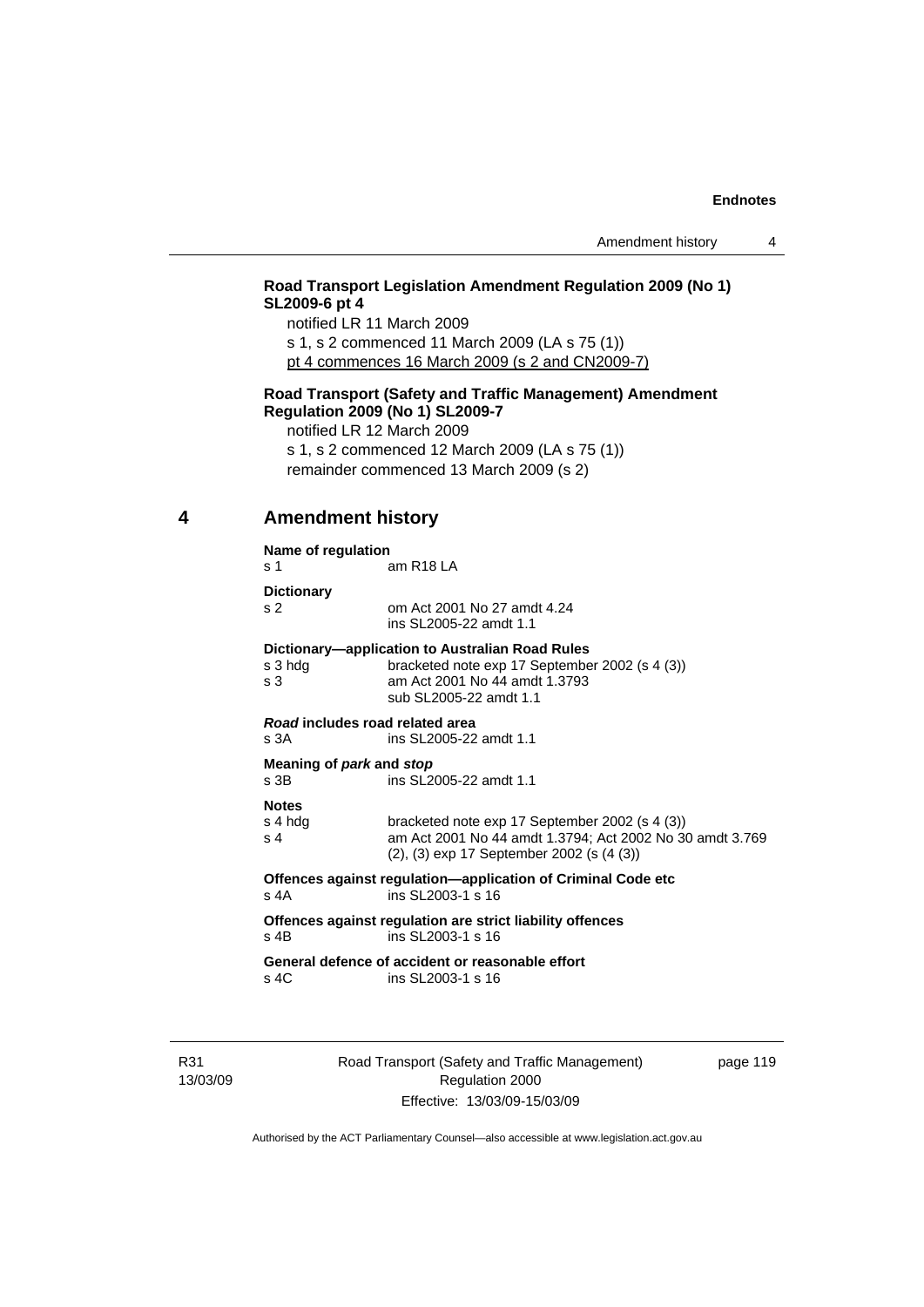**Road Transport Legislation Amendment Regulation 2009 (No 1) SL2009-6 pt 4**

notified LR 11 March 2009

s 1, s 2 commenced 11 March 2009 (LA s 75 (1))

pt 4 commences 16 March 2009 (s 2 and CN2009-7)

**Road Transport (Safety and Traffic Management) Amendment Regulation 2009 (No 1) SL2009-7**

notified LR 12 March 2009

s 1, s 2 commenced 12 March 2009 (LA s 75 (1))

remainder commenced 13 March 2009 (s 2)

## 4 Amendment history

**Name of regulation**
s 1 am R18 LA

**Dictionary**
s 2 om Act 2001 No 27 amdt 4.24
ins SL2005-22 amdt 1.1

**Dictionary—application to Australian Road Rules**
s 3 hdg bracketed note exp 17 September 2002 (s 4 (3))
s 3 am Act 2001 No 44 amdt 1.3793
sub SL2005-22 amdt 1.1

***Road* includes road related area**
s 3A ins SL2005-22 amdt 1.1

**Meaning of *park* and *stop***
s 3B ins SL2005-22 amdt 1.1

**Notes**
s 4 hdg bracketed note exp 17 September 2002 (s 4 (3))
s 4 am Act 2001 No 44 amdt 1.3794; Act 2002 No 30 amdt 3.769
(2), (3) exp 17 September 2002 (s (4 (3))

**Offences against regulation—application of Criminal Code etc**
s 4A ins SL2003-1 s 16

**Offences against regulation are strict liability offences**
s 4B ins SL2003-1 s 16

**General defence of accident or reasonable effort**
s 4C ins SL2003-1 s 16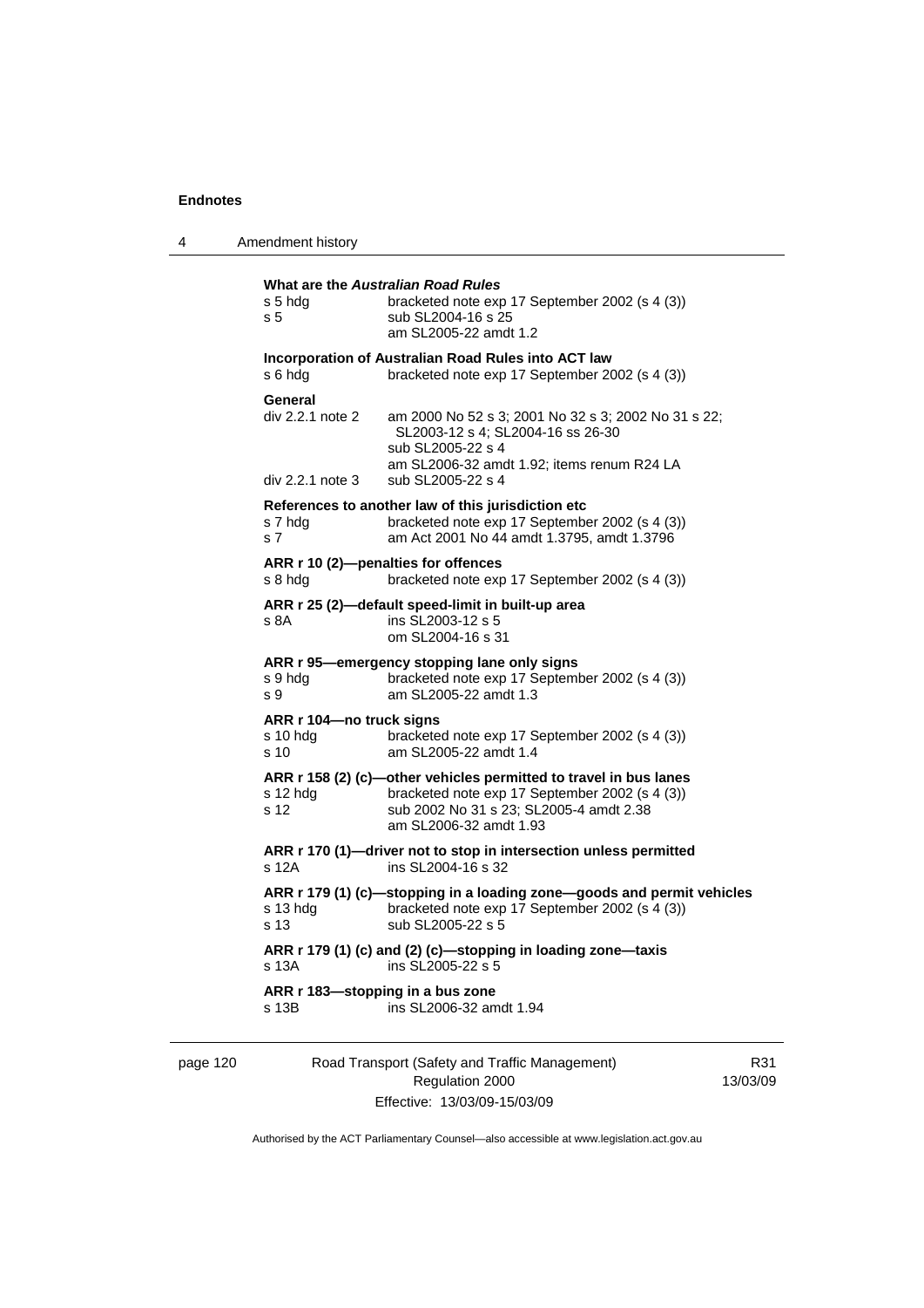**What are the *Australian Road Rules***

s 5 hdg bracketed note exp 17 September 2002 (s 4 (3))
s 5 sub SL2004-16 s 25
am SL2005-22 amdt 1.2

**Incorporation of Australian Road Rules into ACT law**

s 6 hdg bracketed note exp 17 September 2002 (s 4 (3))

**General**

div 2.2.1 note 2 am 2000 No 52 s 3; 2001 No 32 s 3; 2002 No 31 s 22; SL2003-12 s 4; SL2004-16 ss 26-30
sub SL2005-22 s 4
am SL2006-32 amdt 1.92; items renum R24 LA
div 2.2.1 note 3 sub SL2005-22 s 4

**References to another law of this jurisdiction etc**

s 7 hdg bracketed note exp 17 September 2002 (s 4 (3))
s 7 am Act 2001 No 44 amdt 1.3795, amdt 1.3796

**ARR r 10 (2)—penalties for offences**

s 8 hdg bracketed note exp 17 September 2002 (s 4 (3))

**ARR r 25 (2)—default speed-limit in built-up area**

s 8A ins SL2003-12 s 5
om SL2004-16 s 31

**ARR r 95—emergency stopping lane only signs**

s 9 hdg bracketed note exp 17 September 2002 (s 4 (3))
s 9 am SL2005-22 amdt 1.3

**ARR r 104—no truck signs**

s 10 hdg bracketed note exp 17 September 2002 (s 4 (3))
s 10 am SL2005-22 amdt 1.4

**ARR r 158 (2) (c)—other vehicles permitted to travel in bus lanes**

s 12 hdg bracketed note exp 17 September 2002 (s 4 (3))
s 12 sub 2002 No 31 s 23; SL2005-4 amdt 2.38
am SL2006-32 amdt 1.93

**ARR r 170 (1)—driver not to stop in intersection unless permitted**

s 12A ins SL2004-16 s 32

**ARR r 179 (1) (c)—stopping in a loading zone—goods and permit vehicles**

s 13 hdg bracketed note exp 17 September 2002 (s 4 (3))
s 13 sub SL2005-22 s 5

**ARR r 179 (1) (c) and (2) (c)—stopping in loading zone—taxis**

s 13A ins SL2005-22 s 5

**ARR r 183—stopping in a bus zone**

s 13B ins SL2006-32 amdt 1.94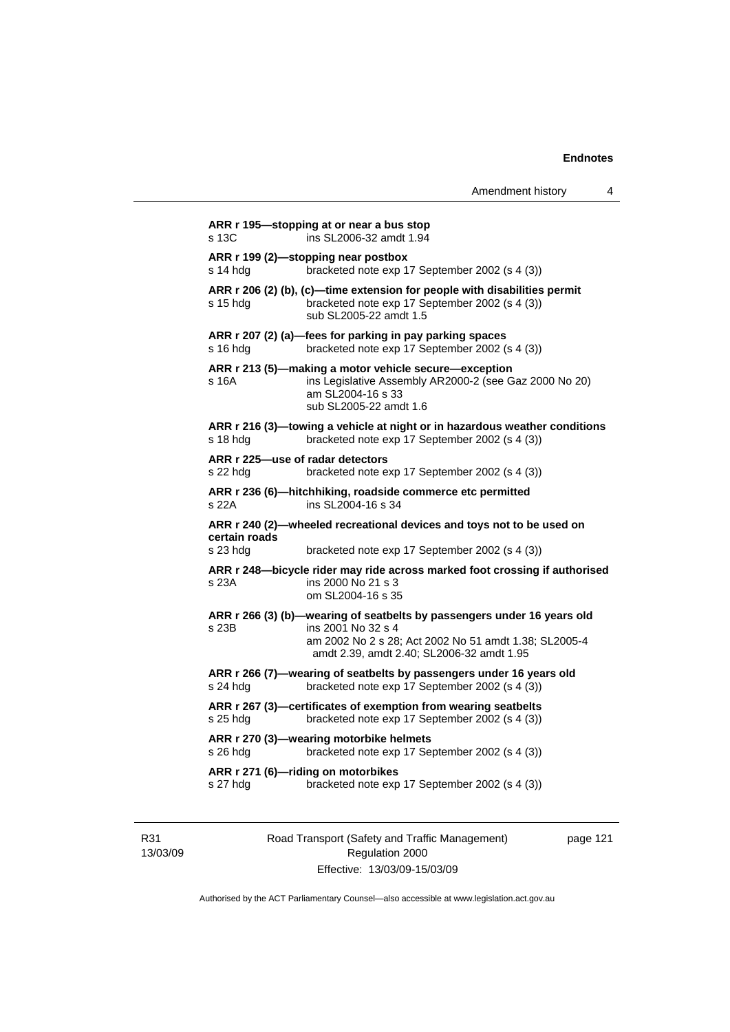**ARR r 195—stopping at or near a bus stop**
s 13C ins SL2006-32 amdt 1.94

**ARR r 199 (2)—stopping near postbox**
s 14 hdg bracketed note exp 17 September 2002 (s 4 (3))

**ARR r 206 (2) (b), (c)—time extension for people with disabilities permit**
s 15 hdg bracketed note exp 17 September 2002 (s 4 (3))
sub SL2005-22 amdt 1.5

**ARR r 207 (2) (a)—fees for parking in pay parking spaces**
s 16 hdg bracketed note exp 17 September 2002 (s 4 (3))

**ARR r 213 (5)—making a motor vehicle secure—exception**
s 16A ins Legislative Assembly AR2000-2 (see Gaz 2000 No 20)
am SL2004-16 s 33
sub SL2005-22 amdt 1.6

**ARR r 216 (3)—towing a vehicle at night or in hazardous weather conditions**
s 18 hdg bracketed note exp 17 September 2002 (s 4 (3))

**ARR r 225—use of radar detectors**
s 22 hdg bracketed note exp 17 September 2002 (s 4 (3))

**ARR r 236 (6)—hitchhiking, roadside commerce etc permitted**
s 22A ins SL2004-16 s 34

**ARR r 240 (2)—wheeled recreational devices and toys not to be used on certain roads**
s 23 hdg bracketed note exp 17 September 2002 (s 4 (3))

**ARR r 248—bicycle rider may ride across marked foot crossing if authorised**
s 23A ins 2000 No 21 s 3
om SL2004-16 s 35

**ARR r 266 (3) (b)—wearing of seatbelts by passengers under 16 years old**
s 23B ins 2001 No 32 s 4
am 2002 No 2 s 28; Act 2002 No 51 amdt 1.38; SL2005-4 amdt 2.39, amdt 2.40; SL2006-32 amdt 1.95

**ARR r 266 (7)—wearing of seatbelts by passengers under 16 years old**
s 24 hdg bracketed note exp 17 September 2002 (s 4 (3))

**ARR r 267 (3)—certificates of exemption from wearing seatbelts**
s 25 hdg bracketed note exp 17 September 2002 (s 4 (3))

**ARR r 270 (3)—wearing motorbike helmets**
s 26 hdg bracketed note exp 17 September 2002 (s 4 (3))

**ARR r 271 (6)—riding on motorbikes**
s 27 hdg bracketed note exp 17 September 2002 (s 4 (3))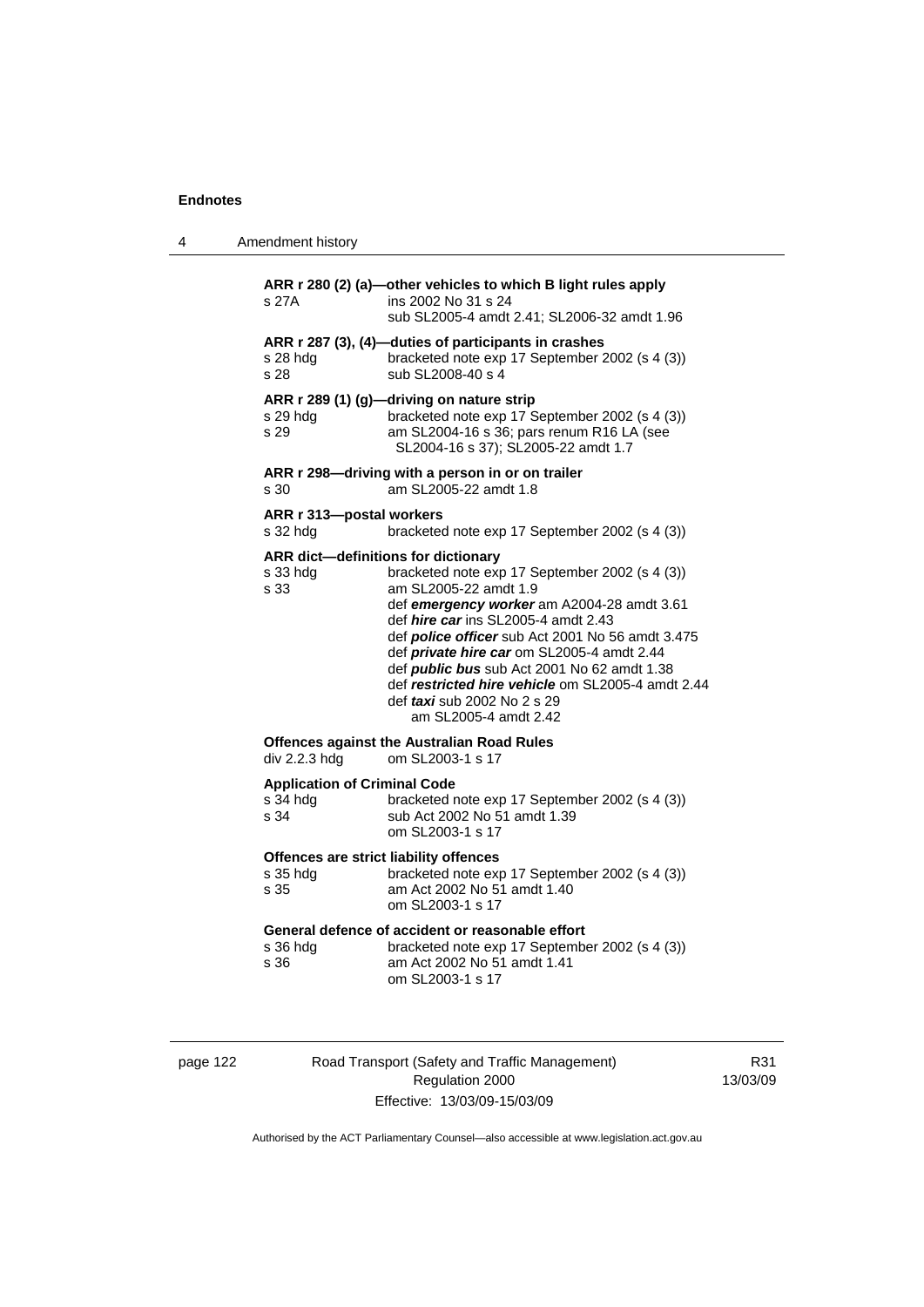**ARR r 280 (2) (a)—other vehicles to which B light rules apply**

s 27A ins 2002 No 31 s 24
sub SL2005-4 amdt 2.41; SL2006-32 amdt 1.96

**ARR r 287 (3), (4)—duties of participants in crashes**

s 28 hdg bracketed note exp 17 September 2002 (s 4 (3))
s 28 sub SL2008-40 s 4

**ARR r 289 (1) (g)—driving on nature strip**

s 29 hdg bracketed note exp 17 September 2002 (s 4 (3))
s 29 am SL2004-16 s 36; pars renum R16 LA (see SL2004-16 s 37); SL2005-22 amdt 1.7

**ARR r 298—driving with a person in or on trailer**

s 30 am SL2005-22 amdt 1.8

**ARR r 313—postal workers**

s 32 hdg bracketed note exp 17 September 2002 (s 4 (3))

**ARR dict—definitions for dictionary**

s 33 hdg bracketed note exp 17 September 2002 (s 4 (3))
s 33 am SL2005-22 amdt 1.9
def ***emergency worker*** am A2004-28 amdt 3.61
def ***hire car*** ins SL2005-4 amdt 2.43
def ***police officer*** sub Act 2001 No 56 amdt 3.475
def ***private hire car*** om SL2005-4 amdt 2.44
def ***public bus*** sub Act 2001 No 62 amdt 1.38
def ***restricted hire vehicle*** om SL2005-4 amdt 2.44
def ***taxi*** sub 2002 No 2 s 29
am SL2005-4 amdt 2.42

**Offences against the Australian Road Rules**

div 2.2.3 hdg om SL2003-1 s 17

**Application of Criminal Code**

s 34 hdg bracketed note exp 17 September 2002 (s 4 (3))
s 34 sub Act 2002 No 51 amdt 1.39
om SL2003-1 s 17

**Offences are strict liability offences**

s 35 hdg bracketed note exp 17 September 2002 (s 4 (3))
s 35 am Act 2002 No 51 amdt 1.40
om SL2003-1 s 17

**General defence of accident or reasonable effort**

s 36 hdg bracketed note exp 17 September 2002 (s 4 (3))
s 36 am Act 2002 No 51 amdt 1.41
om SL2003-1 s 17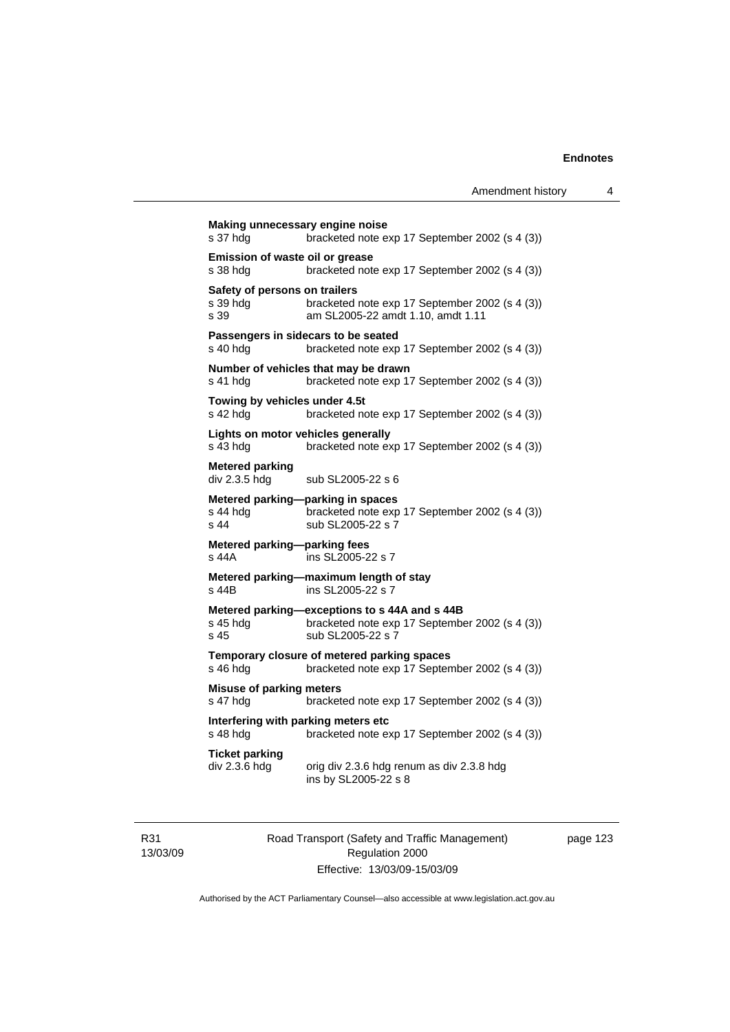**Making unnecessary engine noise**
s 37 hdg bracketed note exp 17 September 2002 (s 4 (3))

**Emission of waste oil or grease**
s 38 hdg bracketed note exp 17 September 2002 (s 4 (3))

**Safety of persons on trailers**
s 39 hdg bracketed note exp 17 September 2002 (s 4 (3))
s 39 am SL2005-22 amdt 1.10, amdt 1.11

**Passengers in sidecars to be seated**
s 40 hdg bracketed note exp 17 September 2002 (s 4 (3))

**Number of vehicles that may be drawn**
s 41 hdg bracketed note exp 17 September 2002 (s 4 (3))

**Towing by vehicles under 4.5t**
s 42 hdg bracketed note exp 17 September 2002 (s 4 (3))

**Lights on motor vehicles generally**
s 43 hdg bracketed note exp 17 September 2002 (s 4 (3))

**Metered parking**
div 2.3.5 hdg sub SL2005-22 s 6

**Metered parking—parking in spaces**
s 44 hdg bracketed note exp 17 September 2002 (s 4 (3))
s 44 sub SL2005-22 s 7

**Metered parking—parking fees**
s 44A ins SL2005-22 s 7

**Metered parking—maximum length of stay**
s 44B ins SL2005-22 s 7

**Metered parking—exceptions to s 44A and s 44B**
s 45 hdg bracketed note exp 17 September 2002 (s 4 (3))
s 45 sub SL2005-22 s 7

**Temporary closure of metered parking spaces**
s 46 hdg bracketed note exp 17 September 2002 (s 4 (3))

**Misuse of parking meters**
s 47 hdg bracketed note exp 17 September 2002 (s 4 (3))

**Interfering with parking meters etc**
s 48 hdg bracketed note exp 17 September 2002 (s 4 (3))

**Ticket parking**
div 2.3.6 hdg orig div 2.3.6 hdg renum as div 2.3.8 hdg
ins by SL2005-22 s 8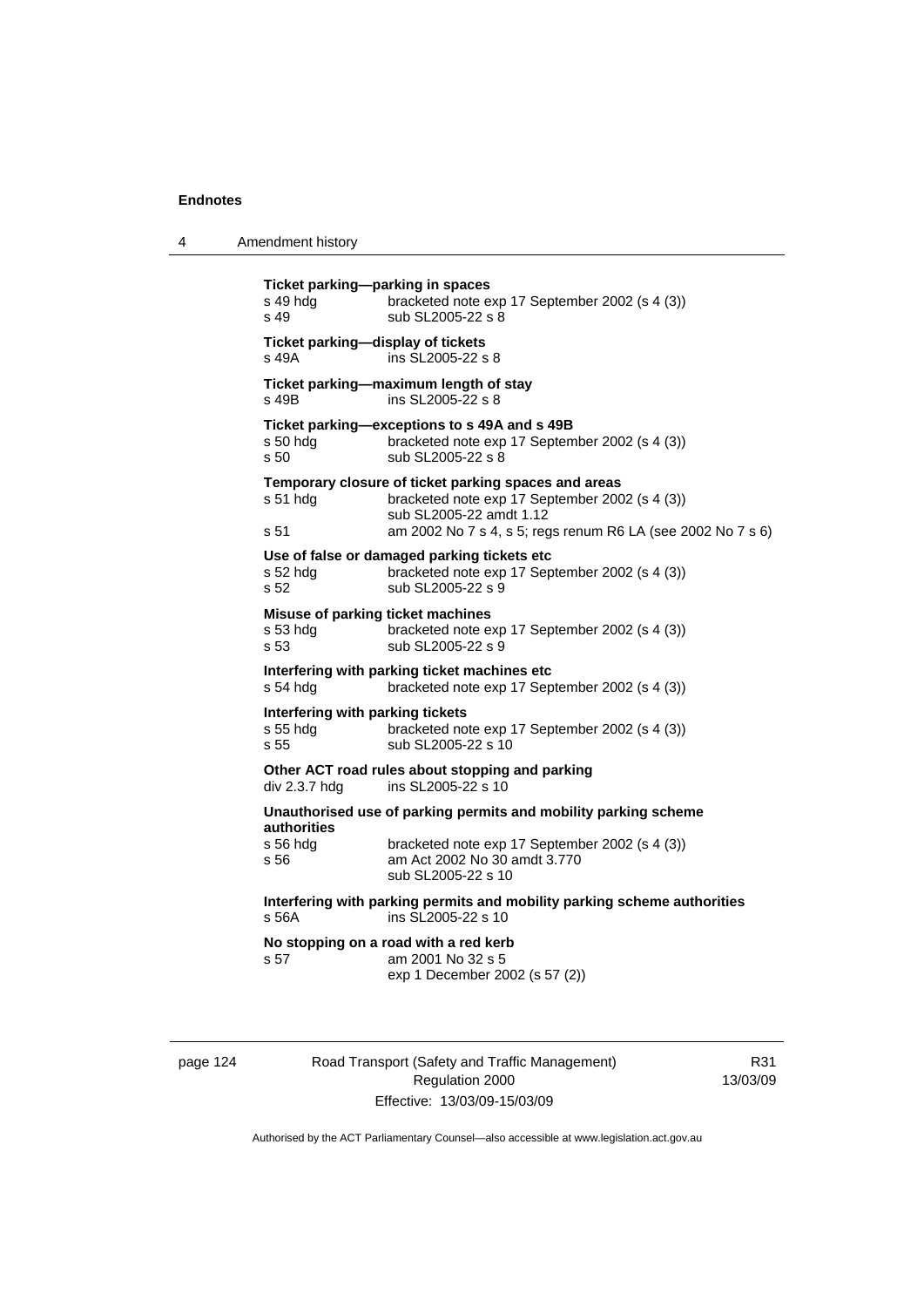**Ticket parking—parking in spaces**

s 49 hdg bracketed note exp 17 September 2002 (s 4 (3))
s 49 sub SL2005-22 s 8

**Ticket parking—display of tickets**

s 49A ins SL2005-22 s 8

**Ticket parking—maximum length of stay**

s 49B ins SL2005-22 s 8

**Ticket parking—exceptions to s 49A and s 49B**

s 50 hdg bracketed note exp 17 September 2002 (s 4 (3))
s 50 sub SL2005-22 s 8

**Temporary closure of ticket parking spaces and areas**

s 51 hdg bracketed note exp 17 September 2002 (s 4 (3))
sub SL2005-22 amdt 1.12
s 51 am 2002 No 7 s 4, s 5; regs renum R6 LA (see 2002 No 7 s 6)

**Use of false or damaged parking tickets etc**

s 52 hdg bracketed note exp 17 September 2002 (s 4 (3))
s 52 sub SL2005-22 s 9

**Misuse of parking ticket machines**

s 53 hdg bracketed note exp 17 September 2002 (s 4 (3))
s 53 sub SL2005-22 s 9

**Interfering with parking ticket machines etc**

s 54 hdg bracketed note exp 17 September 2002 (s 4 (3))

**Interfering with parking tickets**

s 55 hdg bracketed note exp 17 September 2002 (s 4 (3))
s 55 sub SL2005-22 s 10

**Other ACT road rules about stopping and parking**

div 2.3.7 hdg ins SL2005-22 s 10

**Unauthorised use of parking permits and mobility parking scheme authorities**

s 56 hdg bracketed note exp 17 September 2002 (s 4 (3))
s 56 am Act 2002 No 30 amdt 3.770
sub SL2005-22 s 10

**Interfering with parking permits and mobility parking scheme authorities**

s 56A ins SL2005-22 s 10

**No stopping on a road with a red kerb**

s 57 am 2001 No 32 s 5
exp 1 December 2002 (s 57 (2))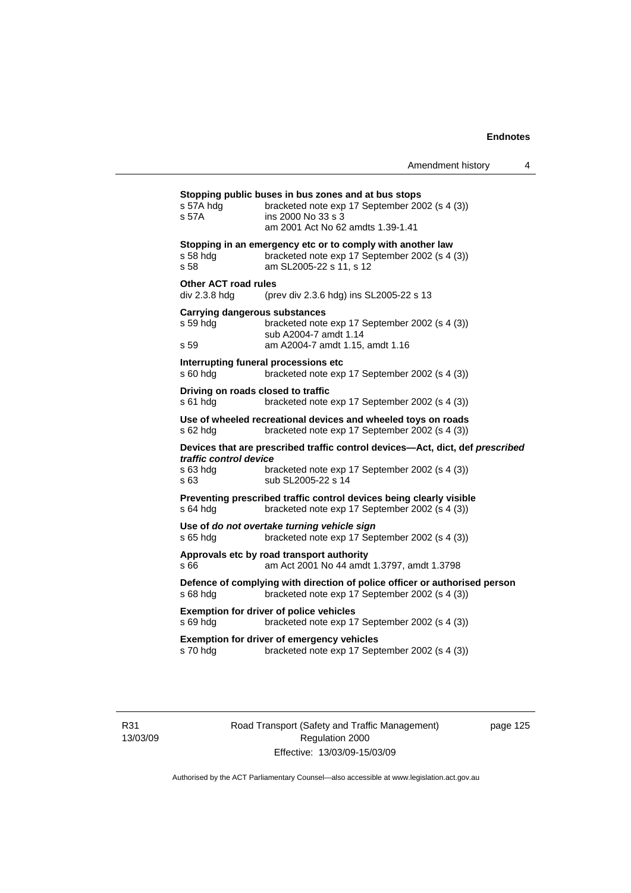**Stopping public buses in bus zones and at bus stops**
s 57A hdg bracketed note exp 17 September 2002 (s 4 (3))
s 57A ins 2000 No 33 s 3
am 2001 Act No 62 amdts 1.39-1.41

**Stopping in an emergency etc or to comply with another law**
s 58 hdg bracketed note exp 17 September 2002 (s 4 (3))
s 58 am SL2005-22 s 11, s 12

**Other ACT road rules**
div 2.3.8 hdg (prev div 2.3.6 hdg) ins SL2005-22 s 13

**Carrying dangerous substances**
s 59 hdg bracketed note exp 17 September 2002 (s 4 (3))
sub A2004-7 amdt 1.14
s 59 am A2004-7 amdt 1.15, amdt 1.16

**Interrupting funeral processions etc**
s 60 hdg bracketed note exp 17 September 2002 (s 4 (3))

**Driving on roads closed to traffic**
s 61 hdg bracketed note exp 17 September 2002 (s 4 (3))

**Use of wheeled recreational devices and wheeled toys on roads**
s 62 hdg bracketed note exp 17 September 2002 (s 4 (3))

**Devices that are prescribed traffic control devices—Act, dict, def *prescribed traffic control device***
s 63 hdg bracketed note exp 17 September 2002 (s 4 (3))
s 63 sub SL2005-22 s 14

**Preventing prescribed traffic control devices being clearly visible**
s 64 hdg bracketed note exp 17 September 2002 (s 4 (3))

**Use of *do not overtake turning vehicle sign***
s 65 hdg bracketed note exp 17 September 2002 (s 4 (3))

**Approvals etc by road transport authority**
s 66 am Act 2001 No 44 amdt 1.3797, amdt 1.3798

**Defence of complying with direction of police officer or authorised person**
s 68 hdg bracketed note exp 17 September 2002 (s 4 (3))

**Exemption for driver of police vehicles**
s 69 hdg bracketed note exp 17 September 2002 (s 4 (3))

**Exemption for driver of emergency vehicles**
s 70 hdg bracketed note exp 17 September 2002 (s 4 (3))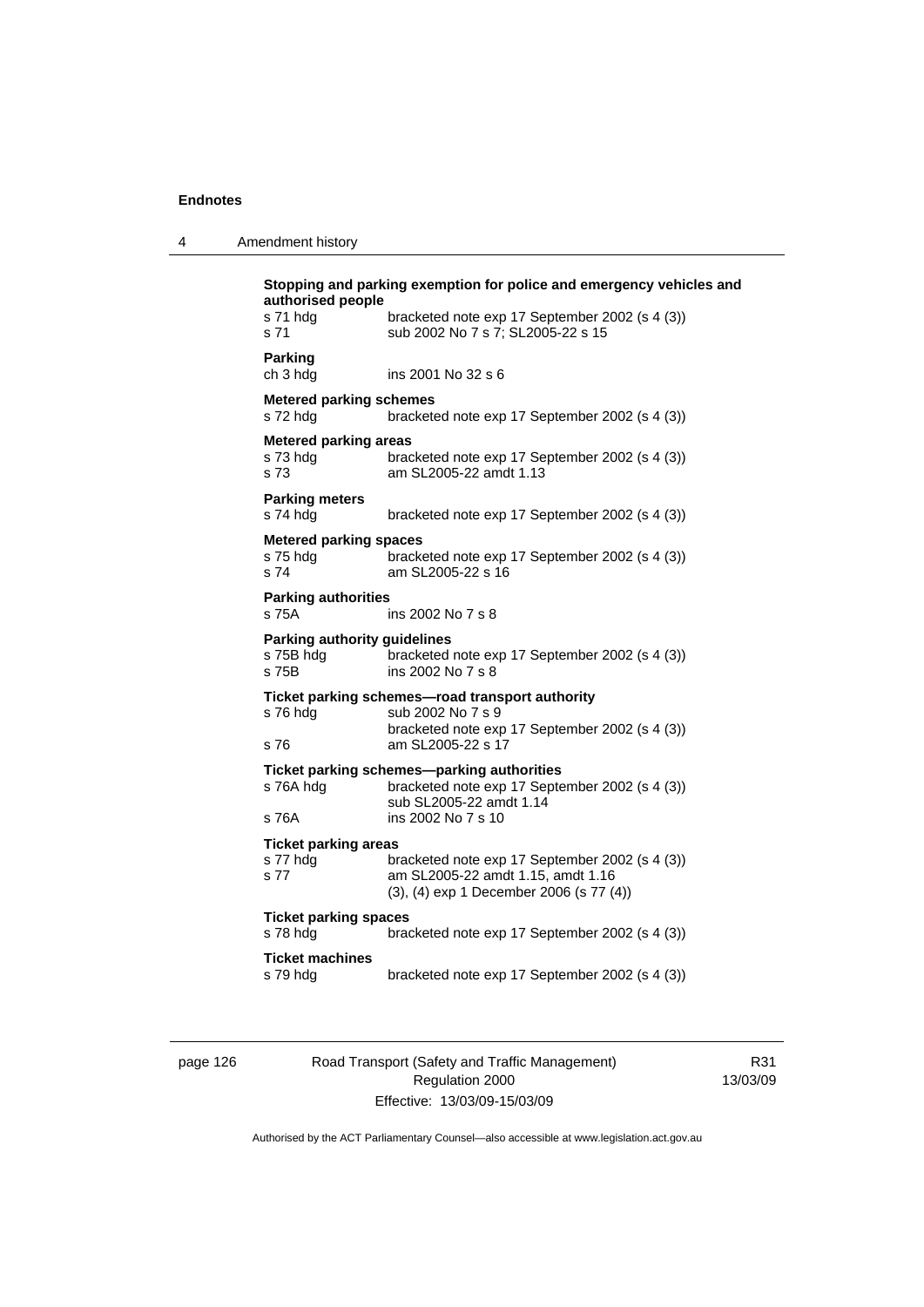**Stopping and parking exemption for police and emergency vehicles and authorised people**

s 71 hdg bracketed note exp 17 September 2002 (s 4 (3))
s 71 sub 2002 No 7 s 7; SL2005-22 s 15

**Parking**

ch 3 hdg ins 2001 No 32 s 6

**Metered parking schemes**

s 72 hdg bracketed note exp 17 September 2002 (s 4 (3))

**Metered parking areas**

s 73 hdg bracketed note exp 17 September 2002 (s 4 (3))
s 73 am SL2005-22 amdt 1.13

**Parking meters**

s 74 hdg bracketed note exp 17 September 2002 (s 4 (3))

**Metered parking spaces**

s 75 hdg bracketed note exp 17 September 2002 (s 4 (3))
s 74 am SL2005-22 s 16

**Parking authorities**

s 75A ins 2002 No 7 s 8

**Parking authority guidelines**

s 75B hdg bracketed note exp 17 September 2002 (s 4 (3))
s 75B ins 2002 No 7 s 8

**Ticket parking schemes—road transport authority**

s 76 hdg sub 2002 No 7 s 9
bracketed note exp 17 September 2002 (s 4 (3))
s 76 am SL2005-22 s 17

**Ticket parking schemes—parking authorities**

s 76A hdg bracketed note exp 17 September 2002 (s 4 (3))
sub SL2005-22 amdt 1.14
s 76A ins 2002 No 7 s 10

**Ticket parking areas**

s 77 hdg bracketed note exp 17 September 2002 (s 4 (3))
s 77 am SL2005-22 amdt 1.15, amdt 1.16
(3), (4) exp 1 December 2006 (s 77 (4))

**Ticket parking spaces**

s 78 hdg bracketed note exp 17 September 2002 (s 4 (3))

**Ticket machines**

s 79 hdg bracketed note exp 17 September 2002 (s 4 (3))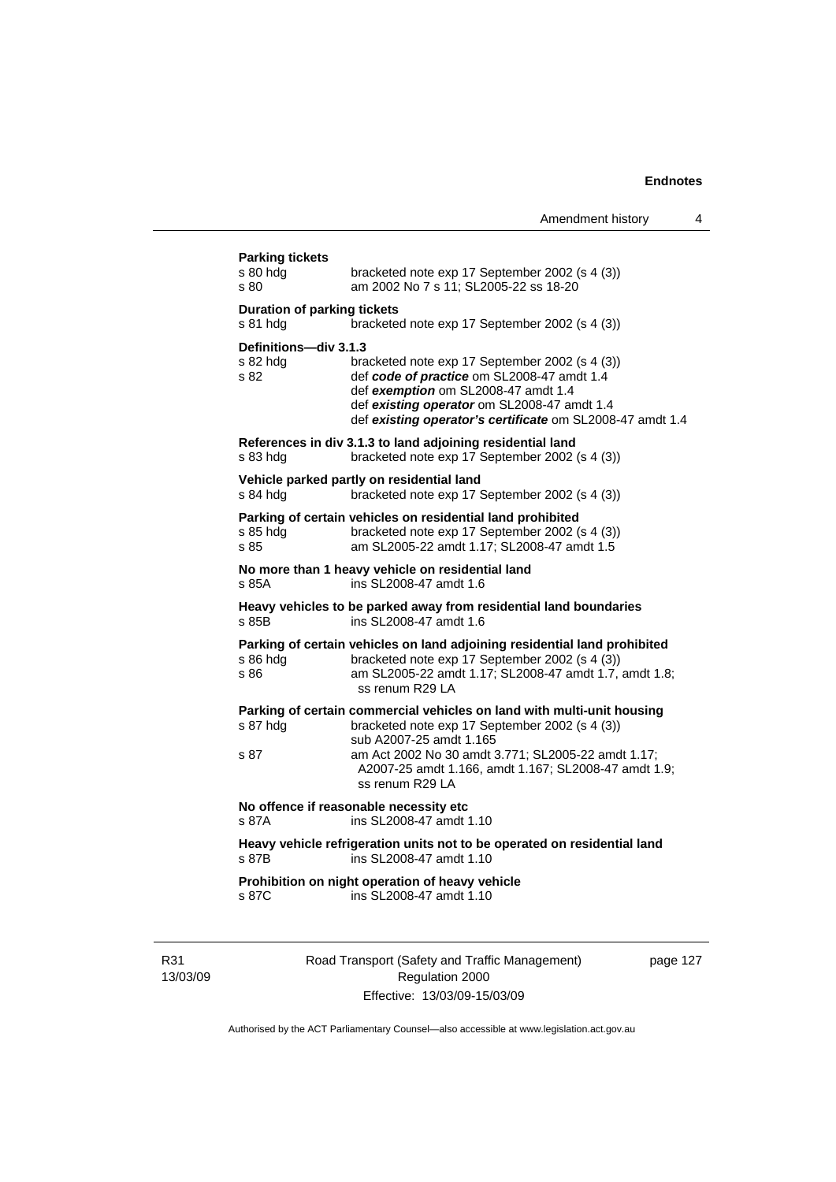**Parking tickets**

s 80 hdg bracketed note exp 17 September 2002 (s 4 (3))

s 80 am 2002 No 7 s 11; SL2005-22 ss 18-20

**Duration of parking tickets**

s 81 hdg bracketed note exp 17 September 2002 (s 4 (3))

**Definitions—div 3.1.3**

s 82 hdg bracketed note exp 17 September 2002 (s 4 (3))

s 82 def ***code of practice*** om SL2008-47 amdt 1.4
def ***exemption*** om SL2008-47 amdt 1.4
def ***existing operator*** om SL2008-47 amdt 1.4
def ***existing operator's certificate*** om SL2008-47 amdt 1.4

**References in div 3.1.3 to land adjoining residential land**

s 83 hdg bracketed note exp 17 September 2002 (s 4 (3))

**Vehicle parked partly on residential land**

s 84 hdg bracketed note exp 17 September 2002 (s 4 (3))

**Parking of certain vehicles on residential land prohibited**

s 85 hdg bracketed note exp 17 September 2002 (s 4 (3))

s 85 am SL2005-22 amdt 1.17; SL2008-47 amdt 1.5

**No more than 1 heavy vehicle on residential land**

s 85A ins SL2008-47 amdt 1.6

**Heavy vehicles to be parked away from residential land boundaries**

s 85B ins SL2008-47 amdt 1.6

**Parking of certain vehicles on land adjoining residential land prohibited**

s 86 hdg bracketed note exp 17 September 2002 (s 4 (3))

s 86 am SL2005-22 amdt 1.17; SL2008-47 amdt 1.7, amdt 1.8; ss renum R29 LA

**Parking of certain commercial vehicles on land with multi-unit housing**

s 87 hdg bracketed note exp 17 September 2002 (s 4 (3))
sub A2007-25 amdt 1.165

s 87 am Act 2002 No 30 amdt 3.771; SL2005-22 amdt 1.17; A2007-25 amdt 1.166, amdt 1.167; SL2008-47 amdt 1.9; ss renum R29 LA

**No offence if reasonable necessity etc**

s 87A ins SL2008-47 amdt 1.10

**Heavy vehicle refrigeration units not to be operated on residential land**

s 87B ins SL2008-47 amdt 1.10

**Prohibition on night operation of heavy vehicle**

s 87C ins SL2008-47 amdt 1.10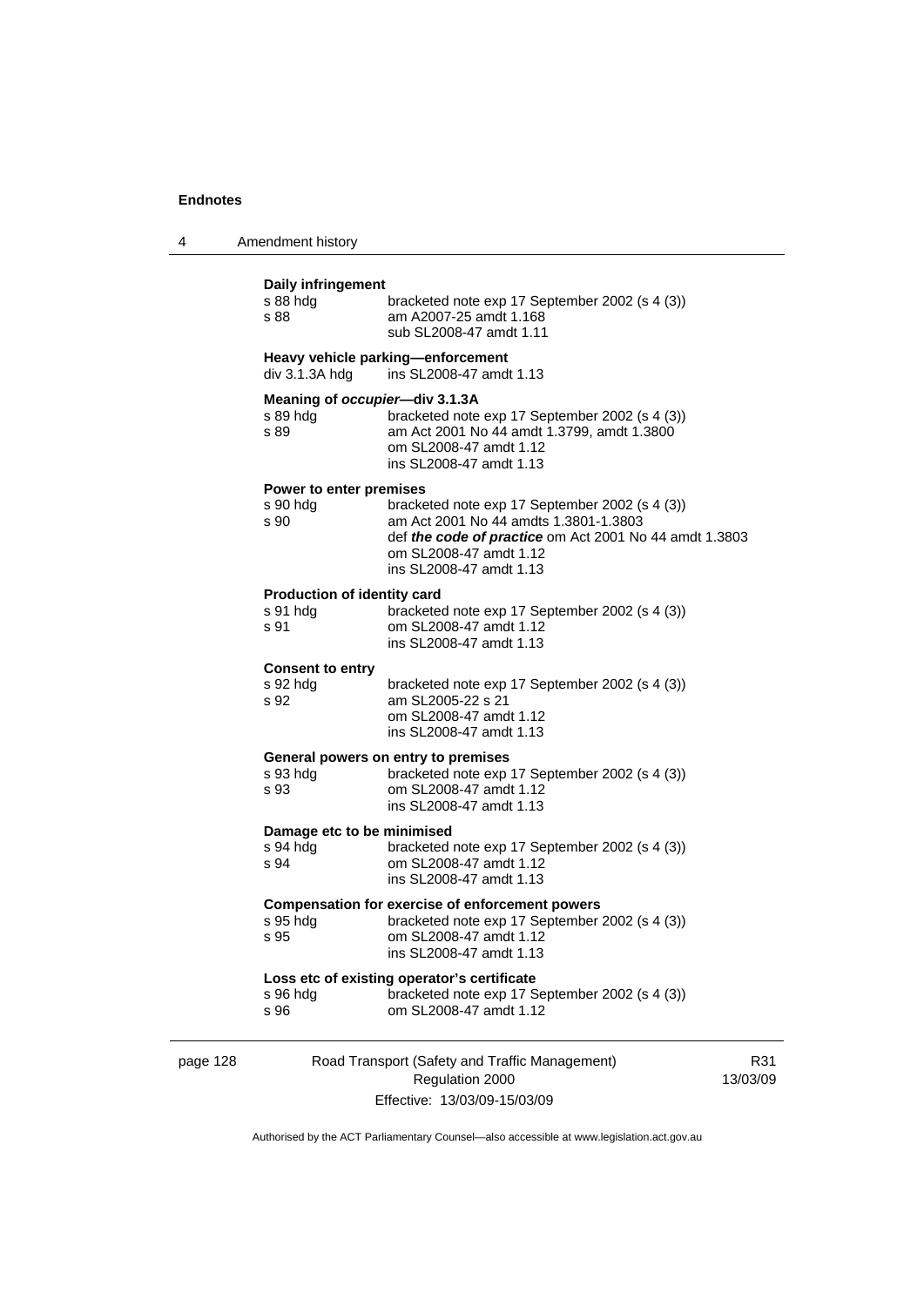**Daily infringement**

s 88 hdg bracketed note exp 17 September 2002 (s 4 (3))
s 88 am A2007-25 amdt 1.168
sub SL2008-47 amdt 1.11

**Heavy vehicle parking—enforcement**

div 3.1.3A hdg ins SL2008-47 amdt 1.13

**Meaning of *occupier*—div 3.1.3A**

s 89 hdg bracketed note exp 17 September 2002 (s 4 (3))
s 89 am Act 2001 No 44 amdt 1.3799, amdt 1.3800
om SL2008-47 amdt 1.12
ins SL2008-47 amdt 1.13

**Power to enter premises**

s 90 hdg bracketed note exp 17 September 2002 (s 4 (3))
s 90 am Act 2001 No 44 amdts 1.3801-1.3803
def ***the code of practice*** om Act 2001 No 44 amdt 1.3803
om SL2008-47 amdt 1.12
ins SL2008-47 amdt 1.13

**Production of identity card**

s 91 hdg bracketed note exp 17 September 2002 (s 4 (3))
s 91 om SL2008-47 amdt 1.12
ins SL2008-47 amdt 1.13

**Consent to entry**

s 92 hdg bracketed note exp 17 September 2002 (s 4 (3))
s 92 am SL2005-22 s 21
om SL2008-47 amdt 1.12
ins SL2008-47 amdt 1.13

**General powers on entry to premises**

s 93 hdg bracketed note exp 17 September 2002 (s 4 (3))
s 93 om SL2008-47 amdt 1.12
ins SL2008-47 amdt 1.13

**Damage etc to be minimised**

s 94 hdg bracketed note exp 17 September 2002 (s 4 (3))
s 94 om SL2008-47 amdt 1.12
ins SL2008-47 amdt 1.13

**Compensation for exercise of enforcement powers**

s 95 hdg bracketed note exp 17 September 2002 (s 4 (3))
s 95 om SL2008-47 amdt 1.12
ins SL2008-47 amdt 1.13

**Loss etc of existing operator's certificate**

s 96 hdg bracketed note exp 17 September 2002 (s 4 (3))
s 96 om SL2008-47 amdt 1.12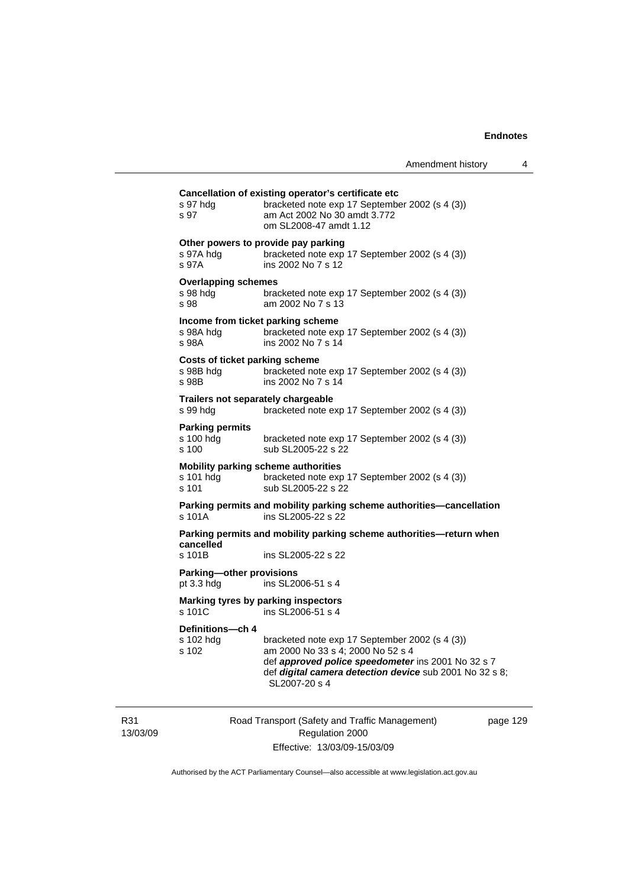**Cancellation of existing operator's certificate etc**

s 97 hdg — bracketed note exp 17 September 2002 (s 4 (3))
s 97 — am Act 2002 No 30 amdt 3.772
om SL2008-47 amdt 1.12

**Other powers to provide pay parking**

s 97A hdg — bracketed note exp 17 September 2002 (s 4 (3))
s 97A — ins 2002 No 7 s 12

**Overlapping schemes**

s 98 hdg — bracketed note exp 17 September 2002 (s 4 (3))
s 98 — am 2002 No 7 s 13

**Income from ticket parking scheme**

s 98A hdg — bracketed note exp 17 September 2002 (s 4 (3))
s 98A — ins 2002 No 7 s 14

**Costs of ticket parking scheme**

s 98B hdg — bracketed note exp 17 September 2002 (s 4 (3))
s 98B — ins 2002 No 7 s 14

**Trailers not separately chargeable**

s 99 hdg — bracketed note exp 17 September 2002 (s 4 (3))

**Parking permits**

s 100 hdg — bracketed note exp 17 September 2002 (s 4 (3))
s 100 — sub SL2005-22 s 22

**Mobility parking scheme authorities**

s 101 hdg — bracketed note exp 17 September 2002 (s 4 (3))
s 101 — sub SL2005-22 s 22

**Parking permits and mobility parking scheme authorities—cancellation**

s 101A — ins SL2005-22 s 22

**Parking permits and mobility parking scheme authorities—return when cancelled**

s 101B — ins SL2005-22 s 22

**Parking—other provisions**

pt 3.3 hdg — ins SL2006-51 s 4

**Marking tyres by parking inspectors**

s 101C — ins SL2006-51 s 4

**Definitions—ch 4**

s 102 hdg — bracketed note exp 17 September 2002 (s 4 (3))
s 102 — am 2000 No 33 s 4; 2000 No 52 s 4
def ***approved police speedometer*** ins 2001 No 32 s 7
def ***digital camera detection device*** sub 2001 No 32 s 8; SL2007-20 s 4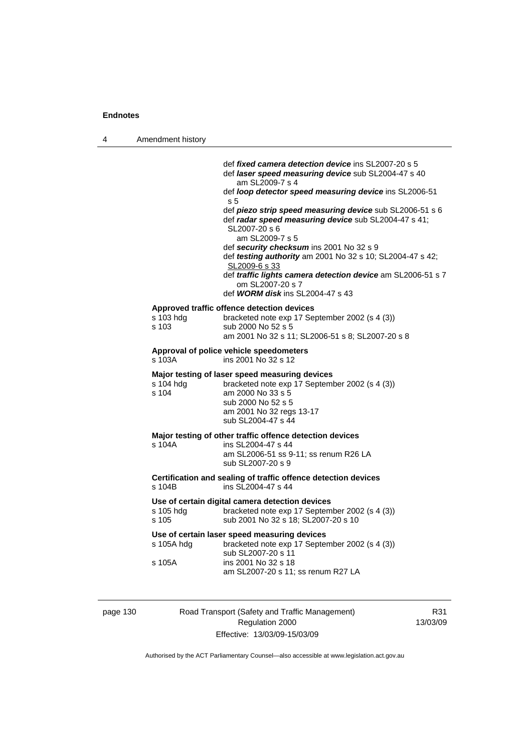def ***fixed camera detection device*** ins SL2007-20 s 5
def ***laser speed measuring device*** sub SL2004-47 s 40
  am SL2009-7 s 4
def ***loop detector speed measuring device*** ins SL2006-51 s 5
def ***piezo strip speed measuring device*** sub SL2006-51 s 6
def ***radar speed measuring device*** sub SL2004-47 s 41; SL2007-20 s 6
  am SL2009-7 s 5
def ***security checksum*** ins 2001 No 32 s 9
def ***testing authority*** am 2001 No 32 s 10; SL2004-47 s 42; SL2009-6 s 33
def ***traffic lights camera detection device*** am SL2006-51 s 7
  om SL2007-20 s 7
def ***WORM disk*** ins SL2004-47 s 43

**Approved traffic offence detection devices**

| | |
|---|---|
| s 103 hdg | bracketed note exp 17 September 2002 (s 4 (3)) |
| s 103 | sub 2000 No 52 s 5 |
| | am 2001 No 32 s 11; SL2006-51 s 8; SL2007-20 s 8 |

**Approval of police vehicle speedometers**

| | |
|---|---|
| s 103A | ins 2001 No 32 s 12 |

**Major testing of laser speed measuring devices**

| | |
|---|---|
| s 104 hdg | bracketed note exp 17 September 2002 (s 4 (3)) |
| s 104 | am 2000 No 33 s 5 |
| | sub 2000 No 52 s 5 |
| | am 2001 No 32 regs 13-17 |
| | sub SL2004-47 s 44 |

**Major testing of other traffic offence detection devices**

| | |
|---|---|
| s 104A | ins SL2004-47 s 44 |
| | am SL2006-51 ss 9-11; ss renum R26 LA |
| | sub SL2007-20 s 9 |

**Certification and sealing of traffic offence detection devices**

| | |
|---|---|
| s 104B | ins SL2004-47 s 44 |

**Use of certain digital camera detection devices**

| | |
|---|---|
| s 105 hdg | bracketed note exp 17 September 2002 (s 4 (3)) |
| s 105 | sub 2001 No 32 s 18; SL2007-20 s 10 |

**Use of certain laser speed measuring devices**

| | |
|---|---|
| s 105A hdg | bracketed note exp 17 September 2002 (s 4 (3)) |
| | sub SL2007-20 s 11 |
| s 105A | ins 2001 No 32 s 18 |
| | am SL2007-20 s 11; ss renum R27 LA |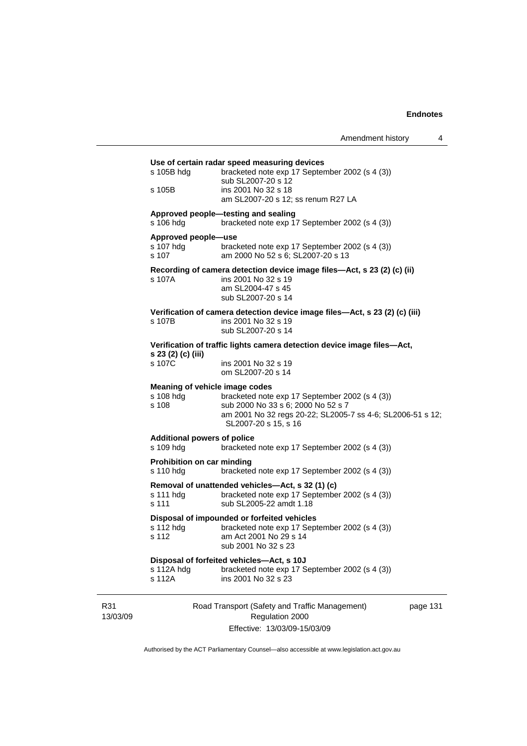**Use of certain radar speed measuring devices**

s 105B hdg	bracketed note exp 17 September 2002 (s 4 (3))
	sub SL2007-20 s 12
s 105B	ins 2001 No 32 s 18
	am SL2007-20 s 12; ss renum R27 LA

**Approved people—testing and sealing**

s 106 hdg	bracketed note exp 17 September 2002 (s 4 (3))

**Approved people—use**

s 107 hdg	bracketed note exp 17 September 2002 (s 4 (3))
s 107	am 2000 No 52 s 6; SL2007-20 s 13

**Recording of camera detection device image files—Act, s 23 (2) (c) (ii)**

s 107A	ins 2001 No 32 s 19
	am SL2004-47 s 45
	sub SL2007-20 s 14

**Verification of camera detection device image files—Act, s 23 (2) (c) (iii)**

s 107B	ins 2001 No 32 s 19
	sub SL2007-20 s 14

**Verification of traffic lights camera detection device image files—Act, s 23 (2) (c) (iii)**

s 107C	ins 2001 No 32 s 19
	om SL2007-20 s 14

**Meaning of vehicle image codes**

s 108 hdg	bracketed note exp 17 September 2002 (s 4 (3))
s 108	sub 2000 No 33 s 6; 2000 No 52 s 7
	am 2001 No 32 regs 20-22; SL2005-7 ss 4-6; SL2006-51 s 12; SL2007-20 s 15, s 16

**Additional powers of police**

s 109 hdg	bracketed note exp 17 September 2002 (s 4 (3))

**Prohibition on car minding**

s 110 hdg	bracketed note exp 17 September 2002 (s 4 (3))

**Removal of unattended vehicles—Act, s 32 (1) (c)**

s 111 hdg	bracketed note exp 17 September 2002 (s 4 (3))
s 111	sub SL2005-22 amdt 1.18

**Disposal of impounded or forfeited vehicles**

s 112 hdg	bracketed note exp 17 September 2002 (s 4 (3))
s 112	am Act 2001 No 29 s 14
	sub 2001 No 32 s 23

**Disposal of forfeited vehicles—Act, s 10J**

s 112A hdg	bracketed note exp 17 September 2002 (s 4 (3))
s 112A	ins 2001 No 32 s 23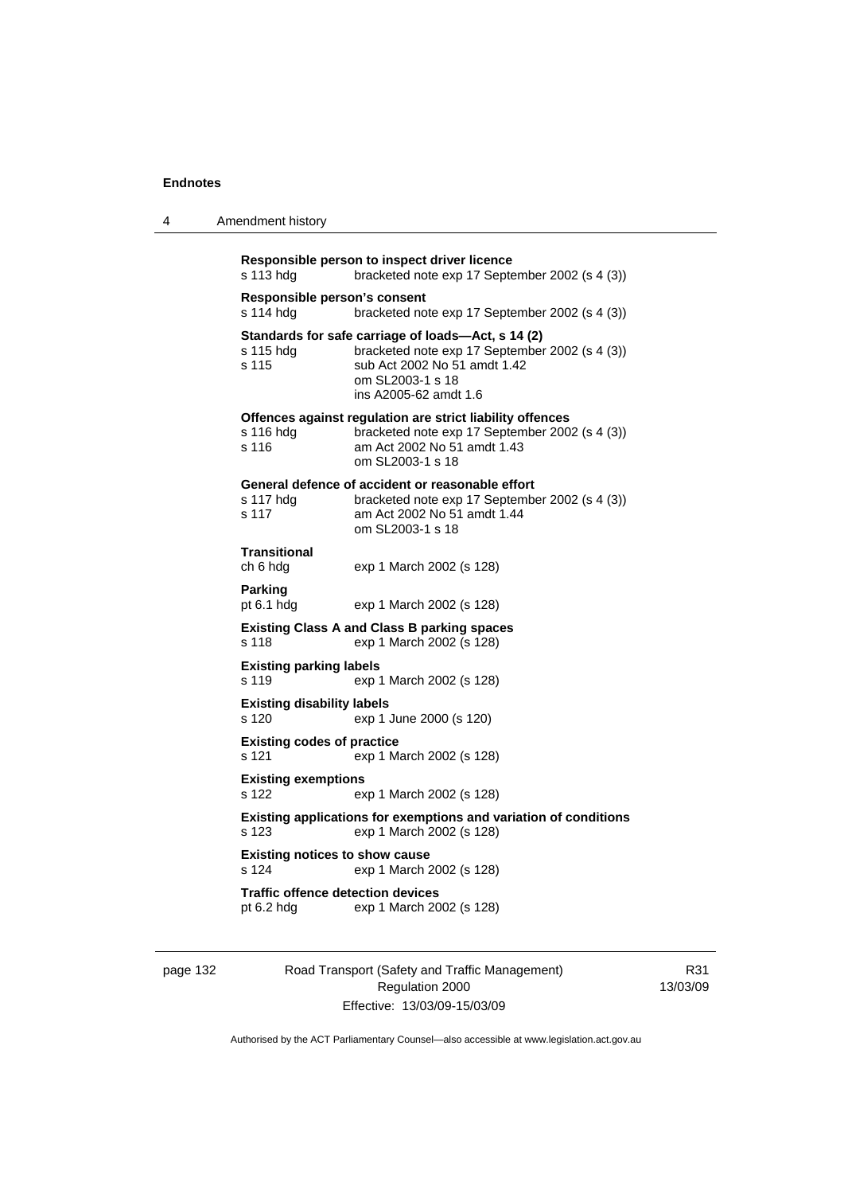**Responsible person to inspect driver licence**
s 113 hdg bracketed note exp 17 September 2002 (s 4 (3))

**Responsible person's consent**
s 114 hdg bracketed note exp 17 September 2002 (s 4 (3))

**Standards for safe carriage of loads—Act, s 14 (2)**
s 115 hdg bracketed note exp 17 September 2002 (s 4 (3))
s 115 sub Act 2002 No 51 amdt 1.42
om SL2003-1 s 18
ins A2005-62 amdt 1.6

**Offences against regulation are strict liability offences**
s 116 hdg bracketed note exp 17 September 2002 (s 4 (3))
s 116 am Act 2002 No 51 amdt 1.43
om SL2003-1 s 18

**General defence of accident or reasonable effort**
s 117 hdg bracketed note exp 17 September 2002 (s 4 (3))
s 117 am Act 2002 No 51 amdt 1.44
om SL2003-1 s 18

**Transitional**
ch 6 hdg exp 1 March 2002 (s 128)

**Parking**
pt 6.1 hdg exp 1 March 2002 (s 128)

**Existing Class A and Class B parking spaces**
s 118 exp 1 March 2002 (s 128)

**Existing parking labels**
s 119 exp 1 March 2002 (s 128)

**Existing disability labels**
s 120 exp 1 June 2000 (s 120)

**Existing codes of practice**
s 121 exp 1 March 2002 (s 128)

**Existing exemptions**
s 122 exp 1 March 2002 (s 128)

**Existing applications for exemptions and variation of conditions**
s 123 exp 1 March 2002 (s 128)

**Existing notices to show cause**
s 124 exp 1 March 2002 (s 128)

**Traffic offence detection devices**
pt 6.2 hdg exp 1 March 2002 (s 128)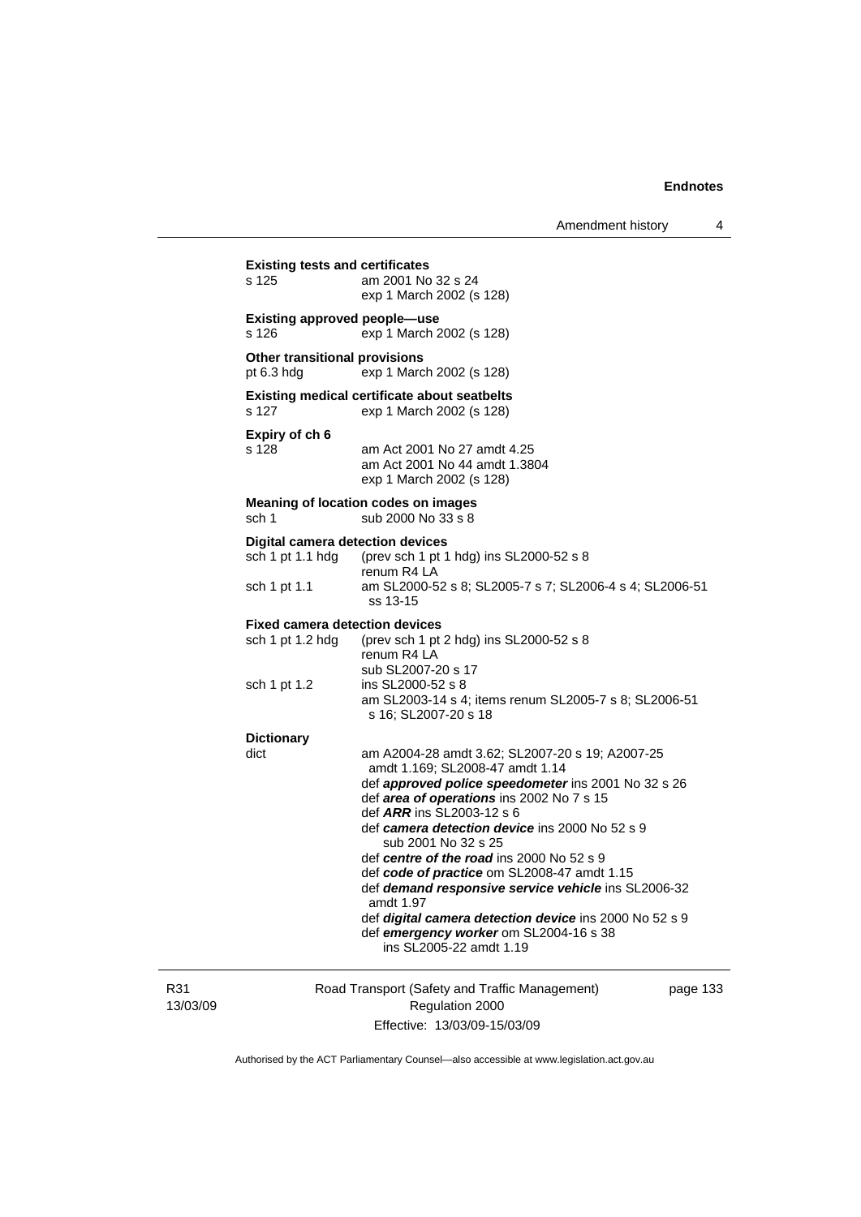**Existing tests and certificates**
s 125 am 2001 No 32 s 24
exp 1 March 2002 (s 128)

**Existing approved people—use**
s 126 exp 1 March 2002 (s 128)

**Other transitional provisions**
pt 6.3 hdg exp 1 March 2002 (s 128)

**Existing medical certificate about seatbelts**
s 127 exp 1 March 2002 (s 128)

**Expiry of ch 6**
s 128 am Act 2001 No 27 amdt 4.25
am Act 2001 No 44 amdt 1.3804
exp 1 March 2002 (s 128)

**Meaning of location codes on images**
sch 1 sub 2000 No 33 s 8

**Digital camera detection devices**
sch 1 pt 1.1 hdg (prev sch 1 pt 1 hdg) ins SL2000-52 s 8
renum R4 LA
sch 1 pt 1.1 am SL2000-52 s 8; SL2005-7 s 7; SL2006-4 s 4; SL2006-51 ss 13-15

**Fixed camera detection devices**
sch 1 pt 1.2 hdg (prev sch 1 pt 2 hdg) ins SL2000-52 s 8
renum R4 LA
sub SL2007-20 s 17
sch 1 pt 1.2 ins SL2000-52 s 8
am SL2003-14 s 4; items renum SL2005-7 s 8; SL2006-51 s 16; SL2007-20 s 18

**Dictionary**
dict am A2004-28 amdt 3.62; SL2007-20 s 19; A2007-25 amdt 1.169; SL2008-47 amdt 1.14
def ***approved police speedometer*** ins 2001 No 32 s 26
def ***area of operations*** ins 2002 No 7 s 15
def ***ARR*** ins SL2003-12 s 6
def ***camera detection device*** ins 2000 No 52 s 9
sub 2001 No 32 s 25
def ***centre of the road*** ins 2000 No 52 s 9
def ***code of practice*** om SL2008-47 amdt 1.15
def ***demand responsive service vehicle*** ins SL2006-32 amdt 1.97
def ***digital camera detection device*** ins 2000 No 52 s 9
def ***emergency worker*** om SL2004-16 s 38
ins SL2005-22 amdt 1.19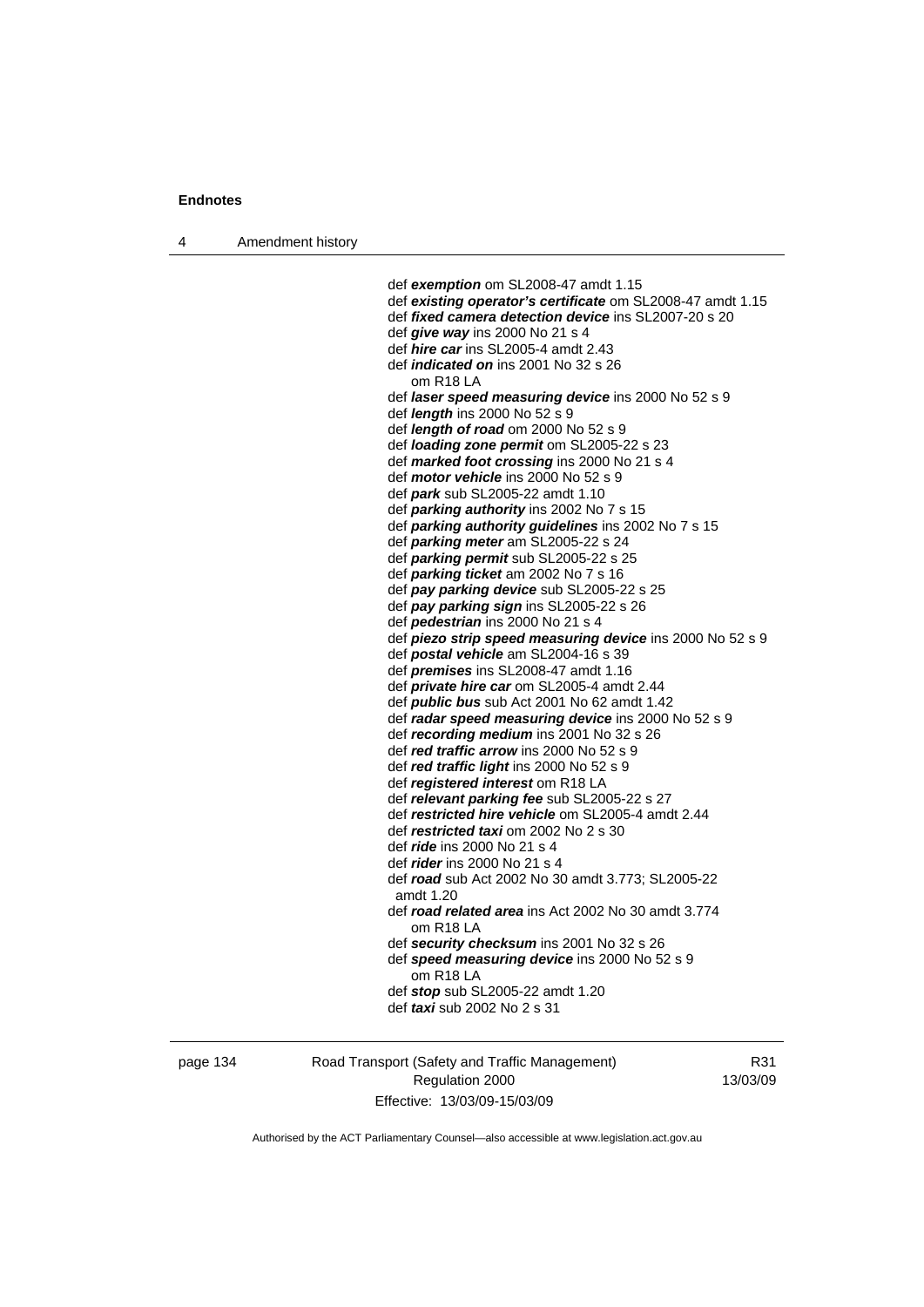def ***exemption*** om SL2008-47 amdt 1.15
def ***existing operator's certificate*** om SL2008-47 amdt 1.15
def ***fixed camera detection device*** ins SL2007-20 s 20
def ***give way*** ins 2000 No 21 s 4
def ***hire car*** ins SL2005-4 amdt 2.43
def ***indicated on*** ins 2001 No 32 s 26
om R18 LA
def ***laser speed measuring device*** ins 2000 No 52 s 9
def ***length*** ins 2000 No 52 s 9
def ***length of road*** om 2000 No 52 s 9
def ***loading zone permit*** om SL2005-22 s 23
def ***marked foot crossing*** ins 2000 No 21 s 4
def ***motor vehicle*** ins 2000 No 52 s 9
def ***park*** sub SL2005-22 amdt 1.10
def ***parking authority*** ins 2002 No 7 s 15
def ***parking authority guidelines*** ins 2002 No 7 s 15
def ***parking meter*** am SL2005-22 s 24
def ***parking permit*** sub SL2005-22 s 25
def ***parking ticket*** am 2002 No 7 s 16
def ***pay parking device*** sub SL2005-22 s 25
def ***pay parking sign*** ins SL2005-22 s 26
def ***pedestrian*** ins 2000 No 21 s 4
def ***piezo strip speed measuring device*** ins 2000 No 52 s 9
def ***postal vehicle*** am SL2004-16 s 39
def ***premises*** ins SL2008-47 amdt 1.16
def ***private hire car*** om SL2005-4 amdt 2.44
def ***public bus*** sub Act 2001 No 62 amdt 1.42
def ***radar speed measuring device*** ins 2000 No 52 s 9
def ***recording medium*** ins 2001 No 32 s 26
def ***red traffic arrow*** ins 2000 No 52 s 9
def ***red traffic light*** ins 2000 No 52 s 9
def ***registered interest*** om R18 LA
def ***relevant parking fee*** sub SL2005-22 s 27
def ***restricted hire vehicle*** om SL2005-4 amdt 2.44
def ***restricted taxi*** om 2002 No 2 s 30
def ***ride*** ins 2000 No 21 s 4
def ***rider*** ins 2000 No 21 s 4
def ***road*** sub Act 2002 No 30 amdt 3.773; SL2005-22 amdt 1.20
def ***road related area*** ins Act 2002 No 30 amdt 3.774
om R18 LA
def ***security checksum*** ins 2001 No 32 s 26
def ***speed measuring device*** ins 2000 No 52 s 9
om R18 LA
def ***stop*** sub SL2005-22 amdt 1.20
def ***taxi*** sub 2002 No 2 s 31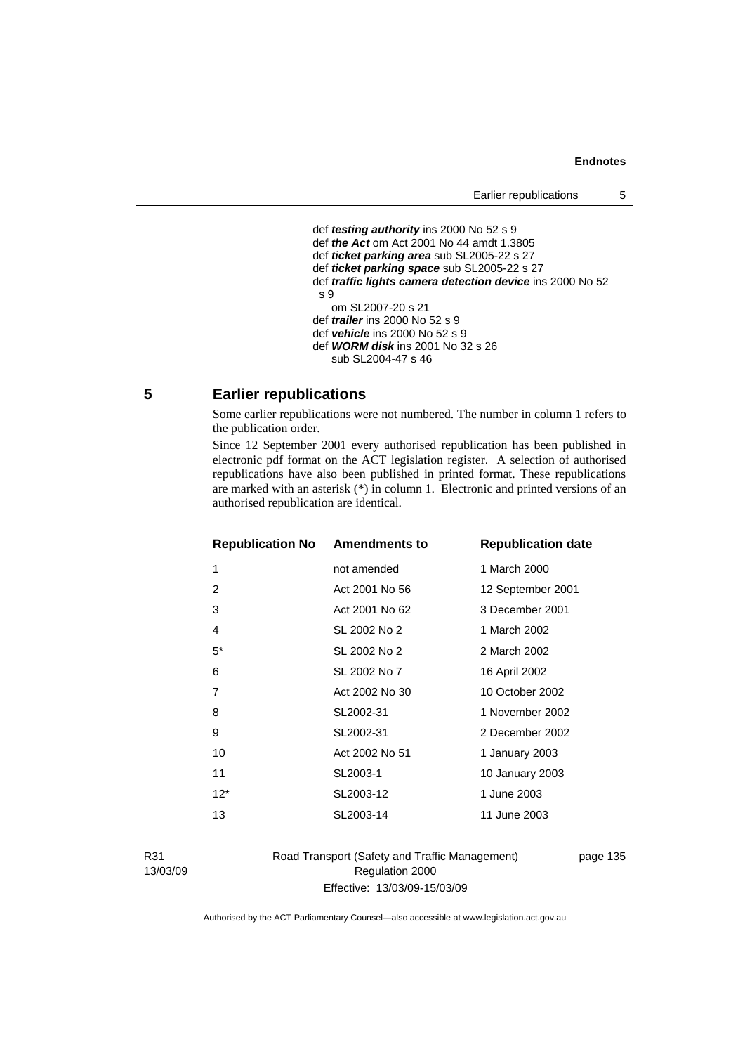def ***testing authority*** ins 2000 No 52 s 9
def ***the Act*** om Act 2001 No 44 amdt 1.3805
def ***ticket parking area*** sub SL2005-22 s 27
def ***ticket parking space*** sub SL2005-22 s 27
def ***traffic lights camera detection device*** ins 2000 No 52 s 9
om SL2007-20 s 21
def ***trailer*** ins 2000 No 52 s 9
def ***vehicle*** ins 2000 No 52 s 9
def ***WORM disk*** ins 2001 No 32 s 26
sub SL2004-47 s 46

## 5 Earlier republications

Some earlier republications were not numbered. The number in column 1 refers to the publication order.

Since 12 September 2001 every authorised republication has been published in electronic pdf format on the ACT legislation register. A selection of authorised republications have also been published in printed format. These republications are marked with an asterisk (*) in column 1. Electronic and printed versions of an authorised republication are identical.

| Republication No | Amendments to | Republication date |
|---|---|---|
| 1 | not amended | 1 March 2000 |
| 2 | Act 2001 No 56 | 12 September 2001 |
| 3 | Act 2001 No 62 | 3 December 2001 |
| 4 | SL 2002 No 2 | 1 March 2002 |
| 5* | SL 2002 No 2 | 2 March 2002 |
| 6 | SL 2002 No 7 | 16 April 2002 |
| 7 | Act 2002 No 30 | 10 October 2002 |
| 8 | SL2002-31 | 1 November 2002 |
| 9 | SL2002-31 | 2 December 2002 |
| 10 | Act 2002 No 51 | 1 January 2003 |
| 11 | SL2003-1 | 10 January 2003 |
| 12* | SL2003-12 | 1 June 2003 |
| 13 | SL2003-14 | 11 June 2003 |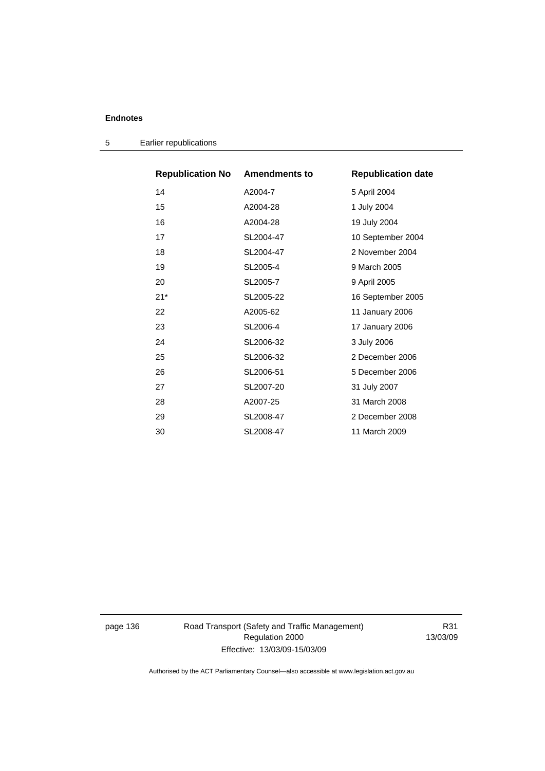| Republication No | Amendments to | Republication date |
|---|---|---|
| 14 | A2004-7 | 5 April 2004 |
| 15 | A2004-28 | 1 July 2004 |
| 16 | A2004-28 | 19 July 2004 |
| 17 | SL2004-47 | 10 September 2004 |
| 18 | SL2004-47 | 2 November 2004 |
| 19 | SL2005-4 | 9 March 2005 |
| 20 | SL2005-7 | 9 April 2005 |
| 21* | SL2005-22 | 16 September 2005 |
| 22 | A2005-62 | 11 January 2006 |
| 23 | SL2006-4 | 17 January 2006 |
| 24 | SL2006-32 | 3 July 2006 |
| 25 | SL2006-32 | 2 December 2006 |
| 26 | SL2006-51 | 5 December 2006 |
| 27 | SL2007-20 | 31 July 2007 |
| 28 | A2007-25 | 31 March 2008 |
| 29 | SL2008-47 | 2 December 2008 |
| 30 | SL2008-47 | 11 March 2009 |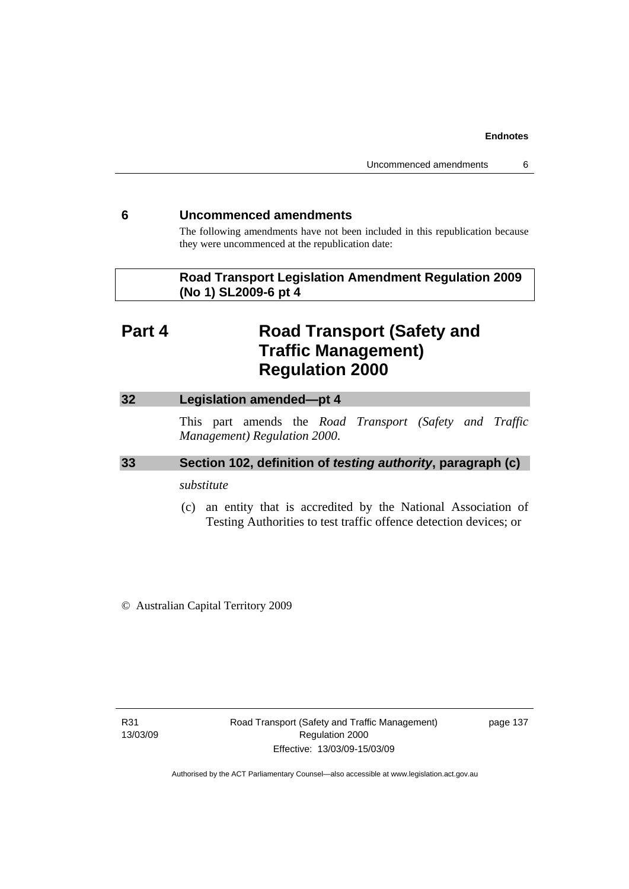## 6 Uncommenced amendments

The following amendments have not been included in this republication because they were uncommenced at the republication date:

**Road Transport Legislation Amendment Regulation 2009 (No 1) SL2009-6 pt 4**

# Part 4 Road Transport (Safety and Traffic Management) Regulation 2000

### 32 Legislation amended—pt 4

This part amends the *Road Transport (Safety and Traffic Management) Regulation 2000*.

### 33 Section 102, definition of ***testing authority***, paragraph (c)

*substitute*

(c) an entity that is accredited by the National Association of Testing Authorities to test traffic offence detection devices; or

© Australian Capital Territory 2009